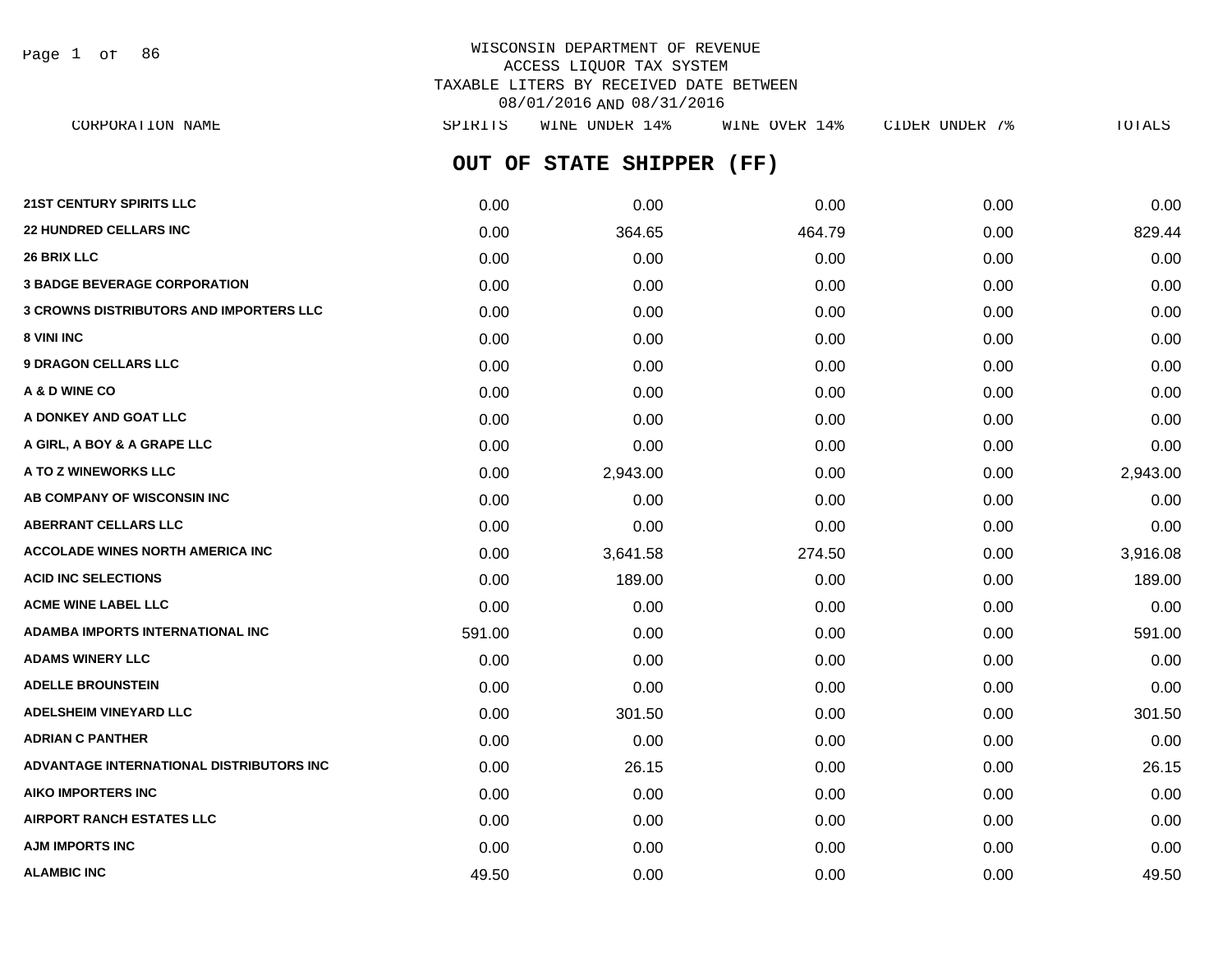# WISCONSIN DEPARTMENT OF REVENUE
## ACCESS LIQUOR TAX SYSTEM
## TAXABLE LITERS BY RECEIVED DATE BETWEEN 08/01/2016 AND 08/31/2016

## OUT OF STATE SHIPPER (FF)

| CORPORATION NAME | SPIRITS | WINE UNDER 14% | WINE OVER 14% | CIDER UNDER 7% | TOTALS |
|---|---|---|---|---|---|
| 21ST CENTURY SPIRITS LLC | 0.00 | 0.00 | 0.00 | 0.00 | 0.00 |
| 22 HUNDRED CELLARS INC | 0.00 | 364.65 | 464.79 | 0.00 | 829.44 |
| 26 BRIX LLC | 0.00 | 0.00 | 0.00 | 0.00 | 0.00 |
| 3 BADGE BEVERAGE CORPORATION | 0.00 | 0.00 | 0.00 | 0.00 | 0.00 |
| 3 CROWNS DISTRIBUTORS AND IMPORTERS LLC | 0.00 | 0.00 | 0.00 | 0.00 | 0.00 |
| 8 VINI INC | 0.00 | 0.00 | 0.00 | 0.00 | 0.00 |
| 9 DRAGON CELLARS LLC | 0.00 | 0.00 | 0.00 | 0.00 | 0.00 |
| A & D WINE CO | 0.00 | 0.00 | 0.00 | 0.00 | 0.00 |
| A DONKEY AND GOAT LLC | 0.00 | 0.00 | 0.00 | 0.00 | 0.00 |
| A GIRL, A BOY & A GRAPE LLC | 0.00 | 0.00 | 0.00 | 0.00 | 0.00 |
| A TO Z WINEWORKS LLC | 0.00 | 2,943.00 | 0.00 | 0.00 | 2,943.00 |
| AB COMPANY OF WISCONSIN INC | 0.00 | 0.00 | 0.00 | 0.00 | 0.00 |
| ABERRANT CELLARS LLC | 0.00 | 0.00 | 0.00 | 0.00 | 0.00 |
| ACCOLADE WINES NORTH AMERICA INC | 0.00 | 3,641.58 | 274.50 | 0.00 | 3,916.08 |
| ACID INC SELECTIONS | 0.00 | 189.00 | 0.00 | 0.00 | 189.00 |
| ACME WINE LABEL LLC | 0.00 | 0.00 | 0.00 | 0.00 | 0.00 |
| ADAMBA IMPORTS INTERNATIONAL INC | 591.00 | 0.00 | 0.00 | 0.00 | 591.00 |
| ADAMS WINERY LLC | 0.00 | 0.00 | 0.00 | 0.00 | 0.00 |
| ADELLE BROUNSTEIN | 0.00 | 0.00 | 0.00 | 0.00 | 0.00 |
| ADELSHEIM VINEYARD LLC | 0.00 | 301.50 | 0.00 | 0.00 | 301.50 |
| ADRIAN C PANTHER | 0.00 | 0.00 | 0.00 | 0.00 | 0.00 |
| ADVANTAGE INTERNATIONAL DISTRIBUTORS INC | 0.00 | 26.15 | 0.00 | 0.00 | 26.15 |
| AIKO IMPORTERS INC | 0.00 | 0.00 | 0.00 | 0.00 | 0.00 |
| AIRPORT RANCH ESTATES LLC | 0.00 | 0.00 | 0.00 | 0.00 | 0.00 |
| AJM IMPORTS INC | 0.00 | 0.00 | 0.00 | 0.00 | 0.00 |
| ALAMBIC INC | 49.50 | 0.00 | 0.00 | 0.00 | 49.50 |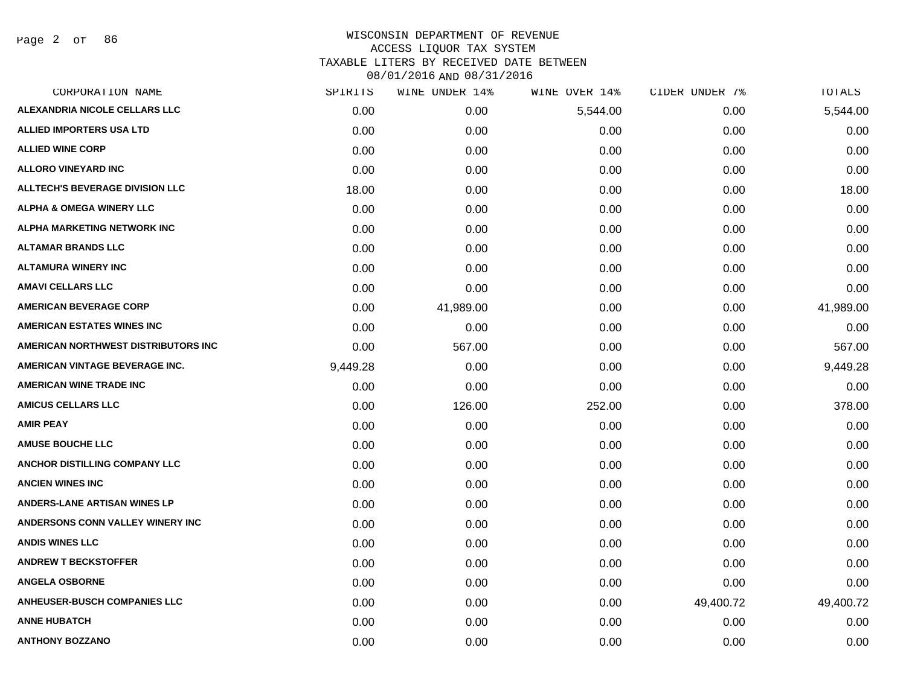WISCONSIN DEPARTMENT OF REVENUE
ACCESS LIQUOR TAX SYSTEM
TAXABLE LITERS BY RECEIVED DATE BETWEEN
08/01/2016 AND 08/31/2016

| CORPORATION NAME | SPIRITS | WINE UNDER 14% | WINE OVER 14% | CIDER UNDER 7% | TOTALS |
|---|---|---|---|---|---|
| ALEXANDRIA NICOLE CELLARS LLC | 0.00 | 0.00 | 5,544.00 | 0.00 | 5,544.00 |
| ALLIED IMPORTERS USA LTD | 0.00 | 0.00 | 0.00 | 0.00 | 0.00 |
| ALLIED WINE CORP | 0.00 | 0.00 | 0.00 | 0.00 | 0.00 |
| ALLORO VINEYARD INC | 0.00 | 0.00 | 0.00 | 0.00 | 0.00 |
| ALLTECH'S BEVERAGE DIVISION LLC | 18.00 | 0.00 | 0.00 | 0.00 | 18.00 |
| ALPHA & OMEGA WINERY LLC | 0.00 | 0.00 | 0.00 | 0.00 | 0.00 |
| ALPHA MARKETING NETWORK INC | 0.00 | 0.00 | 0.00 | 0.00 | 0.00 |
| ALTAMAR BRANDS LLC | 0.00 | 0.00 | 0.00 | 0.00 | 0.00 |
| ALTAMURA WINERY INC | 0.00 | 0.00 | 0.00 | 0.00 | 0.00 |
| AMAVI CELLARS LLC | 0.00 | 0.00 | 0.00 | 0.00 | 0.00 |
| AMERICAN BEVERAGE CORP | 0.00 | 41,989.00 | 0.00 | 0.00 | 41,989.00 |
| AMERICAN ESTATES WINES INC | 0.00 | 0.00 | 0.00 | 0.00 | 0.00 |
| AMERICAN NORTHWEST DISTRIBUTORS INC | 0.00 | 567.00 | 0.00 | 0.00 | 567.00 |
| AMERICAN VINTAGE BEVERAGE INC. | 9,449.28 | 0.00 | 0.00 | 0.00 | 9,449.28 |
| AMERICAN WINE TRADE INC | 0.00 | 0.00 | 0.00 | 0.00 | 0.00 |
| AMICUS CELLARS LLC | 0.00 | 126.00 | 252.00 | 0.00 | 378.00 |
| AMIR PEAY | 0.00 | 0.00 | 0.00 | 0.00 | 0.00 |
| AMUSE BOUCHE LLC | 0.00 | 0.00 | 0.00 | 0.00 | 0.00 |
| ANCHOR DISTILLING COMPANY LLC | 0.00 | 0.00 | 0.00 | 0.00 | 0.00 |
| ANCIEN WINES INC | 0.00 | 0.00 | 0.00 | 0.00 | 0.00 |
| ANDERS-LANE ARTISAN WINES LP | 0.00 | 0.00 | 0.00 | 0.00 | 0.00 |
| ANDERSONS CONN VALLEY WINERY INC | 0.00 | 0.00 | 0.00 | 0.00 | 0.00 |
| ANDIS WINES LLC | 0.00 | 0.00 | 0.00 | 0.00 | 0.00 |
| ANDREW T BECKSTOFFER | 0.00 | 0.00 | 0.00 | 0.00 | 0.00 |
| ANGELA OSBORNE | 0.00 | 0.00 | 0.00 | 0.00 | 0.00 |
| ANHEUSER-BUSCH COMPANIES LLC | 0.00 | 0.00 | 0.00 | 49,400.72 | 49,400.72 |
| ANNE HUBATCH | 0.00 | 0.00 | 0.00 | 0.00 | 0.00 |
| ANTHONY BOZZANO | 0.00 | 0.00 | 0.00 | 0.00 | 0.00 |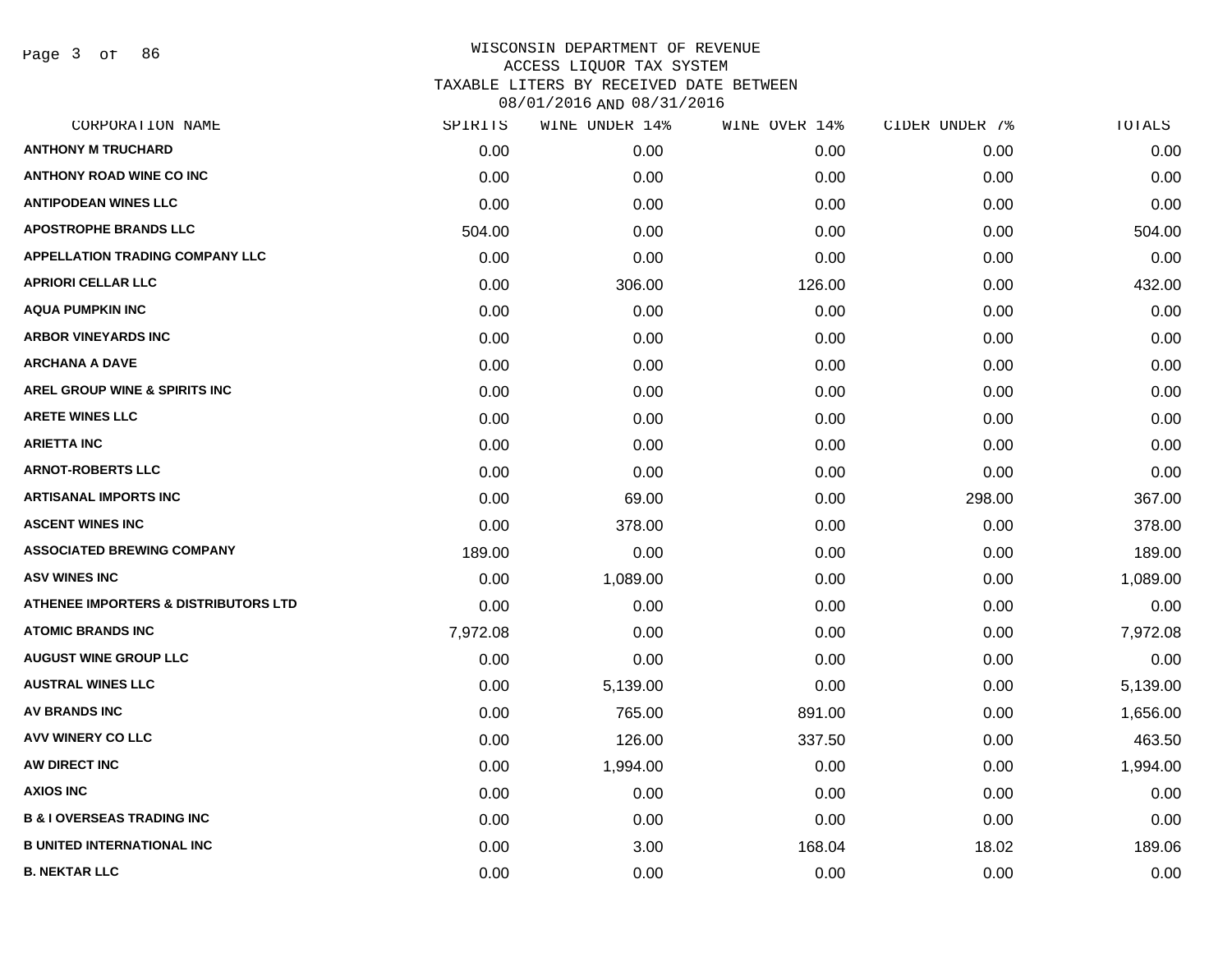# WISCONSIN DEPARTMENT OF REVENUE
## ACCESS LIQUOR TAX SYSTEM
### TAXABLE LITERS BY RECEIVED DATE BETWEEN 08/01/2016 AND 08/31/2016

| CORPORATION NAME | SPIRITS | WINE UNDER 14% | WINE OVER 14% | CIDER UNDER 7% | TOTALS |
|---|---|---|---|---|---|
| ANTHONY M TRUCHARD | 0.00 | 0.00 | 0.00 | 0.00 | 0.00 |
| ANTHONY ROAD WINE CO INC | 0.00 | 0.00 | 0.00 | 0.00 | 0.00 |
| ANTIPODEAN WINES LLC | 0.00 | 0.00 | 0.00 | 0.00 | 0.00 |
| APOSTROPHE BRANDS LLC | 504.00 | 0.00 | 0.00 | 0.00 | 504.00 |
| APPELLATION TRADING COMPANY LLC | 0.00 | 0.00 | 0.00 | 0.00 | 0.00 |
| APRIORI CELLAR LLC | 0.00 | 306.00 | 126.00 | 0.00 | 432.00 |
| AQUA PUMPKIN INC | 0.00 | 0.00 | 0.00 | 0.00 | 0.00 |
| ARBOR VINEYARDS INC | 0.00 | 0.00 | 0.00 | 0.00 | 0.00 |
| ARCHANA A DAVE | 0.00 | 0.00 | 0.00 | 0.00 | 0.00 |
| AREL GROUP WINE & SPIRITS INC | 0.00 | 0.00 | 0.00 | 0.00 | 0.00 |
| ARETE WINES LLC | 0.00 | 0.00 | 0.00 | 0.00 | 0.00 |
| ARIETTA INC | 0.00 | 0.00 | 0.00 | 0.00 | 0.00 |
| ARNOT-ROBERTS LLC | 0.00 | 0.00 | 0.00 | 0.00 | 0.00 |
| ARTISANAL IMPORTS INC | 0.00 | 69.00 | 0.00 | 298.00 | 367.00 |
| ASCENT WINES INC | 0.00 | 378.00 | 0.00 | 0.00 | 378.00 |
| ASSOCIATED BREWING COMPANY | 189.00 | 0.00 | 0.00 | 0.00 | 189.00 |
| ASV WINES INC | 0.00 | 1,089.00 | 0.00 | 0.00 | 1,089.00 |
| ATHENEE IMPORTERS & DISTRIBUTORS LTD | 0.00 | 0.00 | 0.00 | 0.00 | 0.00 |
| ATOMIC BRANDS INC | 7,972.08 | 0.00 | 0.00 | 0.00 | 7,972.08 |
| AUGUST WINE GROUP LLC | 0.00 | 0.00 | 0.00 | 0.00 | 0.00 |
| AUSTRAL WINES LLC | 0.00 | 5,139.00 | 0.00 | 0.00 | 5,139.00 |
| AV BRANDS INC | 0.00 | 765.00 | 891.00 | 0.00 | 1,656.00 |
| AVV WINERY CO LLC | 0.00 | 126.00 | 337.50 | 0.00 | 463.50 |
| AW DIRECT INC | 0.00 | 1,994.00 | 0.00 | 0.00 | 1,994.00 |
| AXIOS INC | 0.00 | 0.00 | 0.00 | 0.00 | 0.00 |
| B & I OVERSEAS TRADING INC | 0.00 | 0.00 | 0.00 | 0.00 | 0.00 |
| B UNITED INTERNATIONAL INC | 0.00 | 3.00 | 168.04 | 18.02 | 189.06 |
| B. NEKTAR LLC | 0.00 | 0.00 | 0.00 | 0.00 | 0.00 |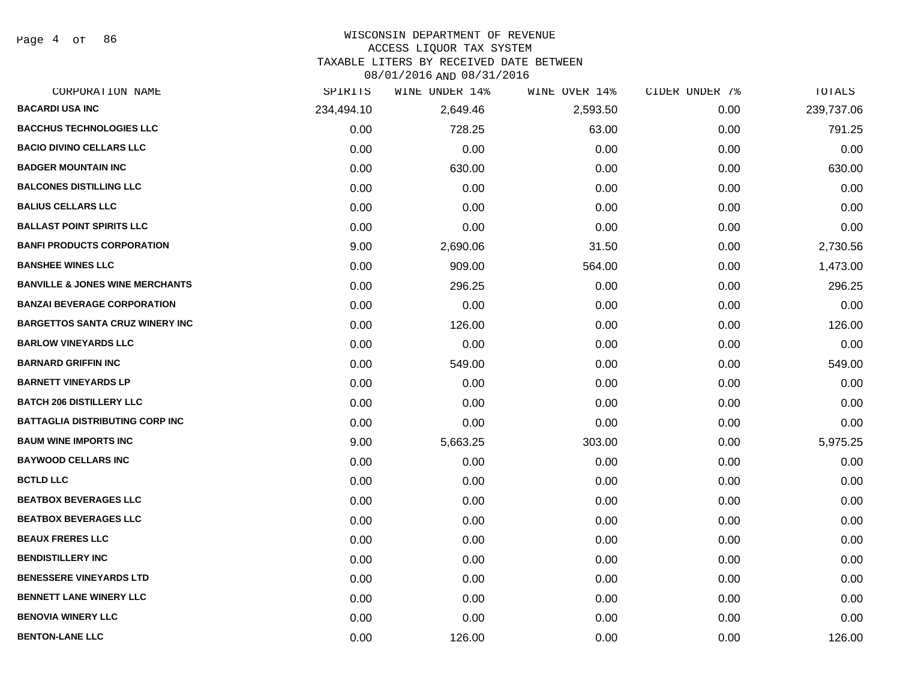WISCONSIN DEPARTMENT OF REVENUE
ACCESS LIQUOR TAX SYSTEM
TAXABLE LITERS BY RECEIVED DATE BETWEEN
08/01/2016 AND 08/31/2016

| CORPORATION NAME | SPIRITS | WINE UNDER 14% | WINE OVER 14% | CIDER UNDER 7% | TOTALS |
|---|---|---|---|---|---|
| BACARDI USA INC | 234,494.10 | 2,649.46 | 2,593.50 | 0.00 | 239,737.06 |
| BACCHUS TECHNOLOGIES LLC | 0.00 | 728.25 | 63.00 | 0.00 | 791.25 |
| BACIO DIVINO CELLARS LLC | 0.00 | 0.00 | 0.00 | 0.00 | 0.00 |
| BADGER MOUNTAIN INC | 0.00 | 630.00 | 0.00 | 0.00 | 630.00 |
| BALCONES DISTILLING LLC | 0.00 | 0.00 | 0.00 | 0.00 | 0.00 |
| BALIUS CELLARS LLC | 0.00 | 0.00 | 0.00 | 0.00 | 0.00 |
| BALLAST POINT SPIRITS LLC | 0.00 | 0.00 | 0.00 | 0.00 | 0.00 |
| BANFI PRODUCTS CORPORATION | 9.00 | 2,690.06 | 31.50 | 0.00 | 2,730.56 |
| BANSHEE WINES LLC | 0.00 | 909.00 | 564.00 | 0.00 | 1,473.00 |
| BANVILLE & JONES WINE MERCHANTS | 0.00 | 296.25 | 0.00 | 0.00 | 296.25 |
| BANZAI BEVERAGE CORPORATION | 0.00 | 0.00 | 0.00 | 0.00 | 0.00 |
| BARGETTOS SANTA CRUZ WINERY INC | 0.00 | 126.00 | 0.00 | 0.00 | 126.00 |
| BARLOW VINEYARDS LLC | 0.00 | 0.00 | 0.00 | 0.00 | 0.00 |
| BARNARD GRIFFIN INC | 0.00 | 549.00 | 0.00 | 0.00 | 549.00 |
| BARNETT VINEYARDS LP | 0.00 | 0.00 | 0.00 | 0.00 | 0.00 |
| BATCH 206 DISTILLERY LLC | 0.00 | 0.00 | 0.00 | 0.00 | 0.00 |
| BATTAGLIA DISTRIBUTING CORP INC | 0.00 | 0.00 | 0.00 | 0.00 | 0.00 |
| BAUM WINE IMPORTS INC | 9.00 | 5,663.25 | 303.00 | 0.00 | 5,975.25 |
| BAYWOOD CELLARS INC | 0.00 | 0.00 | 0.00 | 0.00 | 0.00 |
| BCTLD LLC | 0.00 | 0.00 | 0.00 | 0.00 | 0.00 |
| BEATBOX BEVERAGES LLC | 0.00 | 0.00 | 0.00 | 0.00 | 0.00 |
| BEATBOX BEVERAGES LLC | 0.00 | 0.00 | 0.00 | 0.00 | 0.00 |
| BEAUX FRERES LLC | 0.00 | 0.00 | 0.00 | 0.00 | 0.00 |
| BENDISTILLERY INC | 0.00 | 0.00 | 0.00 | 0.00 | 0.00 |
| BENESSERE VINEYARDS LTD | 0.00 | 0.00 | 0.00 | 0.00 | 0.00 |
| BENNETT LANE WINERY LLC | 0.00 | 0.00 | 0.00 | 0.00 | 0.00 |
| BENOVIA WINERY LLC | 0.00 | 0.00 | 0.00 | 0.00 | 0.00 |
| BENTON-LANE LLC | 0.00 | 126.00 | 0.00 | 0.00 | 126.00 |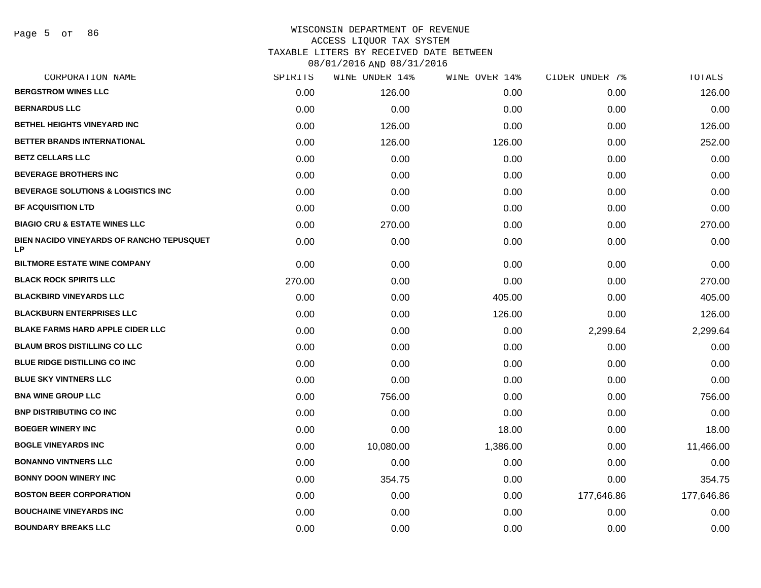# WISCONSIN DEPARTMENT OF REVENUE
## ACCESS LIQUOR TAX SYSTEM
## TAXABLE LITERS BY RECEIVED DATE BETWEEN 08/01/2016 AND 08/31/2016

| CORPORATION NAME | SPIRITS | WINE UNDER 14% | WINE OVER 14% | CIDER UNDER 7% | TOTALS |
|---|---|---|---|---|---|
| BERGSTROM WINES LLC | 0.00 | 126.00 | 0.00 | 0.00 | 126.00 |
| BERNARDUS LLC | 0.00 | 0.00 | 0.00 | 0.00 | 0.00 |
| BETHEL HEIGHTS VINEYARD INC | 0.00 | 126.00 | 0.00 | 0.00 | 126.00 |
| BETTER BRANDS INTERNATIONAL | 0.00 | 126.00 | 126.00 | 0.00 | 252.00 |
| BETZ CELLARS LLC | 0.00 | 0.00 | 0.00 | 0.00 | 0.00 |
| BEVERAGE BROTHERS INC | 0.00 | 0.00 | 0.00 | 0.00 | 0.00 |
| BEVERAGE SOLUTIONS & LOGISTICS INC | 0.00 | 0.00 | 0.00 | 0.00 | 0.00 |
| BF ACQUISITION LTD | 0.00 | 0.00 | 0.00 | 0.00 | 0.00 |
| BIAGIO CRU & ESTATE WINES LLC | 0.00 | 270.00 | 0.00 | 0.00 | 270.00 |
| BIEN NACIDO VINEYARDS OF RANCHO TEPUSQUET LP | 0.00 | 0.00 | 0.00 | 0.00 | 0.00 |
| BILTMORE ESTATE WINE COMPANY | 0.00 | 0.00 | 0.00 | 0.00 | 0.00 |
| BLACK ROCK SPIRITS LLC | 270.00 | 0.00 | 0.00 | 0.00 | 270.00 |
| BLACKBIRD VINEYARDS LLC | 0.00 | 0.00 | 405.00 | 0.00 | 405.00 |
| BLACKBURN ENTERPRISES LLC | 0.00 | 0.00 | 126.00 | 0.00 | 126.00 |
| BLAKE FARMS HARD APPLE CIDER LLC | 0.00 | 0.00 | 0.00 | 2,299.64 | 2,299.64 |
| BLAUM BROS DISTILLING CO LLC | 0.00 | 0.00 | 0.00 | 0.00 | 0.00 |
| BLUE RIDGE DISTILLING CO INC | 0.00 | 0.00 | 0.00 | 0.00 | 0.00 |
| BLUE SKY VINTNERS LLC | 0.00 | 0.00 | 0.00 | 0.00 | 0.00 |
| BNA WINE GROUP LLC | 0.00 | 756.00 | 0.00 | 0.00 | 756.00 |
| BNP DISTRIBUTING CO INC | 0.00 | 0.00 | 0.00 | 0.00 | 0.00 |
| BOEGER WINERY INC | 0.00 | 0.00 | 18.00 | 0.00 | 18.00 |
| BOGLE VINEYARDS INC | 0.00 | 10,080.00 | 1,386.00 | 0.00 | 11,466.00 |
| BONANNO VINTNERS LLC | 0.00 | 0.00 | 0.00 | 0.00 | 0.00 |
| BONNY DOON WINERY INC | 0.00 | 354.75 | 0.00 | 0.00 | 354.75 |
| BOSTON BEER CORPORATION | 0.00 | 0.00 | 0.00 | 177,646.86 | 177,646.86 |
| BOUCHAINE VINEYARDS INC | 0.00 | 0.00 | 0.00 | 0.00 | 0.00 |
| BOUNDARY BREAKS LLC | 0.00 | 0.00 | 0.00 | 0.00 | 0.00 |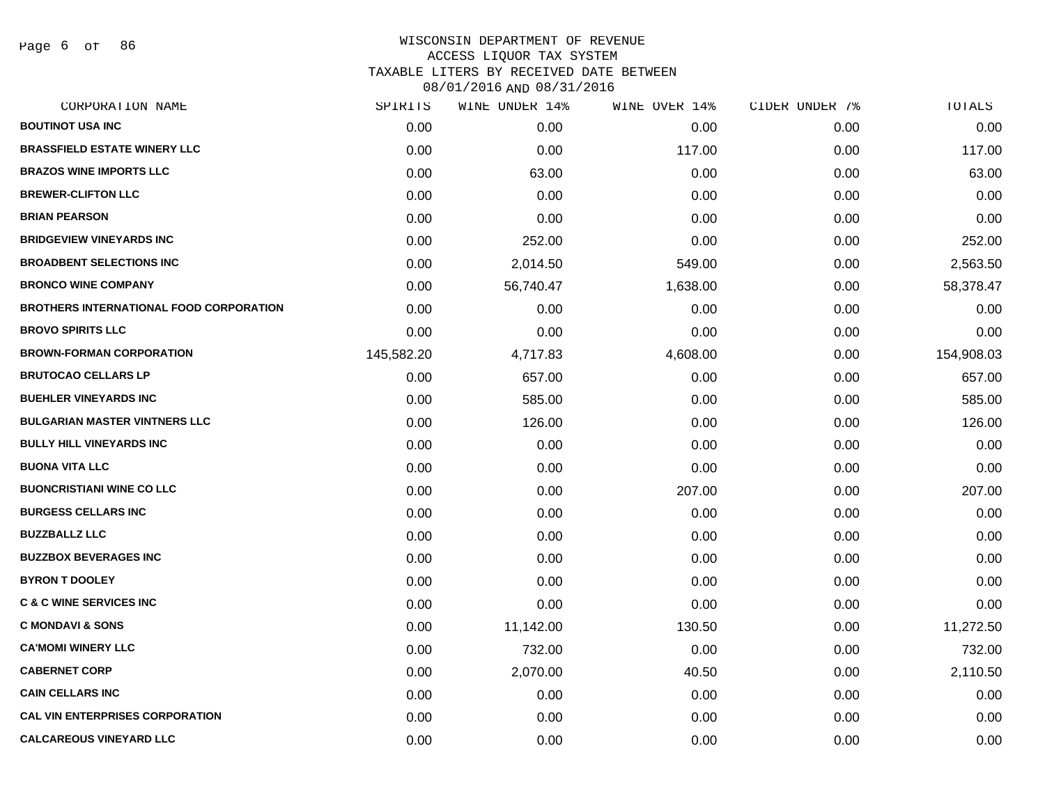# WISCONSIN DEPARTMENT OF REVENUE
## ACCESS LIQUOR TAX SYSTEM
## TAXABLE LITERS BY RECEIVED DATE BETWEEN 08/01/2016 AND 08/31/2016

| CORPORATION NAME | SPIRITS | WINE UNDER 14% | WINE OVER 14% | CIDER UNDER 7% | TOTALS |
|---|---|---|---|---|---|
| BOUTINOT USA INC | 0.00 | 0.00 | 0.00 | 0.00 | 0.00 |
| BRASSFIELD ESTATE WINERY LLC | 0.00 | 0.00 | 117.00 | 0.00 | 117.00 |
| BRAZOS WINE IMPORTS LLC | 0.00 | 63.00 | 0.00 | 0.00 | 63.00 |
| BREWER-CLIFTON LLC | 0.00 | 0.00 | 0.00 | 0.00 | 0.00 |
| BRIAN PEARSON | 0.00 | 0.00 | 0.00 | 0.00 | 0.00 |
| BRIDGEVIEW VINEYARDS INC | 0.00 | 252.00 | 0.00 | 0.00 | 252.00 |
| BROADBENT SELECTIONS INC | 0.00 | 2,014.50 | 549.00 | 0.00 | 2,563.50 |
| BRONCO WINE COMPANY | 0.00 | 56,740.47 | 1,638.00 | 0.00 | 58,378.47 |
| BROTHERS INTERNATIONAL FOOD CORPORATION | 0.00 | 0.00 | 0.00 | 0.00 | 0.00 |
| BROVO SPIRITS LLC | 0.00 | 0.00 | 0.00 | 0.00 | 0.00 |
| BROWN-FORMAN CORPORATION | 145,582.20 | 4,717.83 | 4,608.00 | 0.00 | 154,908.03 |
| BRUTOCAO CELLARS LP | 0.00 | 657.00 | 0.00 | 0.00 | 657.00 |
| BUEHLER VINEYARDS INC | 0.00 | 585.00 | 0.00 | 0.00 | 585.00 |
| BULGARIAN MASTER VINTNERS LLC | 0.00 | 126.00 | 0.00 | 0.00 | 126.00 |
| BULLY HILL VINEYARDS INC | 0.00 | 0.00 | 0.00 | 0.00 | 0.00 |
| BUONA VITA LLC | 0.00 | 0.00 | 0.00 | 0.00 | 0.00 |
| BUONCRISTIANI WINE CO LLC | 0.00 | 0.00 | 207.00 | 0.00 | 207.00 |
| BURGESS CELLARS INC | 0.00 | 0.00 | 0.00 | 0.00 | 0.00 |
| BUZZBALLZ LLC | 0.00 | 0.00 | 0.00 | 0.00 | 0.00 |
| BUZZBOX BEVERAGES INC | 0.00 | 0.00 | 0.00 | 0.00 | 0.00 |
| BYRON T DOOLEY | 0.00 | 0.00 | 0.00 | 0.00 | 0.00 |
| C & C WINE SERVICES INC | 0.00 | 0.00 | 0.00 | 0.00 | 0.00 |
| C MONDAVI & SONS | 0.00 | 11,142.00 | 130.50 | 0.00 | 11,272.50 |
| CA'MOMI WINERY LLC | 0.00 | 732.00 | 0.00 | 0.00 | 732.00 |
| CABERNET CORP | 0.00 | 2,070.00 | 40.50 | 0.00 | 2,110.50 |
| CAIN CELLARS INC | 0.00 | 0.00 | 0.00 | 0.00 | 0.00 |
| CAL VIN ENTERPRISES CORPORATION | 0.00 | 0.00 | 0.00 | 0.00 | 0.00 |
| CALCAREOUS VINEYARD LLC | 0.00 | 0.00 | 0.00 | 0.00 | 0.00 |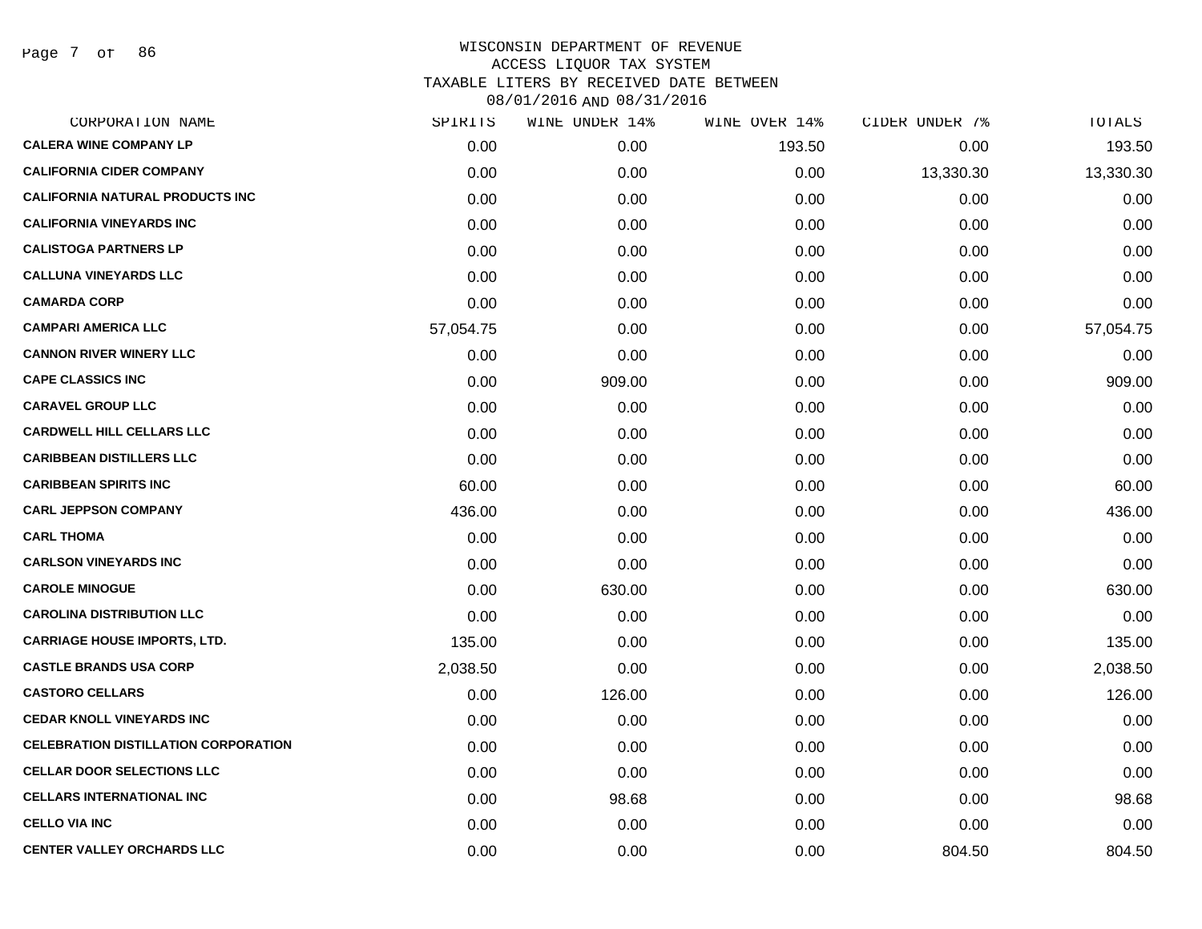WISCONSIN DEPARTMENT OF REVENUE
ACCESS LIQUOR TAX SYSTEM
TAXABLE LITERS BY RECEIVED DATE BETWEEN
08/01/2016 AND 08/31/2016

| CORPORATION NAME | SPIRITS | WINE UNDER 14% | WINE OVER 14% | CIDER UNDER 7% | TOTALS |
|---|---|---|---|---|---|
| CALERA WINE COMPANY LP | 0.00 | 0.00 | 193.50 | 0.00 | 193.50 |
| CALIFORNIA CIDER COMPANY | 0.00 | 0.00 | 0.00 | 13,330.30 | 13,330.30 |
| CALIFORNIA NATURAL PRODUCTS INC | 0.00 | 0.00 | 0.00 | 0.00 | 0.00 |
| CALIFORNIA VINEYARDS INC | 0.00 | 0.00 | 0.00 | 0.00 | 0.00 |
| CALISTOGA PARTNERS LP | 0.00 | 0.00 | 0.00 | 0.00 | 0.00 |
| CALLUNA VINEYARDS LLC | 0.00 | 0.00 | 0.00 | 0.00 | 0.00 |
| CAMARDA CORP | 0.00 | 0.00 | 0.00 | 0.00 | 0.00 |
| CAMPARI AMERICA LLC | 57,054.75 | 0.00 | 0.00 | 0.00 | 57,054.75 |
| CANNON RIVER WINERY LLC | 0.00 | 0.00 | 0.00 | 0.00 | 0.00 |
| CAPE CLASSICS INC | 0.00 | 909.00 | 0.00 | 0.00 | 909.00 |
| CARAVEL GROUP LLC | 0.00 | 0.00 | 0.00 | 0.00 | 0.00 |
| CARDWELL HILL CELLARS LLC | 0.00 | 0.00 | 0.00 | 0.00 | 0.00 |
| CARIBBEAN DISTILLERS LLC | 0.00 | 0.00 | 0.00 | 0.00 | 0.00 |
| CARIBBEAN SPIRITS INC | 60.00 | 0.00 | 0.00 | 0.00 | 60.00 |
| CARL JEPPSON COMPANY | 436.00 | 0.00 | 0.00 | 0.00 | 436.00 |
| CARL THOMA | 0.00 | 0.00 | 0.00 | 0.00 | 0.00 |
| CARLSON VINEYARDS INC | 0.00 | 0.00 | 0.00 | 0.00 | 0.00 |
| CAROLE MINOGUE | 0.00 | 630.00 | 0.00 | 0.00 | 630.00 |
| CAROLINA DISTRIBUTION LLC | 0.00 | 0.00 | 0.00 | 0.00 | 0.00 |
| CARRIAGE HOUSE IMPORTS, LTD. | 135.00 | 0.00 | 0.00 | 0.00 | 135.00 |
| CASTLE BRANDS USA CORP | 2,038.50 | 0.00 | 0.00 | 0.00 | 2,038.50 |
| CASTORO CELLARS | 0.00 | 126.00 | 0.00 | 0.00 | 126.00 |
| CEDAR KNOLL VINEYARDS INC | 0.00 | 0.00 | 0.00 | 0.00 | 0.00 |
| CELEBRATION DISTILLATION CORPORATION | 0.00 | 0.00 | 0.00 | 0.00 | 0.00 |
| CELLAR DOOR SELECTIONS LLC | 0.00 | 0.00 | 0.00 | 0.00 | 0.00 |
| CELLARS INTERNATIONAL INC | 0.00 | 98.68 | 0.00 | 0.00 | 98.68 |
| CELLO VIA INC | 0.00 | 0.00 | 0.00 | 0.00 | 0.00 |
| CENTER VALLEY ORCHARDS LLC | 0.00 | 0.00 | 0.00 | 804.50 | 804.50 |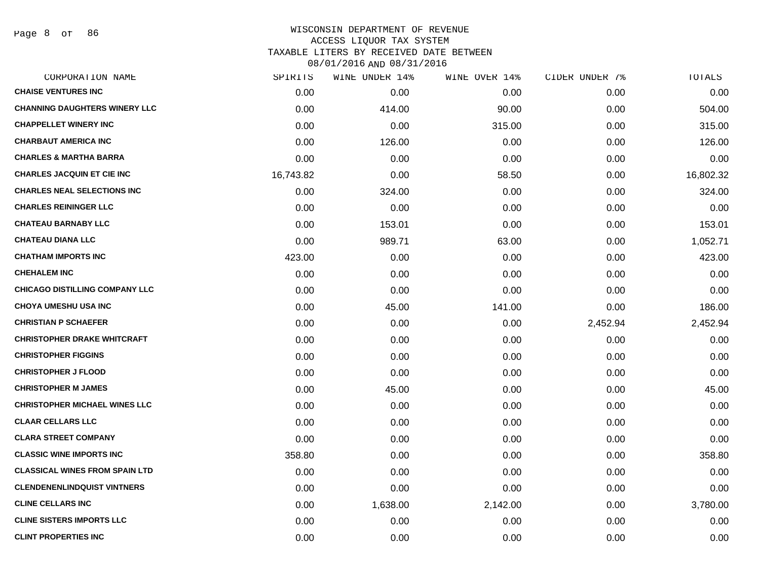WISCONSIN DEPARTMENT OF REVENUE
ACCESS LIQUOR TAX SYSTEM
TAXABLE LITERS BY RECEIVED DATE BETWEEN
08/01/2016 AND 08/31/2016

| CORPORATION NAME | SPIRITS | WINE UNDER 14% | WINE OVER 14% | CIDER UNDER 7% | TOTALS |
|---|---|---|---|---|---|
| CHAISE VENTURES INC | 0.00 | 0.00 | 0.00 | 0.00 | 0.00 |
| CHANNING DAUGHTERS WINERY LLC | 0.00 | 414.00 | 90.00 | 0.00 | 504.00 |
| CHAPPELLET WINERY INC | 0.00 | 0.00 | 315.00 | 0.00 | 315.00 |
| CHARBAUT AMERICA INC | 0.00 | 126.00 | 0.00 | 0.00 | 126.00 |
| CHARLES & MARTHA BARRA | 0.00 | 0.00 | 0.00 | 0.00 | 0.00 |
| CHARLES JACQUIN ET CIE INC | 16,743.82 | 0.00 | 58.50 | 0.00 | 16,802.32 |
| CHARLES NEAL SELECTIONS INC | 0.00 | 324.00 | 0.00 | 0.00 | 324.00 |
| CHARLES REININGER LLC | 0.00 | 0.00 | 0.00 | 0.00 | 0.00 |
| CHATEAU BARNABY LLC | 0.00 | 153.01 | 0.00 | 0.00 | 153.01 |
| CHATEAU DIANA LLC | 0.00 | 989.71 | 63.00 | 0.00 | 1,052.71 |
| CHATHAM IMPORTS INC | 423.00 | 0.00 | 0.00 | 0.00 | 423.00 |
| CHEHALEM INC | 0.00 | 0.00 | 0.00 | 0.00 | 0.00 |
| CHICAGO DISTILLING COMPANY LLC | 0.00 | 0.00 | 0.00 | 0.00 | 0.00 |
| CHOYA UMESHU USA INC | 0.00 | 45.00 | 141.00 | 0.00 | 186.00 |
| CHRISTIAN P SCHAEFER | 0.00 | 0.00 | 0.00 | 2,452.94 | 2,452.94 |
| CHRISTOPHER DRAKE WHITCRAFT | 0.00 | 0.00 | 0.00 | 0.00 | 0.00 |
| CHRISTOPHER FIGGINS | 0.00 | 0.00 | 0.00 | 0.00 | 0.00 |
| CHRISTOPHER J FLOOD | 0.00 | 0.00 | 0.00 | 0.00 | 0.00 |
| CHRISTOPHER M JAMES | 0.00 | 45.00 | 0.00 | 0.00 | 45.00 |
| CHRISTOPHER MICHAEL WINES LLC | 0.00 | 0.00 | 0.00 | 0.00 | 0.00 |
| CLAAR CELLARS LLC | 0.00 | 0.00 | 0.00 | 0.00 | 0.00 |
| CLARA STREET COMPANY | 0.00 | 0.00 | 0.00 | 0.00 | 0.00 |
| CLASSIC WINE IMPORTS INC | 358.80 | 0.00 | 0.00 | 0.00 | 358.80 |
| CLASSICAL WINES FROM SPAIN LTD | 0.00 | 0.00 | 0.00 | 0.00 | 0.00 |
| CLENDENENLINDQUIST VINTNERS | 0.00 | 0.00 | 0.00 | 0.00 | 0.00 |
| CLINE CELLARS INC | 0.00 | 1,638.00 | 2,142.00 | 0.00 | 3,780.00 |
| CLINE SISTERS IMPORTS LLC | 0.00 | 0.00 | 0.00 | 0.00 | 0.00 |
| CLINT PROPERTIES INC | 0.00 | 0.00 | 0.00 | 0.00 | 0.00 |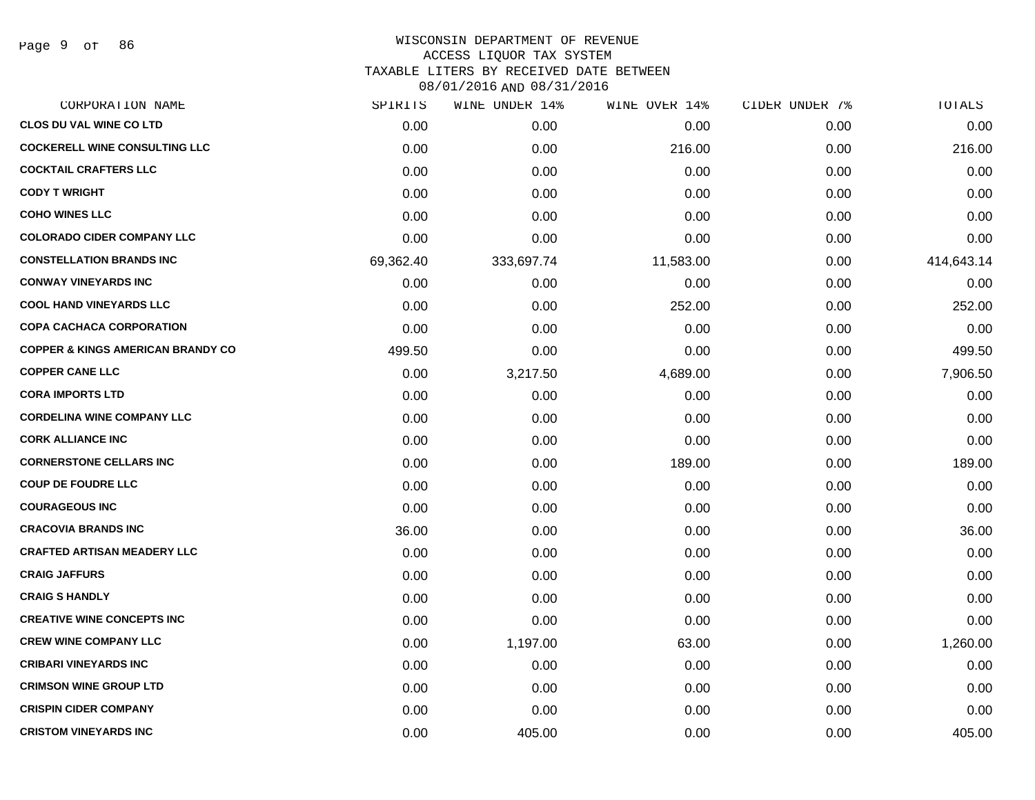# WISCONSIN DEPARTMENT OF REVENUE
## ACCESS LIQUOR TAX SYSTEM
### TAXABLE LITERS BY RECEIVED DATE BETWEEN 08/01/2016 AND 08/31/2016

| CORPORATION NAME | SPIRITS | WINE UNDER 14% | WINE OVER 14% | CIDER UNDER 7% | TOTALS |
|---|---|---|---|---|---|
| CLOS DU VAL WINE CO LTD | 0.00 | 0.00 | 0.00 | 0.00 | 0.00 |
| COCKERELL WINE CONSULTING LLC | 0.00 | 0.00 | 216.00 | 0.00 | 216.00 |
| COCKTAIL CRAFTERS LLC | 0.00 | 0.00 | 0.00 | 0.00 | 0.00 |
| CODY T WRIGHT | 0.00 | 0.00 | 0.00 | 0.00 | 0.00 |
| COHO WINES LLC | 0.00 | 0.00 | 0.00 | 0.00 | 0.00 |
| COLORADO CIDER COMPANY LLC | 0.00 | 0.00 | 0.00 | 0.00 | 0.00 |
| CONSTELLATION BRANDS INC | 69,362.40 | 333,697.74 | 11,583.00 | 0.00 | 414,643.14 |
| CONWAY VINEYARDS INC | 0.00 | 0.00 | 0.00 | 0.00 | 0.00 |
| COOL HAND VINEYARDS LLC | 0.00 | 0.00 | 252.00 | 0.00 | 252.00 |
| COPA CACHACA CORPORATION | 0.00 | 0.00 | 0.00 | 0.00 | 0.00 |
| COPPER & KINGS AMERICAN BRANDY CO | 499.50 | 0.00 | 0.00 | 0.00 | 499.50 |
| COPPER CANE LLC | 0.00 | 3,217.50 | 4,689.00 | 0.00 | 7,906.50 |
| CORA IMPORTS LTD | 0.00 | 0.00 | 0.00 | 0.00 | 0.00 |
| CORDELINA WINE COMPANY LLC | 0.00 | 0.00 | 0.00 | 0.00 | 0.00 |
| CORK ALLIANCE INC | 0.00 | 0.00 | 0.00 | 0.00 | 0.00 |
| CORNERSTONE CELLARS INC | 0.00 | 0.00 | 189.00 | 0.00 | 189.00 |
| COUP DE FOUDRE LLC | 0.00 | 0.00 | 0.00 | 0.00 | 0.00 |
| COURAGEOUS INC | 0.00 | 0.00 | 0.00 | 0.00 | 0.00 |
| CRACOVIA BRANDS INC | 36.00 | 0.00 | 0.00 | 0.00 | 36.00 |
| CRAFTED ARTISAN MEADERY LLC | 0.00 | 0.00 | 0.00 | 0.00 | 0.00 |
| CRAIG JAFFURS | 0.00 | 0.00 | 0.00 | 0.00 | 0.00 |
| CRAIG S HANDLY | 0.00 | 0.00 | 0.00 | 0.00 | 0.00 |
| CREATIVE WINE CONCEPTS INC | 0.00 | 0.00 | 0.00 | 0.00 | 0.00 |
| CREW WINE COMPANY LLC | 0.00 | 1,197.00 | 63.00 | 0.00 | 1,260.00 |
| CRIBARI VINEYARDS INC | 0.00 | 0.00 | 0.00 | 0.00 | 0.00 |
| CRIMSON WINE GROUP LTD | 0.00 | 0.00 | 0.00 | 0.00 | 0.00 |
| CRISPIN CIDER COMPANY | 0.00 | 0.00 | 0.00 | 0.00 | 0.00 |
| CRISTOM VINEYARDS INC | 0.00 | 405.00 | 0.00 | 0.00 | 405.00 |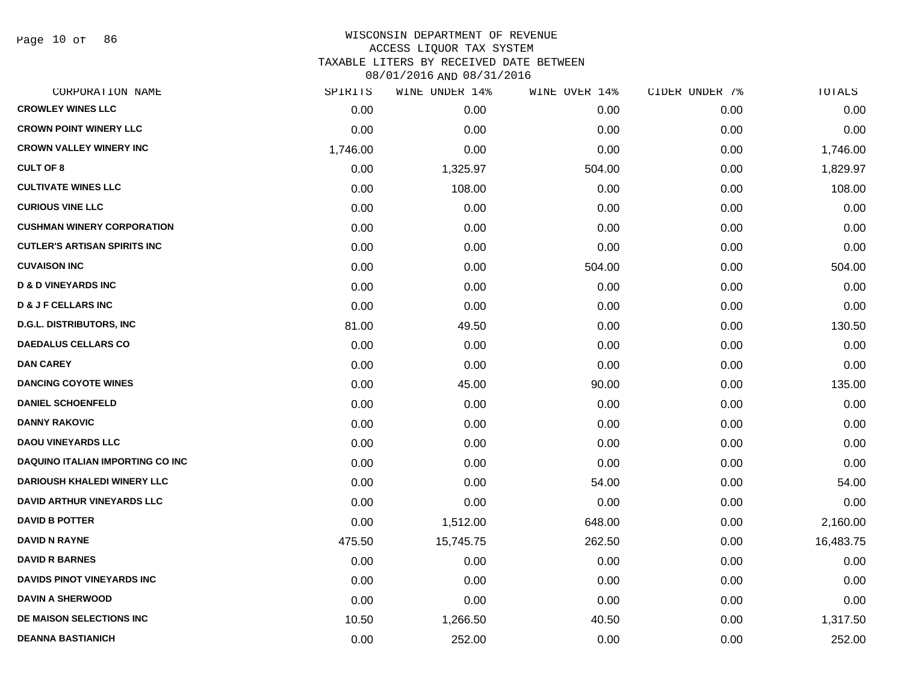# WISCONSIN DEPARTMENT OF REVENUE
## ACCESS LIQUOR TAX SYSTEM
### TAXABLE LITERS BY RECEIVED DATE BETWEEN 08/01/2016 AND 08/31/2016

| CORPORATION NAME | SPIRITS | WINE UNDER 14% | WINE OVER 14% | CIDER UNDER 7% | TOTALS |
|---|---|---|---|---|---|
| CROWLEY WINES LLC | 0.00 | 0.00 | 0.00 | 0.00 | 0.00 |
| CROWN POINT WINERY LLC | 0.00 | 0.00 | 0.00 | 0.00 | 0.00 |
| CROWN VALLEY WINERY INC | 1,746.00 | 0.00 | 0.00 | 0.00 | 1,746.00 |
| CULT OF 8 | 0.00 | 1,325.97 | 504.00 | 0.00 | 1,829.97 |
| CULTIVATE WINES LLC | 0.00 | 108.00 | 0.00 | 0.00 | 108.00 |
| CURIOUS VINE LLC | 0.00 | 0.00 | 0.00 | 0.00 | 0.00 |
| CUSHMAN WINERY CORPORATION | 0.00 | 0.00 | 0.00 | 0.00 | 0.00 |
| CUTLER'S ARTISAN SPIRITS INC | 0.00 | 0.00 | 0.00 | 0.00 | 0.00 |
| CUVAISON INC | 0.00 | 0.00 | 504.00 | 0.00 | 504.00 |
| D & D VINEYARDS INC | 0.00 | 0.00 | 0.00 | 0.00 | 0.00 |
| D & J F CELLARS INC | 0.00 | 0.00 | 0.00 | 0.00 | 0.00 |
| D.G.L. DISTRIBUTORS, INC | 81.00 | 49.50 | 0.00 | 0.00 | 130.50 |
| DAEDALUS CELLARS CO | 0.00 | 0.00 | 0.00 | 0.00 | 0.00 |
| DAN CAREY | 0.00 | 0.00 | 0.00 | 0.00 | 0.00 |
| DANCING COYOTE WINES | 0.00 | 45.00 | 90.00 | 0.00 | 135.00 |
| DANIEL SCHOENFELD | 0.00 | 0.00 | 0.00 | 0.00 | 0.00 |
| DANNY RAKOVIC | 0.00 | 0.00 | 0.00 | 0.00 | 0.00 |
| DAOU VINEYARDS LLC | 0.00 | 0.00 | 0.00 | 0.00 | 0.00 |
| DAQUINO ITALIAN IMPORTING CO INC | 0.00 | 0.00 | 0.00 | 0.00 | 0.00 |
| DARIOUSH KHALEDI WINERY LLC | 0.00 | 0.00 | 54.00 | 0.00 | 54.00 |
| DAVID ARTHUR VINEYARDS LLC | 0.00 | 0.00 | 0.00 | 0.00 | 0.00 |
| DAVID B POTTER | 0.00 | 1,512.00 | 648.00 | 0.00 | 2,160.00 |
| DAVID N RAYNE | 475.50 | 15,745.75 | 262.50 | 0.00 | 16,483.75 |
| DAVID R BARNES | 0.00 | 0.00 | 0.00 | 0.00 | 0.00 |
| DAVIDS PINOT VINEYARDS INC | 0.00 | 0.00 | 0.00 | 0.00 | 0.00 |
| DAVIN A SHERWOOD | 0.00 | 0.00 | 0.00 | 0.00 | 0.00 |
| DE MAISON SELECTIONS INC | 10.50 | 1,266.50 | 40.50 | 0.00 | 1,317.50 |
| DEANNA BASTIANICH | 0.00 | 252.00 | 0.00 | 0.00 | 252.00 |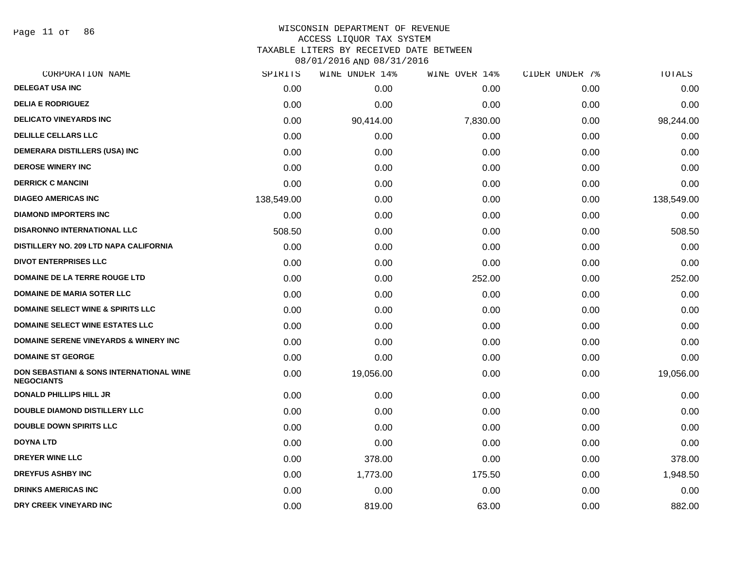# WISCONSIN DEPARTMENT OF REVENUE
## ACCESS LIQUOR TAX SYSTEM
## TAXABLE LITERS BY RECEIVED DATE BETWEEN 08/01/2016 AND 08/31/2016

| CORPORATION NAME | SPIRITS | WINE UNDER 14% | WINE OVER 14% | CIDER UNDER 7% | TOTALS |
|---|---|---|---|---|---|
| DELEGAT USA INC | 0.00 | 0.00 | 0.00 | 0.00 | 0.00 |
| DELIA E RODRIGUEZ | 0.00 | 0.00 | 0.00 | 0.00 | 0.00 |
| DELICATO VINEYARDS INC | 0.00 | 90,414.00 | 7,830.00 | 0.00 | 98,244.00 |
| DELILLE CELLARS LLC | 0.00 | 0.00 | 0.00 | 0.00 | 0.00 |
| DEMERARA DISTILLERS (USA) INC | 0.00 | 0.00 | 0.00 | 0.00 | 0.00 |
| DEROSE WINERY INC | 0.00 | 0.00 | 0.00 | 0.00 | 0.00 |
| DERRICK C MANCINI | 0.00 | 0.00 | 0.00 | 0.00 | 0.00 |
| DIAGEO AMERICAS INC | 138,549.00 | 0.00 | 0.00 | 0.00 | 138,549.00 |
| DIAMOND IMPORTERS INC | 0.00 | 0.00 | 0.00 | 0.00 | 0.00 |
| DISARONNO INTERNATIONAL LLC | 508.50 | 0.00 | 0.00 | 0.00 | 508.50 |
| DISTILLERY NO. 209 LTD NAPA CALIFORNIA | 0.00 | 0.00 | 0.00 | 0.00 | 0.00 |
| DIVOT ENTERPRISES LLC | 0.00 | 0.00 | 0.00 | 0.00 | 0.00 |
| DOMAINE DE LA TERRE ROUGE LTD | 0.00 | 0.00 | 252.00 | 0.00 | 252.00 |
| DOMAINE DE MARIA SOTER LLC | 0.00 | 0.00 | 0.00 | 0.00 | 0.00 |
| DOMAINE SELECT WINE & SPIRITS LLC | 0.00 | 0.00 | 0.00 | 0.00 | 0.00 |
| DOMAINE SELECT WINE ESTATES LLC | 0.00 | 0.00 | 0.00 | 0.00 | 0.00 |
| DOMAINE SERENE VINEYARDS & WINERY INC | 0.00 | 0.00 | 0.00 | 0.00 | 0.00 |
| DOMAINE ST GEORGE | 0.00 | 0.00 | 0.00 | 0.00 | 0.00 |
| DON SEBASTIANI & SONS INTERNATIONAL WINE NEGOCIANTS | 0.00 | 19,056.00 | 0.00 | 0.00 | 19,056.00 |
| DONALD PHILLIPS HILL JR | 0.00 | 0.00 | 0.00 | 0.00 | 0.00 |
| DOUBLE DIAMOND DISTILLERY LLC | 0.00 | 0.00 | 0.00 | 0.00 | 0.00 |
| DOUBLE DOWN SPIRITS LLC | 0.00 | 0.00 | 0.00 | 0.00 | 0.00 |
| DOYNA LTD | 0.00 | 0.00 | 0.00 | 0.00 | 0.00 |
| DREYER WINE LLC | 0.00 | 378.00 | 0.00 | 0.00 | 378.00 |
| DREYFUS ASHBY INC | 0.00 | 1,773.00 | 175.50 | 0.00 | 1,948.50 |
| DRINKS AMERICAS INC | 0.00 | 0.00 | 0.00 | 0.00 | 0.00 |
| DRY CREEK VINEYARD INC | 0.00 | 819.00 | 63.00 | 0.00 | 882.00 |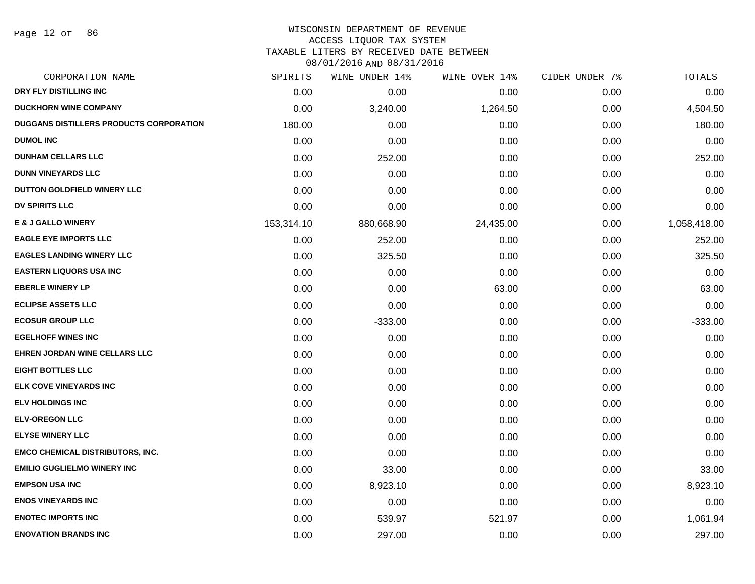WISCONSIN DEPARTMENT OF REVENUE
ACCESS LIQUOR TAX SYSTEM
TAXABLE LITERS BY RECEIVED DATE BETWEEN
08/01/2016 AND 08/31/2016

| CORPORATION NAME | SPIRITS | WINE UNDER 14% | WINE OVER 14% | CIDER UNDER 7% | TOTALS |
|---|---|---|---|---|---|
| DRY FLY DISTILLING INC | 0.00 | 0.00 | 0.00 | 0.00 | 0.00 |
| DUCKHORN WINE COMPANY | 0.00 | 3,240.00 | 1,264.50 | 0.00 | 4,504.50 |
| DUGGANS DISTILLERS PRODUCTS CORPORATION | 180.00 | 0.00 | 0.00 | 0.00 | 180.00 |
| DUMOL INC | 0.00 | 0.00 | 0.00 | 0.00 | 0.00 |
| DUNHAM CELLARS LLC | 0.00 | 252.00 | 0.00 | 0.00 | 252.00 |
| DUNN VINEYARDS LLC | 0.00 | 0.00 | 0.00 | 0.00 | 0.00 |
| DUTTON GOLDFIELD WINERY LLC | 0.00 | 0.00 | 0.00 | 0.00 | 0.00 |
| DV SPIRITS LLC | 0.00 | 0.00 | 0.00 | 0.00 | 0.00 |
| E & J GALLO WINERY | 153,314.10 | 880,668.90 | 24,435.00 | 0.00 | 1,058,418.00 |
| EAGLE EYE IMPORTS LLC | 0.00 | 252.00 | 0.00 | 0.00 | 252.00 |
| EAGLES LANDING WINERY LLC | 0.00 | 325.50 | 0.00 | 0.00 | 325.50 |
| EASTERN LIQUORS USA INC | 0.00 | 0.00 | 0.00 | 0.00 | 0.00 |
| EBERLE WINERY LP | 0.00 | 0.00 | 63.00 | 0.00 | 63.00 |
| ECLIPSE ASSETS LLC | 0.00 | 0.00 | 0.00 | 0.00 | 0.00 |
| ECOSUR GROUP LLC | 0.00 | -333.00 | 0.00 | 0.00 | -333.00 |
| EGELHOFF WINES INC | 0.00 | 0.00 | 0.00 | 0.00 | 0.00 |
| EHREN JORDAN WINE CELLARS LLC | 0.00 | 0.00 | 0.00 | 0.00 | 0.00 |
| EIGHT BOTTLES LLC | 0.00 | 0.00 | 0.00 | 0.00 | 0.00 |
| ELK COVE VINEYARDS INC | 0.00 | 0.00 | 0.00 | 0.00 | 0.00 |
| ELV HOLDINGS INC | 0.00 | 0.00 | 0.00 | 0.00 | 0.00 |
| ELV-OREGON LLC | 0.00 | 0.00 | 0.00 | 0.00 | 0.00 |
| ELYSE WINERY LLC | 0.00 | 0.00 | 0.00 | 0.00 | 0.00 |
| EMCO CHEMICAL DISTRIBUTORS, INC. | 0.00 | 0.00 | 0.00 | 0.00 | 0.00 |
| EMILIO GUGLIELMO WINERY INC | 0.00 | 33.00 | 0.00 | 0.00 | 33.00 |
| EMPSON USA INC | 0.00 | 8,923.10 | 0.00 | 0.00 | 8,923.10 |
| ENOS VINEYARDS INC | 0.00 | 0.00 | 0.00 | 0.00 | 0.00 |
| ENOTEC IMPORTS INC | 0.00 | 539.97 | 521.97 | 0.00 | 1,061.94 |
| ENOVATION BRANDS INC | 0.00 | 297.00 | 0.00 | 0.00 | 297.00 |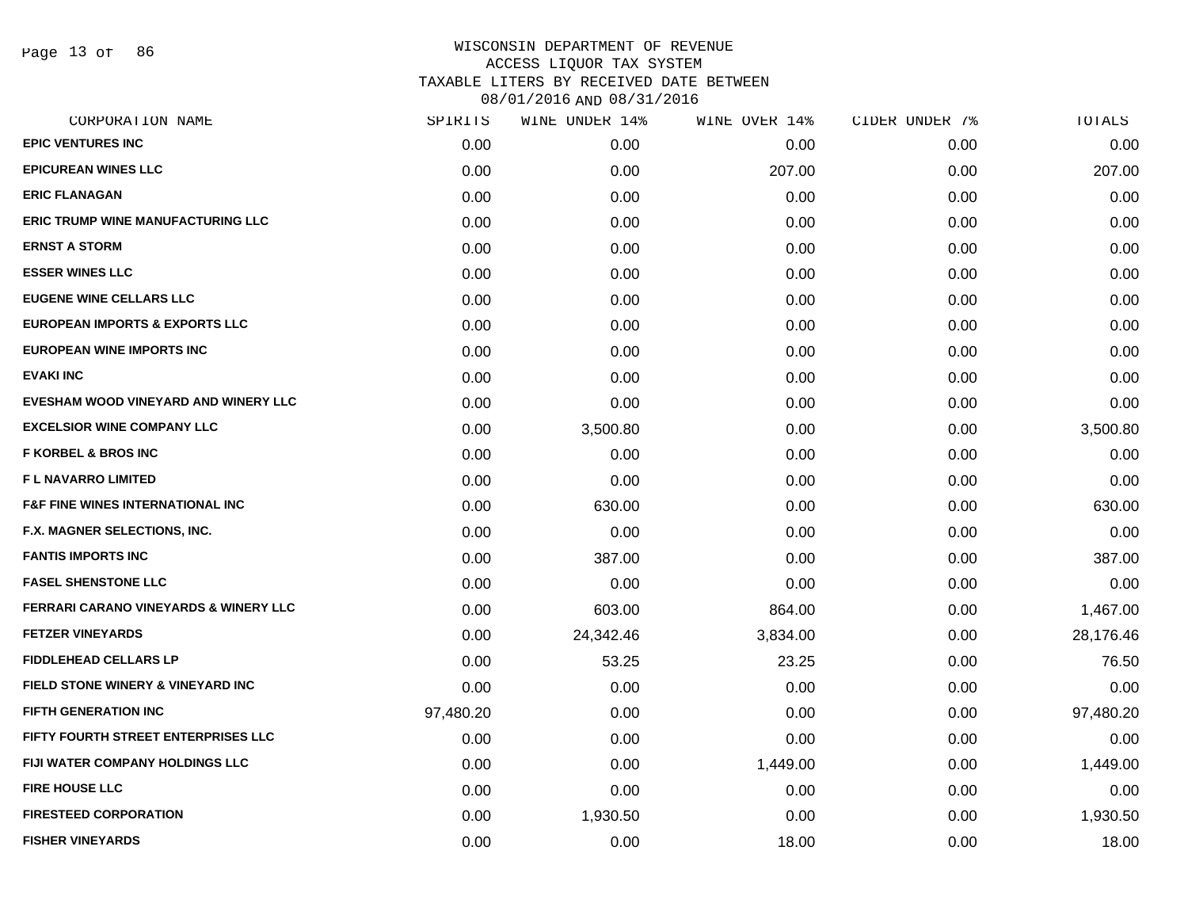WISCONSIN DEPARTMENT OF REVENUE
ACCESS LIQUOR TAX SYSTEM
TAXABLE LITERS BY RECEIVED DATE BETWEEN
08/01/2016 AND 08/31/2016

| CORPORATION NAME | SPIRITS | WINE UNDER 14% | WINE OVER 14% | CIDER UNDER 7% | TOTALS |
|---|---|---|---|---|---|
| EPIC VENTURES INC | 0.00 | 0.00 | 0.00 | 0.00 | 0.00 |
| EPICUREAN WINES LLC | 0.00 | 0.00 | 207.00 | 0.00 | 207.00 |
| ERIC FLANAGAN | 0.00 | 0.00 | 0.00 | 0.00 | 0.00 |
| ERIC TRUMP WINE MANUFACTURING LLC | 0.00 | 0.00 | 0.00 | 0.00 | 0.00 |
| ERNST A STORM | 0.00 | 0.00 | 0.00 | 0.00 | 0.00 |
| ESSER WINES LLC | 0.00 | 0.00 | 0.00 | 0.00 | 0.00 |
| EUGENE WINE CELLARS LLC | 0.00 | 0.00 | 0.00 | 0.00 | 0.00 |
| EUROPEAN IMPORTS & EXPORTS LLC | 0.00 | 0.00 | 0.00 | 0.00 | 0.00 |
| EUROPEAN WINE IMPORTS INC | 0.00 | 0.00 | 0.00 | 0.00 | 0.00 |
| EVAKI INC | 0.00 | 0.00 | 0.00 | 0.00 | 0.00 |
| EVESHAM WOOD VINEYARD AND WINERY LLC | 0.00 | 0.00 | 0.00 | 0.00 | 0.00 |
| EXCELSIOR WINE COMPANY LLC | 0.00 | 3,500.80 | 0.00 | 0.00 | 3,500.80 |
| F KORBEL & BROS INC | 0.00 | 0.00 | 0.00 | 0.00 | 0.00 |
| F L NAVARRO LIMITED | 0.00 | 0.00 | 0.00 | 0.00 | 0.00 |
| F&F FINE WINES INTERNATIONAL INC | 0.00 | 630.00 | 0.00 | 0.00 | 630.00 |
| F.X. MAGNER SELECTIONS, INC. | 0.00 | 0.00 | 0.00 | 0.00 | 0.00 |
| FANTIS IMPORTS INC | 0.00 | 387.00 | 0.00 | 0.00 | 387.00 |
| FASEL SHENSTONE LLC | 0.00 | 0.00 | 0.00 | 0.00 | 0.00 |
| FERRARI CARANO VINEYARDS & WINERY LLC | 0.00 | 603.00 | 864.00 | 0.00 | 1,467.00 |
| FETZER VINEYARDS | 0.00 | 24,342.46 | 3,834.00 | 0.00 | 28,176.46 |
| FIDDLEHEAD CELLARS LP | 0.00 | 53.25 | 23.25 | 0.00 | 76.50 |
| FIELD STONE WINERY & VINEYARD INC | 0.00 | 0.00 | 0.00 | 0.00 | 0.00 |
| FIFTH GENERATION INC | 97,480.20 | 0.00 | 0.00 | 0.00 | 97,480.20 |
| FIFTY FOURTH STREET ENTERPRISES LLC | 0.00 | 0.00 | 0.00 | 0.00 | 0.00 |
| FIJI WATER COMPANY HOLDINGS LLC | 0.00 | 0.00 | 1,449.00 | 0.00 | 1,449.00 |
| FIRE HOUSE LLC | 0.00 | 0.00 | 0.00 | 0.00 | 0.00 |
| FIRESTEED CORPORATION | 0.00 | 1,930.50 | 0.00 | 0.00 | 1,930.50 |
| FISHER VINEYARDS | 0.00 | 0.00 | 18.00 | 0.00 | 18.00 |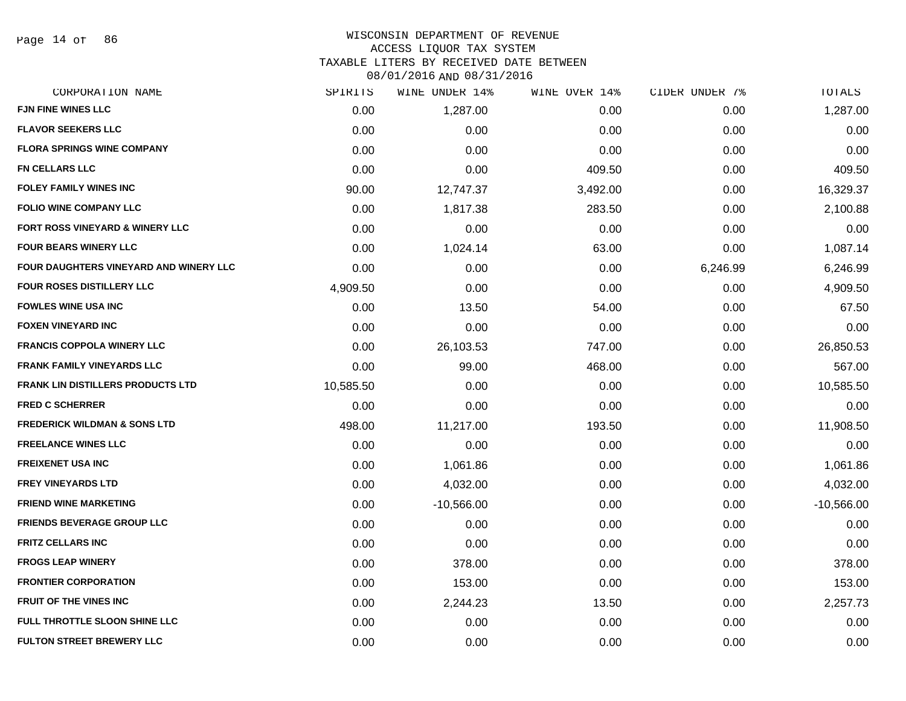WISCONSIN DEPARTMENT OF REVENUE
ACCESS LIQUOR TAX SYSTEM
TAXABLE LITERS BY RECEIVED DATE BETWEEN
08/01/2016 AND 08/31/2016

| CORPORATION NAME | SPIRITS | WINE UNDER 14% | WINE OVER 14% | CIDER UNDER 7% | TOTALS |
|---|---|---|---|---|---|
| FJN FINE WINES LLC | 0.00 | 1,287.00 | 0.00 | 0.00 | 1,287.00 |
| FLAVOR SEEKERS LLC | 0.00 | 0.00 | 0.00 | 0.00 | 0.00 |
| FLORA SPRINGS WINE COMPANY | 0.00 | 0.00 | 0.00 | 0.00 | 0.00 |
| FN CELLARS LLC | 0.00 | 0.00 | 409.50 | 0.00 | 409.50 |
| FOLEY FAMILY WINES INC | 90.00 | 12,747.37 | 3,492.00 | 0.00 | 16,329.37 |
| FOLIO WINE COMPANY LLC | 0.00 | 1,817.38 | 283.50 | 0.00 | 2,100.88 |
| FORT ROSS VINEYARD & WINERY LLC | 0.00 | 0.00 | 0.00 | 0.00 | 0.00 |
| FOUR BEARS WINERY LLC | 0.00 | 1,024.14 | 63.00 | 0.00 | 1,087.14 |
| FOUR DAUGHTERS VINEYARD AND WINERY LLC | 0.00 | 0.00 | 0.00 | 6,246.99 | 6,246.99 |
| FOUR ROSES DISTILLERY LLC | 4,909.50 | 0.00 | 0.00 | 0.00 | 4,909.50 |
| FOWLES WINE USA INC | 0.00 | 13.50 | 54.00 | 0.00 | 67.50 |
| FOXEN VINEYARD INC | 0.00 | 0.00 | 0.00 | 0.00 | 0.00 |
| FRANCIS COPPOLA WINERY LLC | 0.00 | 26,103.53 | 747.00 | 0.00 | 26,850.53 |
| FRANK FAMILY VINEYARDS LLC | 0.00 | 99.00 | 468.00 | 0.00 | 567.00 |
| FRANK LIN DISTILLERS PRODUCTS LTD | 10,585.50 | 0.00 | 0.00 | 0.00 | 10,585.50 |
| FRED C SCHERRER | 0.00 | 0.00 | 0.00 | 0.00 | 0.00 |
| FREDERICK WILDMAN & SONS LTD | 498.00 | 11,217.00 | 193.50 | 0.00 | 11,908.50 |
| FREELANCE WINES LLC | 0.00 | 0.00 | 0.00 | 0.00 | 0.00 |
| FREIXENET USA INC | 0.00 | 1,061.86 | 0.00 | 0.00 | 1,061.86 |
| FREY VINEYARDS LTD | 0.00 | 4,032.00 | 0.00 | 0.00 | 4,032.00 |
| FRIEND WINE MARKETING | 0.00 | -10,566.00 | 0.00 | 0.00 | -10,566.00 |
| FRIENDS BEVERAGE GROUP LLC | 0.00 | 0.00 | 0.00 | 0.00 | 0.00 |
| FRITZ CELLARS INC | 0.00 | 0.00 | 0.00 | 0.00 | 0.00 |
| FROGS LEAP WINERY | 0.00 | 378.00 | 0.00 | 0.00 | 378.00 |
| FRONTIER CORPORATION | 0.00 | 153.00 | 0.00 | 0.00 | 153.00 |
| FRUIT OF THE VINES INC | 0.00 | 2,244.23 | 13.50 | 0.00 | 2,257.73 |
| FULL THROTTLE SLOON SHINE LLC | 0.00 | 0.00 | 0.00 | 0.00 | 0.00 |
| FULTON STREET BREWERY LLC | 0.00 | 0.00 | 0.00 | 0.00 | 0.00 |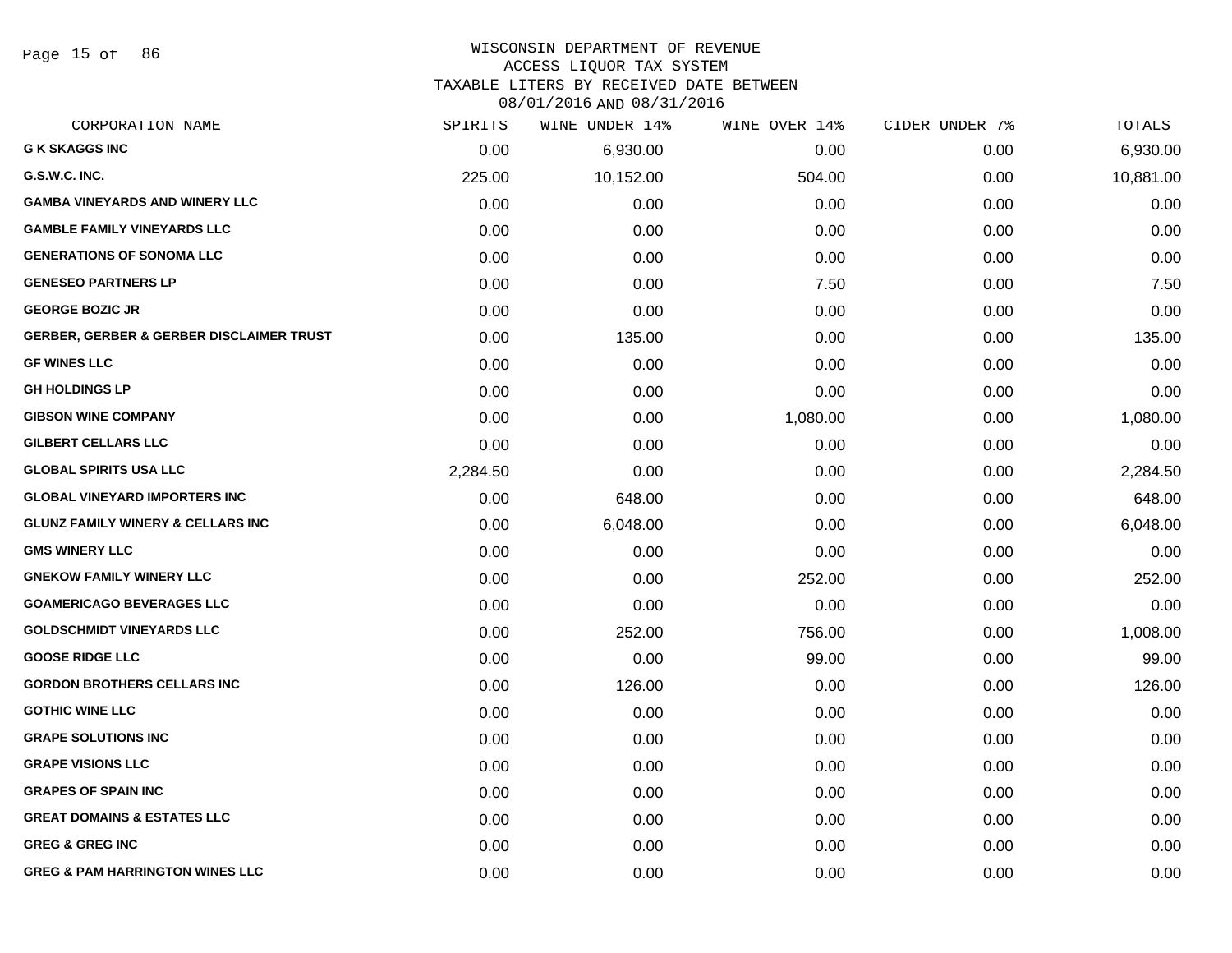WISCONSIN DEPARTMENT OF REVENUE
ACCESS LIQUOR TAX SYSTEM
TAXABLE LITERS BY RECEIVED DATE BETWEEN
08/01/2016 AND 08/31/2016

| CORPORATION NAME | SPIRITS | WINE UNDER 14% | WINE OVER 14% | CIDER UNDER 7% | TOTALS |
|---|---|---|---|---|---|
| G K SKAGGS INC | 0.00 | 6,930.00 | 0.00 | 0.00 | 6,930.00 |
| G.S.W.C. INC. | 225.00 | 10,152.00 | 504.00 | 0.00 | 10,881.00 |
| GAMBA VINEYARDS AND WINERY LLC | 0.00 | 0.00 | 0.00 | 0.00 | 0.00 |
| GAMBLE FAMILY VINEYARDS LLC | 0.00 | 0.00 | 0.00 | 0.00 | 0.00 |
| GENERATIONS OF SONOMA LLC | 0.00 | 0.00 | 0.00 | 0.00 | 0.00 |
| GENESEO PARTNERS LP | 0.00 | 0.00 | 7.50 | 0.00 | 7.50 |
| GEORGE BOZIC JR | 0.00 | 0.00 | 0.00 | 0.00 | 0.00 |
| GERBER, GERBER & GERBER DISCLAIMER TRUST | 0.00 | 135.00 | 0.00 | 0.00 | 135.00 |
| GF WINES LLC | 0.00 | 0.00 | 0.00 | 0.00 | 0.00 |
| GH HOLDINGS LP | 0.00 | 0.00 | 0.00 | 0.00 | 0.00 |
| GIBSON WINE COMPANY | 0.00 | 0.00 | 1,080.00 | 0.00 | 1,080.00 |
| GILBERT CELLARS LLC | 0.00 | 0.00 | 0.00 | 0.00 | 0.00 |
| GLOBAL SPIRITS USA LLC | 2,284.50 | 0.00 | 0.00 | 0.00 | 2,284.50 |
| GLOBAL VINEYARD IMPORTERS INC | 0.00 | 648.00 | 0.00 | 0.00 | 648.00 |
| GLUNZ FAMILY WINERY & CELLARS INC | 0.00 | 6,048.00 | 0.00 | 0.00 | 6,048.00 |
| GMS WINERY LLC | 0.00 | 0.00 | 0.00 | 0.00 | 0.00 |
| GNEKOW FAMILY WINERY LLC | 0.00 | 0.00 | 252.00 | 0.00 | 252.00 |
| GOAMERICAGO BEVERAGES LLC | 0.00 | 0.00 | 0.00 | 0.00 | 0.00 |
| GOLDSCHMIDT VINEYARDS LLC | 0.00 | 252.00 | 756.00 | 0.00 | 1,008.00 |
| GOOSE RIDGE LLC | 0.00 | 0.00 | 99.00 | 0.00 | 99.00 |
| GORDON BROTHERS CELLARS INC | 0.00 | 126.00 | 0.00 | 0.00 | 126.00 |
| GOTHIC WINE LLC | 0.00 | 0.00 | 0.00 | 0.00 | 0.00 |
| GRAPE SOLUTIONS INC | 0.00 | 0.00 | 0.00 | 0.00 | 0.00 |
| GRAPE VISIONS LLC | 0.00 | 0.00 | 0.00 | 0.00 | 0.00 |
| GRAPES OF SPAIN INC | 0.00 | 0.00 | 0.00 | 0.00 | 0.00 |
| GREAT DOMAINS & ESTATES LLC | 0.00 | 0.00 | 0.00 | 0.00 | 0.00 |
| GREG & GREG INC | 0.00 | 0.00 | 0.00 | 0.00 | 0.00 |
| GREG & PAM HARRINGTON WINES LLC | 0.00 | 0.00 | 0.00 | 0.00 | 0.00 |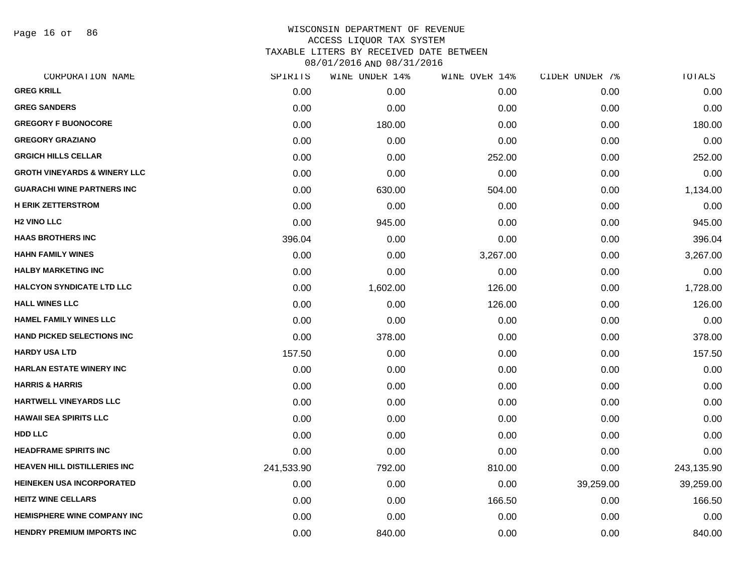# WISCONSIN DEPARTMENT OF REVENUE
## ACCESS LIQUOR TAX SYSTEM
### TAXABLE LITERS BY RECEIVED DATE BETWEEN 08/01/2016 AND 08/31/2016

| CORPORATION NAME | SPIRITS | WINE UNDER 14% | WINE OVER 14% | CIDER UNDER 7% | TOTALS |
|---|---|---|---|---|---|
| GREG KRILL | 0.00 | 0.00 | 0.00 | 0.00 | 0.00 |
| GREG SANDERS | 0.00 | 0.00 | 0.00 | 0.00 | 0.00 |
| GREGORY F BUONOCORE | 0.00 | 180.00 | 0.00 | 0.00 | 180.00 |
| GREGORY GRAZIANO | 0.00 | 0.00 | 0.00 | 0.00 | 0.00 |
| GRGICH HILLS CELLAR | 0.00 | 0.00 | 252.00 | 0.00 | 252.00 |
| GROTH VINEYARDS & WINERY LLC | 0.00 | 0.00 | 0.00 | 0.00 | 0.00 |
| GUARACHI WINE PARTNERS INC | 0.00 | 630.00 | 504.00 | 0.00 | 1,134.00 |
| H ERIK ZETTERSTROM | 0.00 | 0.00 | 0.00 | 0.00 | 0.00 |
| H2 VINO LLC | 0.00 | 945.00 | 0.00 | 0.00 | 945.00 |
| HAAS BROTHERS INC | 396.04 | 0.00 | 0.00 | 0.00 | 396.04 |
| HAHN FAMILY WINES | 0.00 | 0.00 | 3,267.00 | 0.00 | 3,267.00 |
| HALBY MARKETING INC | 0.00 | 0.00 | 0.00 | 0.00 | 0.00 |
| HALCYON SYNDICATE LTD LLC | 0.00 | 1,602.00 | 126.00 | 0.00 | 1,728.00 |
| HALL WINES LLC | 0.00 | 0.00 | 126.00 | 0.00 | 126.00 |
| HAMEL FAMILY WINES LLC | 0.00 | 0.00 | 0.00 | 0.00 | 0.00 |
| HAND PICKED SELECTIONS INC | 0.00 | 378.00 | 0.00 | 0.00 | 378.00 |
| HARDY USA LTD | 157.50 | 0.00 | 0.00 | 0.00 | 157.50 |
| HARLAN ESTATE WINERY INC | 0.00 | 0.00 | 0.00 | 0.00 | 0.00 |
| HARRIS & HARRIS | 0.00 | 0.00 | 0.00 | 0.00 | 0.00 |
| HARTWELL VINEYARDS LLC | 0.00 | 0.00 | 0.00 | 0.00 | 0.00 |
| HAWAII SEA SPIRITS LLC | 0.00 | 0.00 | 0.00 | 0.00 | 0.00 |
| HDD LLC | 0.00 | 0.00 | 0.00 | 0.00 | 0.00 |
| HEADFRAME SPIRITS INC | 0.00 | 0.00 | 0.00 | 0.00 | 0.00 |
| HEAVEN HILL DISTILLERIES INC | 241,533.90 | 792.00 | 810.00 | 0.00 | 243,135.90 |
| HEINEKEN USA INCORPORATED | 0.00 | 0.00 | 0.00 | 39,259.00 | 39,259.00 |
| HEITZ WINE CELLARS | 0.00 | 0.00 | 166.50 | 0.00 | 166.50 |
| HEMISPHERE WINE COMPANY INC | 0.00 | 0.00 | 0.00 | 0.00 | 0.00 |
| HENDRY PREMIUM IMPORTS INC | 0.00 | 840.00 | 0.00 | 0.00 | 840.00 |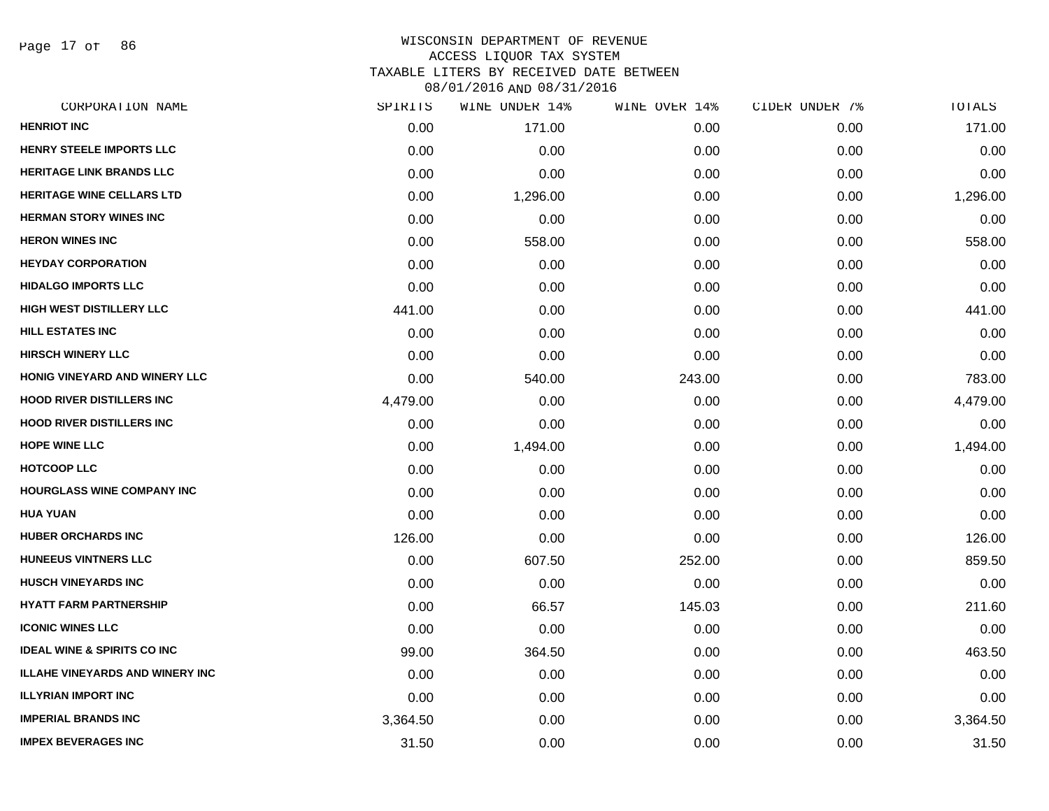# WISCONSIN DEPARTMENT OF REVENUE
## ACCESS LIQUOR TAX SYSTEM
## TAXABLE LITERS BY RECEIVED DATE BETWEEN 08/01/2016 AND 08/31/2016

| CORPORATION NAME | SPIRITS | WINE UNDER 14% | WINE OVER 14% | CIDER UNDER 7% | TOTALS |
|---|---|---|---|---|---|
| HENRIOT INC | 0.00 | 171.00 | 0.00 | 0.00 | 171.00 |
| HENRY STEELE IMPORTS LLC | 0.00 | 0.00 | 0.00 | 0.00 | 0.00 |
| HERITAGE LINK BRANDS LLC | 0.00 | 0.00 | 0.00 | 0.00 | 0.00 |
| HERITAGE WINE CELLARS LTD | 0.00 | 1,296.00 | 0.00 | 0.00 | 1,296.00 |
| HERMAN STORY WINES INC | 0.00 | 0.00 | 0.00 | 0.00 | 0.00 |
| HERON WINES INC | 0.00 | 558.00 | 0.00 | 0.00 | 558.00 |
| HEYDAY CORPORATION | 0.00 | 0.00 | 0.00 | 0.00 | 0.00 |
| HIDALGO IMPORTS LLC | 0.00 | 0.00 | 0.00 | 0.00 | 0.00 |
| HIGH WEST DISTILLERY LLC | 441.00 | 0.00 | 0.00 | 0.00 | 441.00 |
| HILL ESTATES INC | 0.00 | 0.00 | 0.00 | 0.00 | 0.00 |
| HIRSCH WINERY LLC | 0.00 | 0.00 | 0.00 | 0.00 | 0.00 |
| HONIG VINEYARD AND WINERY LLC | 0.00 | 540.00 | 243.00 | 0.00 | 783.00 |
| HOOD RIVER DISTILLERS INC | 4,479.00 | 0.00 | 0.00 | 0.00 | 4,479.00 |
| HOOD RIVER DISTILLERS INC | 0.00 | 0.00 | 0.00 | 0.00 | 0.00 |
| HOPE WINE LLC | 0.00 | 1,494.00 | 0.00 | 0.00 | 1,494.00 |
| HOTCOOP LLC | 0.00 | 0.00 | 0.00 | 0.00 | 0.00 |
| HOURGLASS WINE COMPANY INC | 0.00 | 0.00 | 0.00 | 0.00 | 0.00 |
| HUA YUAN | 0.00 | 0.00 | 0.00 | 0.00 | 0.00 |
| HUBER ORCHARDS INC | 126.00 | 0.00 | 0.00 | 0.00 | 126.00 |
| HUNEEUS VINTNERS LLC | 0.00 | 607.50 | 252.00 | 0.00 | 859.50 |
| HUSCH VINEYARDS INC | 0.00 | 0.00 | 0.00 | 0.00 | 0.00 |
| HYATT FARM PARTNERSHIP | 0.00 | 66.57 | 145.03 | 0.00 | 211.60 |
| ICONIC WINES LLC | 0.00 | 0.00 | 0.00 | 0.00 | 0.00 |
| IDEAL WINE & SPIRITS CO INC | 99.00 | 364.50 | 0.00 | 0.00 | 463.50 |
| ILLAHE VINEYARDS AND WINERY INC | 0.00 | 0.00 | 0.00 | 0.00 | 0.00 |
| ILLYRIAN IMPORT INC | 0.00 | 0.00 | 0.00 | 0.00 | 0.00 |
| IMPERIAL BRANDS INC | 3,364.50 | 0.00 | 0.00 | 0.00 | 3,364.50 |
| IMPEX BEVERAGES INC | 31.50 | 0.00 | 0.00 | 0.00 | 31.50 |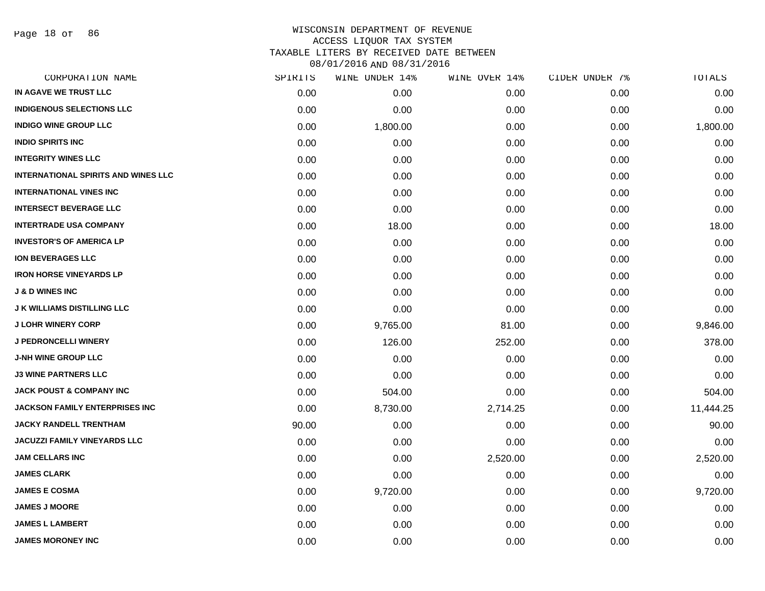WISCONSIN DEPARTMENT OF REVENUE
ACCESS LIQUOR TAX SYSTEM
TAXABLE LITERS BY RECEIVED DATE BETWEEN
08/01/2016 AND 08/31/2016

| CORPORATION NAME | SPIRITS | WINE UNDER 14% | WINE OVER 14% | CIDER UNDER 7% | TOTALS |
|---|---|---|---|---|---|
| IN AGAVE WE TRUST LLC | 0.00 | 0.00 | 0.00 | 0.00 | 0.00 |
| INDIGENOUS SELECTIONS LLC | 0.00 | 0.00 | 0.00 | 0.00 | 0.00 |
| INDIGO WINE GROUP LLC | 0.00 | 1,800.00 | 0.00 | 0.00 | 1,800.00 |
| INDIO SPIRITS INC | 0.00 | 0.00 | 0.00 | 0.00 | 0.00 |
| INTEGRITY WINES LLC | 0.00 | 0.00 | 0.00 | 0.00 | 0.00 |
| INTERNATIONAL SPIRITS AND WINES LLC | 0.00 | 0.00 | 0.00 | 0.00 | 0.00 |
| INTERNATIONAL VINES INC | 0.00 | 0.00 | 0.00 | 0.00 | 0.00 |
| INTERSECT BEVERAGE LLC | 0.00 | 0.00 | 0.00 | 0.00 | 0.00 |
| INTERTRADE USA COMPANY | 0.00 | 18.00 | 0.00 | 0.00 | 18.00 |
| INVESTOR'S OF AMERICA LP | 0.00 | 0.00 | 0.00 | 0.00 | 0.00 |
| ION BEVERAGES LLC | 0.00 | 0.00 | 0.00 | 0.00 | 0.00 |
| IRON HORSE VINEYARDS LP | 0.00 | 0.00 | 0.00 | 0.00 | 0.00 |
| J & D WINES INC | 0.00 | 0.00 | 0.00 | 0.00 | 0.00 |
| J K WILLIAMS DISTILLING LLC | 0.00 | 0.00 | 0.00 | 0.00 | 0.00 |
| J LOHR WINERY CORP | 0.00 | 9,765.00 | 81.00 | 0.00 | 9,846.00 |
| J PEDRONCELLI WINERY | 0.00 | 126.00 | 252.00 | 0.00 | 378.00 |
| J-NH WINE GROUP LLC | 0.00 | 0.00 | 0.00 | 0.00 | 0.00 |
| J3 WINE PARTNERS LLC | 0.00 | 0.00 | 0.00 | 0.00 | 0.00 |
| JACK POUST & COMPANY INC | 0.00 | 504.00 | 0.00 | 0.00 | 504.00 |
| JACKSON FAMILY ENTERPRISES INC | 0.00 | 8,730.00 | 2,714.25 | 0.00 | 11,444.25 |
| JACKY RANDELL TRENTHAM | 90.00 | 0.00 | 0.00 | 0.00 | 90.00 |
| JACUZZI FAMILY VINEYARDS LLC | 0.00 | 0.00 | 0.00 | 0.00 | 0.00 |
| JAM CELLARS INC | 0.00 | 0.00 | 2,520.00 | 0.00 | 2,520.00 |
| JAMES CLARK | 0.00 | 0.00 | 0.00 | 0.00 | 0.00 |
| JAMES E COSMA | 0.00 | 9,720.00 | 0.00 | 0.00 | 9,720.00 |
| JAMES J MOORE | 0.00 | 0.00 | 0.00 | 0.00 | 0.00 |
| JAMES L LAMBERT | 0.00 | 0.00 | 0.00 | 0.00 | 0.00 |
| JAMES MORONEY INC | 0.00 | 0.00 | 0.00 | 0.00 | 0.00 |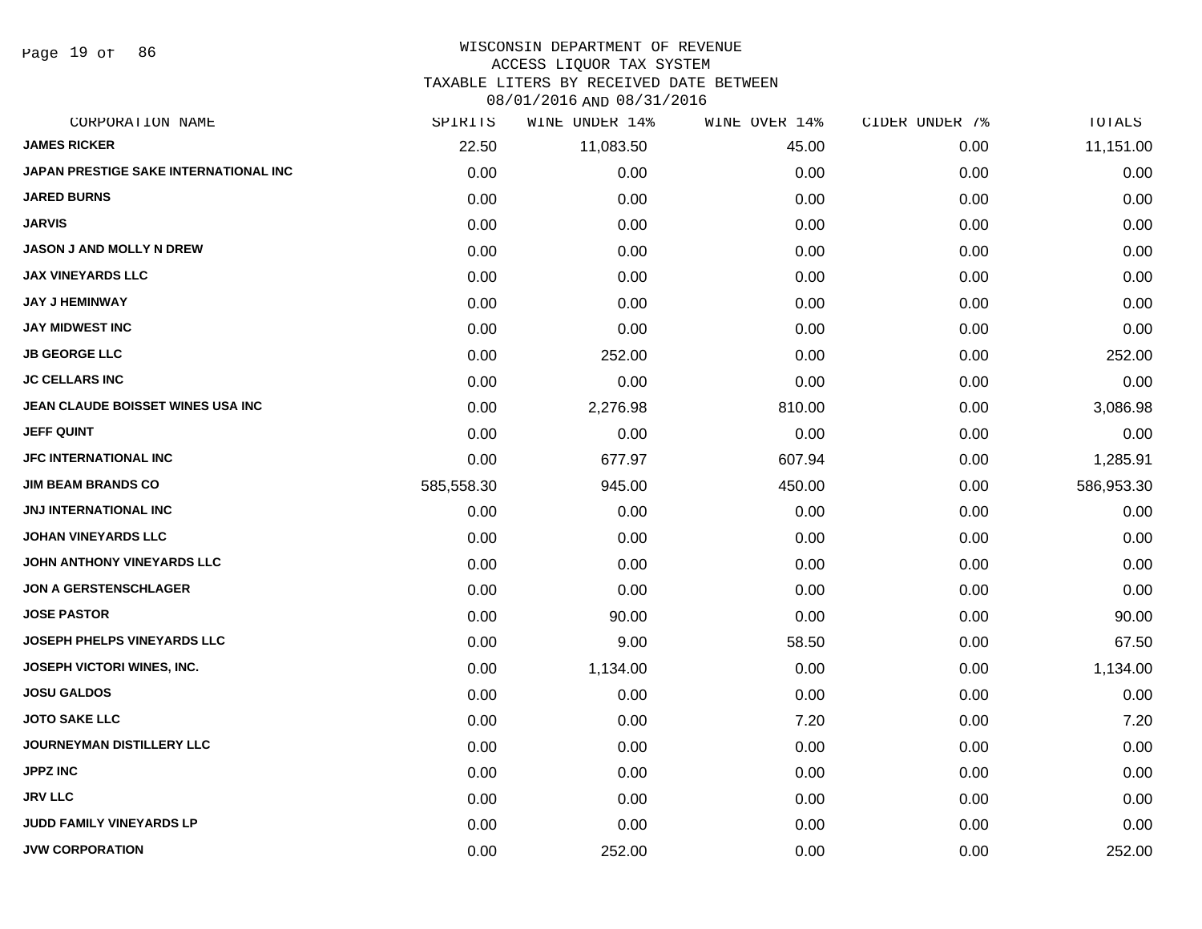# WISCONSIN DEPARTMENT OF REVENUE
## ACCESS LIQUOR TAX SYSTEM
## TAXABLE LITERS BY RECEIVED DATE BETWEEN 08/01/2016 AND 08/31/2016

| CORPORATION NAME | SPIRITS | WINE UNDER 14% | WINE OVER 14% | CIDER UNDER 7% | TOTALS |
|---|---|---|---|---|---|
| JAMES RICKER | 22.50 | 11,083.50 | 45.00 | 0.00 | 11,151.00 |
| JAPAN PRESTIGE SAKE INTERNATIONAL INC | 0.00 | 0.00 | 0.00 | 0.00 | 0.00 |
| JARED BURNS | 0.00 | 0.00 | 0.00 | 0.00 | 0.00 |
| JARVIS | 0.00 | 0.00 | 0.00 | 0.00 | 0.00 |
| JASON J AND MOLLY N DREW | 0.00 | 0.00 | 0.00 | 0.00 | 0.00 |
| JAX VINEYARDS LLC | 0.00 | 0.00 | 0.00 | 0.00 | 0.00 |
| JAY J HEMINWAY | 0.00 | 0.00 | 0.00 | 0.00 | 0.00 |
| JAY MIDWEST INC | 0.00 | 0.00 | 0.00 | 0.00 | 0.00 |
| JB GEORGE LLC | 0.00 | 252.00 | 0.00 | 0.00 | 252.00 |
| JC CELLARS INC | 0.00 | 0.00 | 0.00 | 0.00 | 0.00 |
| JEAN CLAUDE BOISSET WINES USA INC | 0.00 | 2,276.98 | 810.00 | 0.00 | 3,086.98 |
| JEFF QUINT | 0.00 | 0.00 | 0.00 | 0.00 | 0.00 |
| JFC INTERNATIONAL INC | 0.00 | 677.97 | 607.94 | 0.00 | 1,285.91 |
| JIM BEAM BRANDS CO | 585,558.30 | 945.00 | 450.00 | 0.00 | 586,953.30 |
| JNJ INTERNATIONAL INC | 0.00 | 0.00 | 0.00 | 0.00 | 0.00 |
| JOHAN VINEYARDS LLC | 0.00 | 0.00 | 0.00 | 0.00 | 0.00 |
| JOHN ANTHONY VINEYARDS LLC | 0.00 | 0.00 | 0.00 | 0.00 | 0.00 |
| JON A GERSTENSCHLAGER | 0.00 | 0.00 | 0.00 | 0.00 | 0.00 |
| JOSE PASTOR | 0.00 | 90.00 | 0.00 | 0.00 | 90.00 |
| JOSEPH PHELPS VINEYARDS LLC | 0.00 | 9.00 | 58.50 | 0.00 | 67.50 |
| JOSEPH VICTORI WINES, INC. | 0.00 | 1,134.00 | 0.00 | 0.00 | 1,134.00 |
| JOSU GALDOS | 0.00 | 0.00 | 0.00 | 0.00 | 0.00 |
| JOTO SAKE LLC | 0.00 | 0.00 | 7.20 | 0.00 | 7.20 |
| JOURNEYMAN DISTILLERY LLC | 0.00 | 0.00 | 0.00 | 0.00 | 0.00 |
| JPPZ INC | 0.00 | 0.00 | 0.00 | 0.00 | 0.00 |
| JRV LLC | 0.00 | 0.00 | 0.00 | 0.00 | 0.00 |
| JUDD FAMILY VINEYARDS LP | 0.00 | 0.00 | 0.00 | 0.00 | 0.00 |
| JVW CORPORATION | 0.00 | 252.00 | 0.00 | 0.00 | 252.00 |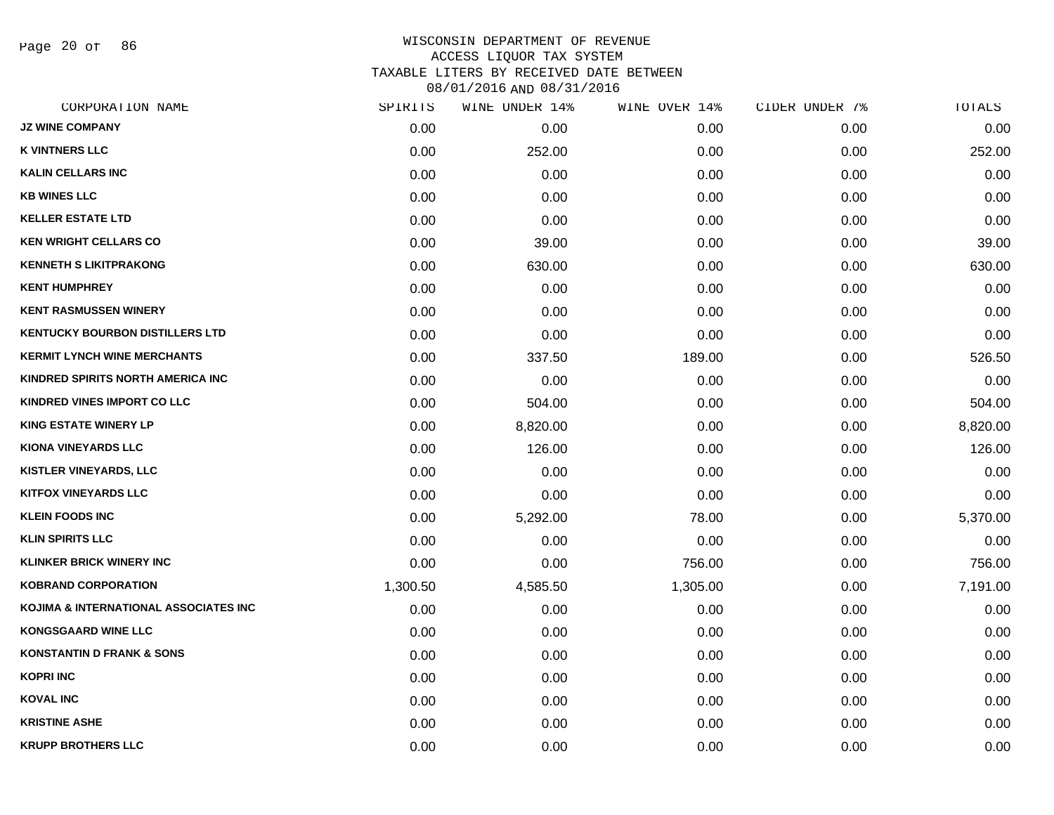# WISCONSIN DEPARTMENT OF REVENUE
## ACCESS LIQUOR TAX SYSTEM
## TAXABLE LITERS BY RECEIVED DATE BETWEEN 08/01/2016 AND 08/31/2016

| CORPORATION NAME | SPIRITS | WINE UNDER 14% | WINE OVER 14% | CIDER UNDER 7% | TOTALS |
|---|---|---|---|---|---|
| JZ WINE COMPANY | 0.00 | 0.00 | 0.00 | 0.00 | 0.00 |
| K VINTNERS LLC | 0.00 | 252.00 | 0.00 | 0.00 | 252.00 |
| KALIN CELLARS INC | 0.00 | 0.00 | 0.00 | 0.00 | 0.00 |
| KB WINES LLC | 0.00 | 0.00 | 0.00 | 0.00 | 0.00 |
| KELLER ESTATE LTD | 0.00 | 0.00 | 0.00 | 0.00 | 0.00 |
| KEN WRIGHT CELLARS CO | 0.00 | 39.00 | 0.00 | 0.00 | 39.00 |
| KENNETH S LIKITPRAKONG | 0.00 | 630.00 | 0.00 | 0.00 | 630.00 |
| KENT HUMPHREY | 0.00 | 0.00 | 0.00 | 0.00 | 0.00 |
| KENT RASMUSSEN WINERY | 0.00 | 0.00 | 0.00 | 0.00 | 0.00 |
| KENTUCKY BOURBON DISTILLERS LTD | 0.00 | 0.00 | 0.00 | 0.00 | 0.00 |
| KERMIT LYNCH WINE MERCHANTS | 0.00 | 337.50 | 189.00 | 0.00 | 526.50 |
| KINDRED SPIRITS NORTH AMERICA INC | 0.00 | 0.00 | 0.00 | 0.00 | 0.00 |
| KINDRED VINES IMPORT CO LLC | 0.00 | 504.00 | 0.00 | 0.00 | 504.00 |
| KING ESTATE WINERY LP | 0.00 | 8,820.00 | 0.00 | 0.00 | 8,820.00 |
| KIONA VINEYARDS LLC | 0.00 | 126.00 | 0.00 | 0.00 | 126.00 |
| KISTLER VINEYARDS, LLC | 0.00 | 0.00 | 0.00 | 0.00 | 0.00 |
| KITFOX VINEYARDS LLC | 0.00 | 0.00 | 0.00 | 0.00 | 0.00 |
| KLEIN FOODS INC | 0.00 | 5,292.00 | 78.00 | 0.00 | 5,370.00 |
| KLIN SPIRITS LLC | 0.00 | 0.00 | 0.00 | 0.00 | 0.00 |
| KLINKER BRICK WINERY INC | 0.00 | 0.00 | 756.00 | 0.00 | 756.00 |
| KOBRAND CORPORATION | 1,300.50 | 4,585.50 | 1,305.00 | 0.00 | 7,191.00 |
| KOJIMA & INTERNATIONAL ASSOCIATES INC | 0.00 | 0.00 | 0.00 | 0.00 | 0.00 |
| KONGSGAARD WINE LLC | 0.00 | 0.00 | 0.00 | 0.00 | 0.00 |
| KONSTANTIN D FRANK & SONS | 0.00 | 0.00 | 0.00 | 0.00 | 0.00 |
| KOPRI INC | 0.00 | 0.00 | 0.00 | 0.00 | 0.00 |
| KOVAL INC | 0.00 | 0.00 | 0.00 | 0.00 | 0.00 |
| KRISTINE ASHE | 0.00 | 0.00 | 0.00 | 0.00 | 0.00 |
| KRUPP BROTHERS LLC | 0.00 | 0.00 | 0.00 | 0.00 | 0.00 |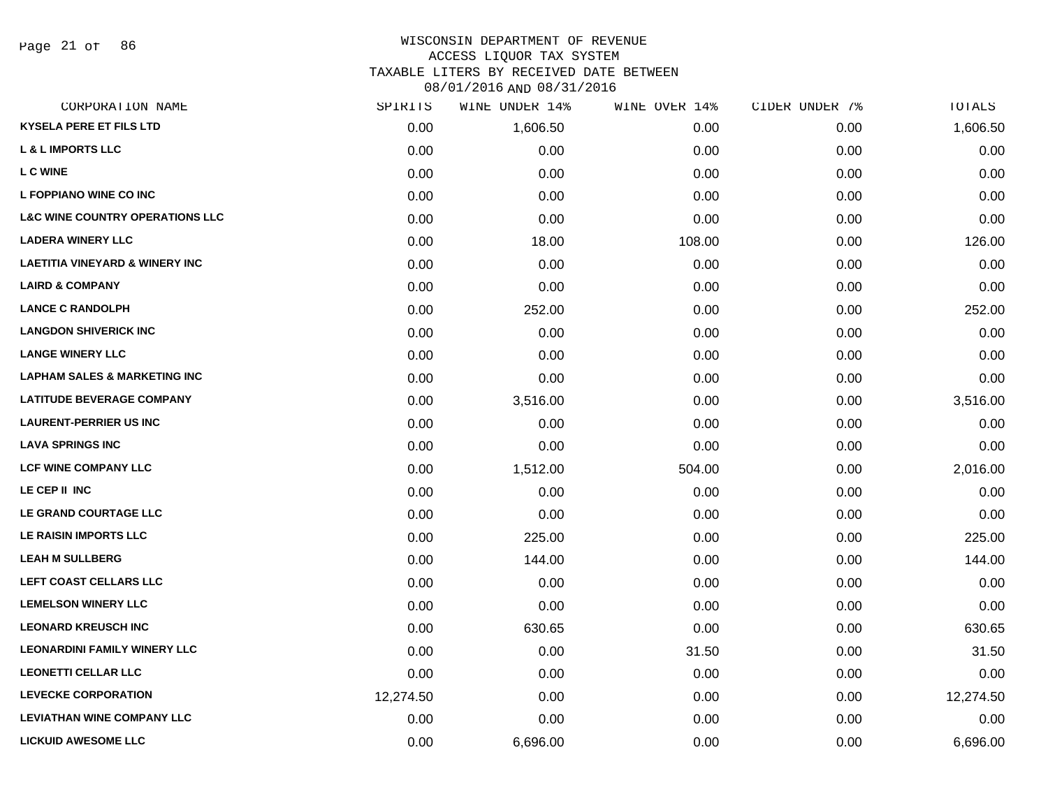WISCONSIN DEPARTMENT OF REVENUE
ACCESS LIQUOR TAX SYSTEM
TAXABLE LITERS BY RECEIVED DATE BETWEEN
08/01/2016 AND 08/31/2016

| CORPORATION NAME | SPIRITS | WINE UNDER 14% | WINE OVER 14% | CIDER UNDER 7% | TOTALS |
|---|---|---|---|---|---|
| KYSELA PERE ET FILS LTD | 0.00 | 1,606.50 | 0.00 | 0.00 | 1,606.50 |
| L & L IMPORTS LLC | 0.00 | 0.00 | 0.00 | 0.00 | 0.00 |
| L C WINE | 0.00 | 0.00 | 0.00 | 0.00 | 0.00 |
| L FOPPIANO WINE CO INC | 0.00 | 0.00 | 0.00 | 0.00 | 0.00 |
| L&C WINE COUNTRY OPERATIONS LLC | 0.00 | 0.00 | 0.00 | 0.00 | 0.00 |
| LADERA WINERY LLC | 0.00 | 18.00 | 108.00 | 0.00 | 126.00 |
| LAETITIA VINEYARD & WINERY INC | 0.00 | 0.00 | 0.00 | 0.00 | 0.00 |
| LAIRD & COMPANY | 0.00 | 0.00 | 0.00 | 0.00 | 0.00 |
| LANCE C RANDOLPH | 0.00 | 252.00 | 0.00 | 0.00 | 252.00 |
| LANGDON SHIVERICK INC | 0.00 | 0.00 | 0.00 | 0.00 | 0.00 |
| LANGE WINERY LLC | 0.00 | 0.00 | 0.00 | 0.00 | 0.00 |
| LAPHAM SALES & MARKETING INC | 0.00 | 0.00 | 0.00 | 0.00 | 0.00 |
| LATITUDE BEVERAGE COMPANY | 0.00 | 3,516.00 | 0.00 | 0.00 | 3,516.00 |
| LAURENT-PERRIER US INC | 0.00 | 0.00 | 0.00 | 0.00 | 0.00 |
| LAVA SPRINGS INC | 0.00 | 0.00 | 0.00 | 0.00 | 0.00 |
| LCF WINE COMPANY LLC | 0.00 | 1,512.00 | 504.00 | 0.00 | 2,016.00 |
| LE CEP II INC | 0.00 | 0.00 | 0.00 | 0.00 | 0.00 |
| LE GRAND COURTAGE LLC | 0.00 | 0.00 | 0.00 | 0.00 | 0.00 |
| LE RAISIN IMPORTS LLC | 0.00 | 225.00 | 0.00 | 0.00 | 225.00 |
| LEAH M SULLBERG | 0.00 | 144.00 | 0.00 | 0.00 | 144.00 |
| LEFT COAST CELLARS LLC | 0.00 | 0.00 | 0.00 | 0.00 | 0.00 |
| LEMELSON WINERY LLC | 0.00 | 0.00 | 0.00 | 0.00 | 0.00 |
| LEONARD KREUSCH INC | 0.00 | 630.65 | 0.00 | 0.00 | 630.65 |
| LEONARDINI FAMILY WINERY LLC | 0.00 | 0.00 | 31.50 | 0.00 | 31.50 |
| LEONETTI CELLAR LLC | 0.00 | 0.00 | 0.00 | 0.00 | 0.00 |
| LEVECKE CORPORATION | 12,274.50 | 0.00 | 0.00 | 0.00 | 12,274.50 |
| LEVIATHAN WINE COMPANY LLC | 0.00 | 0.00 | 0.00 | 0.00 | 0.00 |
| LICKUID AWESOME LLC | 0.00 | 6,696.00 | 0.00 | 0.00 | 6,696.00 |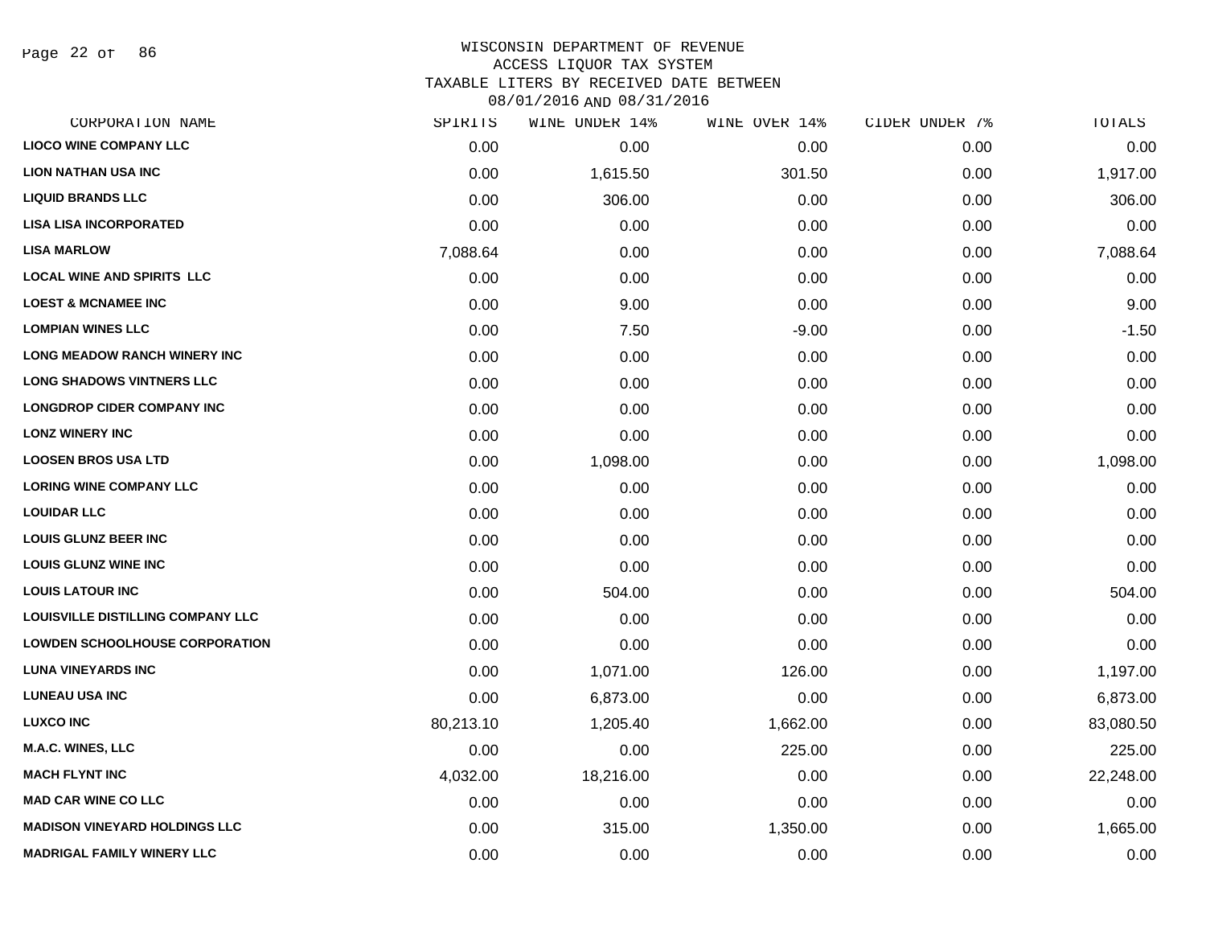# WISCONSIN DEPARTMENT OF REVENUE
## ACCESS LIQUOR TAX SYSTEM
## TAXABLE LITERS BY RECEIVED DATE BETWEEN 08/01/2016 AND 08/31/2016

| CORPORATION NAME | SPIRITS | WINE UNDER 14% | WINE OVER 14% | CIDER UNDER 7% | TOTALS |
|---|---|---|---|---|---|
| LIOCO WINE COMPANY LLC | 0.00 | 0.00 | 0.00 | 0.00 | 0.00 |
| LION NATHAN USA INC | 0.00 | 1,615.50 | 301.50 | 0.00 | 1,917.00 |
| LIQUID BRANDS LLC | 0.00 | 306.00 | 0.00 | 0.00 | 306.00 |
| LISA LISA INCORPORATED | 0.00 | 0.00 | 0.00 | 0.00 | 0.00 |
| LISA MARLOW | 7,088.64 | 0.00 | 0.00 | 0.00 | 7,088.64 |
| LOCAL WINE AND SPIRITS LLC | 0.00 | 0.00 | 0.00 | 0.00 | 0.00 |
| LOEST & MCNAMEE INC | 0.00 | 9.00 | 0.00 | 0.00 | 9.00 |
| LOMPIAN WINES LLC | 0.00 | 7.50 | -9.00 | 0.00 | -1.50 |
| LONG MEADOW RANCH WINERY INC | 0.00 | 0.00 | 0.00 | 0.00 | 0.00 |
| LONG SHADOWS VINTNERS LLC | 0.00 | 0.00 | 0.00 | 0.00 | 0.00 |
| LONGDROP CIDER COMPANY INC | 0.00 | 0.00 | 0.00 | 0.00 | 0.00 |
| LONZ WINERY INC | 0.00 | 0.00 | 0.00 | 0.00 | 0.00 |
| LOOSEN BROS USA LTD | 0.00 | 1,098.00 | 0.00 | 0.00 | 1,098.00 |
| LORING WINE COMPANY LLC | 0.00 | 0.00 | 0.00 | 0.00 | 0.00 |
| LOUIDAR LLC | 0.00 | 0.00 | 0.00 | 0.00 | 0.00 |
| LOUIS GLUNZ BEER INC | 0.00 | 0.00 | 0.00 | 0.00 | 0.00 |
| LOUIS GLUNZ WINE INC | 0.00 | 0.00 | 0.00 | 0.00 | 0.00 |
| LOUIS LATOUR INC | 0.00 | 504.00 | 0.00 | 0.00 | 504.00 |
| LOUISVILLE DISTILLING COMPANY LLC | 0.00 | 0.00 | 0.00 | 0.00 | 0.00 |
| LOWDEN SCHOOLHOUSE CORPORATION | 0.00 | 0.00 | 0.00 | 0.00 | 0.00 |
| LUNA VINEYARDS INC | 0.00 | 1,071.00 | 126.00 | 0.00 | 1,197.00 |
| LUNEAU USA INC | 0.00 | 6,873.00 | 0.00 | 0.00 | 6,873.00 |
| LUXCO INC | 80,213.10 | 1,205.40 | 1,662.00 | 0.00 | 83,080.50 |
| M.A.C. WINES, LLC | 0.00 | 0.00 | 225.00 | 0.00 | 225.00 |
| MACH FLYNT INC | 4,032.00 | 18,216.00 | 0.00 | 0.00 | 22,248.00 |
| MAD CAR WINE CO LLC | 0.00 | 0.00 | 0.00 | 0.00 | 0.00 |
| MADISON VINEYARD HOLDINGS LLC | 0.00 | 315.00 | 1,350.00 | 0.00 | 1,665.00 |
| MADRIGAL FAMILY WINERY LLC | 0.00 | 0.00 | 0.00 | 0.00 | 0.00 |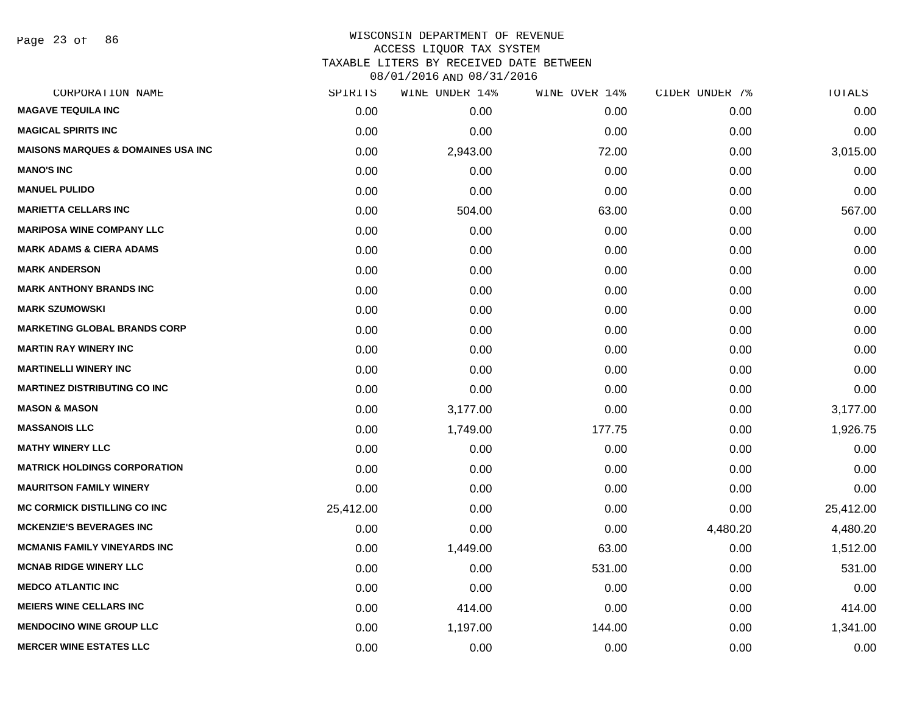WISCONSIN DEPARTMENT OF REVENUE
ACCESS LIQUOR TAX SYSTEM
TAXABLE LITERS BY RECEIVED DATE BETWEEN
08/01/2016 AND 08/31/2016

| CORPORATION NAME | SPIRITS | WINE UNDER 14% | WINE OVER 14% | CIDER UNDER 7% | TOTALS |
|---|---|---|---|---|---|
| **MAGAVE TEQUILA INC** | 0.00 | 0.00 | 0.00 | 0.00 | 0.00 |
| **MAGICAL SPIRITS INC** | 0.00 | 0.00 | 0.00 | 0.00 | 0.00 |
| **MAISONS MARQUES & DOMAINES USA INC** | 0.00 | 2,943.00 | 72.00 | 0.00 | 3,015.00 |
| **MANO'S INC** | 0.00 | 0.00 | 0.00 | 0.00 | 0.00 |
| **MANUEL PULIDO** | 0.00 | 0.00 | 0.00 | 0.00 | 0.00 |
| **MARIETTA CELLARS INC** | 0.00 | 504.00 | 63.00 | 0.00 | 567.00 |
| **MARIPOSA WINE COMPANY LLC** | 0.00 | 0.00 | 0.00 | 0.00 | 0.00 |
| **MARK ADAMS & CIERA ADAMS** | 0.00 | 0.00 | 0.00 | 0.00 | 0.00 |
| **MARK ANDERSON** | 0.00 | 0.00 | 0.00 | 0.00 | 0.00 |
| **MARK ANTHONY BRANDS INC** | 0.00 | 0.00 | 0.00 | 0.00 | 0.00 |
| **MARK SZUMOWSKI** | 0.00 | 0.00 | 0.00 | 0.00 | 0.00 |
| **MARKETING GLOBAL BRANDS CORP** | 0.00 | 0.00 | 0.00 | 0.00 | 0.00 |
| **MARTIN RAY WINERY INC** | 0.00 | 0.00 | 0.00 | 0.00 | 0.00 |
| **MARTINELLI WINERY INC** | 0.00 | 0.00 | 0.00 | 0.00 | 0.00 |
| **MARTINEZ DISTRIBUTING CO INC** | 0.00 | 0.00 | 0.00 | 0.00 | 0.00 |
| **MASON & MASON** | 0.00 | 3,177.00 | 0.00 | 0.00 | 3,177.00 |
| **MASSANOIS LLC** | 0.00 | 1,749.00 | 177.75 | 0.00 | 1,926.75 |
| **MATHY WINERY LLC** | 0.00 | 0.00 | 0.00 | 0.00 | 0.00 |
| **MATRICK HOLDINGS CORPORATION** | 0.00 | 0.00 | 0.00 | 0.00 | 0.00 |
| **MAURITSON FAMILY WINERY** | 0.00 | 0.00 | 0.00 | 0.00 | 0.00 |
| **MC CORMICK DISTILLING CO INC** | 25,412.00 | 0.00 | 0.00 | 0.00 | 25,412.00 |
| **MCKENZIE'S BEVERAGES INC** | 0.00 | 0.00 | 0.00 | 4,480.20 | 4,480.20 |
| **MCMANIS FAMILY VINEYARDS INC** | 0.00 | 1,449.00 | 63.00 | 0.00 | 1,512.00 |
| **MCNAB RIDGE WINERY LLC** | 0.00 | 0.00 | 531.00 | 0.00 | 531.00 |
| **MEDCO ATLANTIC INC** | 0.00 | 0.00 | 0.00 | 0.00 | 0.00 |
| **MEIERS WINE CELLARS INC** | 0.00 | 414.00 | 0.00 | 0.00 | 414.00 |
| **MENDOCINO WINE GROUP LLC** | 0.00 | 1,197.00 | 144.00 | 0.00 | 1,341.00 |
| **MERCER WINE ESTATES LLC** | 0.00 | 0.00 | 0.00 | 0.00 | 0.00 |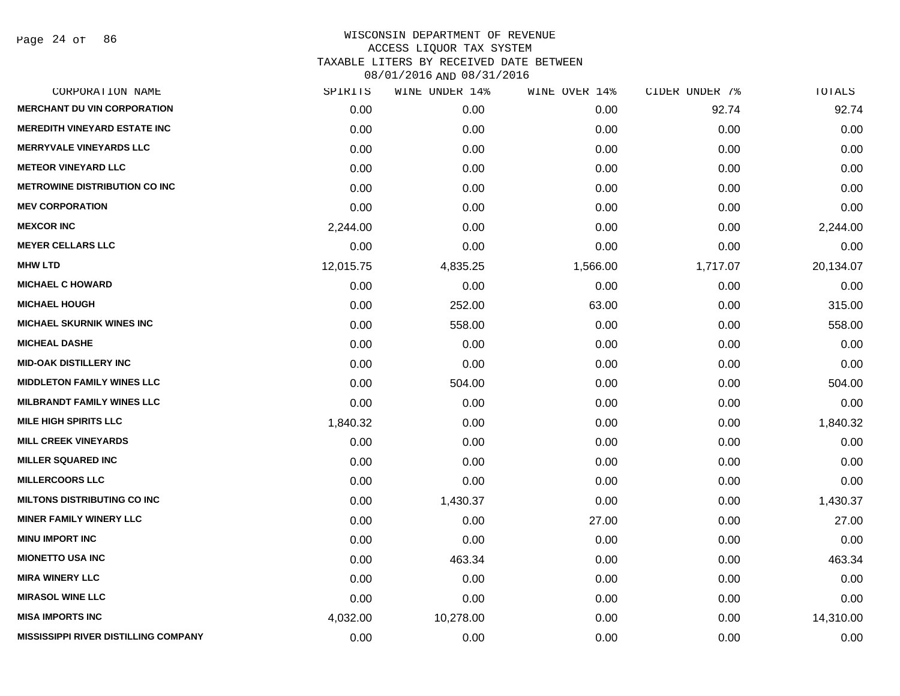WISCONSIN DEPARTMENT OF REVENUE
ACCESS LIQUOR TAX SYSTEM
TAXABLE LITERS BY RECEIVED DATE BETWEEN
08/01/2016 AND 08/31/2016

| CORPORATION NAME | SPIRITS | WINE UNDER 14% | WINE OVER 14% | CIDER UNDER 7% | TOTALS |
|---|---|---|---|---|---|
| MERCHANT DU VIN CORPORATION | 0.00 | 0.00 | 0.00 | 92.74 | 92.74 |
| MEREDITH VINEYARD ESTATE INC | 0.00 | 0.00 | 0.00 | 0.00 | 0.00 |
| MERRYVALE VINEYARDS LLC | 0.00 | 0.00 | 0.00 | 0.00 | 0.00 |
| METEOR VINEYARD LLC | 0.00 | 0.00 | 0.00 | 0.00 | 0.00 |
| METROWINE DISTRIBUTION CO INC | 0.00 | 0.00 | 0.00 | 0.00 | 0.00 |
| MEV CORPORATION | 0.00 | 0.00 | 0.00 | 0.00 | 0.00 |
| MEXCOR INC | 2,244.00 | 0.00 | 0.00 | 0.00 | 2,244.00 |
| MEYER CELLARS LLC | 0.00 | 0.00 | 0.00 | 0.00 | 0.00 |
| MHW LTD | 12,015.75 | 4,835.25 | 1,566.00 | 1,717.07 | 20,134.07 |
| MICHAEL C HOWARD | 0.00 | 0.00 | 0.00 | 0.00 | 0.00 |
| MICHAEL HOUGH | 0.00 | 252.00 | 63.00 | 0.00 | 315.00 |
| MICHAEL SKURNIK WINES INC | 0.00 | 558.00 | 0.00 | 0.00 | 558.00 |
| MICHEAL DASHE | 0.00 | 0.00 | 0.00 | 0.00 | 0.00 |
| MID-OAK DISTILLERY INC | 0.00 | 0.00 | 0.00 | 0.00 | 0.00 |
| MIDDLETON FAMILY WINES LLC | 0.00 | 504.00 | 0.00 | 0.00 | 504.00 |
| MILBRANDT FAMILY WINES LLC | 0.00 | 0.00 | 0.00 | 0.00 | 0.00 |
| MILE HIGH SPIRITS LLC | 1,840.32 | 0.00 | 0.00 | 0.00 | 1,840.32 |
| MILL CREEK VINEYARDS | 0.00 | 0.00 | 0.00 | 0.00 | 0.00 |
| MILLER SQUARED INC | 0.00 | 0.00 | 0.00 | 0.00 | 0.00 |
| MILLERCOORS LLC | 0.00 | 0.00 | 0.00 | 0.00 | 0.00 |
| MILTONS DISTRIBUTING CO INC | 0.00 | 1,430.37 | 0.00 | 0.00 | 1,430.37 |
| MINER FAMILY WINERY LLC | 0.00 | 0.00 | 27.00 | 0.00 | 27.00 |
| MINU IMPORT INC | 0.00 | 0.00 | 0.00 | 0.00 | 0.00 |
| MIONETTO USA INC | 0.00 | 463.34 | 0.00 | 0.00 | 463.34 |
| MIRA WINERY LLC | 0.00 | 0.00 | 0.00 | 0.00 | 0.00 |
| MIRASOL WINE LLC | 0.00 | 0.00 | 0.00 | 0.00 | 0.00 |
| MISA IMPORTS INC | 4,032.00 | 10,278.00 | 0.00 | 0.00 | 14,310.00 |
| MISSISSIPPI RIVER DISTILLING COMPANY | 0.00 | 0.00 | 0.00 | 0.00 | 0.00 |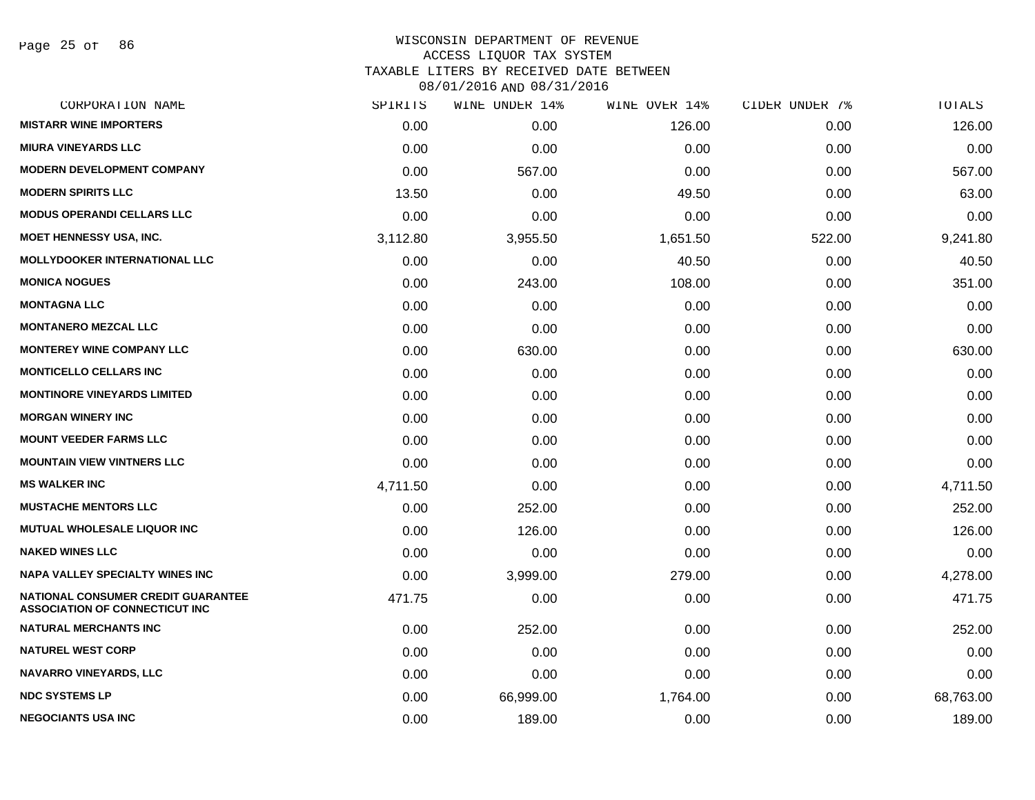# WISCONSIN DEPARTMENT OF REVENUE
## ACCESS LIQUOR TAX SYSTEM
### TAXABLE LITERS BY RECEIVED DATE BETWEEN 08/01/2016 AND 08/31/2016

| CORPORATION NAME | SPIRITS | WINE UNDER 14% | WINE OVER 14% | CIDER UNDER 7% | TOTALS |
|---|---|---|---|---|---|
| MISTARR WINE IMPORTERS | 0.00 | 0.00 | 126.00 | 0.00 | 126.00 |
| MIURA VINEYARDS LLC | 0.00 | 0.00 | 0.00 | 0.00 | 0.00 |
| MODERN DEVELOPMENT COMPANY | 0.00 | 567.00 | 0.00 | 0.00 | 567.00 |
| MODERN SPIRITS LLC | 13.50 | 0.00 | 49.50 | 0.00 | 63.00 |
| MODUS OPERANDI CELLARS LLC | 0.00 | 0.00 | 0.00 | 0.00 | 0.00 |
| MOET HENNESSY USA, INC. | 3,112.80 | 3,955.50 | 1,651.50 | 522.00 | 9,241.80 |
| MOLLYDOOKER INTERNATIONAL LLC | 0.00 | 0.00 | 40.50 | 0.00 | 40.50 |
| MONICA NOGUES | 0.00 | 243.00 | 108.00 | 0.00 | 351.00 |
| MONTAGNA LLC | 0.00 | 0.00 | 0.00 | 0.00 | 0.00 |
| MONTANERO MEZCAL LLC | 0.00 | 0.00 | 0.00 | 0.00 | 0.00 |
| MONTEREY WINE COMPANY LLC | 0.00 | 630.00 | 0.00 | 0.00 | 630.00 |
| MONTICELLO CELLARS INC | 0.00 | 0.00 | 0.00 | 0.00 | 0.00 |
| MONTINORE VINEYARDS LIMITED | 0.00 | 0.00 | 0.00 | 0.00 | 0.00 |
| MORGAN WINERY INC | 0.00 | 0.00 | 0.00 | 0.00 | 0.00 |
| MOUNT VEEDER FARMS LLC | 0.00 | 0.00 | 0.00 | 0.00 | 0.00 |
| MOUNTAIN VIEW VINTNERS LLC | 0.00 | 0.00 | 0.00 | 0.00 | 0.00 |
| MS WALKER INC | 4,711.50 | 0.00 | 0.00 | 0.00 | 4,711.50 |
| MUSTACHE MENTORS LLC | 0.00 | 252.00 | 0.00 | 0.00 | 252.00 |
| MUTUAL WHOLESALE LIQUOR INC | 0.00 | 126.00 | 0.00 | 0.00 | 126.00 |
| NAKED WINES LLC | 0.00 | 0.00 | 0.00 | 0.00 | 0.00 |
| NAPA VALLEY SPECIALTY WINES INC | 0.00 | 3,999.00 | 279.00 | 0.00 | 4,278.00 |
| NATIONAL CONSUMER CREDIT GUARANTEE ASSOCIATION OF CONNECTICUT INC | 471.75 | 0.00 | 0.00 | 0.00 | 471.75 |
| NATURAL MERCHANTS INC | 0.00 | 252.00 | 0.00 | 0.00 | 252.00 |
| NATUREL WEST CORP | 0.00 | 0.00 | 0.00 | 0.00 | 0.00 |
| NAVARRO VINEYARDS, LLC | 0.00 | 0.00 | 0.00 | 0.00 | 0.00 |
| NDC SYSTEMS LP | 0.00 | 66,999.00 | 1,764.00 | 0.00 | 68,763.00 |
| NEGOCIANTS USA INC | 0.00 | 189.00 | 0.00 | 0.00 | 189.00 |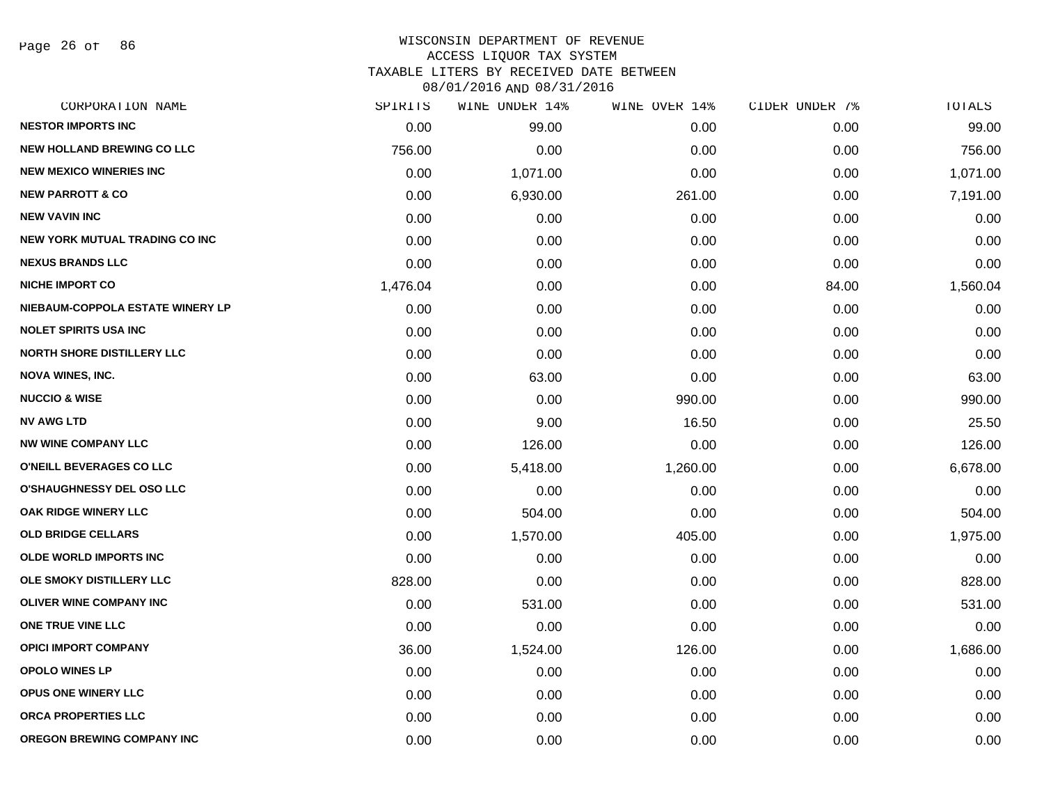# WISCONSIN DEPARTMENT OF REVENUE
## ACCESS LIQUOR TAX SYSTEM
## TAXABLE LITERS BY RECEIVED DATE BETWEEN 08/01/2016 AND 08/31/2016

| CORPORATION NAME | SPIRITS | WINE UNDER 14% | WINE OVER 14% | CIDER UNDER 7% | TOTALS |
|---|---|---|---|---|---|
| NESTOR IMPORTS INC | 0.00 | 99.00 | 0.00 | 0.00 | 99.00 |
| NEW HOLLAND BREWING CO LLC | 756.00 | 0.00 | 0.00 | 0.00 | 756.00 |
| NEW MEXICO WINERIES INC | 0.00 | 1,071.00 | 0.00 | 0.00 | 1,071.00 |
| NEW PARROTT & CO | 0.00 | 6,930.00 | 261.00 | 0.00 | 7,191.00 |
| NEW VAVIN INC | 0.00 | 0.00 | 0.00 | 0.00 | 0.00 |
| NEW YORK MUTUAL TRADING CO INC | 0.00 | 0.00 | 0.00 | 0.00 | 0.00 |
| NEXUS BRANDS LLC | 0.00 | 0.00 | 0.00 | 0.00 | 0.00 |
| NICHE IMPORT CO | 1,476.04 | 0.00 | 0.00 | 84.00 | 1,560.04 |
| NIEBAUM-COPPOLA ESTATE WINERY LP | 0.00 | 0.00 | 0.00 | 0.00 | 0.00 |
| NOLET SPIRITS USA INC | 0.00 | 0.00 | 0.00 | 0.00 | 0.00 |
| NORTH SHORE DISTILLERY LLC | 0.00 | 0.00 | 0.00 | 0.00 | 0.00 |
| NOVA WINES, INC. | 0.00 | 63.00 | 0.00 | 0.00 | 63.00 |
| NUCCIO & WISE | 0.00 | 0.00 | 990.00 | 0.00 | 990.00 |
| NV AWG LTD | 0.00 | 9.00 | 16.50 | 0.00 | 25.50 |
| NW WINE COMPANY LLC | 0.00 | 126.00 | 0.00 | 0.00 | 126.00 |
| O'NEILL BEVERAGES CO LLC | 0.00 | 5,418.00 | 1,260.00 | 0.00 | 6,678.00 |
| O'SHAUGHNESSY DEL OSO LLC | 0.00 | 0.00 | 0.00 | 0.00 | 0.00 |
| OAK RIDGE WINERY LLC | 0.00 | 504.00 | 0.00 | 0.00 | 504.00 |
| OLD BRIDGE CELLARS | 0.00 | 1,570.00 | 405.00 | 0.00 | 1,975.00 |
| OLDE WORLD IMPORTS INC | 0.00 | 0.00 | 0.00 | 0.00 | 0.00 |
| OLE SMOKY DISTILLERY LLC | 828.00 | 0.00 | 0.00 | 0.00 | 828.00 |
| OLIVER WINE COMPANY INC | 0.00 | 531.00 | 0.00 | 0.00 | 531.00 |
| ONE TRUE VINE LLC | 0.00 | 0.00 | 0.00 | 0.00 | 0.00 |
| OPICI IMPORT COMPANY | 36.00 | 1,524.00 | 126.00 | 0.00 | 1,686.00 |
| OPOLO WINES LP | 0.00 | 0.00 | 0.00 | 0.00 | 0.00 |
| OPUS ONE WINERY LLC | 0.00 | 0.00 | 0.00 | 0.00 | 0.00 |
| ORCA PROPERTIES LLC | 0.00 | 0.00 | 0.00 | 0.00 | 0.00 |
| OREGON BREWING COMPANY INC | 0.00 | 0.00 | 0.00 | 0.00 | 0.00 |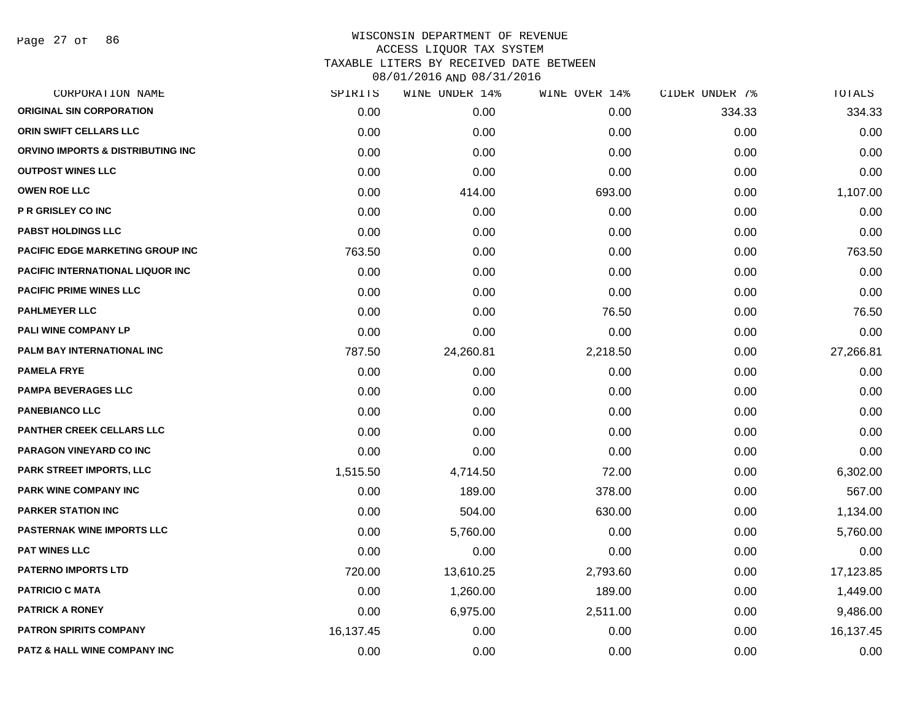# WISCONSIN DEPARTMENT OF REVENUE
## ACCESS LIQUOR TAX SYSTEM
### TAXABLE LITERS BY RECEIVED DATE BETWEEN 08/01/2016 AND 08/31/2016

| CORPORATION NAME | SPIRITS | WINE UNDER 14% | WINE OVER 14% | CIDER UNDER 7% | TOTALS |
|---|---|---|---|---|---|
| ORIGINAL SIN CORPORATION | 0.00 | 0.00 | 0.00 | 334.33 | 334.33 |
| ORIN SWIFT CELLARS LLC | 0.00 | 0.00 | 0.00 | 0.00 | 0.00 |
| ORVINO IMPORTS & DISTRIBUTING INC | 0.00 | 0.00 | 0.00 | 0.00 | 0.00 |
| OUTPOST WINES LLC | 0.00 | 0.00 | 0.00 | 0.00 | 0.00 |
| OWEN ROE LLC | 0.00 | 414.00 | 693.00 | 0.00 | 1,107.00 |
| P R GRISLEY CO INC | 0.00 | 0.00 | 0.00 | 0.00 | 0.00 |
| PABST HOLDINGS LLC | 0.00 | 0.00 | 0.00 | 0.00 | 0.00 |
| PACIFIC EDGE MARKETING GROUP INC | 763.50 | 0.00 | 0.00 | 0.00 | 763.50 |
| PACIFIC INTERNATIONAL LIQUOR INC | 0.00 | 0.00 | 0.00 | 0.00 | 0.00 |
| PACIFIC PRIME WINES LLC | 0.00 | 0.00 | 0.00 | 0.00 | 0.00 |
| PAHLMEYER LLC | 0.00 | 0.00 | 76.50 | 0.00 | 76.50 |
| PALI WINE COMPANY LP | 0.00 | 0.00 | 0.00 | 0.00 | 0.00 |
| PALM BAY INTERNATIONAL INC | 787.50 | 24,260.81 | 2,218.50 | 0.00 | 27,266.81 |
| PAMELA FRYE | 0.00 | 0.00 | 0.00 | 0.00 | 0.00 |
| PAMPA BEVERAGES LLC | 0.00 | 0.00 | 0.00 | 0.00 | 0.00 |
| PANEBIANCO LLC | 0.00 | 0.00 | 0.00 | 0.00 | 0.00 |
| PANTHER CREEK CELLARS LLC | 0.00 | 0.00 | 0.00 | 0.00 | 0.00 |
| PARAGON VINEYARD CO INC | 0.00 | 0.00 | 0.00 | 0.00 | 0.00 |
| PARK STREET IMPORTS, LLC | 1,515.50 | 4,714.50 | 72.00 | 0.00 | 6,302.00 |
| PARK WINE COMPANY INC | 0.00 | 189.00 | 378.00 | 0.00 | 567.00 |
| PARKER STATION INC | 0.00 | 504.00 | 630.00 | 0.00 | 1,134.00 |
| PASTERNAK WINE IMPORTS LLC | 0.00 | 5,760.00 | 0.00 | 0.00 | 5,760.00 |
| PAT WINES LLC | 0.00 | 0.00 | 0.00 | 0.00 | 0.00 |
| PATERNO IMPORTS LTD | 720.00 | 13,610.25 | 2,793.60 | 0.00 | 17,123.85 |
| PATRICIO C MATA | 0.00 | 1,260.00 | 189.00 | 0.00 | 1,449.00 |
| PATRICK A RONEY | 0.00 | 6,975.00 | 2,511.00 | 0.00 | 9,486.00 |
| PATRON SPIRITS COMPANY | 16,137.45 | 0.00 | 0.00 | 0.00 | 16,137.45 |
| PATZ & HALL WINE COMPANY INC | 0.00 | 0.00 | 0.00 | 0.00 | 0.00 |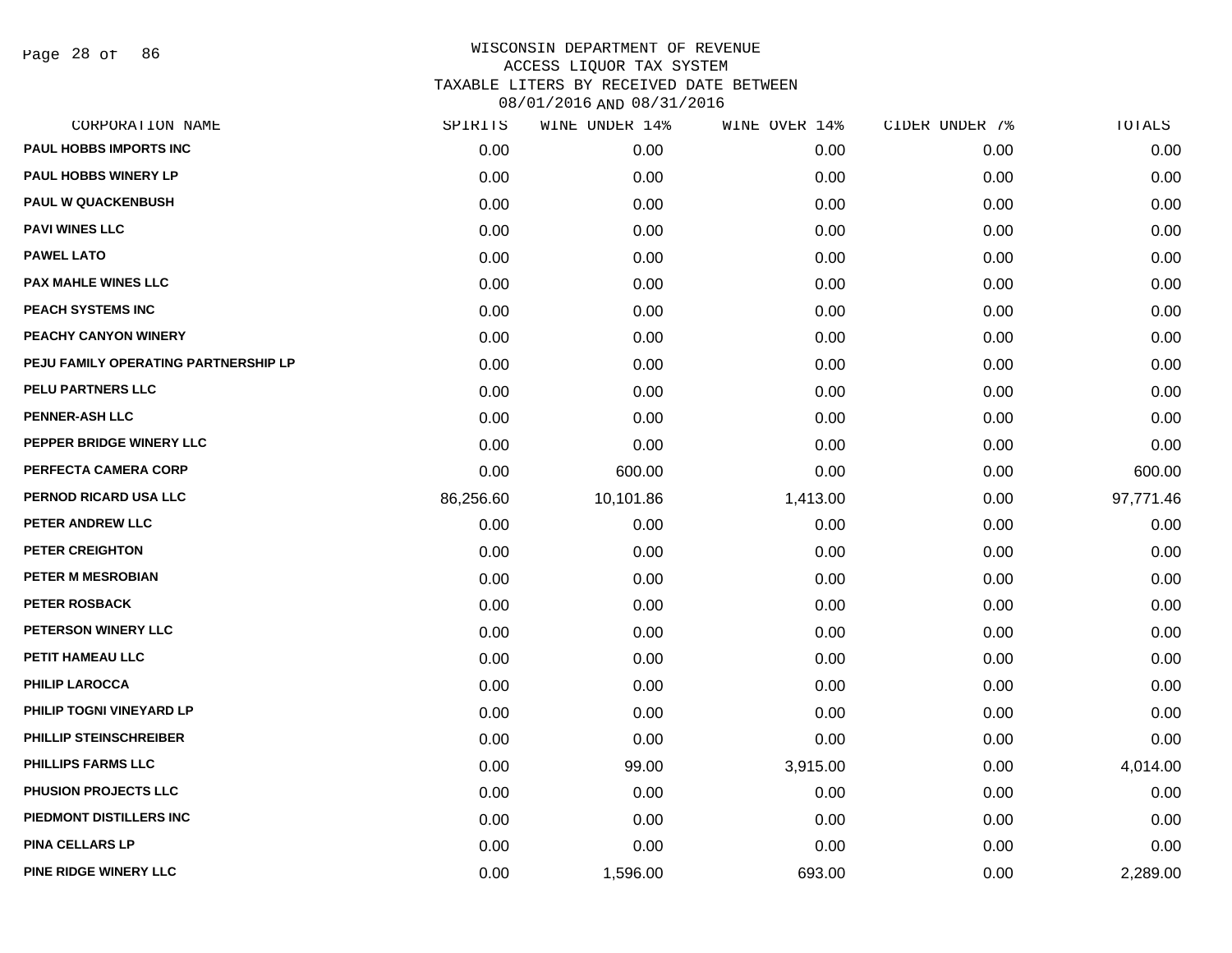# WISCONSIN DEPARTMENT OF REVENUE
## ACCESS LIQUOR TAX SYSTEM
## TAXABLE LITERS BY RECEIVED DATE BETWEEN 08/01/2016 AND 08/31/2016

| CORPORATION NAME | SPIRITS | WINE UNDER 14% | WINE OVER 14% | CIDER UNDER 7% | TOTALS |
|---|---|---|---|---|---|
| PAUL HOBBS IMPORTS INC | 0.00 | 0.00 | 0.00 | 0.00 | 0.00 |
| PAUL HOBBS WINERY LP | 0.00 | 0.00 | 0.00 | 0.00 | 0.00 |
| PAUL W QUACKENBUSH | 0.00 | 0.00 | 0.00 | 0.00 | 0.00 |
| PAVI WINES LLC | 0.00 | 0.00 | 0.00 | 0.00 | 0.00 |
| PAWEL LATO | 0.00 | 0.00 | 0.00 | 0.00 | 0.00 |
| PAX MAHLE WINES LLC | 0.00 | 0.00 | 0.00 | 0.00 | 0.00 |
| PEACH SYSTEMS INC | 0.00 | 0.00 | 0.00 | 0.00 | 0.00 |
| PEACHY CANYON WINERY | 0.00 | 0.00 | 0.00 | 0.00 | 0.00 |
| PEJU FAMILY OPERATING PARTNERSHIP LP | 0.00 | 0.00 | 0.00 | 0.00 | 0.00 |
| PELU PARTNERS LLC | 0.00 | 0.00 | 0.00 | 0.00 | 0.00 |
| PENNER-ASH LLC | 0.00 | 0.00 | 0.00 | 0.00 | 0.00 |
| PEPPER BRIDGE WINERY LLC | 0.00 | 0.00 | 0.00 | 0.00 | 0.00 |
| PERFECTA CAMERA CORP | 0.00 | 600.00 | 0.00 | 0.00 | 600.00 |
| PERNOD RICARD USA LLC | 86,256.60 | 10,101.86 | 1,413.00 | 0.00 | 97,771.46 |
| PETER ANDREW LLC | 0.00 | 0.00 | 0.00 | 0.00 | 0.00 |
| PETER CREIGHTON | 0.00 | 0.00 | 0.00 | 0.00 | 0.00 |
| PETER M MESROBIAN | 0.00 | 0.00 | 0.00 | 0.00 | 0.00 |
| PETER ROSBACK | 0.00 | 0.00 | 0.00 | 0.00 | 0.00 |
| PETERSON WINERY LLC | 0.00 | 0.00 | 0.00 | 0.00 | 0.00 |
| PETIT HAMEAU LLC | 0.00 | 0.00 | 0.00 | 0.00 | 0.00 |
| PHILIP LAROCCA | 0.00 | 0.00 | 0.00 | 0.00 | 0.00 |
| PHILIP TOGNI VINEYARD LP | 0.00 | 0.00 | 0.00 | 0.00 | 0.00 |
| PHILLIP STEINSCHREIBER | 0.00 | 0.00 | 0.00 | 0.00 | 0.00 |
| PHILLIPS FARMS LLC | 0.00 | 99.00 | 3,915.00 | 0.00 | 4,014.00 |
| PHUSION PROJECTS LLC | 0.00 | 0.00 | 0.00 | 0.00 | 0.00 |
| PIEDMONT DISTILLERS INC | 0.00 | 0.00 | 0.00 | 0.00 | 0.00 |
| PINA CELLARS LP | 0.00 | 0.00 | 0.00 | 0.00 | 0.00 |
| PINE RIDGE WINERY LLC | 0.00 | 1,596.00 | 693.00 | 0.00 | 2,289.00 |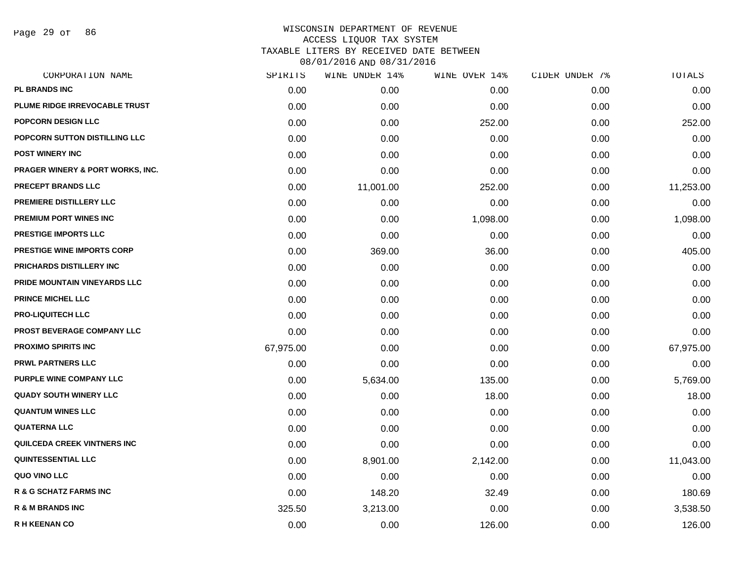WISCONSIN DEPARTMENT OF REVENUE
ACCESS LIQUOR TAX SYSTEM
TAXABLE LITERS BY RECEIVED DATE BETWEEN
08/01/2016 AND 08/31/2016

| CORPORATION NAME | SPIRITS | WINE UNDER 14% | WINE OVER 14% | CIDER UNDER 7% | TOTALS |
|---|---|---|---|---|---|
| PL BRANDS INC | 0.00 | 0.00 | 0.00 | 0.00 | 0.00 |
| PLUME RIDGE IRREVOCABLE TRUST | 0.00 | 0.00 | 0.00 | 0.00 | 0.00 |
| POPCORN DESIGN LLC | 0.00 | 0.00 | 252.00 | 0.00 | 252.00 |
| POPCORN SUTTON DISTILLING LLC | 0.00 | 0.00 | 0.00 | 0.00 | 0.00 |
| POST WINERY INC | 0.00 | 0.00 | 0.00 | 0.00 | 0.00 |
| PRAGER WINERY & PORT WORKS, INC. | 0.00 | 0.00 | 0.00 | 0.00 | 0.00 |
| PRECEPT BRANDS LLC | 0.00 | 11,001.00 | 252.00 | 0.00 | 11,253.00 |
| PREMIERE DISTILLERY LLC | 0.00 | 0.00 | 0.00 | 0.00 | 0.00 |
| PREMIUM PORT WINES INC | 0.00 | 0.00 | 1,098.00 | 0.00 | 1,098.00 |
| PRESTIGE IMPORTS LLC | 0.00 | 0.00 | 0.00 | 0.00 | 0.00 |
| PRESTIGE WINE IMPORTS CORP | 0.00 | 369.00 | 36.00 | 0.00 | 405.00 |
| PRICHARDS DISTILLERY INC | 0.00 | 0.00 | 0.00 | 0.00 | 0.00 |
| PRIDE MOUNTAIN VINEYARDS LLC | 0.00 | 0.00 | 0.00 | 0.00 | 0.00 |
| PRINCE MICHEL LLC | 0.00 | 0.00 | 0.00 | 0.00 | 0.00 |
| PRO-LIQUITECH LLC | 0.00 | 0.00 | 0.00 | 0.00 | 0.00 |
| PROST BEVERAGE COMPANY LLC | 0.00 | 0.00 | 0.00 | 0.00 | 0.00 |
| PROXIMO SPIRITS INC | 67,975.00 | 0.00 | 0.00 | 0.00 | 67,975.00 |
| PRWL PARTNERS LLC | 0.00 | 0.00 | 0.00 | 0.00 | 0.00 |
| PURPLE WINE COMPANY LLC | 0.00 | 5,634.00 | 135.00 | 0.00 | 5,769.00 |
| QUADY SOUTH WINERY LLC | 0.00 | 0.00 | 18.00 | 0.00 | 18.00 |
| QUANTUM WINES LLC | 0.00 | 0.00 | 0.00 | 0.00 | 0.00 |
| QUATERNA LLC | 0.00 | 0.00 | 0.00 | 0.00 | 0.00 |
| QUILCEDA CREEK VINTNERS INC | 0.00 | 0.00 | 0.00 | 0.00 | 0.00 |
| QUINTESSENTIAL LLC | 0.00 | 8,901.00 | 2,142.00 | 0.00 | 11,043.00 |
| QUO VINO LLC | 0.00 | 0.00 | 0.00 | 0.00 | 0.00 |
| R & G SCHATZ FARMS INC | 0.00 | 148.20 | 32.49 | 0.00 | 180.69 |
| R & M BRANDS INC | 325.50 | 3,213.00 | 0.00 | 0.00 | 3,538.50 |
| R H KEENAN CO | 0.00 | 0.00 | 126.00 | 0.00 | 126.00 |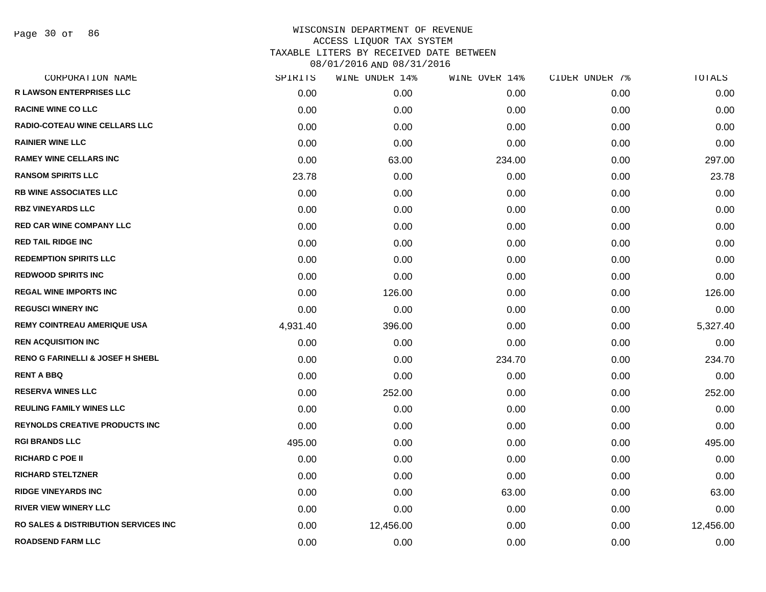WISCONSIN DEPARTMENT OF REVENUE
ACCESS LIQUOR TAX SYSTEM
TAXABLE LITERS BY RECEIVED DATE BETWEEN
08/01/2016 AND 08/31/2016

| CORPORATION NAME | SPIRITS | WINE UNDER 14% | WINE OVER 14% | CIDER UNDER 7% | TOTALS |
|---|---|---|---|---|---|
| R LAWSON ENTERPRISES LLC | 0.00 | 0.00 | 0.00 | 0.00 | 0.00 |
| RACINE WINE CO LLC | 0.00 | 0.00 | 0.00 | 0.00 | 0.00 |
| RADIO-COTEAU WINE CELLARS LLC | 0.00 | 0.00 | 0.00 | 0.00 | 0.00 |
| RAINIER WINE LLC | 0.00 | 0.00 | 0.00 | 0.00 | 0.00 |
| RAMEY WINE CELLARS INC | 0.00 | 63.00 | 234.00 | 0.00 | 297.00 |
| RANSOM SPIRITS LLC | 23.78 | 0.00 | 0.00 | 0.00 | 23.78 |
| RB WINE ASSOCIATES LLC | 0.00 | 0.00 | 0.00 | 0.00 | 0.00 |
| RBZ VINEYARDS LLC | 0.00 | 0.00 | 0.00 | 0.00 | 0.00 |
| RED CAR WINE COMPANY LLC | 0.00 | 0.00 | 0.00 | 0.00 | 0.00 |
| RED TAIL RIDGE INC | 0.00 | 0.00 | 0.00 | 0.00 | 0.00 |
| REDEMPTION SPIRITS LLC | 0.00 | 0.00 | 0.00 | 0.00 | 0.00 |
| REDWOOD SPIRITS INC | 0.00 | 0.00 | 0.00 | 0.00 | 0.00 |
| REGAL WINE IMPORTS INC | 0.00 | 126.00 | 0.00 | 0.00 | 126.00 |
| REGUSCI WINERY INC | 0.00 | 0.00 | 0.00 | 0.00 | 0.00 |
| REMY COINTREAU AMERIQUE USA | 4,931.40 | 396.00 | 0.00 | 0.00 | 5,327.40 |
| REN ACQUISITION INC | 0.00 | 0.00 | 0.00 | 0.00 | 0.00 |
| RENO G FARINELLI & JOSEF H SHEBL | 0.00 | 0.00 | 234.70 | 0.00 | 234.70 |
| RENT A BBQ | 0.00 | 0.00 | 0.00 | 0.00 | 0.00 |
| RESERVA WINES LLC | 0.00 | 252.00 | 0.00 | 0.00 | 252.00 |
| REULING FAMILY WINES LLC | 0.00 | 0.00 | 0.00 | 0.00 | 0.00 |
| REYNOLDS CREATIVE PRODUCTS INC | 0.00 | 0.00 | 0.00 | 0.00 | 0.00 |
| RGI BRANDS LLC | 495.00 | 0.00 | 0.00 | 0.00 | 495.00 |
| RICHARD C POE II | 0.00 | 0.00 | 0.00 | 0.00 | 0.00 |
| RICHARD STELTZNER | 0.00 | 0.00 | 0.00 | 0.00 | 0.00 |
| RIDGE VINEYARDS INC | 0.00 | 0.00 | 63.00 | 0.00 | 63.00 |
| RIVER VIEW WINERY LLC | 0.00 | 0.00 | 0.00 | 0.00 | 0.00 |
| RO SALES & DISTRIBUTION SERVICES INC | 0.00 | 12,456.00 | 0.00 | 0.00 | 12,456.00 |
| ROADSEND FARM LLC | 0.00 | 0.00 | 0.00 | 0.00 | 0.00 |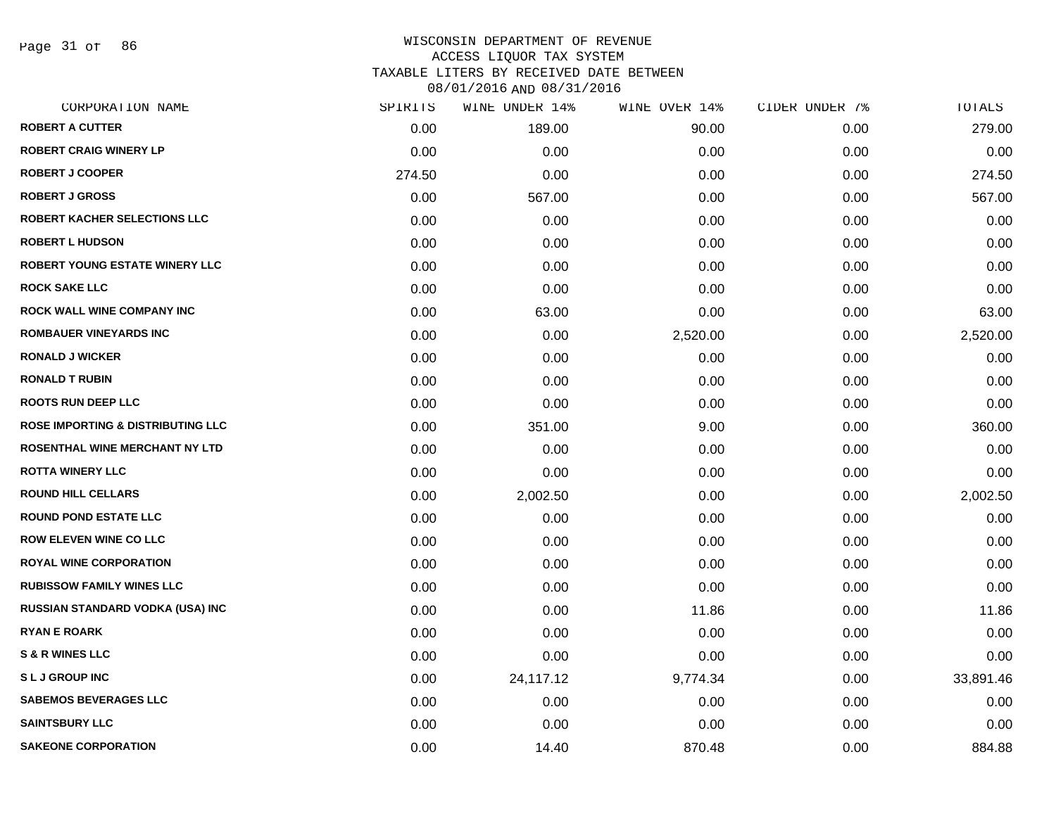WISCONSIN DEPARTMENT OF REVENUE
ACCESS LIQUOR TAX SYSTEM
TAXABLE LITERS BY RECEIVED DATE BETWEEN
08/01/2016 AND 08/31/2016

| CORPORATION NAME | SPIRITS | WINE UNDER 14% | WINE OVER 14% | CIDER UNDER 7% | TOTALS |
|---|---|---|---|---|---|
| ROBERT A CUTTER | 0.00 | 189.00 | 90.00 | 0.00 | 279.00 |
| ROBERT CRAIG WINERY LP | 0.00 | 0.00 | 0.00 | 0.00 | 0.00 |
| ROBERT J COOPER | 274.50 | 0.00 | 0.00 | 0.00 | 274.50 |
| ROBERT J GROSS | 0.00 | 567.00 | 0.00 | 0.00 | 567.00 |
| ROBERT KACHER SELECTIONS LLC | 0.00 | 0.00 | 0.00 | 0.00 | 0.00 |
| ROBERT L HUDSON | 0.00 | 0.00 | 0.00 | 0.00 | 0.00 |
| ROBERT YOUNG ESTATE WINERY LLC | 0.00 | 0.00 | 0.00 | 0.00 | 0.00 |
| ROCK SAKE LLC | 0.00 | 0.00 | 0.00 | 0.00 | 0.00 |
| ROCK WALL WINE COMPANY INC | 0.00 | 63.00 | 0.00 | 0.00 | 63.00 |
| ROMBAUER VINEYARDS INC | 0.00 | 0.00 | 2,520.00 | 0.00 | 2,520.00 |
| RONALD J WICKER | 0.00 | 0.00 | 0.00 | 0.00 | 0.00 |
| RONALD T RUBIN | 0.00 | 0.00 | 0.00 | 0.00 | 0.00 |
| ROOTS RUN DEEP LLC | 0.00 | 0.00 | 0.00 | 0.00 | 0.00 |
| ROSE IMPORTING & DISTRIBUTING LLC | 0.00 | 351.00 | 9.00 | 0.00 | 360.00 |
| ROSENTHAL WINE MERCHANT NY LTD | 0.00 | 0.00 | 0.00 | 0.00 | 0.00 |
| ROTTA WINERY LLC | 0.00 | 0.00 | 0.00 | 0.00 | 0.00 |
| ROUND HILL CELLARS | 0.00 | 2,002.50 | 0.00 | 0.00 | 2,002.50 |
| ROUND POND ESTATE LLC | 0.00 | 0.00 | 0.00 | 0.00 | 0.00 |
| ROW ELEVEN WINE CO LLC | 0.00 | 0.00 | 0.00 | 0.00 | 0.00 |
| ROYAL WINE CORPORATION | 0.00 | 0.00 | 0.00 | 0.00 | 0.00 |
| RUBISSOW FAMILY WINES LLC | 0.00 | 0.00 | 0.00 | 0.00 | 0.00 |
| RUSSIAN STANDARD VODKA (USA) INC | 0.00 | 0.00 | 11.86 | 0.00 | 11.86 |
| RYAN E ROARK | 0.00 | 0.00 | 0.00 | 0.00 | 0.00 |
| S & R WINES LLC | 0.00 | 0.00 | 0.00 | 0.00 | 0.00 |
| S L J GROUP INC | 0.00 | 24,117.12 | 9,774.34 | 0.00 | 33,891.46 |
| SABEMOS BEVERAGES LLC | 0.00 | 0.00 | 0.00 | 0.00 | 0.00 |
| SAINTSBURY LLC | 0.00 | 0.00 | 0.00 | 0.00 | 0.00 |
| SAKEONE CORPORATION | 0.00 | 14.40 | 870.48 | 0.00 | 884.88 |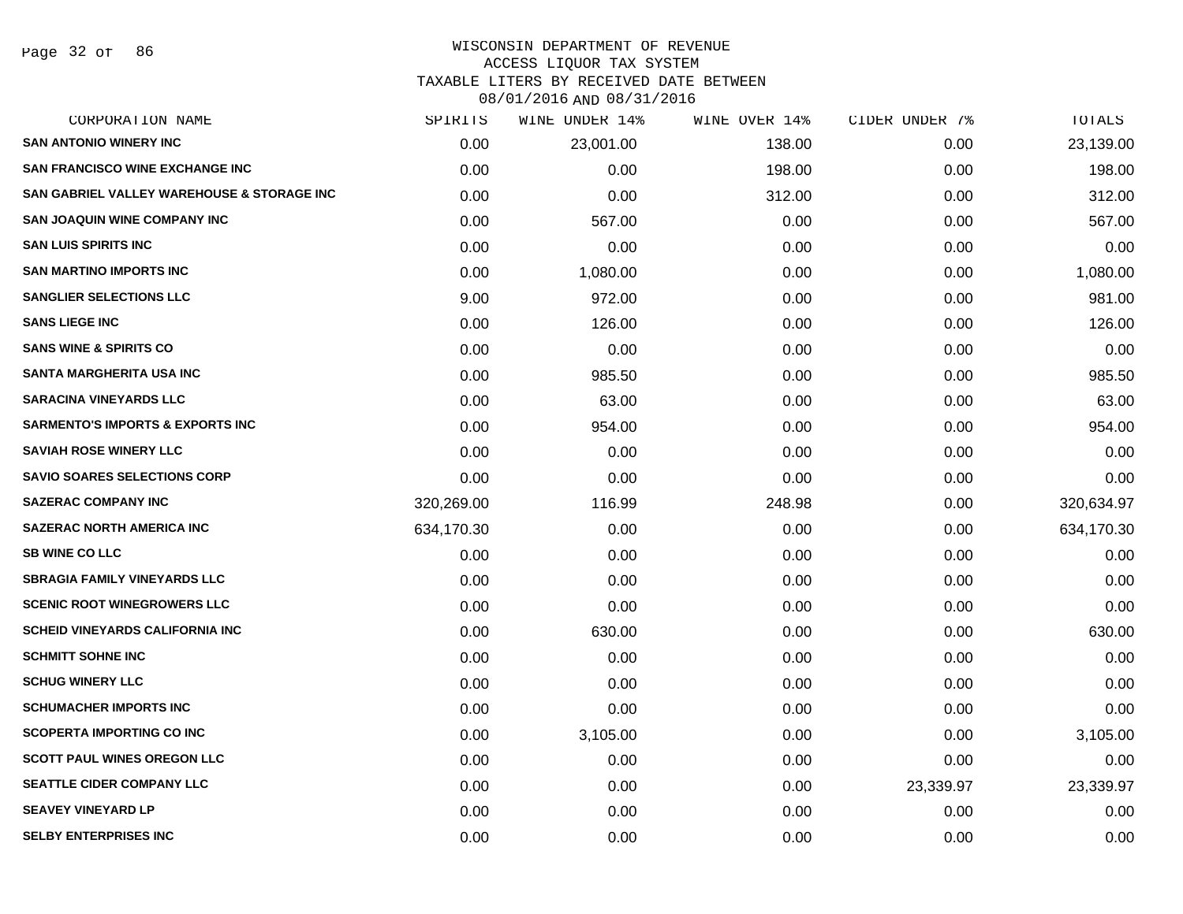WISCONSIN DEPARTMENT OF REVENUE
ACCESS LIQUOR TAX SYSTEM
TAXABLE LITERS BY RECEIVED DATE BETWEEN
08/01/2016 AND 08/31/2016

| CORPORATION NAME | SPIRITS | WINE UNDER 14% | WINE OVER 14% | CIDER UNDER 7% | TOTALS |
|---|---|---|---|---|---|
| SAN ANTONIO WINERY INC | 0.00 | 23,001.00 | 138.00 | 0.00 | 23,139.00 |
| SAN FRANCISCO WINE EXCHANGE INC | 0.00 | 0.00 | 198.00 | 0.00 | 198.00 |
| SAN GABRIEL VALLEY WAREHOUSE & STORAGE INC | 0.00 | 0.00 | 312.00 | 0.00 | 312.00 |
| SAN JOAQUIN WINE COMPANY INC | 0.00 | 567.00 | 0.00 | 0.00 | 567.00 |
| SAN LUIS SPIRITS INC | 0.00 | 0.00 | 0.00 | 0.00 | 0.00 |
| SAN MARTINO IMPORTS INC | 0.00 | 1,080.00 | 0.00 | 0.00 | 1,080.00 |
| SANGLIER SELECTIONS LLC | 9.00 | 972.00 | 0.00 | 0.00 | 981.00 |
| SANS LIEGE INC | 0.00 | 126.00 | 0.00 | 0.00 | 126.00 |
| SANS WINE & SPIRITS CO | 0.00 | 0.00 | 0.00 | 0.00 | 0.00 |
| SANTA MARGHERITA USA INC | 0.00 | 985.50 | 0.00 | 0.00 | 985.50 |
| SARACINA VINEYARDS LLC | 0.00 | 63.00 | 0.00 | 0.00 | 63.00 |
| SARMENTO'S IMPORTS & EXPORTS INC | 0.00 | 954.00 | 0.00 | 0.00 | 954.00 |
| SAVIAH ROSE WINERY LLC | 0.00 | 0.00 | 0.00 | 0.00 | 0.00 |
| SAVIO SOARES SELECTIONS CORP | 0.00 | 0.00 | 0.00 | 0.00 | 0.00 |
| SAZERAC COMPANY INC | 320,269.00 | 116.99 | 248.98 | 0.00 | 320,634.97 |
| SAZERAC NORTH AMERICA INC | 634,170.30 | 0.00 | 0.00 | 0.00 | 634,170.30 |
| SB WINE CO LLC | 0.00 | 0.00 | 0.00 | 0.00 | 0.00 |
| SBRAGIA FAMILY VINEYARDS LLC | 0.00 | 0.00 | 0.00 | 0.00 | 0.00 |
| SCENIC ROOT WINEGROWERS LLC | 0.00 | 0.00 | 0.00 | 0.00 | 0.00 |
| SCHEID VINEYARDS CALIFORNIA INC | 0.00 | 630.00 | 0.00 | 0.00 | 630.00 |
| SCHMITT SOHNE INC | 0.00 | 0.00 | 0.00 | 0.00 | 0.00 |
| SCHUG WINERY LLC | 0.00 | 0.00 | 0.00 | 0.00 | 0.00 |
| SCHUMACHER IMPORTS INC | 0.00 | 0.00 | 0.00 | 0.00 | 0.00 |
| SCOPERTA IMPORTING CO INC | 0.00 | 3,105.00 | 0.00 | 0.00 | 3,105.00 |
| SCOTT PAUL WINES OREGON LLC | 0.00 | 0.00 | 0.00 | 0.00 | 0.00 |
| SEATTLE CIDER COMPANY LLC | 0.00 | 0.00 | 0.00 | 23,339.97 | 23,339.97 |
| SEAVEY VINEYARD LP | 0.00 | 0.00 | 0.00 | 0.00 | 0.00 |
| SELBY ENTERPRISES INC | 0.00 | 0.00 | 0.00 | 0.00 | 0.00 |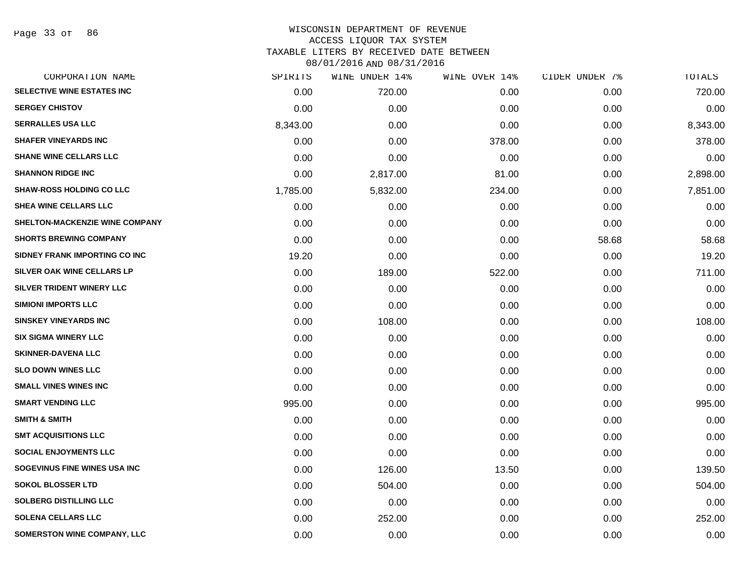WISCONSIN DEPARTMENT OF REVENUE
ACCESS LIQUOR TAX SYSTEM
TAXABLE LITERS BY RECEIVED DATE BETWEEN
08/01/2016 AND 08/31/2016

| CORPORATION NAME | SPIRITS | WINE UNDER 14% | WINE OVER 14% | CIDER UNDER 7% | TOTALS |
|---|---|---|---|---|---|
| SELECTIVE WINE ESTATES INC | 0.00 | 720.00 | 0.00 | 0.00 | 720.00 |
| SERGEY CHISTOV | 0.00 | 0.00 | 0.00 | 0.00 | 0.00 |
| SERRALLES USA LLC | 8,343.00 | 0.00 | 0.00 | 0.00 | 8,343.00 |
| SHAFER VINEYARDS INC | 0.00 | 0.00 | 378.00 | 0.00 | 378.00 |
| SHANE WINE CELLARS LLC | 0.00 | 0.00 | 0.00 | 0.00 | 0.00 |
| SHANNON RIDGE INC | 0.00 | 2,817.00 | 81.00 | 0.00 | 2,898.00 |
| SHAW-ROSS HOLDING CO LLC | 1,785.00 | 5,832.00 | 234.00 | 0.00 | 7,851.00 |
| SHEA WINE CELLARS LLC | 0.00 | 0.00 | 0.00 | 0.00 | 0.00 |
| SHELTON-MACKENZIE WINE COMPANY | 0.00 | 0.00 | 0.00 | 0.00 | 0.00 |
| SHORTS BREWING COMPANY | 0.00 | 0.00 | 0.00 | 58.68 | 58.68 |
| SIDNEY FRANK IMPORTING CO INC | 19.20 | 0.00 | 0.00 | 0.00 | 19.20 |
| SILVER OAK WINE CELLARS LP | 0.00 | 189.00 | 522.00 | 0.00 | 711.00 |
| SILVER TRIDENT WINERY LLC | 0.00 | 0.00 | 0.00 | 0.00 | 0.00 |
| SIMIONI IMPORTS LLC | 0.00 | 0.00 | 0.00 | 0.00 | 0.00 |
| SINSKEY VINEYARDS INC | 0.00 | 108.00 | 0.00 | 0.00 | 108.00 |
| SIX SIGMA WINERY LLC | 0.00 | 0.00 | 0.00 | 0.00 | 0.00 |
| SKINNER-DAVENA LLC | 0.00 | 0.00 | 0.00 | 0.00 | 0.00 |
| SLO DOWN WINES LLC | 0.00 | 0.00 | 0.00 | 0.00 | 0.00 |
| SMALL VINES WINES INC | 0.00 | 0.00 | 0.00 | 0.00 | 0.00 |
| SMART VENDING LLC | 995.00 | 0.00 | 0.00 | 0.00 | 995.00 |
| SMITH & SMITH | 0.00 | 0.00 | 0.00 | 0.00 | 0.00 |
| SMT ACQUISITIONS LLC | 0.00 | 0.00 | 0.00 | 0.00 | 0.00 |
| SOCIAL ENJOYMENTS LLC | 0.00 | 0.00 | 0.00 | 0.00 | 0.00 |
| SOGEVINUS FINE WINES USA INC | 0.00 | 126.00 | 13.50 | 0.00 | 139.50 |
| SOKOL BLOSSER LTD | 0.00 | 504.00 | 0.00 | 0.00 | 504.00 |
| SOLBERG DISTILLING LLC | 0.00 | 0.00 | 0.00 | 0.00 | 0.00 |
| SOLENA CELLARS LLC | 0.00 | 252.00 | 0.00 | 0.00 | 252.00 |
| SOMERSTON WINE COMPANY, LLC | 0.00 | 0.00 | 0.00 | 0.00 | 0.00 |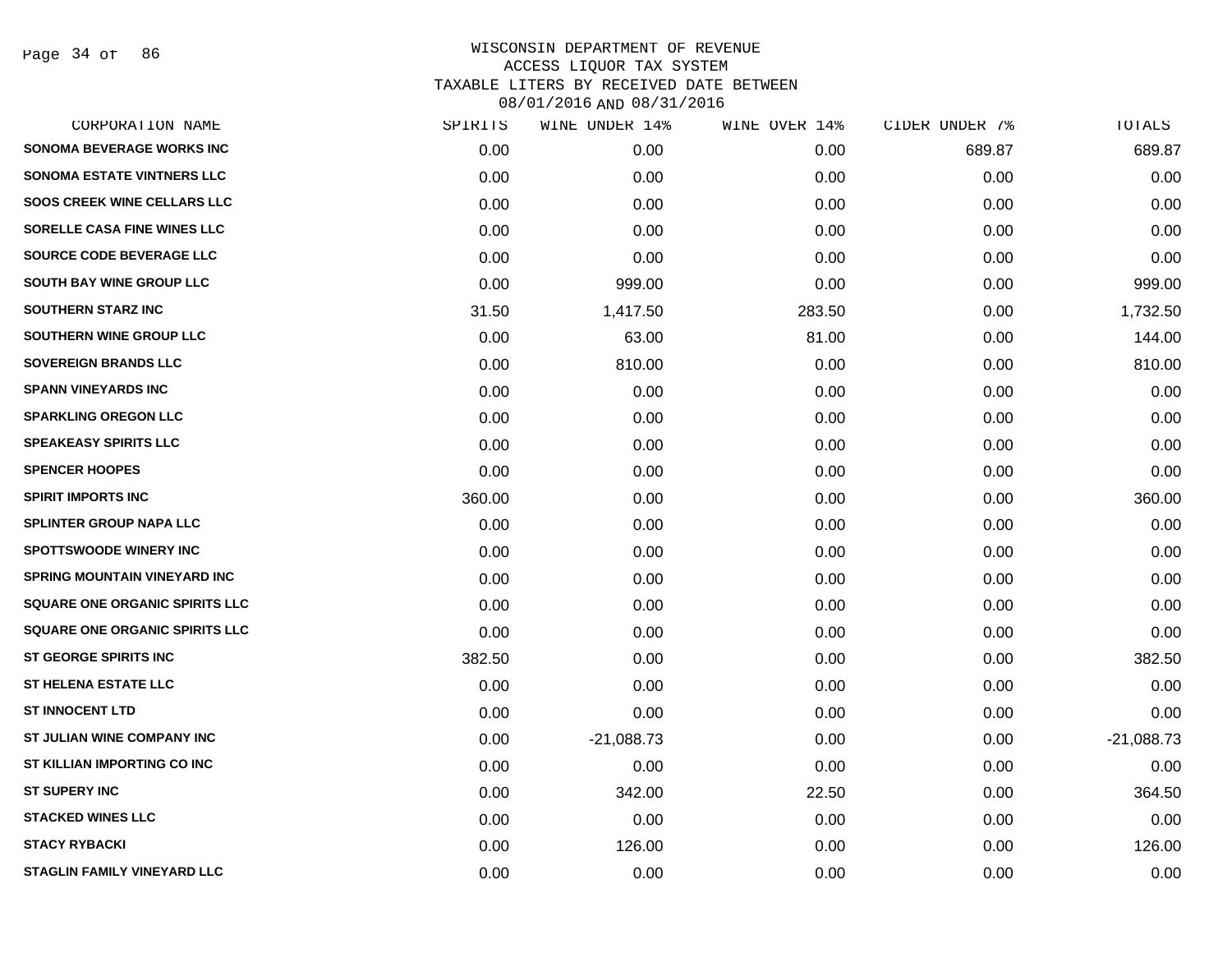WISCONSIN DEPARTMENT OF REVENUE
ACCESS LIQUOR TAX SYSTEM
TAXABLE LITERS BY RECEIVED DATE BETWEEN
08/01/2016 AND 08/31/2016

| CORPORATION NAME | SPIRITS | WINE UNDER 14% | WINE OVER 14% | CIDER UNDER 7% | TOTALS |
|---|---|---|---|---|---|
| SONOMA BEVERAGE WORKS INC | 0.00 | 0.00 | 0.00 | 689.87 | 689.87 |
| SONOMA ESTATE VINTNERS LLC | 0.00 | 0.00 | 0.00 | 0.00 | 0.00 |
| SOOS CREEK WINE CELLARS LLC | 0.00 | 0.00 | 0.00 | 0.00 | 0.00 |
| SORELLE CASA FINE WINES LLC | 0.00 | 0.00 | 0.00 | 0.00 | 0.00 |
| SOURCE CODE BEVERAGE LLC | 0.00 | 0.00 | 0.00 | 0.00 | 0.00 |
| SOUTH BAY WINE GROUP LLC | 0.00 | 999.00 | 0.00 | 0.00 | 999.00 |
| SOUTHERN STARZ INC | 31.50 | 1,417.50 | 283.50 | 0.00 | 1,732.50 |
| SOUTHERN WINE GROUP LLC | 0.00 | 63.00 | 81.00 | 0.00 | 144.00 |
| SOVEREIGN BRANDS LLC | 0.00 | 810.00 | 0.00 | 0.00 | 810.00 |
| SPANN VINEYARDS INC | 0.00 | 0.00 | 0.00 | 0.00 | 0.00 |
| SPARKLING OREGON LLC | 0.00 | 0.00 | 0.00 | 0.00 | 0.00 |
| SPEAKEASY SPIRITS LLC | 0.00 | 0.00 | 0.00 | 0.00 | 0.00 |
| SPENCER HOOPES | 0.00 | 0.00 | 0.00 | 0.00 | 0.00 |
| SPIRIT IMPORTS INC | 360.00 | 0.00 | 0.00 | 0.00 | 360.00 |
| SPLINTER GROUP NAPA LLC | 0.00 | 0.00 | 0.00 | 0.00 | 0.00 |
| SPOTTSWOODE WINERY INC | 0.00 | 0.00 | 0.00 | 0.00 | 0.00 |
| SPRING MOUNTAIN VINEYARD INC | 0.00 | 0.00 | 0.00 | 0.00 | 0.00 |
| SQUARE ONE ORGANIC SPIRITS LLC | 0.00 | 0.00 | 0.00 | 0.00 | 0.00 |
| SQUARE ONE ORGANIC SPIRITS LLC | 0.00 | 0.00 | 0.00 | 0.00 | 0.00 |
| ST GEORGE SPIRITS INC | 382.50 | 0.00 | 0.00 | 0.00 | 382.50 |
| ST HELENA ESTATE LLC | 0.00 | 0.00 | 0.00 | 0.00 | 0.00 |
| ST INNOCENT LTD | 0.00 | 0.00 | 0.00 | 0.00 | 0.00 |
| ST JULIAN WINE COMPANY INC | 0.00 | -21,088.73 | 0.00 | 0.00 | -21,088.73 |
| ST KILLIAN IMPORTING CO INC | 0.00 | 0.00 | 0.00 | 0.00 | 0.00 |
| ST SUPERY INC | 0.00 | 342.00 | 22.50 | 0.00 | 364.50 |
| STACKED WINES LLC | 0.00 | 0.00 | 0.00 | 0.00 | 0.00 |
| STACY RYBACKI | 0.00 | 126.00 | 0.00 | 0.00 | 126.00 |
| STAGLIN FAMILY VINEYARD LLC | 0.00 | 0.00 | 0.00 | 0.00 | 0.00 |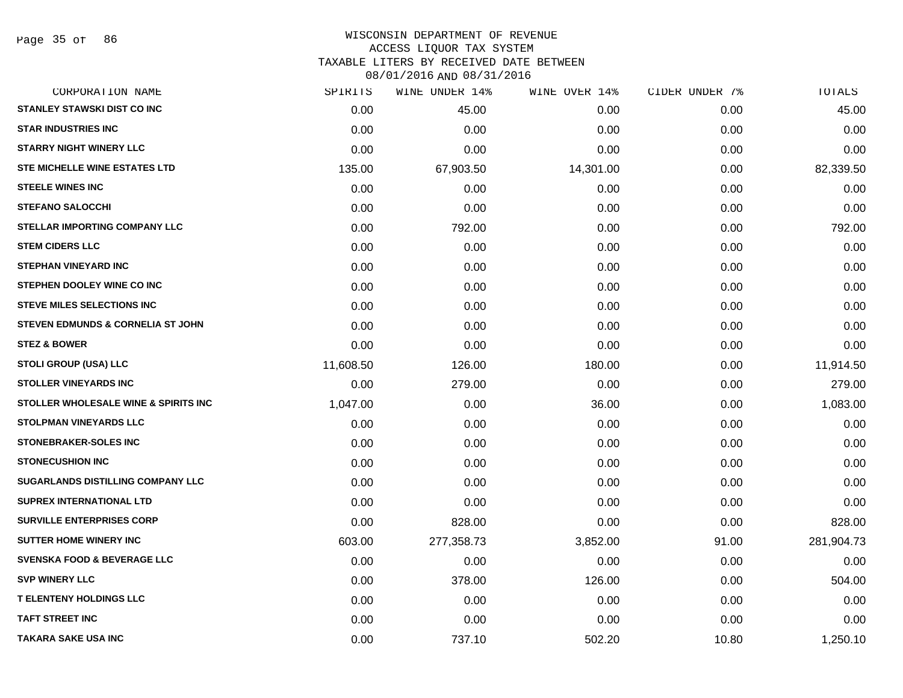# WISCONSIN DEPARTMENT OF REVENUE
## ACCESS LIQUOR TAX SYSTEM
## TAXABLE LITERS BY RECEIVED DATE BETWEEN 08/01/2016 AND 08/31/2016

| CORPORATION NAME | SPIRITS | WINE UNDER 14% | WINE OVER 14% | CIDER UNDER 7% | TOTALS |
|---|---|---|---|---|---|
| STANLEY STAWSKI DIST CO INC | 0.00 | 45.00 | 0.00 | 0.00 | 45.00 |
| STAR INDUSTRIES INC | 0.00 | 0.00 | 0.00 | 0.00 | 0.00 |
| STARRY NIGHT WINERY LLC | 0.00 | 0.00 | 0.00 | 0.00 | 0.00 |
| STE MICHELLE WINE ESTATES LTD | 135.00 | 67,903.50 | 14,301.00 | 0.00 | 82,339.50 |
| STEELE WINES INC | 0.00 | 0.00 | 0.00 | 0.00 | 0.00 |
| STEFANO SALOCCHI | 0.00 | 0.00 | 0.00 | 0.00 | 0.00 |
| STELLAR IMPORTING COMPANY LLC | 0.00 | 792.00 | 0.00 | 0.00 | 792.00 |
| STEM CIDERS LLC | 0.00 | 0.00 | 0.00 | 0.00 | 0.00 |
| STEPHAN VINEYARD INC | 0.00 | 0.00 | 0.00 | 0.00 | 0.00 |
| STEPHEN DOOLEY WINE CO INC | 0.00 | 0.00 | 0.00 | 0.00 | 0.00 |
| STEVE MILES SELECTIONS INC | 0.00 | 0.00 | 0.00 | 0.00 | 0.00 |
| STEVEN EDMUNDS & CORNELIA ST JOHN | 0.00 | 0.00 | 0.00 | 0.00 | 0.00 |
| STEZ & BOWER | 0.00 | 0.00 | 0.00 | 0.00 | 0.00 |
| STOLI GROUP (USA) LLC | 11,608.50 | 126.00 | 180.00 | 0.00 | 11,914.50 |
| STOLLER VINEYARDS INC | 0.00 | 279.00 | 0.00 | 0.00 | 279.00 |
| STOLLER WHOLESALE WINE & SPIRITS INC | 1,047.00 | 0.00 | 36.00 | 0.00 | 1,083.00 |
| STOLPMAN VINEYARDS LLC | 0.00 | 0.00 | 0.00 | 0.00 | 0.00 |
| STONEBRAKER-SOLES INC | 0.00 | 0.00 | 0.00 | 0.00 | 0.00 |
| STONECUSHION INC | 0.00 | 0.00 | 0.00 | 0.00 | 0.00 |
| SUGARLANDS DISTILLING COMPANY LLC | 0.00 | 0.00 | 0.00 | 0.00 | 0.00 |
| SUPREX INTERNATIONAL LTD | 0.00 | 0.00 | 0.00 | 0.00 | 0.00 |
| SURVILLE ENTERPRISES CORP | 0.00 | 828.00 | 0.00 | 0.00 | 828.00 |
| SUTTER HOME WINERY INC | 603.00 | 277,358.73 | 3,852.00 | 91.00 | 281,904.73 |
| SVENSKA FOOD & BEVERAGE LLC | 0.00 | 0.00 | 0.00 | 0.00 | 0.00 |
| SVP WINERY LLC | 0.00 | 378.00 | 126.00 | 0.00 | 504.00 |
| T ELENTENY HOLDINGS LLC | 0.00 | 0.00 | 0.00 | 0.00 | 0.00 |
| TAFT STREET INC | 0.00 | 0.00 | 0.00 | 0.00 | 0.00 |
| TAKARA SAKE USA INC | 0.00 | 737.10 | 502.20 | 10.80 | 1,250.10 |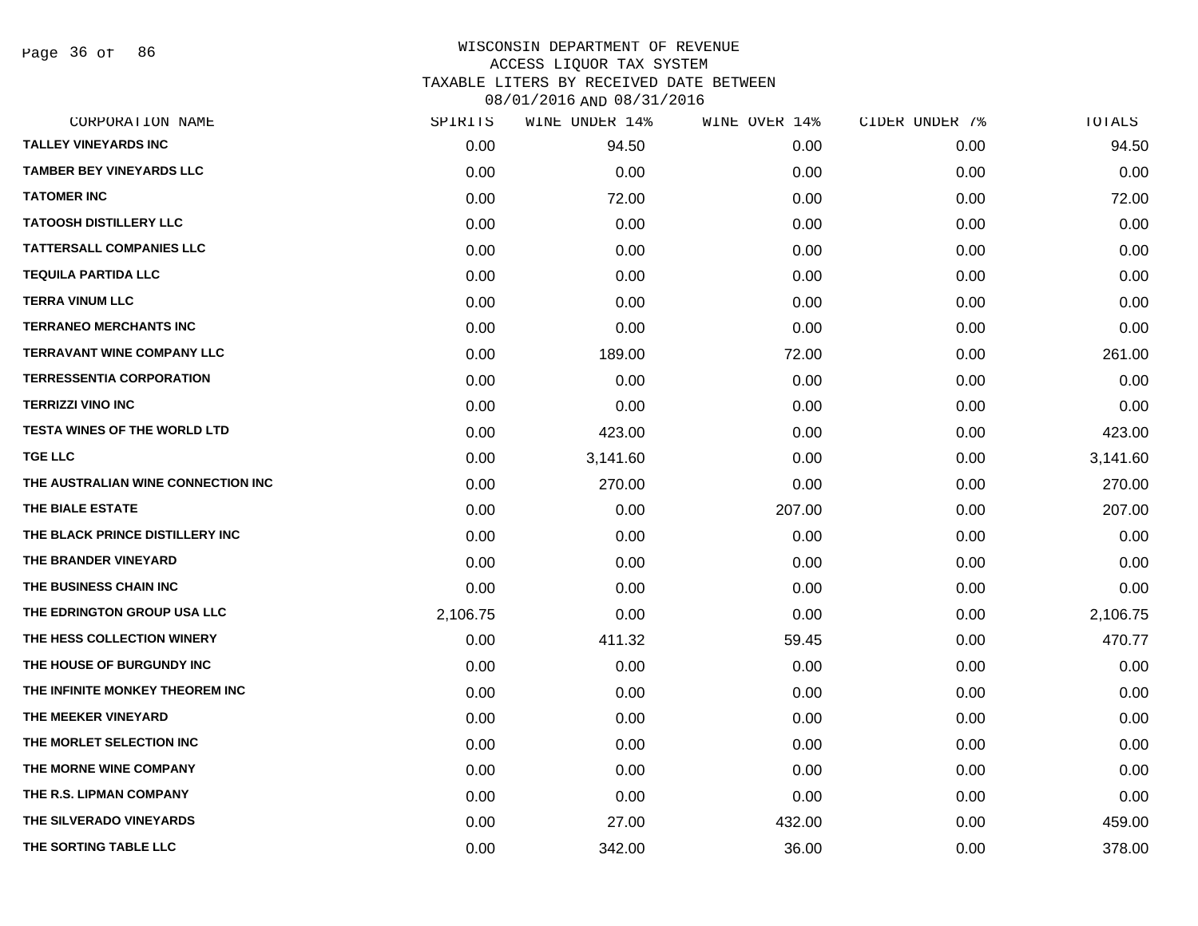# WISCONSIN DEPARTMENT OF REVENUE
## ACCESS LIQUOR TAX SYSTEM
## TAXABLE LITERS BY RECEIVED DATE BETWEEN 08/01/2016 AND 08/31/2016

| CORPORATION NAME | SPIRITS | WINE UNDER 14% | WINE OVER 14% | CIDER UNDER 7% | TOTALS |
|---|---|---|---|---|---|
| TALLEY VINEYARDS INC | 0.00 | 94.50 | 0.00 | 0.00 | 94.50 |
| TAMBER BEY VINEYARDS LLC | 0.00 | 0.00 | 0.00 | 0.00 | 0.00 |
| TATOMER INC | 0.00 | 72.00 | 0.00 | 0.00 | 72.00 |
| TATOOSH DISTILLERY LLC | 0.00 | 0.00 | 0.00 | 0.00 | 0.00 |
| TATTERSALL COMPANIES LLC | 0.00 | 0.00 | 0.00 | 0.00 | 0.00 |
| TEQUILA PARTIDA LLC | 0.00 | 0.00 | 0.00 | 0.00 | 0.00 |
| TERRA VINUM LLC | 0.00 | 0.00 | 0.00 | 0.00 | 0.00 |
| TERRANEO MERCHANTS INC | 0.00 | 0.00 | 0.00 | 0.00 | 0.00 |
| TERRAVANT WINE COMPANY LLC | 0.00 | 189.00 | 72.00 | 0.00 | 261.00 |
| TERRESSENTIA CORPORATION | 0.00 | 0.00 | 0.00 | 0.00 | 0.00 |
| TERRIZZI VINO INC | 0.00 | 0.00 | 0.00 | 0.00 | 0.00 |
| TESTA WINES OF THE WORLD LTD | 0.00 | 423.00 | 0.00 | 0.00 | 423.00 |
| TGE LLC | 0.00 | 3,141.60 | 0.00 | 0.00 | 3,141.60 |
| THE AUSTRALIAN WINE CONNECTION INC | 0.00 | 270.00 | 0.00 | 0.00 | 270.00 |
| THE BIALE ESTATE | 0.00 | 0.00 | 207.00 | 0.00 | 207.00 |
| THE BLACK PRINCE DISTILLERY INC | 0.00 | 0.00 | 0.00 | 0.00 | 0.00 |
| THE BRANDER VINEYARD | 0.00 | 0.00 | 0.00 | 0.00 | 0.00 |
| THE BUSINESS CHAIN INC | 0.00 | 0.00 | 0.00 | 0.00 | 0.00 |
| THE EDRINGTON GROUP USA LLC | 2,106.75 | 0.00 | 0.00 | 0.00 | 2,106.75 |
| THE HESS COLLECTION WINERY | 0.00 | 411.32 | 59.45 | 0.00 | 470.77 |
| THE HOUSE OF BURGUNDY INC | 0.00 | 0.00 | 0.00 | 0.00 | 0.00 |
| THE INFINITE MONKEY THEOREM INC | 0.00 | 0.00 | 0.00 | 0.00 | 0.00 |
| THE MEEKER VINEYARD | 0.00 | 0.00 | 0.00 | 0.00 | 0.00 |
| THE MORLET SELECTION INC | 0.00 | 0.00 | 0.00 | 0.00 | 0.00 |
| THE MORNE WINE COMPANY | 0.00 | 0.00 | 0.00 | 0.00 | 0.00 |
| THE R.S. LIPMAN COMPANY | 0.00 | 0.00 | 0.00 | 0.00 | 0.00 |
| THE SILVERADO VINEYARDS | 0.00 | 27.00 | 432.00 | 0.00 | 459.00 |
| THE SORTING TABLE LLC | 0.00 | 342.00 | 36.00 | 0.00 | 378.00 |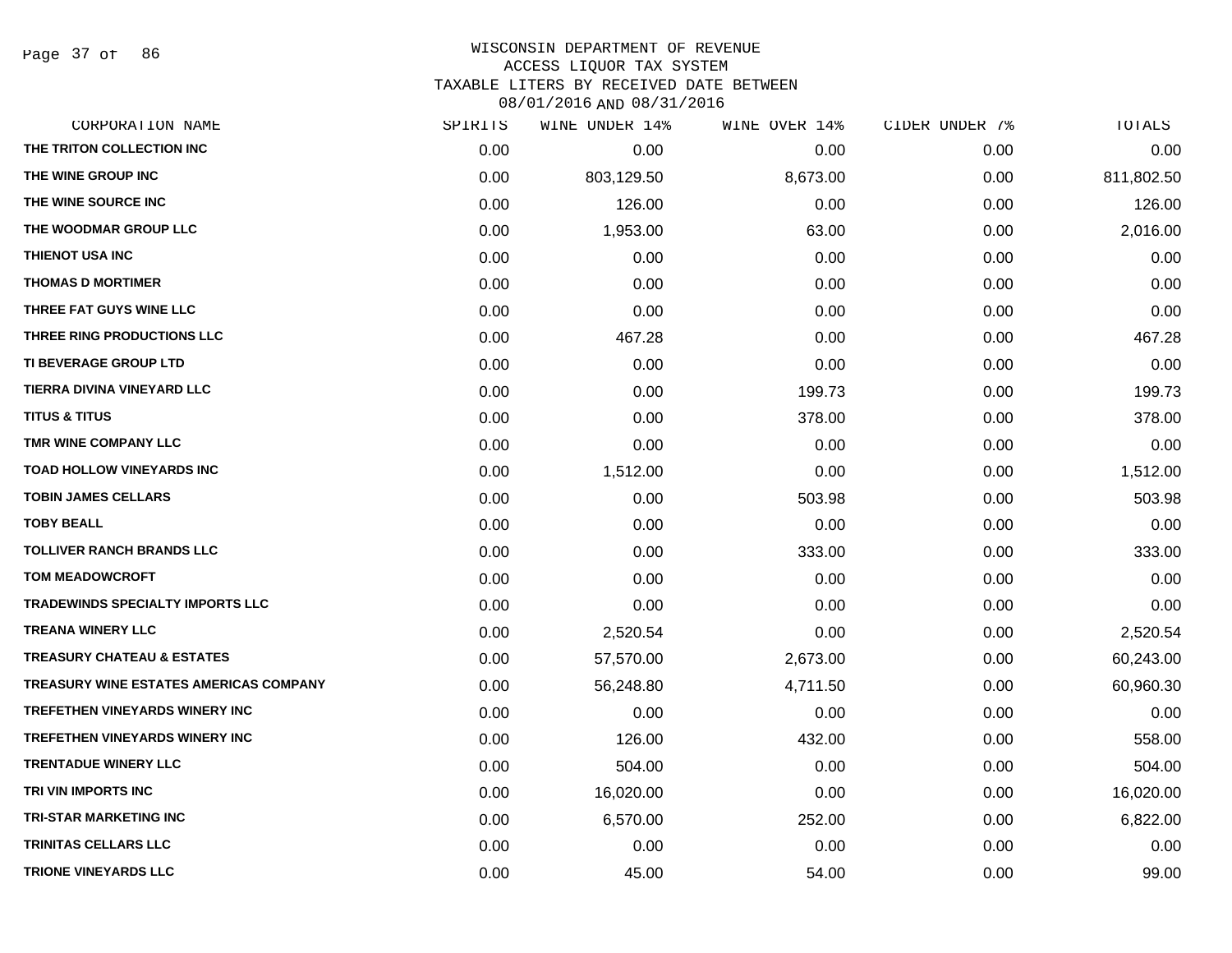# WISCONSIN DEPARTMENT OF REVENUE
## ACCESS LIQUOR TAX SYSTEM
### TAXABLE LITERS BY RECEIVED DATE BETWEEN 08/01/2016 AND 08/31/2016

| CORPORATION NAME | SPIRITS | WINE UNDER 14% | WINE OVER 14% | CIDER UNDER 7% | TOTALS |
|---|---|---|---|---|---|
| THE TRITON COLLECTION INC | 0.00 | 0.00 | 0.00 | 0.00 | 0.00 |
| THE WINE GROUP INC | 0.00 | 803,129.50 | 8,673.00 | 0.00 | 811,802.50 |
| THE WINE SOURCE INC | 0.00 | 126.00 | 0.00 | 0.00 | 126.00 |
| THE WOODMAR GROUP LLC | 0.00 | 1,953.00 | 63.00 | 0.00 | 2,016.00 |
| THIENOT USA INC | 0.00 | 0.00 | 0.00 | 0.00 | 0.00 |
| THOMAS D MORTIMER | 0.00 | 0.00 | 0.00 | 0.00 | 0.00 |
| THREE FAT GUYS WINE LLC | 0.00 | 0.00 | 0.00 | 0.00 | 0.00 |
| THREE RING PRODUCTIONS LLC | 0.00 | 467.28 | 0.00 | 0.00 | 467.28 |
| TI BEVERAGE GROUP LTD | 0.00 | 0.00 | 0.00 | 0.00 | 0.00 |
| TIERRA DIVINA VINEYARD LLC | 0.00 | 0.00 | 199.73 | 0.00 | 199.73 |
| TITUS & TITUS | 0.00 | 0.00 | 378.00 | 0.00 | 378.00 |
| TMR WINE COMPANY LLC | 0.00 | 0.00 | 0.00 | 0.00 | 0.00 |
| TOAD HOLLOW VINEYARDS INC | 0.00 | 1,512.00 | 0.00 | 0.00 | 1,512.00 |
| TOBIN JAMES CELLARS | 0.00 | 0.00 | 503.98 | 0.00 | 503.98 |
| TOBY BEALL | 0.00 | 0.00 | 0.00 | 0.00 | 0.00 |
| TOLLIVER RANCH BRANDS LLC | 0.00 | 0.00 | 333.00 | 0.00 | 333.00 |
| TOM MEADOWCROFT | 0.00 | 0.00 | 0.00 | 0.00 | 0.00 |
| TRADEWINDS SPECIALTY IMPORTS LLC | 0.00 | 0.00 | 0.00 | 0.00 | 0.00 |
| TREANA WINERY LLC | 0.00 | 2,520.54 | 0.00 | 0.00 | 2,520.54 |
| TREASURY CHATEAU & ESTATES | 0.00 | 57,570.00 | 2,673.00 | 0.00 | 60,243.00 |
| TREASURY WINE ESTATES AMERICAS COMPANY | 0.00 | 56,248.80 | 4,711.50 | 0.00 | 60,960.30 |
| TREFETHEN VINEYARDS WINERY INC | 0.00 | 0.00 | 0.00 | 0.00 | 0.00 |
| TREFETHEN VINEYARDS WINERY INC | 0.00 | 126.00 | 432.00 | 0.00 | 558.00 |
| TRENTADUE WINERY LLC | 0.00 | 504.00 | 0.00 | 0.00 | 504.00 |
| TRI VIN IMPORTS INC | 0.00 | 16,020.00 | 0.00 | 0.00 | 16,020.00 |
| TRI-STAR MARKETING INC | 0.00 | 6,570.00 | 252.00 | 0.00 | 6,822.00 |
| TRINITAS CELLARS LLC | 0.00 | 0.00 | 0.00 | 0.00 | 0.00 |
| TRIONE VINEYARDS LLC | 0.00 | 45.00 | 54.00 | 0.00 | 99.00 |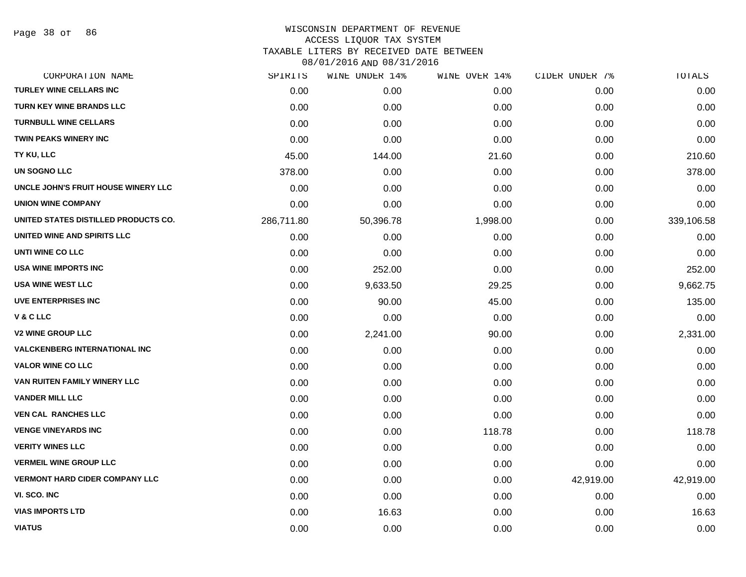WISCONSIN DEPARTMENT OF REVENUE
ACCESS LIQUOR TAX SYSTEM
TAXABLE LITERS BY RECEIVED DATE BETWEEN
08/01/2016 AND 08/31/2016

| CORPORATION NAME | SPIRITS | WINE UNDER 14% | WINE OVER 14% | CIDER UNDER 7% | TOTALS |
|---|---|---|---|---|---|
| TURLEY WINE CELLARS INC | 0.00 | 0.00 | 0.00 | 0.00 | 0.00 |
| TURN KEY WINE BRANDS LLC | 0.00 | 0.00 | 0.00 | 0.00 | 0.00 |
| TURNBULL WINE CELLARS | 0.00 | 0.00 | 0.00 | 0.00 | 0.00 |
| TWIN PEAKS WINERY INC | 0.00 | 0.00 | 0.00 | 0.00 | 0.00 |
| TY KU, LLC | 45.00 | 144.00 | 21.60 | 0.00 | 210.60 |
| UN SOGNO LLC | 378.00 | 0.00 | 0.00 | 0.00 | 378.00 |
| UNCLE JOHN'S FRUIT HOUSE WINERY LLC | 0.00 | 0.00 | 0.00 | 0.00 | 0.00 |
| UNION WINE COMPANY | 0.00 | 0.00 | 0.00 | 0.00 | 0.00 |
| UNITED STATES DISTILLED PRODUCTS CO. | 286,711.80 | 50,396.78 | 1,998.00 | 0.00 | 339,106.58 |
| UNITED WINE AND SPIRITS LLC | 0.00 | 0.00 | 0.00 | 0.00 | 0.00 |
| UNTI WINE CO LLC | 0.00 | 0.00 | 0.00 | 0.00 | 0.00 |
| USA WINE IMPORTS INC | 0.00 | 252.00 | 0.00 | 0.00 | 252.00 |
| USA WINE WEST LLC | 0.00 | 9,633.50 | 29.25 | 0.00 | 9,662.75 |
| UVE ENTERPRISES INC | 0.00 | 90.00 | 45.00 | 0.00 | 135.00 |
| V & C LLC | 0.00 | 0.00 | 0.00 | 0.00 | 0.00 |
| V2 WINE GROUP LLC | 0.00 | 2,241.00 | 90.00 | 0.00 | 2,331.00 |
| VALCKENBERG INTERNATIONAL INC | 0.00 | 0.00 | 0.00 | 0.00 | 0.00 |
| VALOR WINE CO LLC | 0.00 | 0.00 | 0.00 | 0.00 | 0.00 |
| VAN RUITEN FAMILY WINERY LLC | 0.00 | 0.00 | 0.00 | 0.00 | 0.00 |
| VANDER MILL LLC | 0.00 | 0.00 | 0.00 | 0.00 | 0.00 |
| VEN CAL RANCHES LLC | 0.00 | 0.00 | 0.00 | 0.00 | 0.00 |
| VENGE VINEYARDS INC | 0.00 | 0.00 | 118.78 | 0.00 | 118.78 |
| VERITY WINES LLC | 0.00 | 0.00 | 0.00 | 0.00 | 0.00 |
| VERMEIL WINE GROUP LLC | 0.00 | 0.00 | 0.00 | 0.00 | 0.00 |
| VERMONT HARD CIDER COMPANY LLC | 0.00 | 0.00 | 0.00 | 42,919.00 | 42,919.00 |
| VI. SCO. INC | 0.00 | 0.00 | 0.00 | 0.00 | 0.00 |
| VIAS IMPORTS LTD | 0.00 | 16.63 | 0.00 | 0.00 | 16.63 |
| VIATUS | 0.00 | 0.00 | 0.00 | 0.00 | 0.00 |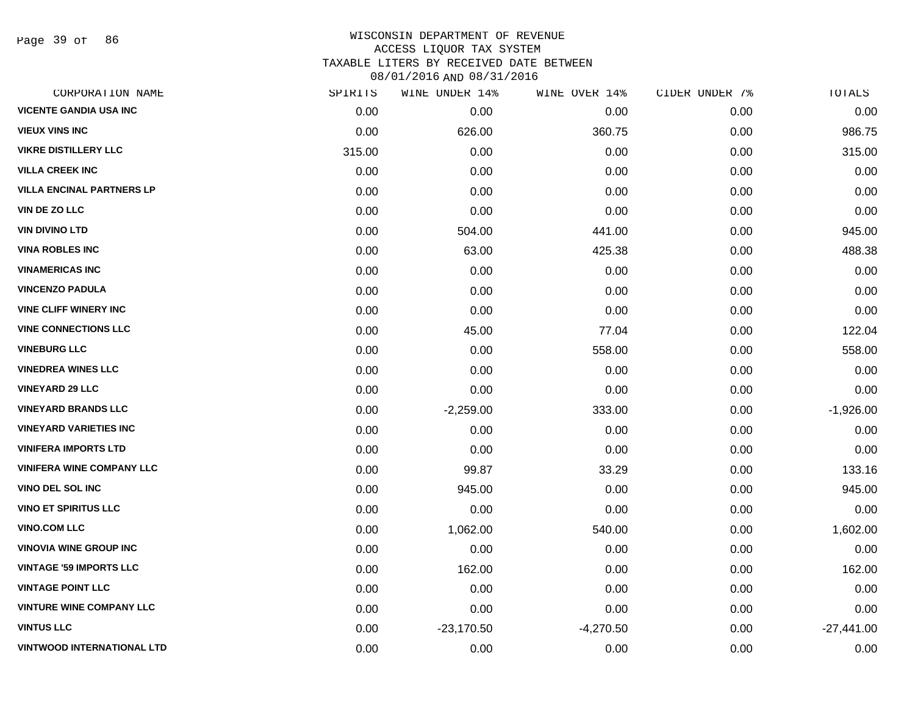WISCONSIN DEPARTMENT OF REVENUE
ACCESS LIQUOR TAX SYSTEM
TAXABLE LITERS BY RECEIVED DATE BETWEEN
08/01/2016 AND 08/31/2016

| CORPORATION NAME | SPIRITS | WINE UNDER 14% | WINE OVER 14% | CIDER UNDER 7% | TOTALS |
|---|---|---|---|---|---|
| VICENTE GANDIA USA INC | 0.00 | 0.00 | 0.00 | 0.00 | 0.00 |
| VIEUX VINS INC | 0.00 | 626.00 | 360.75 | 0.00 | 986.75 |
| VIKRE DISTILLERY LLC | 315.00 | 0.00 | 0.00 | 0.00 | 315.00 |
| VILLA CREEK INC | 0.00 | 0.00 | 0.00 | 0.00 | 0.00 |
| VILLA ENCINAL PARTNERS LP | 0.00 | 0.00 | 0.00 | 0.00 | 0.00 |
| VIN DE ZO LLC | 0.00 | 0.00 | 0.00 | 0.00 | 0.00 |
| VIN DIVINO LTD | 0.00 | 504.00 | 441.00 | 0.00 | 945.00 |
| VINA ROBLES INC | 0.00 | 63.00 | 425.38 | 0.00 | 488.38 |
| VINAMERICAS INC | 0.00 | 0.00 | 0.00 | 0.00 | 0.00 |
| VINCENZO PADULA | 0.00 | 0.00 | 0.00 | 0.00 | 0.00 |
| VINE CLIFF WINERY INC | 0.00 | 0.00 | 0.00 | 0.00 | 0.00 |
| VINE CONNECTIONS LLC | 0.00 | 45.00 | 77.04 | 0.00 | 122.04 |
| VINEBURG LLC | 0.00 | 0.00 | 558.00 | 0.00 | 558.00 |
| VINEDREA WINES LLC | 0.00 | 0.00 | 0.00 | 0.00 | 0.00 |
| VINEYARD 29 LLC | 0.00 | 0.00 | 0.00 | 0.00 | 0.00 |
| VINEYARD BRANDS LLC | 0.00 | -2,259.00 | 333.00 | 0.00 | -1,926.00 |
| VINEYARD VARIETIES INC | 0.00 | 0.00 | 0.00 | 0.00 | 0.00 |
| VINIFERA IMPORTS LTD | 0.00 | 0.00 | 0.00 | 0.00 | 0.00 |
| VINIFERA WINE COMPANY LLC | 0.00 | 99.87 | 33.29 | 0.00 | 133.16 |
| VINO DEL SOL INC | 0.00 | 945.00 | 0.00 | 0.00 | 945.00 |
| VINO ET SPIRITUS LLC | 0.00 | 0.00 | 0.00 | 0.00 | 0.00 |
| VINO.COM LLC | 0.00 | 1,062.00 | 540.00 | 0.00 | 1,602.00 |
| VINOVIA WINE GROUP INC | 0.00 | 0.00 | 0.00 | 0.00 | 0.00 |
| VINTAGE '59 IMPORTS LLC | 0.00 | 162.00 | 0.00 | 0.00 | 162.00 |
| VINTAGE POINT LLC | 0.00 | 0.00 | 0.00 | 0.00 | 0.00 |
| VINTURE WINE COMPANY LLC | 0.00 | 0.00 | 0.00 | 0.00 | 0.00 |
| VINTUS LLC | 0.00 | -23,170.50 | -4,270.50 | 0.00 | -27,441.00 |
| VINTWOOD INTERNATIONAL LTD | 0.00 | 0.00 | 0.00 | 0.00 | 0.00 |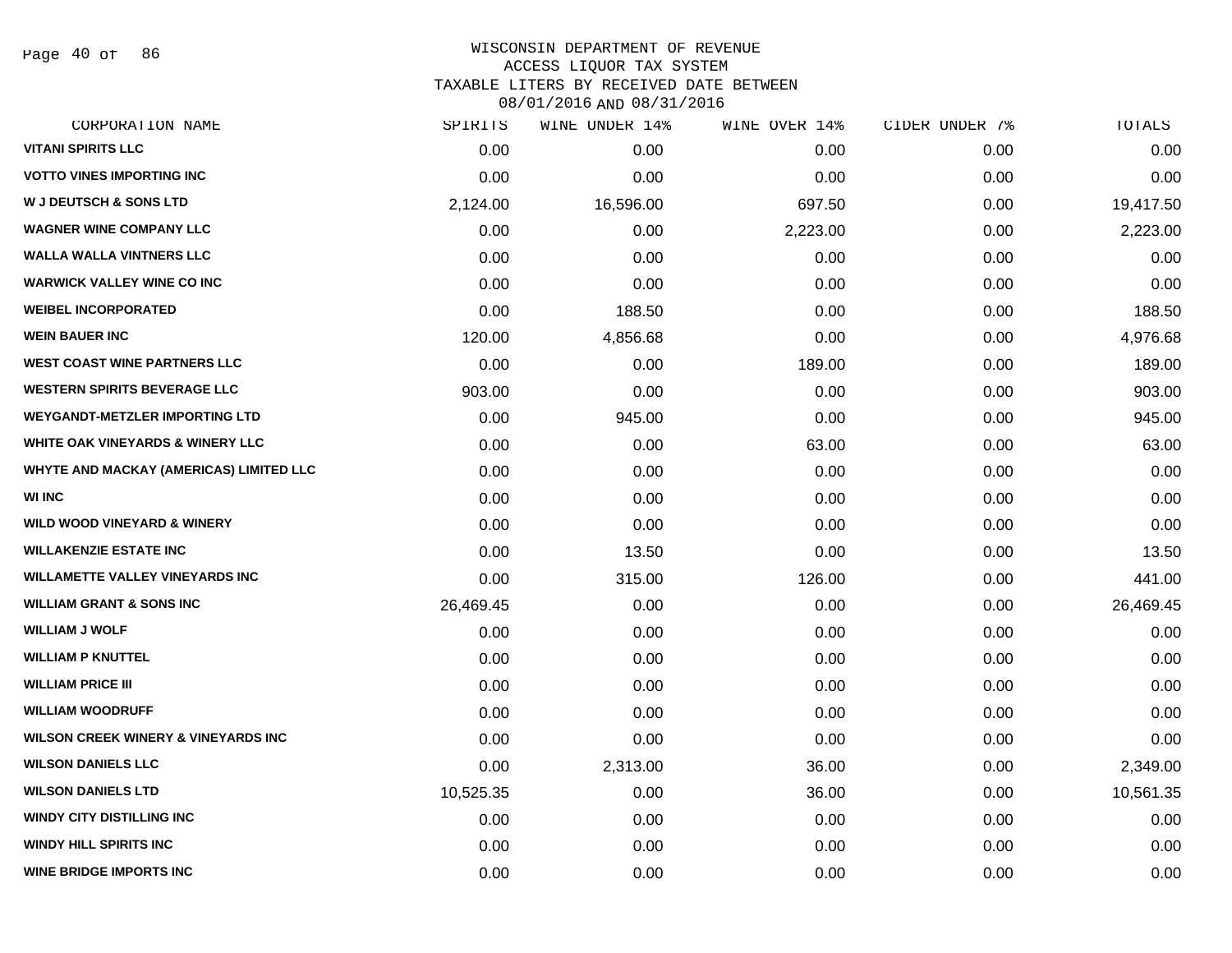# WISCONSIN DEPARTMENT OF REVENUE
## ACCESS LIQUOR TAX SYSTEM
## TAXABLE LITERS BY RECEIVED DATE BETWEEN 08/01/2016 AND 08/31/2016

| CORPORATION NAME | SPIRITS | WINE UNDER 14% | WINE OVER 14% | CIDER UNDER 7% | TOTALS |
|---|---|---|---|---|---|
| VITANI SPIRITS LLC | 0.00 | 0.00 | 0.00 | 0.00 | 0.00 |
| VOTTO VINES IMPORTING INC | 0.00 | 0.00 | 0.00 | 0.00 | 0.00 |
| W J DEUTSCH & SONS LTD | 2,124.00 | 16,596.00 | 697.50 | 0.00 | 19,417.50 |
| WAGNER WINE COMPANY LLC | 0.00 | 0.00 | 2,223.00 | 0.00 | 2,223.00 |
| WALLA WALLA VINTNERS LLC | 0.00 | 0.00 | 0.00 | 0.00 | 0.00 |
| WARWICK VALLEY WINE CO INC | 0.00 | 0.00 | 0.00 | 0.00 | 0.00 |
| WEIBEL INCORPORATED | 0.00 | 188.50 | 0.00 | 0.00 | 188.50 |
| WEIN BAUER INC | 120.00 | 4,856.68 | 0.00 | 0.00 | 4,976.68 |
| WEST COAST WINE PARTNERS LLC | 0.00 | 0.00 | 189.00 | 0.00 | 189.00 |
| WESTERN SPIRITS BEVERAGE LLC | 903.00 | 0.00 | 0.00 | 0.00 | 903.00 |
| WEYGANDT-METZLER IMPORTING LTD | 0.00 | 945.00 | 0.00 | 0.00 | 945.00 |
| WHITE OAK VINEYARDS & WINERY LLC | 0.00 | 0.00 | 63.00 | 0.00 | 63.00 |
| WHYTE AND MACKAY (AMERICAS) LIMITED LLC | 0.00 | 0.00 | 0.00 | 0.00 | 0.00 |
| WI INC | 0.00 | 0.00 | 0.00 | 0.00 | 0.00 |
| WILD WOOD VINEYARD & WINERY | 0.00 | 0.00 | 0.00 | 0.00 | 0.00 |
| WILLAKENZIE ESTATE INC | 0.00 | 13.50 | 0.00 | 0.00 | 13.50 |
| WILLAMETTE VALLEY VINEYARDS INC | 0.00 | 315.00 | 126.00 | 0.00 | 441.00 |
| WILLIAM GRANT & SONS INC | 26,469.45 | 0.00 | 0.00 | 0.00 | 26,469.45 |
| WILLIAM J WOLF | 0.00 | 0.00 | 0.00 | 0.00 | 0.00 |
| WILLIAM P KNUTTEL | 0.00 | 0.00 | 0.00 | 0.00 | 0.00 |
| WILLIAM PRICE III | 0.00 | 0.00 | 0.00 | 0.00 | 0.00 |
| WILLIAM WOODRUFF | 0.00 | 0.00 | 0.00 | 0.00 | 0.00 |
| WILSON CREEK WINERY & VINEYARDS INC | 0.00 | 0.00 | 0.00 | 0.00 | 0.00 |
| WILSON DANIELS LLC | 0.00 | 2,313.00 | 36.00 | 0.00 | 2,349.00 |
| WILSON DANIELS LTD | 10,525.35 | 0.00 | 36.00 | 0.00 | 10,561.35 |
| WINDY CITY DISTILLING INC | 0.00 | 0.00 | 0.00 | 0.00 | 0.00 |
| WINDY HILL SPIRITS INC | 0.00 | 0.00 | 0.00 | 0.00 | 0.00 |
| WINE BRIDGE IMPORTS INC | 0.00 | 0.00 | 0.00 | 0.00 | 0.00 |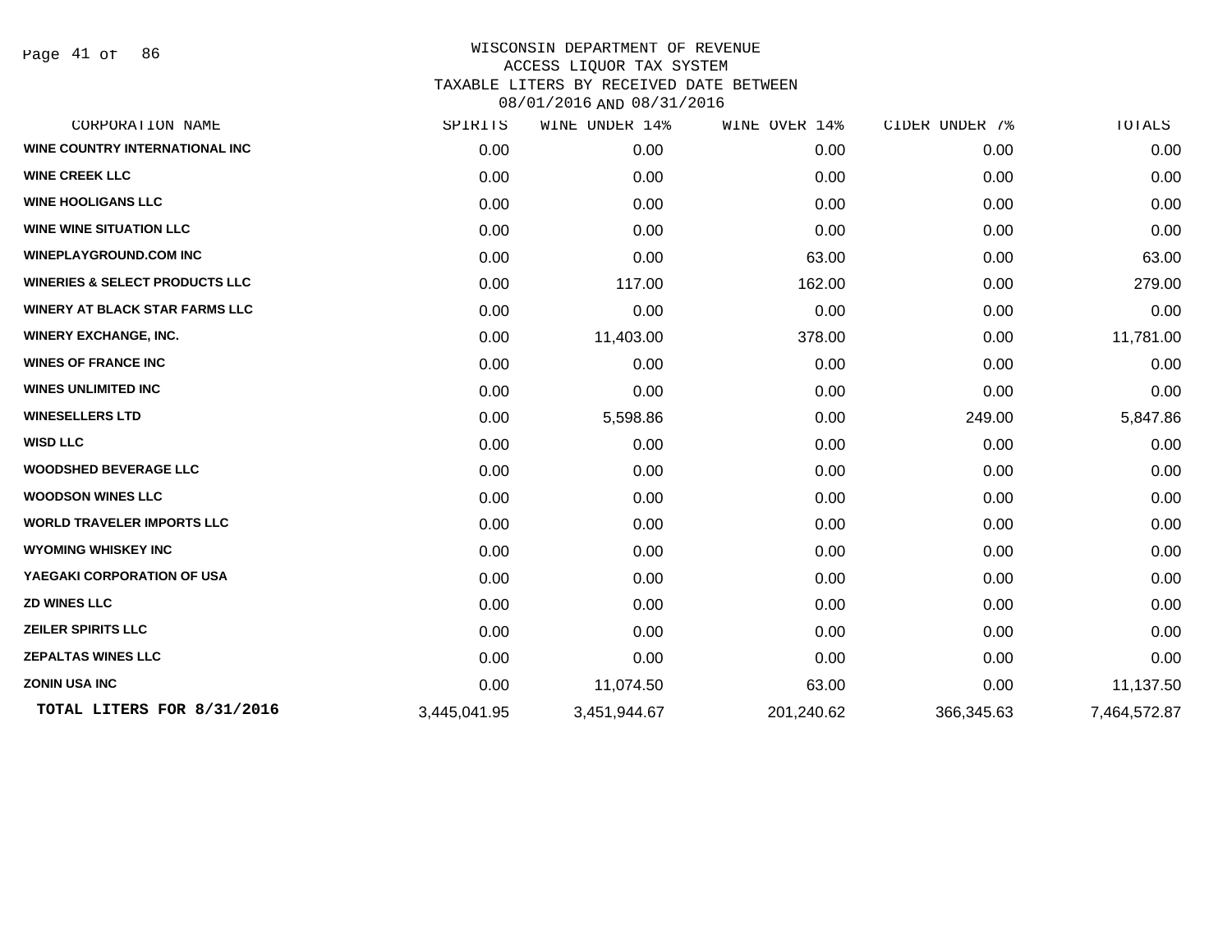WISCONSIN DEPARTMENT OF REVENUE
ACCESS LIQUOR TAX SYSTEM
TAXABLE LITERS BY RECEIVED DATE BETWEEN
08/01/2016 AND 08/31/2016

| CORPORATION NAME | SPIRITS | WINE UNDER 14% | WINE OVER 14% | CIDER UNDER 7% | TOTALS |
|---|---|---|---|---|---|
| WINE COUNTRY INTERNATIONAL INC | 0.00 | 0.00 | 0.00 | 0.00 | 0.00 |
| WINE CREEK LLC | 0.00 | 0.00 | 0.00 | 0.00 | 0.00 |
| WINE HOOLIGANS LLC | 0.00 | 0.00 | 0.00 | 0.00 | 0.00 |
| WINE WINE SITUATION LLC | 0.00 | 0.00 | 0.00 | 0.00 | 0.00 |
| WINEPLAYGROUND.COM INC | 0.00 | 0.00 | 63.00 | 0.00 | 63.00 |
| WINERIES & SELECT PRODUCTS LLC | 0.00 | 117.00 | 162.00 | 0.00 | 279.00 |
| WINERY AT BLACK STAR FARMS LLC | 0.00 | 0.00 | 0.00 | 0.00 | 0.00 |
| WINERY EXCHANGE, INC. | 0.00 | 11,403.00 | 378.00 | 0.00 | 11,781.00 |
| WINES OF FRANCE INC | 0.00 | 0.00 | 0.00 | 0.00 | 0.00 |
| WINES UNLIMITED INC | 0.00 | 0.00 | 0.00 | 0.00 | 0.00 |
| WINESELLERS LTD | 0.00 | 5,598.86 | 0.00 | 249.00 | 5,847.86 |
| WISD LLC | 0.00 | 0.00 | 0.00 | 0.00 | 0.00 |
| WOODSHED BEVERAGE LLC | 0.00 | 0.00 | 0.00 | 0.00 | 0.00 |
| WOODSON WINES LLC | 0.00 | 0.00 | 0.00 | 0.00 | 0.00 |
| WORLD TRAVELER IMPORTS LLC | 0.00 | 0.00 | 0.00 | 0.00 | 0.00 |
| WYOMING WHISKEY INC | 0.00 | 0.00 | 0.00 | 0.00 | 0.00 |
| YAEGAKI CORPORATION OF USA | 0.00 | 0.00 | 0.00 | 0.00 | 0.00 |
| ZD WINES LLC | 0.00 | 0.00 | 0.00 | 0.00 | 0.00 |
| ZEILER SPIRITS LLC | 0.00 | 0.00 | 0.00 | 0.00 | 0.00 |
| ZEPALTAS WINES LLC | 0.00 | 0.00 | 0.00 | 0.00 | 0.00 |
| ZONIN USA INC | 0.00 | 11,074.50 | 63.00 | 0.00 | 11,137.50 |
| **TOTAL LITERS FOR 8/31/2016** | 3,445,041.95 | 3,451,944.67 | 201,240.62 | 366,345.63 | 7,464,572.87 |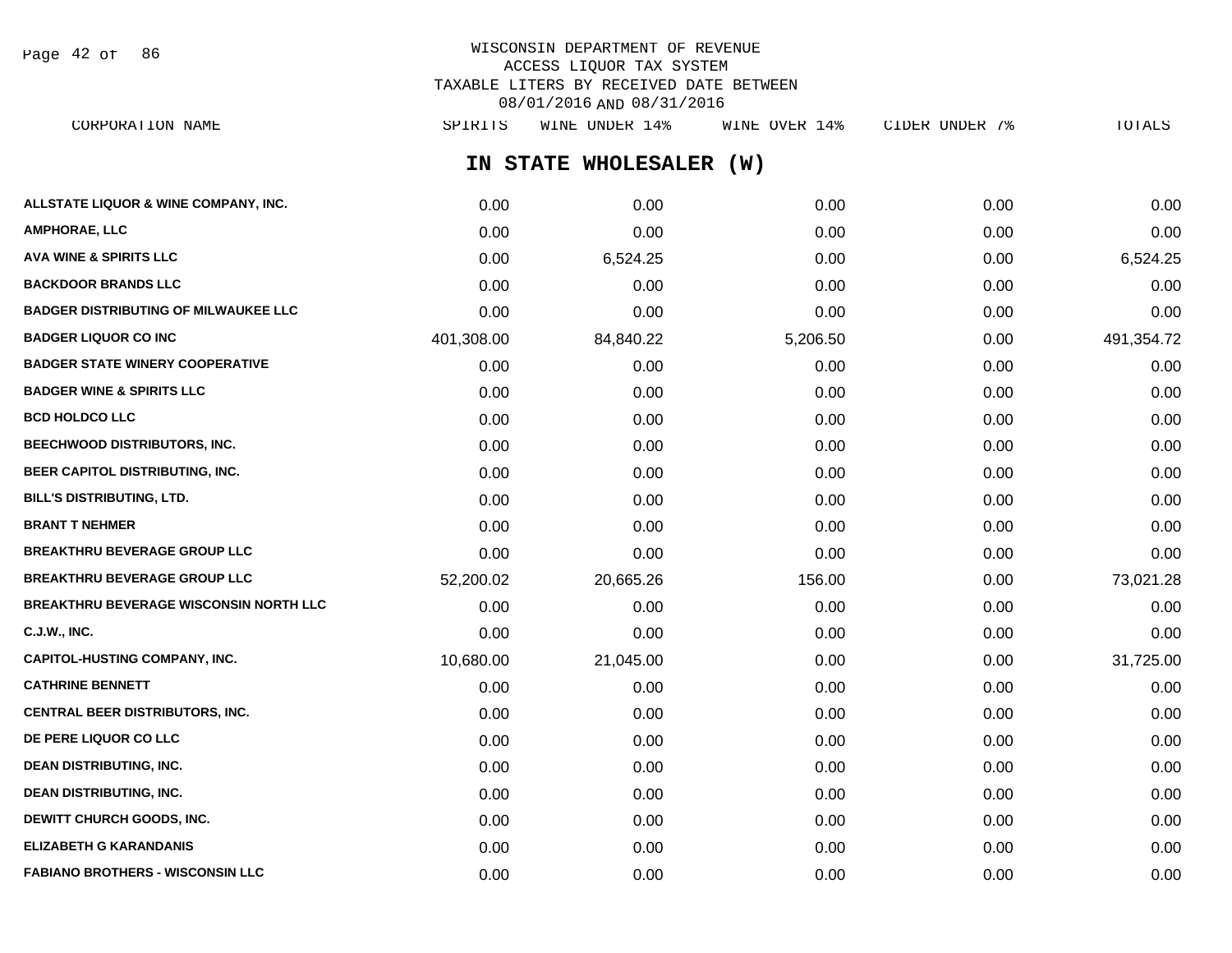# WISCONSIN DEPARTMENT OF REVENUE
## ACCESS LIQUOR TAX SYSTEM
## TAXABLE LITERS BY RECEIVED DATE BETWEEN 08/01/2016 AND 08/31/2016

### IN STATE WHOLESALER (W)

| CORPORATION NAME | SPIRITS | WINE UNDER 14% | WINE OVER 14% | CIDER UNDER 7% | TOTALS |
|---|---|---|---|---|---|
| ALLSTATE LIQUOR & WINE COMPANY, INC. | 0.00 | 0.00 | 0.00 | 0.00 | 0.00 |
| AMPHORAE, LLC | 0.00 | 0.00 | 0.00 | 0.00 | 0.00 |
| AVA WINE & SPIRITS LLC | 0.00 | 6,524.25 | 0.00 | 0.00 | 6,524.25 |
| BACKDOOR BRANDS LLC | 0.00 | 0.00 | 0.00 | 0.00 | 0.00 |
| BADGER DISTRIBUTING OF MILWAUKEE LLC | 0.00 | 0.00 | 0.00 | 0.00 | 0.00 |
| BADGER LIQUOR CO INC | 401,308.00 | 84,840.22 | 5,206.50 | 0.00 | 491,354.72 |
| BADGER STATE WINERY COOPERATIVE | 0.00 | 0.00 | 0.00 | 0.00 | 0.00 |
| BADGER WINE & SPIRITS LLC | 0.00 | 0.00 | 0.00 | 0.00 | 0.00 |
| BCD HOLDCO LLC | 0.00 | 0.00 | 0.00 | 0.00 | 0.00 |
| BEECHWOOD DISTRIBUTORS, INC. | 0.00 | 0.00 | 0.00 | 0.00 | 0.00 |
| BEER CAPITOL DISTRIBUTING, INC. | 0.00 | 0.00 | 0.00 | 0.00 | 0.00 |
| BILL'S DISTRIBUTING, LTD. | 0.00 | 0.00 | 0.00 | 0.00 | 0.00 |
| BRANT T NEHMER | 0.00 | 0.00 | 0.00 | 0.00 | 0.00 |
| BREAKTHRU BEVERAGE GROUP LLC | 0.00 | 0.00 | 0.00 | 0.00 | 0.00 |
| BREAKTHRU BEVERAGE GROUP LLC | 52,200.02 | 20,665.26 | 156.00 | 0.00 | 73,021.28 |
| BREAKTHRU BEVERAGE WISCONSIN NORTH LLC | 0.00 | 0.00 | 0.00 | 0.00 | 0.00 |
| C.J.W., INC. | 0.00 | 0.00 | 0.00 | 0.00 | 0.00 |
| CAPITOL-HUSTING COMPANY, INC. | 10,680.00 | 21,045.00 | 0.00 | 0.00 | 31,725.00 |
| CATHRINE BENNETT | 0.00 | 0.00 | 0.00 | 0.00 | 0.00 |
| CENTRAL BEER DISTRIBUTORS, INC. | 0.00 | 0.00 | 0.00 | 0.00 | 0.00 |
| DE PERE LIQUOR CO LLC | 0.00 | 0.00 | 0.00 | 0.00 | 0.00 |
| DEAN DISTRIBUTING, INC. | 0.00 | 0.00 | 0.00 | 0.00 | 0.00 |
| DEAN DISTRIBUTING, INC. | 0.00 | 0.00 | 0.00 | 0.00 | 0.00 |
| DEWITT CHURCH GOODS, INC. | 0.00 | 0.00 | 0.00 | 0.00 | 0.00 |
| ELIZABETH G KARANDANIS | 0.00 | 0.00 | 0.00 | 0.00 | 0.00 |
| FABIANO BROTHERS - WISCONSIN LLC | 0.00 | 0.00 | 0.00 | 0.00 | 0.00 |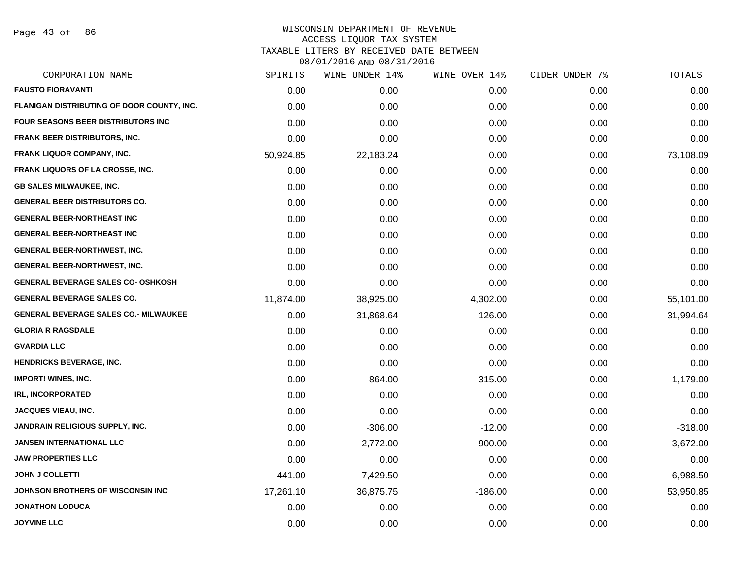# WISCONSIN DEPARTMENT OF REVENUE
## ACCESS LIQUOR TAX SYSTEM
## TAXABLE LITERS BY RECEIVED DATE BETWEEN 08/01/2016 AND 08/31/2016

| CORPORATION NAME | SPIRITS | WINE UNDER 14% | WINE OVER 14% | CIDER UNDER 7% | TOTALS |
|---|---|---|---|---|---|
| FAUSTO FIORAVANTI | 0.00 | 0.00 | 0.00 | 0.00 | 0.00 |
| FLANIGAN DISTRIBUTING OF DOOR COUNTY, INC. | 0.00 | 0.00 | 0.00 | 0.00 | 0.00 |
| FOUR SEASONS BEER DISTRIBUTORS INC | 0.00 | 0.00 | 0.00 | 0.00 | 0.00 |
| FRANK BEER DISTRIBUTORS, INC. | 0.00 | 0.00 | 0.00 | 0.00 | 0.00 |
| FRANK LIQUOR COMPANY, INC. | 50,924.85 | 22,183.24 | 0.00 | 0.00 | 73,108.09 |
| FRANK LIQUORS OF LA CROSSE, INC. | 0.00 | 0.00 | 0.00 | 0.00 | 0.00 |
| GB SALES MILWAUKEE, INC. | 0.00 | 0.00 | 0.00 | 0.00 | 0.00 |
| GENERAL BEER DISTRIBUTORS CO. | 0.00 | 0.00 | 0.00 | 0.00 | 0.00 |
| GENERAL BEER-NORTHEAST INC | 0.00 | 0.00 | 0.00 | 0.00 | 0.00 |
| GENERAL BEER-NORTHEAST INC | 0.00 | 0.00 | 0.00 | 0.00 | 0.00 |
| GENERAL BEER-NORTHWEST, INC. | 0.00 | 0.00 | 0.00 | 0.00 | 0.00 |
| GENERAL BEER-NORTHWEST, INC. | 0.00 | 0.00 | 0.00 | 0.00 | 0.00 |
| GENERAL BEVERAGE SALES CO- OSHKOSH | 0.00 | 0.00 | 0.00 | 0.00 | 0.00 |
| GENERAL BEVERAGE SALES CO. | 11,874.00 | 38,925.00 | 4,302.00 | 0.00 | 55,101.00 |
| GENERAL BEVERAGE SALES CO.- MILWAUKEE | 0.00 | 31,868.64 | 126.00 | 0.00 | 31,994.64 |
| GLORIA R RAGSDALE | 0.00 | 0.00 | 0.00 | 0.00 | 0.00 |
| GVARDIA LLC | 0.00 | 0.00 | 0.00 | 0.00 | 0.00 |
| HENDRICKS BEVERAGE, INC. | 0.00 | 0.00 | 0.00 | 0.00 | 0.00 |
| IMPORT! WINES, INC. | 0.00 | 864.00 | 315.00 | 0.00 | 1,179.00 |
| IRL, INCORPORATED | 0.00 | 0.00 | 0.00 | 0.00 | 0.00 |
| JACQUES VIEAU, INC. | 0.00 | 0.00 | 0.00 | 0.00 | 0.00 |
| JANDRAIN RELIGIOUS SUPPLY, INC. | 0.00 | -306.00 | -12.00 | 0.00 | -318.00 |
| JANSEN INTERNATIONAL LLC | 0.00 | 2,772.00 | 900.00 | 0.00 | 3,672.00 |
| JAW PROPERTIES LLC | 0.00 | 0.00 | 0.00 | 0.00 | 0.00 |
| JOHN J COLLETTI | -441.00 | 7,429.50 | 0.00 | 0.00 | 6,988.50 |
| JOHNSON BROTHERS OF WISCONSIN INC | 17,261.10 | 36,875.75 | -186.00 | 0.00 | 53,950.85 |
| JONATHON LODUCA | 0.00 | 0.00 | 0.00 | 0.00 | 0.00 |
| JOYVINE LLC | 0.00 | 0.00 | 0.00 | 0.00 | 0.00 |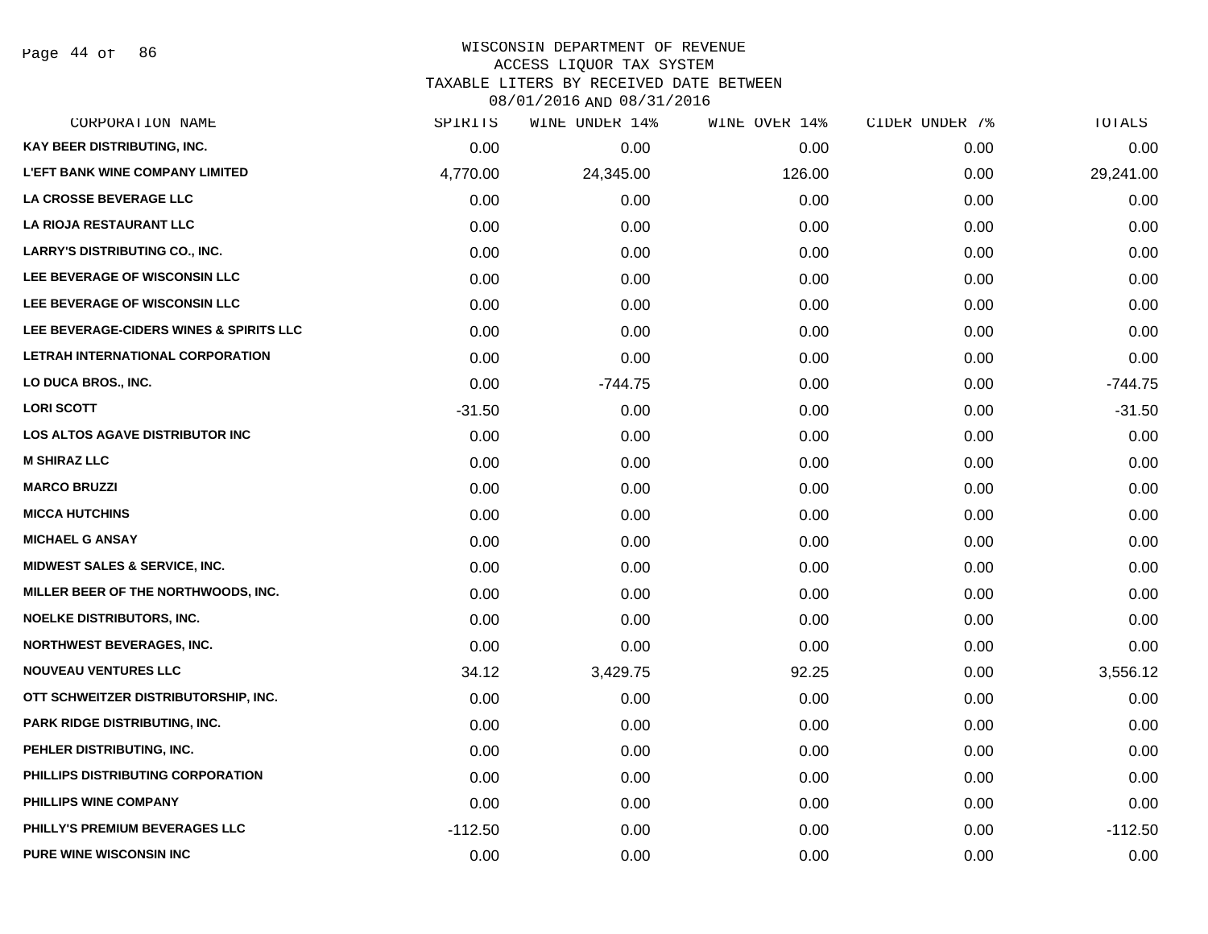WISCONSIN DEPARTMENT OF REVENUE
ACCESS LIQUOR TAX SYSTEM
TAXABLE LITERS BY RECEIVED DATE BETWEEN
08/01/2016 AND 08/31/2016

| CORPORATION NAME | SPIRITS | WINE UNDER 14% | WINE OVER 14% | CIDER UNDER 7% | TOTALS |
|---|---|---|---|---|---|
| KAY BEER DISTRIBUTING, INC. | 0.00 | 0.00 | 0.00 | 0.00 | 0.00 |
| L'EFT BANK WINE COMPANY LIMITED | 4,770.00 | 24,345.00 | 126.00 | 0.00 | 29,241.00 |
| LA CROSSE BEVERAGE LLC | 0.00 | 0.00 | 0.00 | 0.00 | 0.00 |
| LA RIOJA RESTAURANT LLC | 0.00 | 0.00 | 0.00 | 0.00 | 0.00 |
| LARRY'S DISTRIBUTING CO., INC. | 0.00 | 0.00 | 0.00 | 0.00 | 0.00 |
| LEE BEVERAGE OF WISCONSIN LLC | 0.00 | 0.00 | 0.00 | 0.00 | 0.00 |
| LEE BEVERAGE OF WISCONSIN LLC | 0.00 | 0.00 | 0.00 | 0.00 | 0.00 |
| LEE BEVERAGE-CIDERS WINES & SPIRITS LLC | 0.00 | 0.00 | 0.00 | 0.00 | 0.00 |
| LETRAH INTERNATIONAL CORPORATION | 0.00 | 0.00 | 0.00 | 0.00 | 0.00 |
| LO DUCA BROS., INC. | 0.00 | -744.75 | 0.00 | 0.00 | -744.75 |
| LORI SCOTT | -31.50 | 0.00 | 0.00 | 0.00 | -31.50 |
| LOS ALTOS AGAVE DISTRIBUTOR INC | 0.00 | 0.00 | 0.00 | 0.00 | 0.00 |
| M SHIRAZ LLC | 0.00 | 0.00 | 0.00 | 0.00 | 0.00 |
| MARCO BRUZZI | 0.00 | 0.00 | 0.00 | 0.00 | 0.00 |
| MICCA HUTCHINS | 0.00 | 0.00 | 0.00 | 0.00 | 0.00 |
| MICHAEL G ANSAY | 0.00 | 0.00 | 0.00 | 0.00 | 0.00 |
| MIDWEST SALES & SERVICE, INC. | 0.00 | 0.00 | 0.00 | 0.00 | 0.00 |
| MILLER BEER OF THE NORTHWOODS, INC. | 0.00 | 0.00 | 0.00 | 0.00 | 0.00 |
| NOELKE DISTRIBUTORS, INC. | 0.00 | 0.00 | 0.00 | 0.00 | 0.00 |
| NORTHWEST BEVERAGES, INC. | 0.00 | 0.00 | 0.00 | 0.00 | 0.00 |
| NOUVEAU VENTURES LLC | 34.12 | 3,429.75 | 92.25 | 0.00 | 3,556.12 |
| OTT SCHWEITZER DISTRIBUTORSHIP, INC. | 0.00 | 0.00 | 0.00 | 0.00 | 0.00 |
| PARK RIDGE DISTRIBUTING, INC. | 0.00 | 0.00 | 0.00 | 0.00 | 0.00 |
| PEHLER DISTRIBUTING, INC. | 0.00 | 0.00 | 0.00 | 0.00 | 0.00 |
| PHILLIPS DISTRIBUTING CORPORATION | 0.00 | 0.00 | 0.00 | 0.00 | 0.00 |
| PHILLIPS WINE COMPANY | 0.00 | 0.00 | 0.00 | 0.00 | 0.00 |
| PHILLY'S PREMIUM BEVERAGES LLC | -112.50 | 0.00 | 0.00 | 0.00 | -112.50 |
| PURE WINE WISCONSIN INC | 0.00 | 0.00 | 0.00 | 0.00 | 0.00 |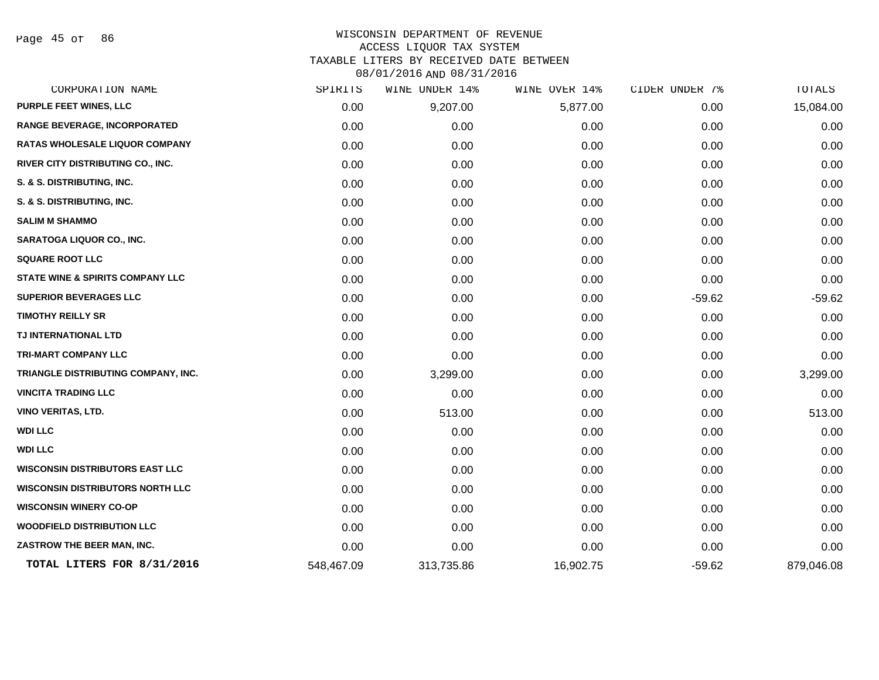WISCONSIN DEPARTMENT OF REVENUE
ACCESS LIQUOR TAX SYSTEM
TAXABLE LITERS BY RECEIVED DATE BETWEEN
08/01/2016 AND 08/31/2016

| CORPORATION NAME | SPIRITS | WINE UNDER 14% | WINE OVER 14% | CIDER UNDER 7% | TOTALS |
|---|---|---|---|---|---|
| PURPLE FEET WINES, LLC | 0.00 | 9,207.00 | 5,877.00 | 0.00 | 15,084.00 |
| RANGE BEVERAGE, INCORPORATED | 0.00 | 0.00 | 0.00 | 0.00 | 0.00 |
| RATAS WHOLESALE LIQUOR COMPANY | 0.00 | 0.00 | 0.00 | 0.00 | 0.00 |
| RIVER CITY DISTRIBUTING CO., INC. | 0.00 | 0.00 | 0.00 | 0.00 | 0.00 |
| S. & S. DISTRIBUTING, INC. | 0.00 | 0.00 | 0.00 | 0.00 | 0.00 |
| S. & S. DISTRIBUTING, INC. | 0.00 | 0.00 | 0.00 | 0.00 | 0.00 |
| SALIM M SHAMMO | 0.00 | 0.00 | 0.00 | 0.00 | 0.00 |
| SARATOGA LIQUOR CO., INC. | 0.00 | 0.00 | 0.00 | 0.00 | 0.00 |
| SQUARE ROOT LLC | 0.00 | 0.00 | 0.00 | 0.00 | 0.00 |
| STATE WINE & SPIRITS COMPANY LLC | 0.00 | 0.00 | 0.00 | 0.00 | 0.00 |
| SUPERIOR BEVERAGES LLC | 0.00 | 0.00 | 0.00 | -59.62 | -59.62 |
| TIMOTHY REILLY SR | 0.00 | 0.00 | 0.00 | 0.00 | 0.00 |
| TJ INTERNATIONAL LTD | 0.00 | 0.00 | 0.00 | 0.00 | 0.00 |
| TRI-MART COMPANY LLC | 0.00 | 0.00 | 0.00 | 0.00 | 0.00 |
| TRIANGLE DISTRIBUTING COMPANY, INC. | 0.00 | 3,299.00 | 0.00 | 0.00 | 3,299.00 |
| VINCITA TRADING LLC | 0.00 | 0.00 | 0.00 | 0.00 | 0.00 |
| VINO VERITAS, LTD. | 0.00 | 513.00 | 0.00 | 0.00 | 513.00 |
| WDI LLC | 0.00 | 0.00 | 0.00 | 0.00 | 0.00 |
| WDI LLC | 0.00 | 0.00 | 0.00 | 0.00 | 0.00 |
| WISCONSIN DISTRIBUTORS EAST LLC | 0.00 | 0.00 | 0.00 | 0.00 | 0.00 |
| WISCONSIN DISTRIBUTORS NORTH LLC | 0.00 | 0.00 | 0.00 | 0.00 | 0.00 |
| WISCONSIN WINERY CO-OP | 0.00 | 0.00 | 0.00 | 0.00 | 0.00 |
| WOODFIELD DISTRIBUTION LLC | 0.00 | 0.00 | 0.00 | 0.00 | 0.00 |
| ZASTROW THE BEER MAN, INC. | 0.00 | 0.00 | 0.00 | 0.00 | 0.00 |
| **TOTAL LITERS FOR 8/31/2016** | 548,467.09 | 313,735.86 | 16,902.75 | -59.62 | 879,046.08 |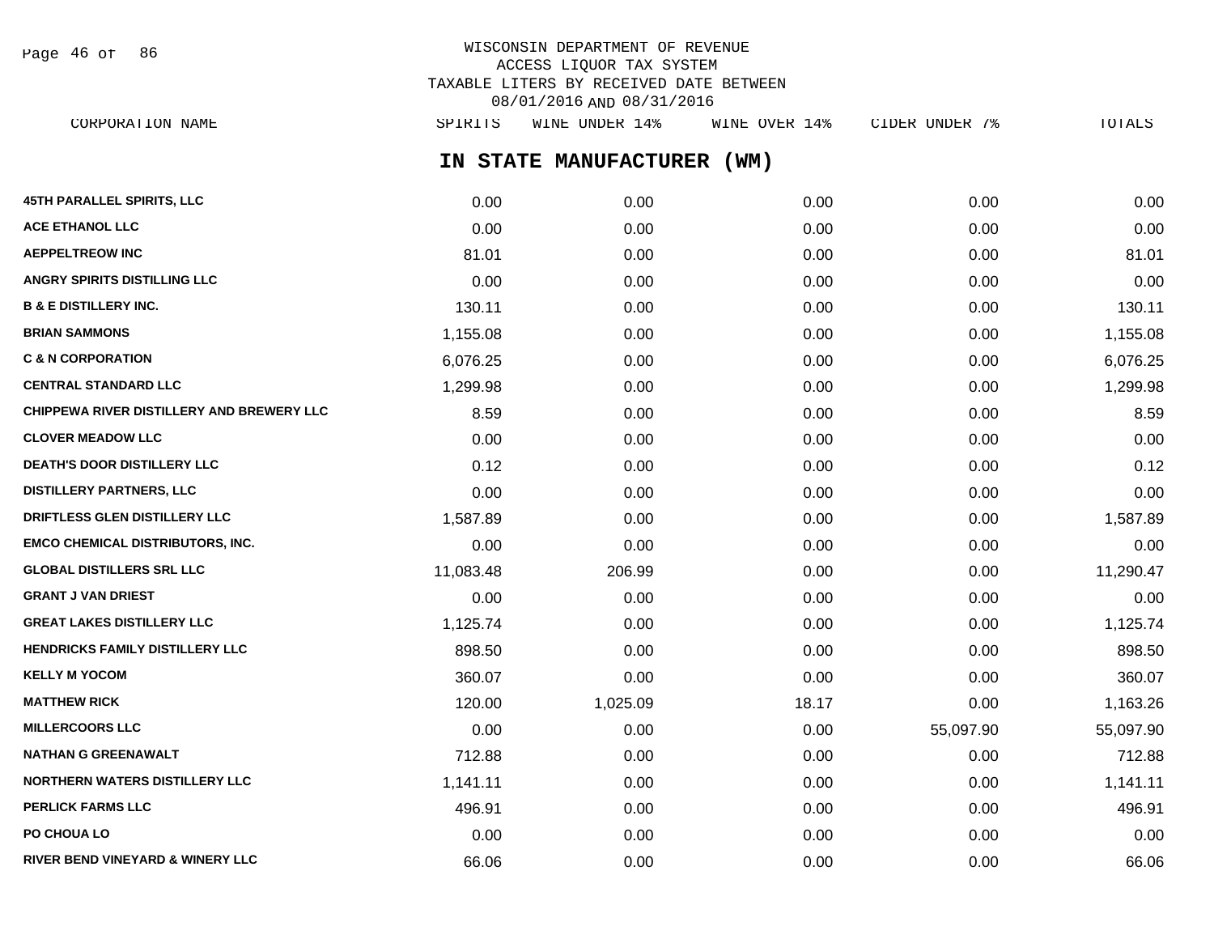WISCONSIN DEPARTMENT OF REVENUE
ACCESS LIQUOR TAX SYSTEM
TAXABLE LITERS BY RECEIVED DATE BETWEEN
08/01/2016 AND 08/31/2016

## IN STATE MANUFACTURER (WM)

| CORPORATION NAME | SPIRITS | WINE UNDER 14% | WINE OVER 14% | CIDER UNDER 7% | TOTALS |
|---|---|---|---|---|---|
| 45TH PARALLEL SPIRITS, LLC | 0.00 | 0.00 | 0.00 | 0.00 | 0.00 |
| ACE ETHANOL LLC | 0.00 | 0.00 | 0.00 | 0.00 | 0.00 |
| AEPPELTREOW INC | 81.01 | 0.00 | 0.00 | 0.00 | 81.01 |
| ANGRY SPIRITS DISTILLING LLC | 0.00 | 0.00 | 0.00 | 0.00 | 0.00 |
| B & E DISTILLERY INC. | 130.11 | 0.00 | 0.00 | 0.00 | 130.11 |
| BRIAN SAMMONS | 1,155.08 | 0.00 | 0.00 | 0.00 | 1,155.08 |
| C & N CORPORATION | 6,076.25 | 0.00 | 0.00 | 0.00 | 6,076.25 |
| CENTRAL STANDARD LLC | 1,299.98 | 0.00 | 0.00 | 0.00 | 1,299.98 |
| CHIPPEWA RIVER DISTILLERY AND BREWERY LLC | 8.59 | 0.00 | 0.00 | 0.00 | 8.59 |
| CLOVER MEADOW LLC | 0.00 | 0.00 | 0.00 | 0.00 | 0.00 |
| DEATH'S DOOR DISTILLERY LLC | 0.12 | 0.00 | 0.00 | 0.00 | 0.12 |
| DISTILLERY PARTNERS, LLC | 0.00 | 0.00 | 0.00 | 0.00 | 0.00 |
| DRIFTLESS GLEN DISTILLERY LLC | 1,587.89 | 0.00 | 0.00 | 0.00 | 1,587.89 |
| EMCO CHEMICAL DISTRIBUTORS, INC. | 0.00 | 0.00 | 0.00 | 0.00 | 0.00 |
| GLOBAL DISTILLERS SRL LLC | 11,083.48 | 206.99 | 0.00 | 0.00 | 11,290.47 |
| GRANT J VAN DRIEST | 0.00 | 0.00 | 0.00 | 0.00 | 0.00 |
| GREAT LAKES DISTILLERY LLC | 1,125.74 | 0.00 | 0.00 | 0.00 | 1,125.74 |
| HENDRICKS FAMILY DISTILLERY LLC | 898.50 | 0.00 | 0.00 | 0.00 | 898.50 |
| KELLY M YOCOM | 360.07 | 0.00 | 0.00 | 0.00 | 360.07 |
| MATTHEW RICK | 120.00 | 1,025.09 | 18.17 | 0.00 | 1,163.26 |
| MILLERCOORS LLC | 0.00 | 0.00 | 0.00 | 55,097.90 | 55,097.90 |
| NATHAN G GREENAWALT | 712.88 | 0.00 | 0.00 | 0.00 | 712.88 |
| NORTHERN WATERS DISTILLERY LLC | 1,141.11 | 0.00 | 0.00 | 0.00 | 1,141.11 |
| PERLICK FARMS LLC | 496.91 | 0.00 | 0.00 | 0.00 | 496.91 |
| PO CHOUA LO | 0.00 | 0.00 | 0.00 | 0.00 | 0.00 |
| RIVER BEND VINEYARD & WINERY LLC | 66.06 | 0.00 | 0.00 | 0.00 | 66.06 |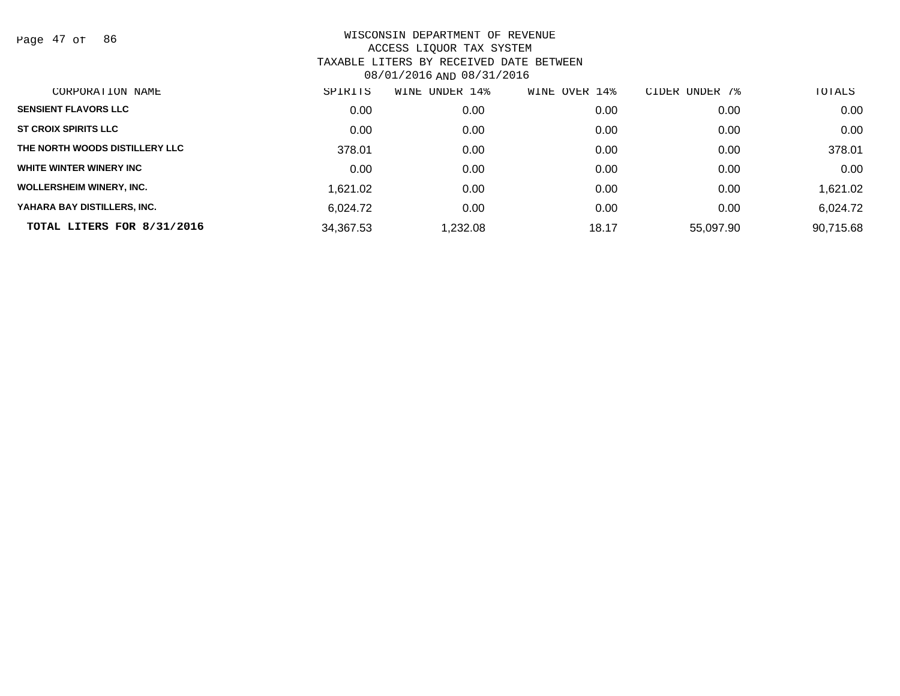WISCONSIN DEPARTMENT OF REVENUE
ACCESS LIQUOR TAX SYSTEM
TAXABLE LITERS BY RECEIVED DATE BETWEEN
08/01/2016 AND 08/31/2016

| CORPORATION NAME | SPIRITS | WINE UNDER 14% | WINE OVER 14% | CIDER UNDER 7% | TOTALS |
|---|---|---|---|---|---|
| SENSIENT FLAVORS LLC | 0.00 | 0.00 | 0.00 | 0.00 | 0.00 |
| ST CROIX SPIRITS LLC | 0.00 | 0.00 | 0.00 | 0.00 | 0.00 |
| THE NORTH WOODS DISTILLERY LLC | 378.01 | 0.00 | 0.00 | 0.00 | 378.01 |
| WHITE WINTER WINERY INC | 0.00 | 0.00 | 0.00 | 0.00 | 0.00 |
| WOLLERSHEIM WINERY, INC. | 1,621.02 | 0.00 | 0.00 | 0.00 | 1,621.02 |
| YAHARA BAY DISTILLERS, INC. | 6,024.72 | 0.00 | 0.00 | 0.00 | 6,024.72 |
| **TOTAL LITERS FOR 8/31/2016** | 34,367.53 | 1,232.08 | 18.17 | 55,097.90 | 90,715.68 |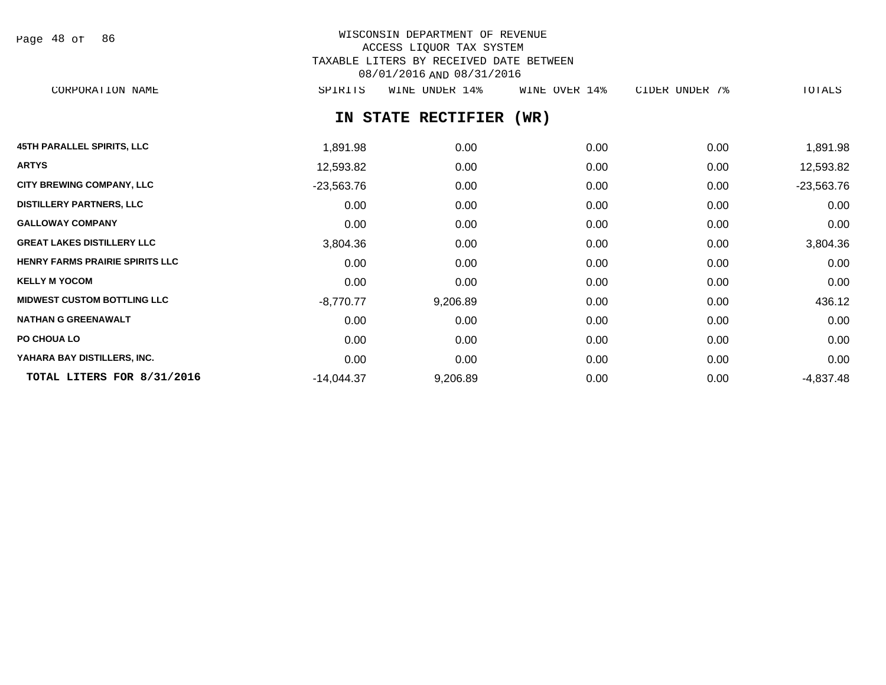WISCONSIN DEPARTMENT OF REVENUE
ACCESS LIQUOR TAX SYSTEM
TAXABLE LITERS BY RECEIVED DATE BETWEEN
08/01/2016 AND 08/31/2016

## IN STATE RECTIFIER (WR)

| CORPORATION NAME | SPIRITS | WINE UNDER 14% | WINE OVER 14% | CIDER UNDER 7% | TOTALS |
|---|---|---|---|---|---|
| 45TH PARALLEL SPIRITS, LLC | 1,891.98 | 0.00 | 0.00 | 0.00 | 1,891.98 |
| ARTYS | 12,593.82 | 0.00 | 0.00 | 0.00 | 12,593.82 |
| CITY BREWING COMPANY, LLC | -23,563.76 | 0.00 | 0.00 | 0.00 | -23,563.76 |
| DISTILLERY PARTNERS, LLC | 0.00 | 0.00 | 0.00 | 0.00 | 0.00 |
| GALLOWAY COMPANY | 0.00 | 0.00 | 0.00 | 0.00 | 0.00 |
| GREAT LAKES DISTILLERY LLC | 3,804.36 | 0.00 | 0.00 | 0.00 | 3,804.36 |
| HENRY FARMS PRAIRIE SPIRITS LLC | 0.00 | 0.00 | 0.00 | 0.00 | 0.00 |
| KELLY M YOCOM | 0.00 | 0.00 | 0.00 | 0.00 | 0.00 |
| MIDWEST CUSTOM BOTTLING LLC | -8,770.77 | 9,206.89 | 0.00 | 0.00 | 436.12 |
| NATHAN G GREENAWALT | 0.00 | 0.00 | 0.00 | 0.00 | 0.00 |
| PO CHOUA LO | 0.00 | 0.00 | 0.00 | 0.00 | 0.00 |
| YAHARA BAY DISTILLERS, INC. | 0.00 | 0.00 | 0.00 | 0.00 | 0.00 |
| **TOTAL LITERS FOR 8/31/2016** | -14,044.37 | 9,206.89 | 0.00 | 0.00 | -4,837.48 |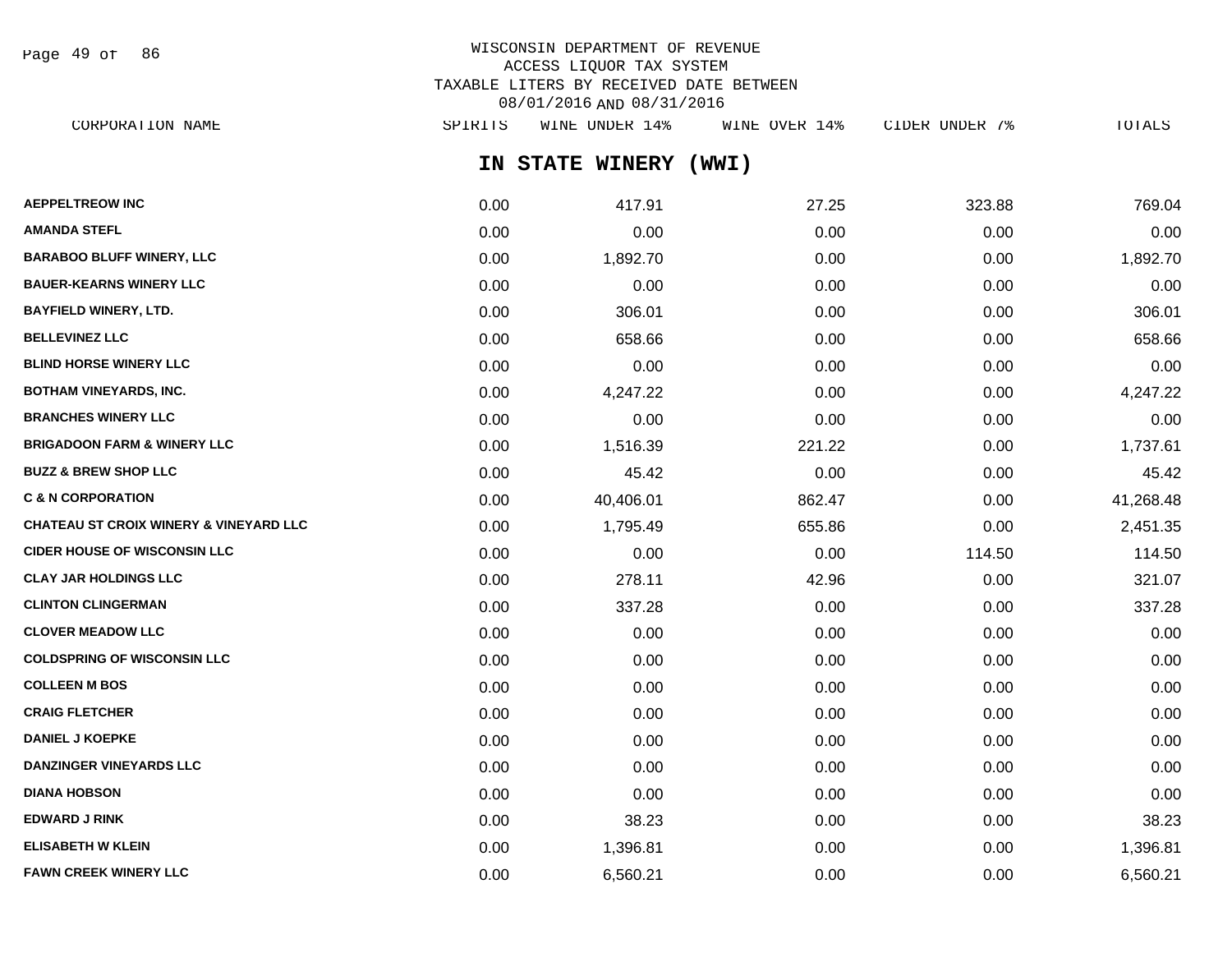WISCONSIN DEPARTMENT OF REVENUE
ACCESS LIQUOR TAX SYSTEM
TAXABLE LITERS BY RECEIVED DATE BETWEEN
08/01/2016 AND 08/31/2016

## IN STATE WINERY (WWI)

| CORPORATION NAME | SPIRITS | WINE UNDER 14% | WINE OVER 14% | CIDER UNDER 7% | TOTALS |
|---|---|---|---|---|---|
| AEPPELTREOW INC | 0.00 | 417.91 | 27.25 | 323.88 | 769.04 |
| AMANDA STEFL | 0.00 | 0.00 | 0.00 | 0.00 | 0.00 |
| BARABOO BLUFF WINERY, LLC | 0.00 | 1,892.70 | 0.00 | 0.00 | 1,892.70 |
| BAUER-KEARNS WINERY LLC | 0.00 | 0.00 | 0.00 | 0.00 | 0.00 |
| BAYFIELD WINERY, LTD. | 0.00 | 306.01 | 0.00 | 0.00 | 306.01 |
| BELLEVINEZ LLC | 0.00 | 658.66 | 0.00 | 0.00 | 658.66 |
| BLIND HORSE WINERY LLC | 0.00 | 0.00 | 0.00 | 0.00 | 0.00 |
| BOTHAM VINEYARDS, INC. | 0.00 | 4,247.22 | 0.00 | 0.00 | 4,247.22 |
| BRANCHES WINERY LLC | 0.00 | 0.00 | 0.00 | 0.00 | 0.00 |
| BRIGADOON FARM & WINERY LLC | 0.00 | 1,516.39 | 221.22 | 0.00 | 1,737.61 |
| BUZZ & BREW SHOP LLC | 0.00 | 45.42 | 0.00 | 0.00 | 45.42 |
| C & N CORPORATION | 0.00 | 40,406.01 | 862.47 | 0.00 | 41,268.48 |
| CHATEAU ST CROIX WINERY & VINEYARD LLC | 0.00 | 1,795.49 | 655.86 | 0.00 | 2,451.35 |
| CIDER HOUSE OF WISCONSIN LLC | 0.00 | 0.00 | 0.00 | 114.50 | 114.50 |
| CLAY JAR HOLDINGS LLC | 0.00 | 278.11 | 42.96 | 0.00 | 321.07 |
| CLINTON CLINGERMAN | 0.00 | 337.28 | 0.00 | 0.00 | 337.28 |
| CLOVER MEADOW LLC | 0.00 | 0.00 | 0.00 | 0.00 | 0.00 |
| COLDSPRING OF WISCONSIN LLC | 0.00 | 0.00 | 0.00 | 0.00 | 0.00 |
| COLLEEN M BOS | 0.00 | 0.00 | 0.00 | 0.00 | 0.00 |
| CRAIG FLETCHER | 0.00 | 0.00 | 0.00 | 0.00 | 0.00 |
| DANIEL J KOEPKE | 0.00 | 0.00 | 0.00 | 0.00 | 0.00 |
| DANZINGER VINEYARDS LLC | 0.00 | 0.00 | 0.00 | 0.00 | 0.00 |
| DIANA HOBSON | 0.00 | 0.00 | 0.00 | 0.00 | 0.00 |
| EDWARD J RINK | 0.00 | 38.23 | 0.00 | 0.00 | 38.23 |
| ELISABETH W KLEIN | 0.00 | 1,396.81 | 0.00 | 0.00 | 1,396.81 |
| FAWN CREEK WINERY LLC | 0.00 | 6,560.21 | 0.00 | 0.00 | 6,560.21 |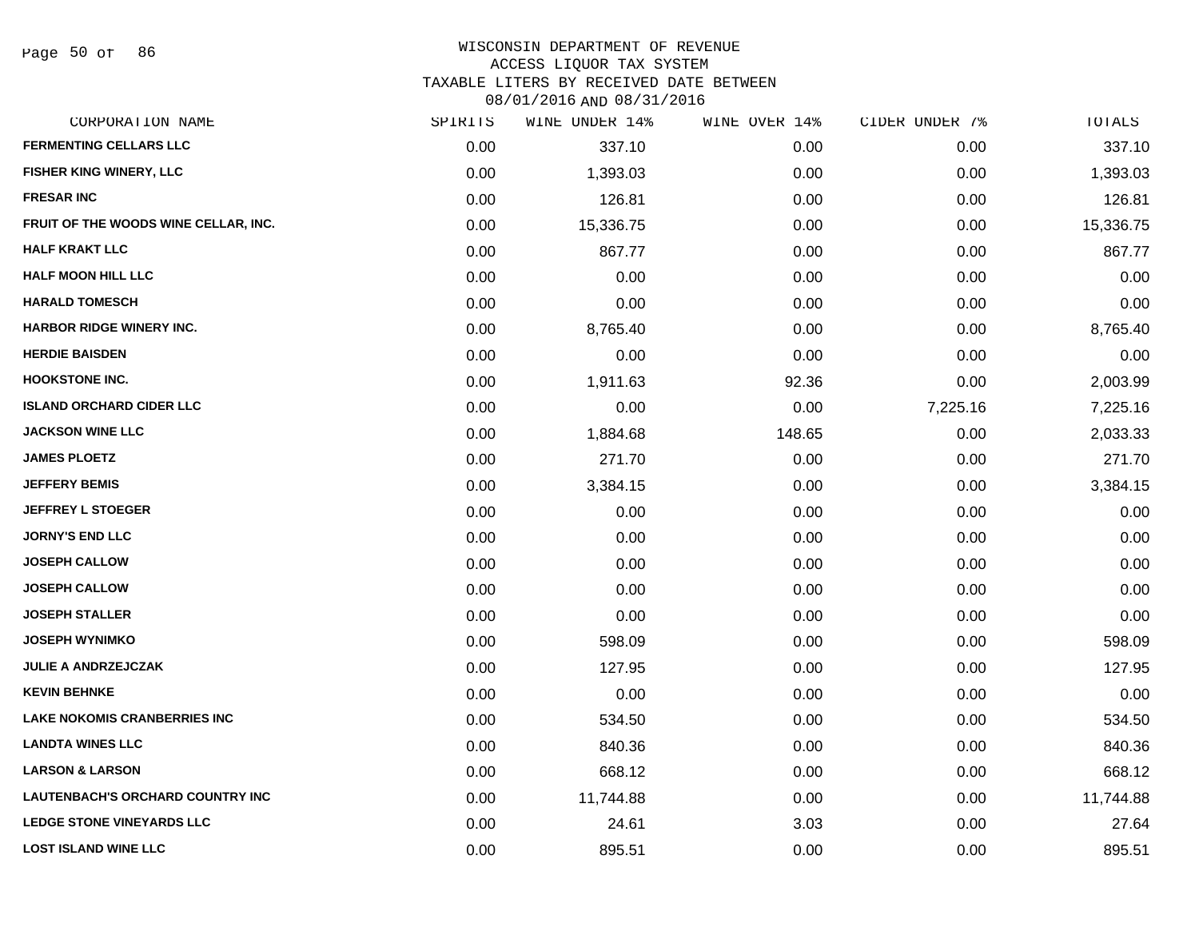WISCONSIN DEPARTMENT OF REVENUE
ACCESS LIQUOR TAX SYSTEM
TAXABLE LITERS BY RECEIVED DATE BETWEEN
08/01/2016 AND 08/31/2016

| CORPORATION NAME | SPIRITS | WINE UNDER 14% | WINE OVER 14% | CIDER UNDER 7% | TOTALS |
|---|---|---|---|---|---|
| FERMENTING CELLARS LLC | 0.00 | 337.10 | 0.00 | 0.00 | 337.10 |
| FISHER KING WINERY, LLC | 0.00 | 1,393.03 | 0.00 | 0.00 | 1,393.03 |
| FRESAR INC | 0.00 | 126.81 | 0.00 | 0.00 | 126.81 |
| FRUIT OF THE WOODS WINE CELLAR, INC. | 0.00 | 15,336.75 | 0.00 | 0.00 | 15,336.75 |
| HALF KRAKT LLC | 0.00 | 867.77 | 0.00 | 0.00 | 867.77 |
| HALF MOON HILL LLC | 0.00 | 0.00 | 0.00 | 0.00 | 0.00 |
| HARALD TOMESCH | 0.00 | 0.00 | 0.00 | 0.00 | 0.00 |
| HARBOR RIDGE WINERY INC. | 0.00 | 8,765.40 | 0.00 | 0.00 | 8,765.40 |
| HERDIE BAISDEN | 0.00 | 0.00 | 0.00 | 0.00 | 0.00 |
| HOOKSTONE INC. | 0.00 | 1,911.63 | 92.36 | 0.00 | 2,003.99 |
| ISLAND ORCHARD CIDER LLC | 0.00 | 0.00 | 0.00 | 7,225.16 | 7,225.16 |
| JACKSON WINE LLC | 0.00 | 1,884.68 | 148.65 | 0.00 | 2,033.33 |
| JAMES PLOETZ | 0.00 | 271.70 | 0.00 | 0.00 | 271.70 |
| JEFFERY BEMIS | 0.00 | 3,384.15 | 0.00 | 0.00 | 3,384.15 |
| JEFFREY L STOEGER | 0.00 | 0.00 | 0.00 | 0.00 | 0.00 |
| JORNY'S END LLC | 0.00 | 0.00 | 0.00 | 0.00 | 0.00 |
| JOSEPH CALLOW | 0.00 | 0.00 | 0.00 | 0.00 | 0.00 |
| JOSEPH CALLOW | 0.00 | 0.00 | 0.00 | 0.00 | 0.00 |
| JOSEPH STALLER | 0.00 | 0.00 | 0.00 | 0.00 | 0.00 |
| JOSEPH WYNIMKO | 0.00 | 598.09 | 0.00 | 0.00 | 598.09 |
| JULIE A ANDRZEJCZAK | 0.00 | 127.95 | 0.00 | 0.00 | 127.95 |
| KEVIN BEHNKE | 0.00 | 0.00 | 0.00 | 0.00 | 0.00 |
| LAKE NOKOMIS CRANBERRIES INC | 0.00 | 534.50 | 0.00 | 0.00 | 534.50 |
| LANDTA WINES LLC | 0.00 | 840.36 | 0.00 | 0.00 | 840.36 |
| LARSON & LARSON | 0.00 | 668.12 | 0.00 | 0.00 | 668.12 |
| LAUTENBACH'S ORCHARD COUNTRY INC | 0.00 | 11,744.88 | 0.00 | 0.00 | 11,744.88 |
| LEDGE STONE VINEYARDS LLC | 0.00 | 24.61 | 3.03 | 0.00 | 27.64 |
| LOST ISLAND WINE LLC | 0.00 | 895.51 | 0.00 | 0.00 | 895.51 |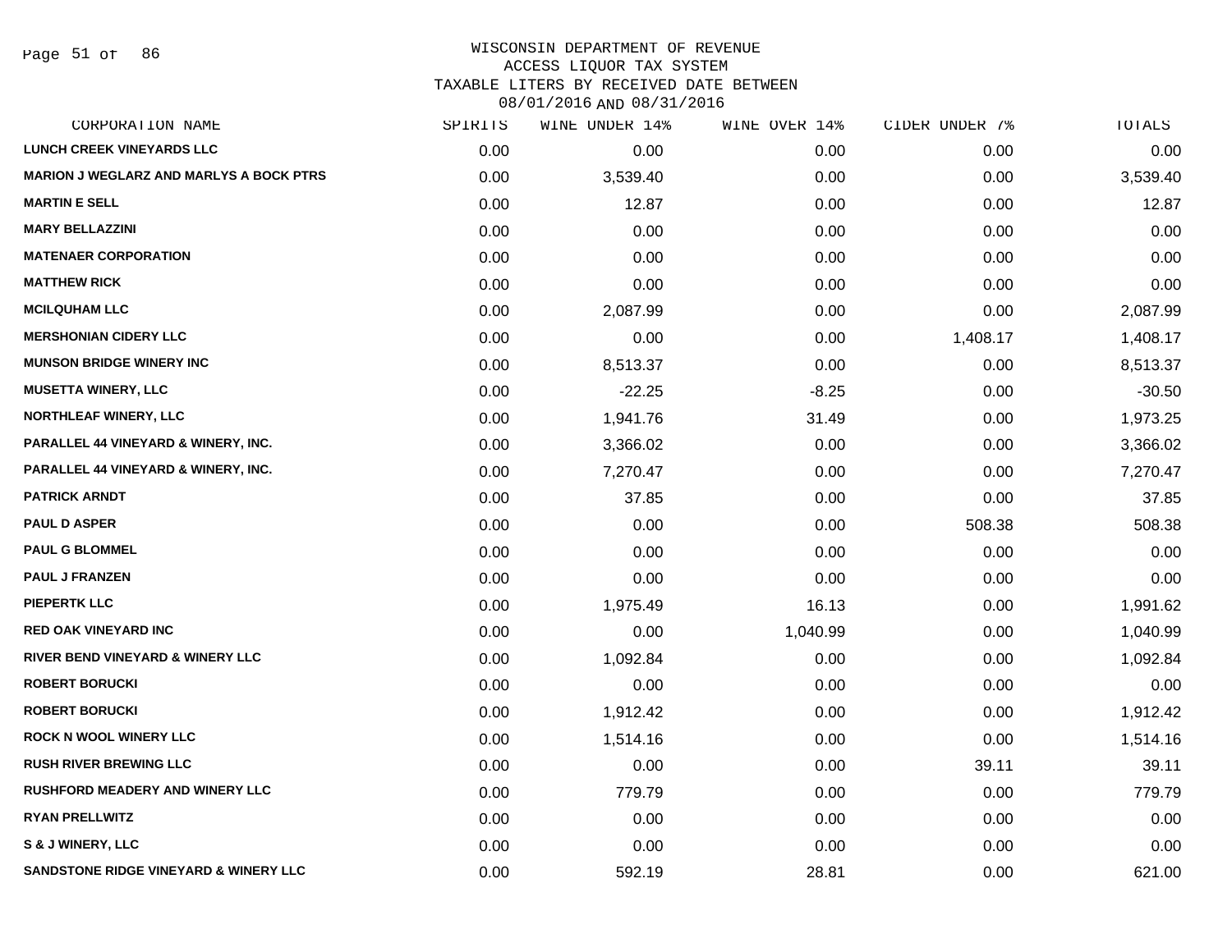# WISCONSIN DEPARTMENT OF REVENUE
## ACCESS LIQUOR TAX SYSTEM
## TAXABLE LITERS BY RECEIVED DATE BETWEEN 08/01/2016 AND 08/31/2016

| CORPORATION NAME | SPIRITS | WINE UNDER 14% | WINE OVER 14% | CIDER UNDER 7% | TOTALS |
|---|---|---|---|---|---|
| LUNCH CREEK VINEYARDS LLC | 0.00 | 0.00 | 0.00 | 0.00 | 0.00 |
| MARION J WEGLARZ AND MARLYS A BOCK PTRS | 0.00 | 3,539.40 | 0.00 | 0.00 | 3,539.40 |
| MARTIN E SELL | 0.00 | 12.87 | 0.00 | 0.00 | 12.87 |
| MARY BELLAZZINI | 0.00 | 0.00 | 0.00 | 0.00 | 0.00 |
| MATENAER CORPORATION | 0.00 | 0.00 | 0.00 | 0.00 | 0.00 |
| MATTHEW RICK | 0.00 | 0.00 | 0.00 | 0.00 | 0.00 |
| MCILQUHAM LLC | 0.00 | 2,087.99 | 0.00 | 0.00 | 2,087.99 |
| MERSHONIAN CIDERY LLC | 0.00 | 0.00 | 0.00 | 1,408.17 | 1,408.17 |
| MUNSON BRIDGE WINERY INC | 0.00 | 8,513.37 | 0.00 | 0.00 | 8,513.37 |
| MUSETTA WINERY, LLC | 0.00 | -22.25 | -8.25 | 0.00 | -30.50 |
| NORTHLEAF WINERY, LLC | 0.00 | 1,941.76 | 31.49 | 0.00 | 1,973.25 |
| PARALLEL 44 VINEYARD & WINERY, INC. | 0.00 | 3,366.02 | 0.00 | 0.00 | 3,366.02 |
| PARALLEL 44 VINEYARD & WINERY, INC. | 0.00 | 7,270.47 | 0.00 | 0.00 | 7,270.47 |
| PATRICK ARNDT | 0.00 | 37.85 | 0.00 | 0.00 | 37.85 |
| PAUL D ASPER | 0.00 | 0.00 | 0.00 | 508.38 | 508.38 |
| PAUL G BLOMMEL | 0.00 | 0.00 | 0.00 | 0.00 | 0.00 |
| PAUL J FRANZEN | 0.00 | 0.00 | 0.00 | 0.00 | 0.00 |
| PIEPERTK LLC | 0.00 | 1,975.49 | 16.13 | 0.00 | 1,991.62 |
| RED OAK VINEYARD INC | 0.00 | 0.00 | 1,040.99 | 0.00 | 1,040.99 |
| RIVER BEND VINEYARD & WINERY LLC | 0.00 | 1,092.84 | 0.00 | 0.00 | 1,092.84 |
| ROBERT BORUCKI | 0.00 | 0.00 | 0.00 | 0.00 | 0.00 |
| ROBERT BORUCKI | 0.00 | 1,912.42 | 0.00 | 0.00 | 1,912.42 |
| ROCK N WOOL WINERY LLC | 0.00 | 1,514.16 | 0.00 | 0.00 | 1,514.16 |
| RUSH RIVER BREWING LLC | 0.00 | 0.00 | 0.00 | 39.11 | 39.11 |
| RUSHFORD MEADERY AND WINERY LLC | 0.00 | 779.79 | 0.00 | 0.00 | 779.79 |
| RYAN PRELLWITZ | 0.00 | 0.00 | 0.00 | 0.00 | 0.00 |
| S & J WINERY, LLC | 0.00 | 0.00 | 0.00 | 0.00 | 0.00 |
| SANDSTONE RIDGE VINEYARD & WINERY LLC | 0.00 | 592.19 | 28.81 | 0.00 | 621.00 |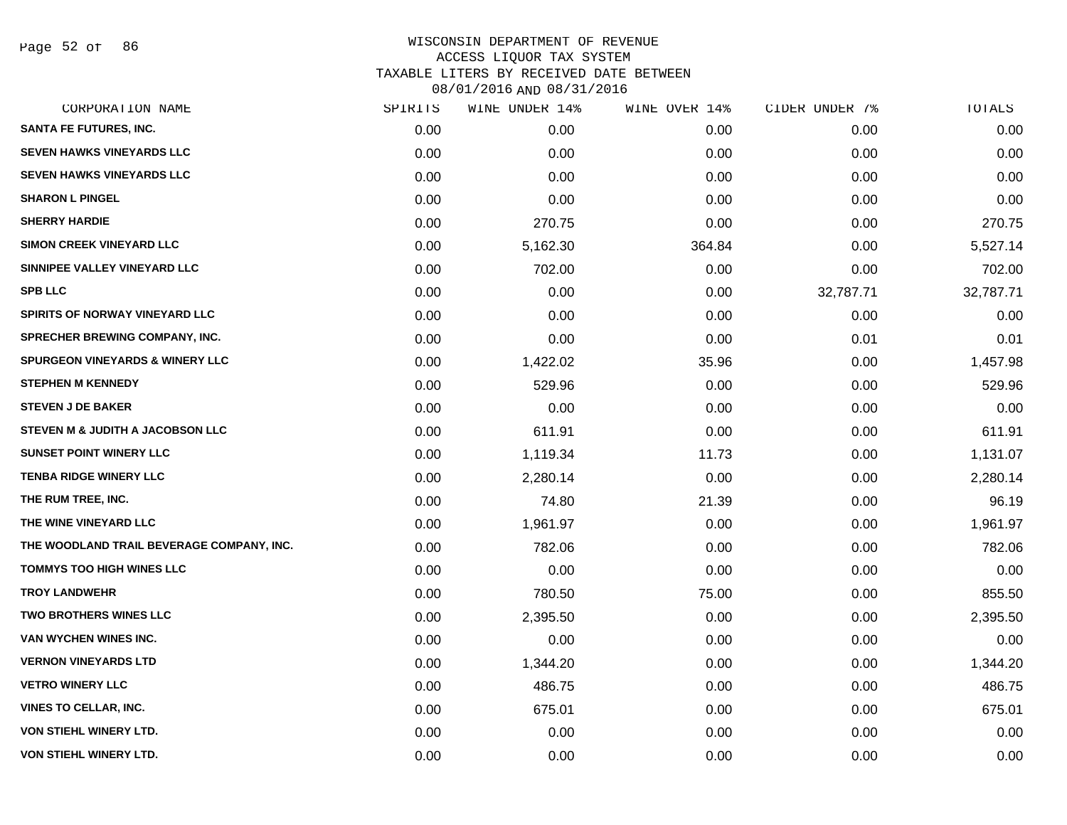WISCONSIN DEPARTMENT OF REVENUE
ACCESS LIQUOR TAX SYSTEM
TAXABLE LITERS BY RECEIVED DATE BETWEEN
08/01/2016 AND 08/31/2016

| CORPORATION NAME | SPIRITS | WINE UNDER 14% | WINE OVER 14% | CIDER UNDER 7% | TOTALS |
|---|---|---|---|---|---|
| SANTA FE FUTURES, INC. | 0.00 | 0.00 | 0.00 | 0.00 | 0.00 |
| SEVEN HAWKS VINEYARDS LLC | 0.00 | 0.00 | 0.00 | 0.00 | 0.00 |
| SEVEN HAWKS VINEYARDS LLC | 0.00 | 0.00 | 0.00 | 0.00 | 0.00 |
| SHARON L PINGEL | 0.00 | 0.00 | 0.00 | 0.00 | 0.00 |
| SHERRY HARDIE | 0.00 | 270.75 | 0.00 | 0.00 | 270.75 |
| SIMON CREEK VINEYARD LLC | 0.00 | 5,162.30 | 364.84 | 0.00 | 5,527.14 |
| SINNIPEE VALLEY VINEYARD LLC | 0.00 | 702.00 | 0.00 | 0.00 | 702.00 |
| SPB LLC | 0.00 | 0.00 | 0.00 | 32,787.71 | 32,787.71 |
| SPIRITS OF NORWAY VINEYARD LLC | 0.00 | 0.00 | 0.00 | 0.00 | 0.00 |
| SPRECHER BREWING COMPANY, INC. | 0.00 | 0.00 | 0.00 | 0.01 | 0.01 |
| SPURGEON VINEYARDS & WINERY LLC | 0.00 | 1,422.02 | 35.96 | 0.00 | 1,457.98 |
| STEPHEN M KENNEDY | 0.00 | 529.96 | 0.00 | 0.00 | 529.96 |
| STEVEN J DE BAKER | 0.00 | 0.00 | 0.00 | 0.00 | 0.00 |
| STEVEN M & JUDITH A JACOBSON LLC | 0.00 | 611.91 | 0.00 | 0.00 | 611.91 |
| SUNSET POINT WINERY LLC | 0.00 | 1,119.34 | 11.73 | 0.00 | 1,131.07 |
| TENBA RIDGE WINERY LLC | 0.00 | 2,280.14 | 0.00 | 0.00 | 2,280.14 |
| THE RUM TREE, INC. | 0.00 | 74.80 | 21.39 | 0.00 | 96.19 |
| THE WINE VINEYARD LLC | 0.00 | 1,961.97 | 0.00 | 0.00 | 1,961.97 |
| THE WOODLAND TRAIL BEVERAGE COMPANY, INC. | 0.00 | 782.06 | 0.00 | 0.00 | 782.06 |
| TOMMYS TOO HIGH WINES LLC | 0.00 | 0.00 | 0.00 | 0.00 | 0.00 |
| TROY LANDWEHR | 0.00 | 780.50 | 75.00 | 0.00 | 855.50 |
| TWO BROTHERS WINES LLC | 0.00 | 2,395.50 | 0.00 | 0.00 | 2,395.50 |
| VAN WYCHEN WINES INC. | 0.00 | 0.00 | 0.00 | 0.00 | 0.00 |
| VERNON VINEYARDS LTD | 0.00 | 1,344.20 | 0.00 | 0.00 | 1,344.20 |
| VETRO WINERY LLC | 0.00 | 486.75 | 0.00 | 0.00 | 486.75 |
| VINES TO CELLAR, INC. | 0.00 | 675.01 | 0.00 | 0.00 | 675.01 |
| VON STIEHL WINERY LTD. | 0.00 | 0.00 | 0.00 | 0.00 | 0.00 |
| VON STIEHL WINERY LTD. | 0.00 | 0.00 | 0.00 | 0.00 | 0.00 |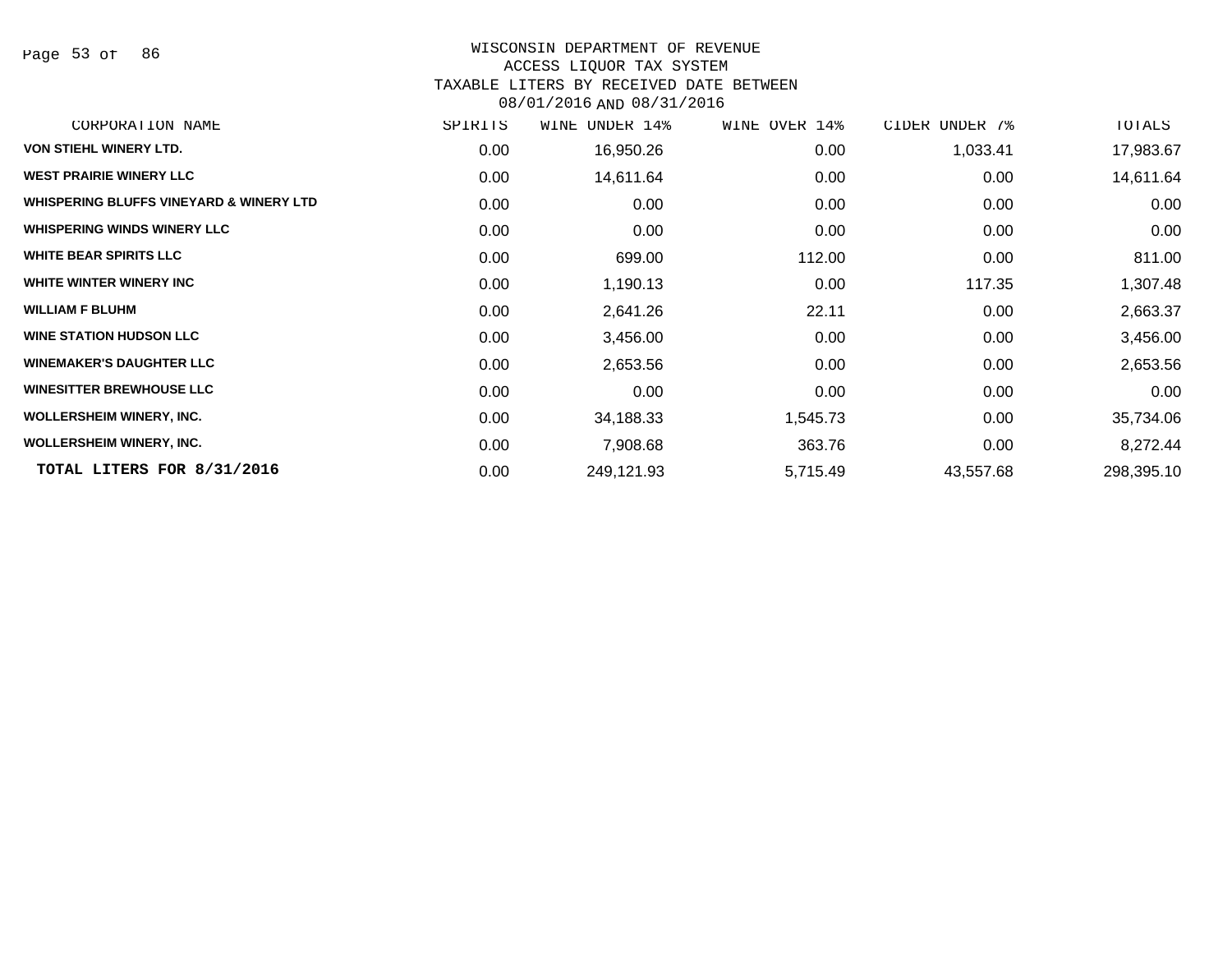WISCONSIN DEPARTMENT OF REVENUE
ACCESS LIQUOR TAX SYSTEM
TAXABLE LITERS BY RECEIVED DATE BETWEEN
08/01/2016 AND 08/31/2016

| CORPORATION NAME | SPIRITS | WINE UNDER 14% | WINE OVER 14% | CIDER UNDER 7% | TOTALS |
|---|---|---|---|---|---|
| VON STIEHL WINERY LTD. | 0.00 | 16,950.26 | 0.00 | 1,033.41 | 17,983.67 |
| WEST PRAIRIE WINERY LLC | 0.00 | 14,611.64 | 0.00 | 0.00 | 14,611.64 |
| WHISPERING BLUFFS VINEYARD & WINERY LTD | 0.00 | 0.00 | 0.00 | 0.00 | 0.00 |
| WHISPERING WINDS WINERY LLC | 0.00 | 0.00 | 0.00 | 0.00 | 0.00 |
| WHITE BEAR SPIRITS LLC | 0.00 | 699.00 | 112.00 | 0.00 | 811.00 |
| WHITE WINTER WINERY INC | 0.00 | 1,190.13 | 0.00 | 117.35 | 1,307.48 |
| WILLIAM F BLUHM | 0.00 | 2,641.26 | 22.11 | 0.00 | 2,663.37 |
| WINE STATION HUDSON LLC | 0.00 | 3,456.00 | 0.00 | 0.00 | 3,456.00 |
| WINEMAKER'S DAUGHTER LLC | 0.00 | 2,653.56 | 0.00 | 0.00 | 2,653.56 |
| WINESITTER BREWHOUSE LLC | 0.00 | 0.00 | 0.00 | 0.00 | 0.00 |
| WOLLERSHEIM WINERY, INC. | 0.00 | 34,188.33 | 1,545.73 | 0.00 | 35,734.06 |
| WOLLERSHEIM WINERY, INC. | 0.00 | 7,908.68 | 363.76 | 0.00 | 8,272.44 |
| **TOTAL LITERS FOR 8/31/2016** | 0.00 | 249,121.93 | 5,715.49 | 43,557.68 | 298,395.10 |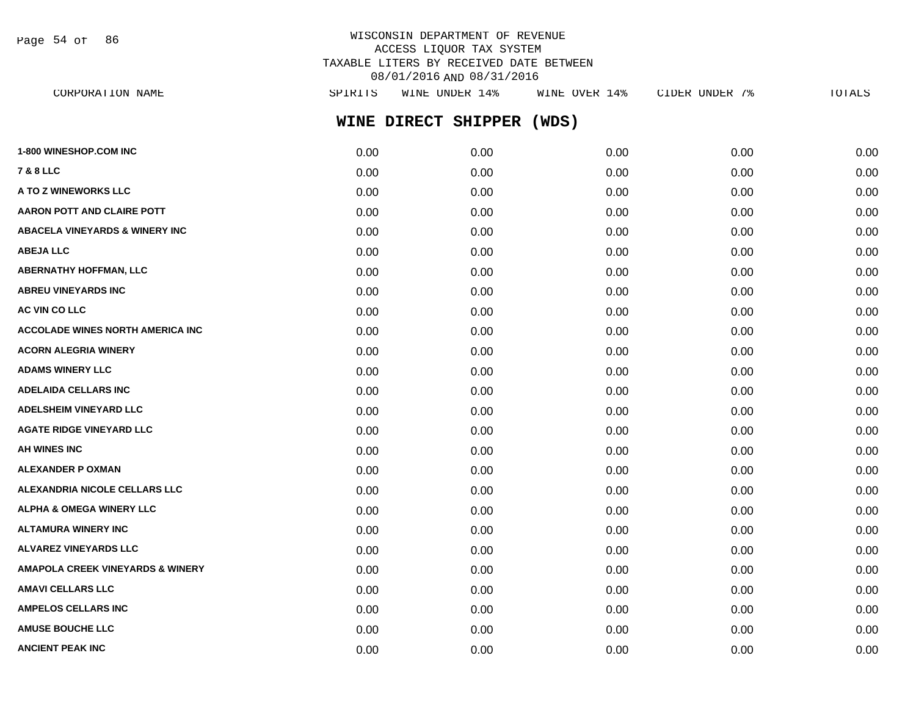WISCONSIN DEPARTMENT OF REVENUE
ACCESS LIQUOR TAX SYSTEM
TAXABLE LITERS BY RECEIVED DATE BETWEEN
08/01/2016 AND 08/31/2016

## WINE DIRECT SHIPPER (WDS)

| CORPORATION NAME | SPIRITS | WINE UNDER 14% | WINE OVER 14% | CIDER UNDER 7% | TOTALS |
|---|---|---|---|---|---|
| 1-800 WINESHOP.COM INC | 0.00 | 0.00 | 0.00 | 0.00 | 0.00 |
| 7 & 8 LLC | 0.00 | 0.00 | 0.00 | 0.00 | 0.00 |
| A TO Z WINEWORKS LLC | 0.00 | 0.00 | 0.00 | 0.00 | 0.00 |
| AARON POTT AND CLAIRE POTT | 0.00 | 0.00 | 0.00 | 0.00 | 0.00 |
| ABACELA VINEYARDS & WINERY INC | 0.00 | 0.00 | 0.00 | 0.00 | 0.00 |
| ABEJA LLC | 0.00 | 0.00 | 0.00 | 0.00 | 0.00 |
| ABERNATHY HOFFMAN, LLC | 0.00 | 0.00 | 0.00 | 0.00 | 0.00 |
| ABREU VINEYARDS INC | 0.00 | 0.00 | 0.00 | 0.00 | 0.00 |
| AC VIN CO LLC | 0.00 | 0.00 | 0.00 | 0.00 | 0.00 |
| ACCOLADE WINES NORTH AMERICA INC | 0.00 | 0.00 | 0.00 | 0.00 | 0.00 |
| ACORN ALEGRIA WINERY | 0.00 | 0.00 | 0.00 | 0.00 | 0.00 |
| ADAMS WINERY LLC | 0.00 | 0.00 | 0.00 | 0.00 | 0.00 |
| ADELAIDA CELLARS INC | 0.00 | 0.00 | 0.00 | 0.00 | 0.00 |
| ADELSHEIM VINEYARD LLC | 0.00 | 0.00 | 0.00 | 0.00 | 0.00 |
| AGATE RIDGE VINEYARD LLC | 0.00 | 0.00 | 0.00 | 0.00 | 0.00 |
| AH WINES INC | 0.00 | 0.00 | 0.00 | 0.00 | 0.00 |
| ALEXANDER P OXMAN | 0.00 | 0.00 | 0.00 | 0.00 | 0.00 |
| ALEXANDRIA NICOLE CELLARS LLC | 0.00 | 0.00 | 0.00 | 0.00 | 0.00 |
| ALPHA & OMEGA WINERY LLC | 0.00 | 0.00 | 0.00 | 0.00 | 0.00 |
| ALTAMURA WINERY INC | 0.00 | 0.00 | 0.00 | 0.00 | 0.00 |
| ALVAREZ VINEYARDS LLC | 0.00 | 0.00 | 0.00 | 0.00 | 0.00 |
| AMAPOLA CREEK VINEYARDS & WINERY | 0.00 | 0.00 | 0.00 | 0.00 | 0.00 |
| AMAVI CELLARS LLC | 0.00 | 0.00 | 0.00 | 0.00 | 0.00 |
| AMPELOS CELLARS INC | 0.00 | 0.00 | 0.00 | 0.00 | 0.00 |
| AMUSE BOUCHE LLC | 0.00 | 0.00 | 0.00 | 0.00 | 0.00 |
| ANCIENT PEAK INC | 0.00 | 0.00 | 0.00 | 0.00 | 0.00 |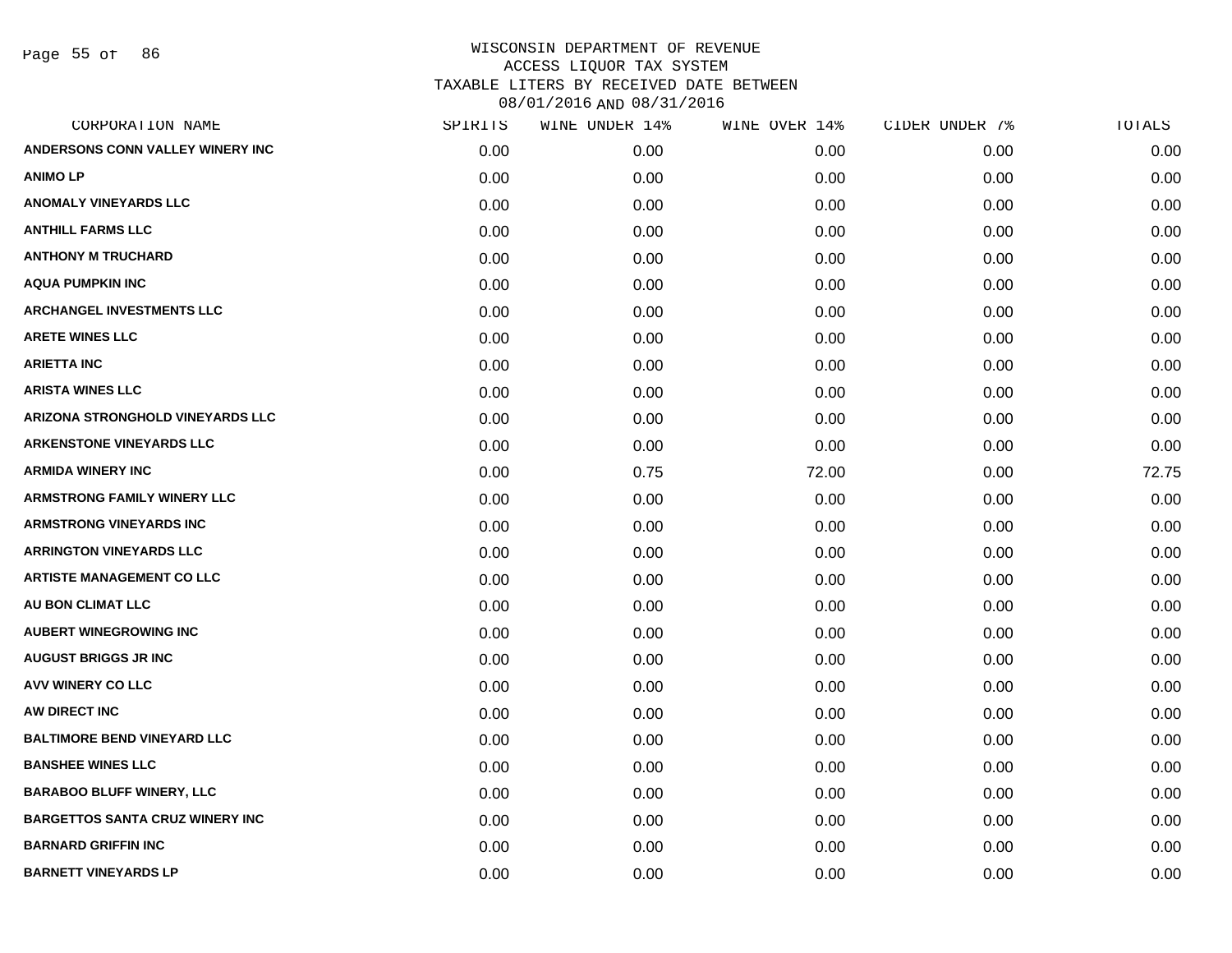# WISCONSIN DEPARTMENT OF REVENUE
## ACCESS LIQUOR TAX SYSTEM
## TAXABLE LITERS BY RECEIVED DATE BETWEEN 08/01/2016 AND 08/31/2016

| CORPORATION NAME | SPIRITS | WINE UNDER 14% | WINE OVER 14% | CIDER UNDER 7% | TOTALS |
|---|---|---|---|---|---|
| ANDERSONS CONN VALLEY WINERY INC | 0.00 | 0.00 | 0.00 | 0.00 | 0.00 |
| ANIMO LP | 0.00 | 0.00 | 0.00 | 0.00 | 0.00 |
| ANOMALY VINEYARDS LLC | 0.00 | 0.00 | 0.00 | 0.00 | 0.00 |
| ANTHILL FARMS LLC | 0.00 | 0.00 | 0.00 | 0.00 | 0.00 |
| ANTHONY M TRUCHARD | 0.00 | 0.00 | 0.00 | 0.00 | 0.00 |
| AQUA PUMPKIN INC | 0.00 | 0.00 | 0.00 | 0.00 | 0.00 |
| ARCHANGEL INVESTMENTS LLC | 0.00 | 0.00 | 0.00 | 0.00 | 0.00 |
| ARETE WINES LLC | 0.00 | 0.00 | 0.00 | 0.00 | 0.00 |
| ARIETTA INC | 0.00 | 0.00 | 0.00 | 0.00 | 0.00 |
| ARISTA WINES LLC | 0.00 | 0.00 | 0.00 | 0.00 | 0.00 |
| ARIZONA STRONGHOLD VINEYARDS LLC | 0.00 | 0.00 | 0.00 | 0.00 | 0.00 |
| ARKENSTONE VINEYARDS LLC | 0.00 | 0.00 | 0.00 | 0.00 | 0.00 |
| ARMIDA WINERY INC | 0.00 | 0.75 | 72.00 | 0.00 | 72.75 |
| ARMSTRONG FAMILY WINERY LLC | 0.00 | 0.00 | 0.00 | 0.00 | 0.00 |
| ARMSTRONG VINEYARDS INC | 0.00 | 0.00 | 0.00 | 0.00 | 0.00 |
| ARRINGTON VINEYARDS LLC | 0.00 | 0.00 | 0.00 | 0.00 | 0.00 |
| ARTISTE MANAGEMENT CO LLC | 0.00 | 0.00 | 0.00 | 0.00 | 0.00 |
| AU BON CLIMAT LLC | 0.00 | 0.00 | 0.00 | 0.00 | 0.00 |
| AUBERT WINEGROWING INC | 0.00 | 0.00 | 0.00 | 0.00 | 0.00 |
| AUGUST BRIGGS JR INC | 0.00 | 0.00 | 0.00 | 0.00 | 0.00 |
| AVV WINERY CO LLC | 0.00 | 0.00 | 0.00 | 0.00 | 0.00 |
| AW DIRECT INC | 0.00 | 0.00 | 0.00 | 0.00 | 0.00 |
| BALTIMORE BEND VINEYARD LLC | 0.00 | 0.00 | 0.00 | 0.00 | 0.00 |
| BANSHEE WINES LLC | 0.00 | 0.00 | 0.00 | 0.00 | 0.00 |
| BARABOO BLUFF WINERY, LLC | 0.00 | 0.00 | 0.00 | 0.00 | 0.00 |
| BARGETTOS SANTA CRUZ WINERY INC | 0.00 | 0.00 | 0.00 | 0.00 | 0.00 |
| BARNARD GRIFFIN INC | 0.00 | 0.00 | 0.00 | 0.00 | 0.00 |
| BARNETT VINEYARDS LP | 0.00 | 0.00 | 0.00 | 0.00 | 0.00 |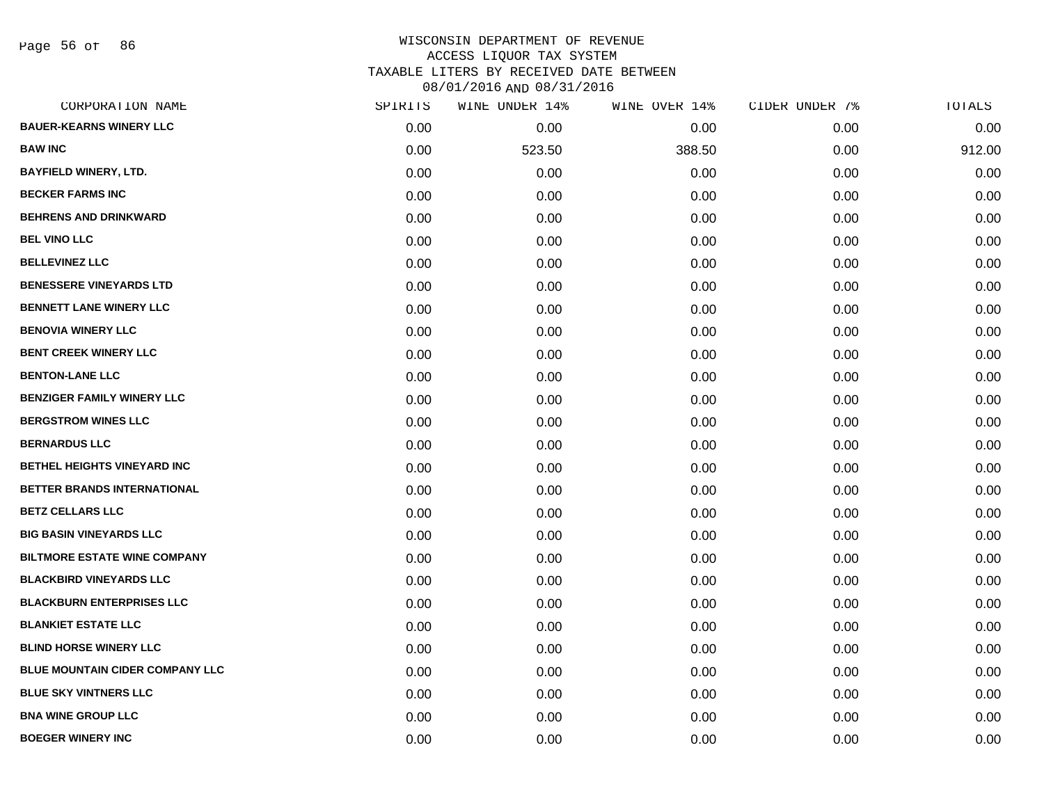WISCONSIN DEPARTMENT OF REVENUE
ACCESS LIQUOR TAX SYSTEM
TAXABLE LITERS BY RECEIVED DATE BETWEEN
08/01/2016 AND 08/31/2016

| CORPORATION NAME | SPIRITS | WINE UNDER 14% | WINE OVER 14% | CIDER UNDER 7% | TOTALS |
|---|---|---|---|---|---|
| BAUER-KEARNS WINERY LLC | 0.00 | 0.00 | 0.00 | 0.00 | 0.00 |
| BAW INC | 0.00 | 523.50 | 388.50 | 0.00 | 912.00 |
| BAYFIELD WINERY, LTD. | 0.00 | 0.00 | 0.00 | 0.00 | 0.00 |
| BECKER FARMS INC | 0.00 | 0.00 | 0.00 | 0.00 | 0.00 |
| BEHRENS AND DRINKWARD | 0.00 | 0.00 | 0.00 | 0.00 | 0.00 |
| BEL VINO LLC | 0.00 | 0.00 | 0.00 | 0.00 | 0.00 |
| BELLEVINEZ LLC | 0.00 | 0.00 | 0.00 | 0.00 | 0.00 |
| BENESSERE VINEYARDS LTD | 0.00 | 0.00 | 0.00 | 0.00 | 0.00 |
| BENNETT LANE WINERY LLC | 0.00 | 0.00 | 0.00 | 0.00 | 0.00 |
| BENOVIA WINERY LLC | 0.00 | 0.00 | 0.00 | 0.00 | 0.00 |
| BENT CREEK WINERY LLC | 0.00 | 0.00 | 0.00 | 0.00 | 0.00 |
| BENTON-LANE LLC | 0.00 | 0.00 | 0.00 | 0.00 | 0.00 |
| BENZIGER FAMILY WINERY LLC | 0.00 | 0.00 | 0.00 | 0.00 | 0.00 |
| BERGSTROM WINES LLC | 0.00 | 0.00 | 0.00 | 0.00 | 0.00 |
| BERNARDUS LLC | 0.00 | 0.00 | 0.00 | 0.00 | 0.00 |
| BETHEL HEIGHTS VINEYARD INC | 0.00 | 0.00 | 0.00 | 0.00 | 0.00 |
| BETTER BRANDS INTERNATIONAL | 0.00 | 0.00 | 0.00 | 0.00 | 0.00 |
| BETZ CELLARS LLC | 0.00 | 0.00 | 0.00 | 0.00 | 0.00 |
| BIG BASIN VINEYARDS LLC | 0.00 | 0.00 | 0.00 | 0.00 | 0.00 |
| BILTMORE ESTATE WINE COMPANY | 0.00 | 0.00 | 0.00 | 0.00 | 0.00 |
| BLACKBIRD VINEYARDS LLC | 0.00 | 0.00 | 0.00 | 0.00 | 0.00 |
| BLACKBURN ENTERPRISES LLC | 0.00 | 0.00 | 0.00 | 0.00 | 0.00 |
| BLANKIET ESTATE LLC | 0.00 | 0.00 | 0.00 | 0.00 | 0.00 |
| BLIND HORSE WINERY LLC | 0.00 | 0.00 | 0.00 | 0.00 | 0.00 |
| BLUE MOUNTAIN CIDER COMPANY LLC | 0.00 | 0.00 | 0.00 | 0.00 | 0.00 |
| BLUE SKY VINTNERS LLC | 0.00 | 0.00 | 0.00 | 0.00 | 0.00 |
| BNA WINE GROUP LLC | 0.00 | 0.00 | 0.00 | 0.00 | 0.00 |
| BOEGER WINERY INC | 0.00 | 0.00 | 0.00 | 0.00 | 0.00 |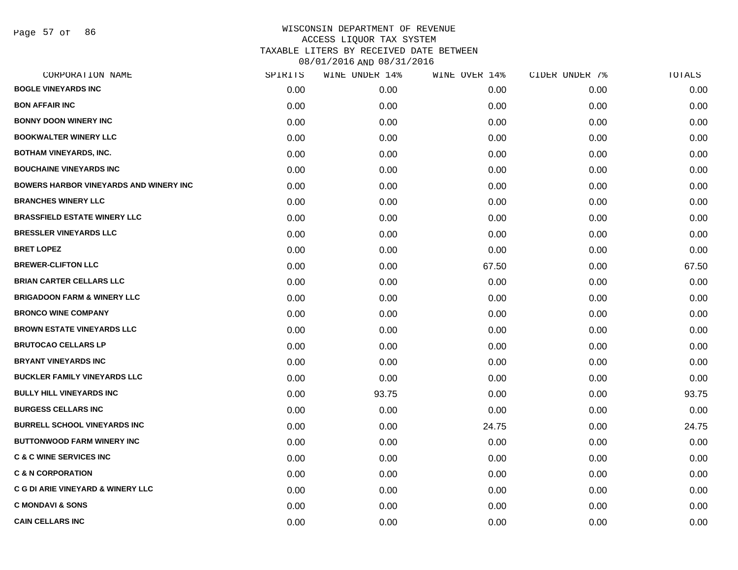WISCONSIN DEPARTMENT OF REVENUE
ACCESS LIQUOR TAX SYSTEM
TAXABLE LITERS BY RECEIVED DATE BETWEEN
08/01/2016 AND 08/31/2016

| CORPORATION NAME | SPIRITS | WINE UNDER 14% | WINE OVER 14% | CIDER UNDER 7% | TOTALS |
|---|---|---|---|---|---|
| BOGLE VINEYARDS INC | 0.00 | 0.00 | 0.00 | 0.00 | 0.00 |
| BON AFFAIR INC | 0.00 | 0.00 | 0.00 | 0.00 | 0.00 |
| BONNY DOON WINERY INC | 0.00 | 0.00 | 0.00 | 0.00 | 0.00 |
| BOOKWALTER WINERY LLC | 0.00 | 0.00 | 0.00 | 0.00 | 0.00 |
| BOTHAM VINEYARDS, INC. | 0.00 | 0.00 | 0.00 | 0.00 | 0.00 |
| BOUCHAINE VINEYARDS INC | 0.00 | 0.00 | 0.00 | 0.00 | 0.00 |
| BOWERS HARBOR VINEYARDS AND WINERY INC | 0.00 | 0.00 | 0.00 | 0.00 | 0.00 |
| BRANCHES WINERY LLC | 0.00 | 0.00 | 0.00 | 0.00 | 0.00 |
| BRASSFIELD ESTATE WINERY LLC | 0.00 | 0.00 | 0.00 | 0.00 | 0.00 |
| BRESSLER VINEYARDS LLC | 0.00 | 0.00 | 0.00 | 0.00 | 0.00 |
| BRET LOPEZ | 0.00 | 0.00 | 0.00 | 0.00 | 0.00 |
| BREWER-CLIFTON LLC | 0.00 | 0.00 | 67.50 | 0.00 | 67.50 |
| BRIAN CARTER CELLARS LLC | 0.00 | 0.00 | 0.00 | 0.00 | 0.00 |
| BRIGADOON FARM & WINERY LLC | 0.00 | 0.00 | 0.00 | 0.00 | 0.00 |
| BRONCO WINE COMPANY | 0.00 | 0.00 | 0.00 | 0.00 | 0.00 |
| BROWN ESTATE VINEYARDS LLC | 0.00 | 0.00 | 0.00 | 0.00 | 0.00 |
| BRUTOCAO CELLARS LP | 0.00 | 0.00 | 0.00 | 0.00 | 0.00 |
| BRYANT VINEYARDS INC | 0.00 | 0.00 | 0.00 | 0.00 | 0.00 |
| BUCKLER FAMILY VINEYARDS LLC | 0.00 | 0.00 | 0.00 | 0.00 | 0.00 |
| BULLY HILL VINEYARDS INC | 0.00 | 93.75 | 0.00 | 0.00 | 93.75 |
| BURGESS CELLARS INC | 0.00 | 0.00 | 0.00 | 0.00 | 0.00 |
| BURRELL SCHOOL VINEYARDS INC | 0.00 | 0.00 | 24.75 | 0.00 | 24.75 |
| BUTTONWOOD FARM WINERY INC | 0.00 | 0.00 | 0.00 | 0.00 | 0.00 |
| C & C WINE SERVICES INC | 0.00 | 0.00 | 0.00 | 0.00 | 0.00 |
| C & N CORPORATION | 0.00 | 0.00 | 0.00 | 0.00 | 0.00 |
| C G DI ARIE VINEYARD & WINERY LLC | 0.00 | 0.00 | 0.00 | 0.00 | 0.00 |
| C MONDAVI & SONS | 0.00 | 0.00 | 0.00 | 0.00 | 0.00 |
| CAIN CELLARS INC | 0.00 | 0.00 | 0.00 | 0.00 | 0.00 |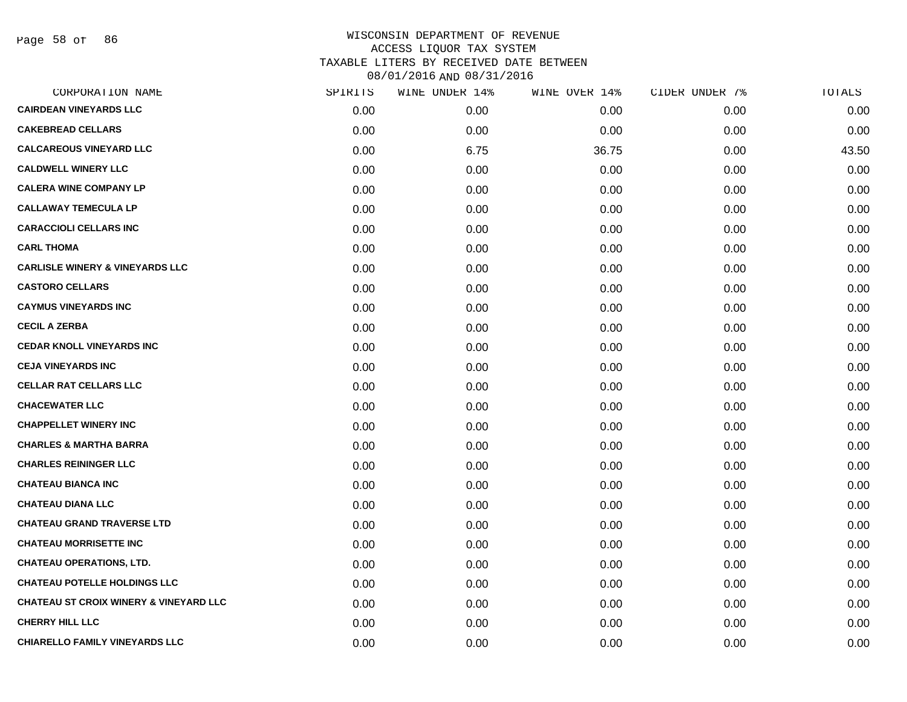# WISCONSIN DEPARTMENT OF REVENUE
## ACCESS LIQUOR TAX SYSTEM
## TAXABLE LITERS BY RECEIVED DATE BETWEEN 08/01/2016 AND 08/31/2016

| CORPORATION NAME | SPIRITS | WINE UNDER 14% | WINE OVER 14% | CIDER UNDER 7% | TOTALS |
|---|---|---|---|---|---|
| CAIRDEAN VINEYARDS LLC | 0.00 | 0.00 | 0.00 | 0.00 | 0.00 |
| CAKEBREAD CELLARS | 0.00 | 0.00 | 0.00 | 0.00 | 0.00 |
| CALCAREOUS VINEYARD LLC | 0.00 | 6.75 | 36.75 | 0.00 | 43.50 |
| CALDWELL WINERY LLC | 0.00 | 0.00 | 0.00 | 0.00 | 0.00 |
| CALERA WINE COMPANY LP | 0.00 | 0.00 | 0.00 | 0.00 | 0.00 |
| CALLAWAY TEMECULA LP | 0.00 | 0.00 | 0.00 | 0.00 | 0.00 |
| CARACCIOLI CELLARS INC | 0.00 | 0.00 | 0.00 | 0.00 | 0.00 |
| CARL THOMA | 0.00 | 0.00 | 0.00 | 0.00 | 0.00 |
| CARLISLE WINERY & VINEYARDS LLC | 0.00 | 0.00 | 0.00 | 0.00 | 0.00 |
| CASTORO CELLARS | 0.00 | 0.00 | 0.00 | 0.00 | 0.00 |
| CAYMUS VINEYARDS INC | 0.00 | 0.00 | 0.00 | 0.00 | 0.00 |
| CECIL A ZERBA | 0.00 | 0.00 | 0.00 | 0.00 | 0.00 |
| CEDAR KNOLL VINEYARDS INC | 0.00 | 0.00 | 0.00 | 0.00 | 0.00 |
| CEJA VINEYARDS INC | 0.00 | 0.00 | 0.00 | 0.00 | 0.00 |
| CELLAR RAT CELLARS LLC | 0.00 | 0.00 | 0.00 | 0.00 | 0.00 |
| CHACEWATER LLC | 0.00 | 0.00 | 0.00 | 0.00 | 0.00 |
| CHAPPELLET WINERY INC | 0.00 | 0.00 | 0.00 | 0.00 | 0.00 |
| CHARLES & MARTHA BARRA | 0.00 | 0.00 | 0.00 | 0.00 | 0.00 |
| CHARLES REININGER LLC | 0.00 | 0.00 | 0.00 | 0.00 | 0.00 |
| CHATEAU BIANCA INC | 0.00 | 0.00 | 0.00 | 0.00 | 0.00 |
| CHATEAU DIANA LLC | 0.00 | 0.00 | 0.00 | 0.00 | 0.00 |
| CHATEAU GRAND TRAVERSE LTD | 0.00 | 0.00 | 0.00 | 0.00 | 0.00 |
| CHATEAU MORRISETTE INC | 0.00 | 0.00 | 0.00 | 0.00 | 0.00 |
| CHATEAU OPERATIONS, LTD. | 0.00 | 0.00 | 0.00 | 0.00 | 0.00 |
| CHATEAU POTELLE HOLDINGS LLC | 0.00 | 0.00 | 0.00 | 0.00 | 0.00 |
| CHATEAU ST CROIX WINERY & VINEYARD LLC | 0.00 | 0.00 | 0.00 | 0.00 | 0.00 |
| CHERRY HILL LLC | 0.00 | 0.00 | 0.00 | 0.00 | 0.00 |
| CHIARELLO FAMILY VINEYARDS LLC | 0.00 | 0.00 | 0.00 | 0.00 | 0.00 |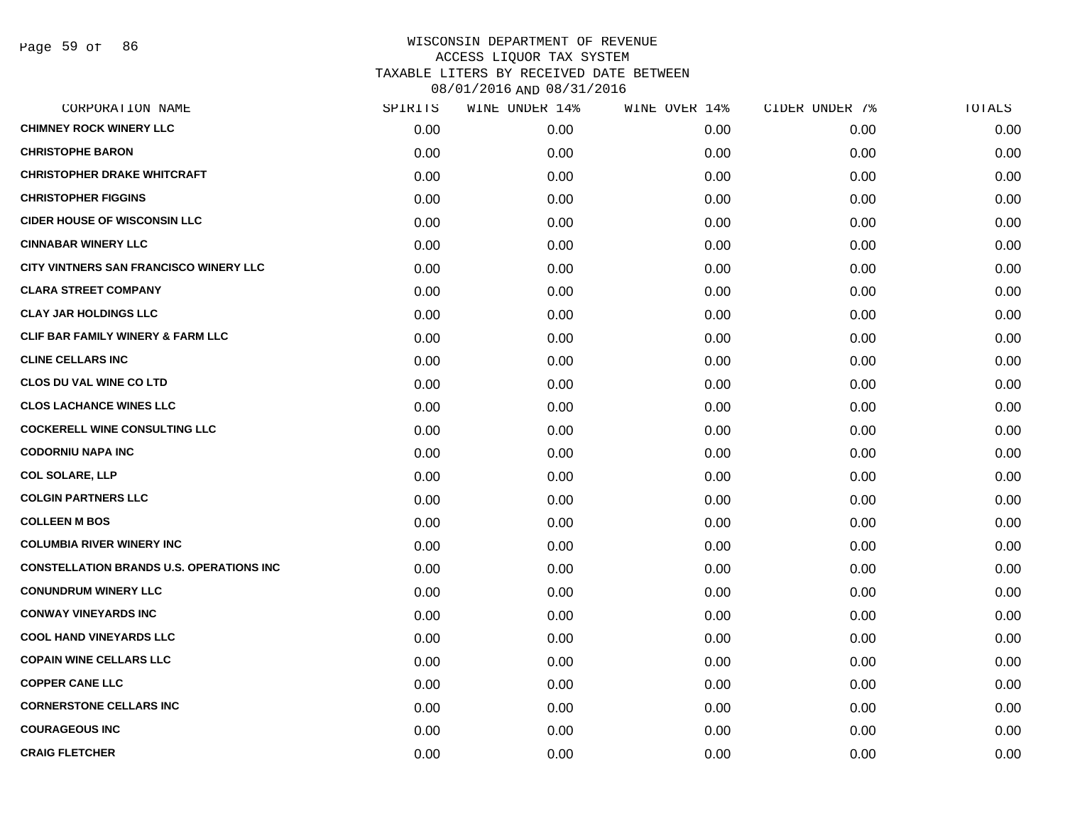WISCONSIN DEPARTMENT OF REVENUE
ACCESS LIQUOR TAX SYSTEM
TAXABLE LITERS BY RECEIVED DATE BETWEEN
08/01/2016 AND 08/31/2016

| CORPORATION NAME | SPIRITS | WINE UNDER 14% | WINE OVER 14% | CIDER UNDER 7% | TOTALS |
|---|---|---|---|---|---|
| CHIMNEY ROCK WINERY LLC | 0.00 | 0.00 | 0.00 | 0.00 | 0.00 |
| CHRISTOPHE BARON | 0.00 | 0.00 | 0.00 | 0.00 | 0.00 |
| CHRISTOPHER DRAKE WHITCRAFT | 0.00 | 0.00 | 0.00 | 0.00 | 0.00 |
| CHRISTOPHER FIGGINS | 0.00 | 0.00 | 0.00 | 0.00 | 0.00 |
| CIDER HOUSE OF WISCONSIN LLC | 0.00 | 0.00 | 0.00 | 0.00 | 0.00 |
| CINNABAR WINERY LLC | 0.00 | 0.00 | 0.00 | 0.00 | 0.00 |
| CITY VINTNERS SAN FRANCISCO WINERY LLC | 0.00 | 0.00 | 0.00 | 0.00 | 0.00 |
| CLARA STREET COMPANY | 0.00 | 0.00 | 0.00 | 0.00 | 0.00 |
| CLAY JAR HOLDINGS LLC | 0.00 | 0.00 | 0.00 | 0.00 | 0.00 |
| CLIF BAR FAMILY WINERY & FARM LLC | 0.00 | 0.00 | 0.00 | 0.00 | 0.00 |
| CLINE CELLARS INC | 0.00 | 0.00 | 0.00 | 0.00 | 0.00 |
| CLOS DU VAL WINE CO LTD | 0.00 | 0.00 | 0.00 | 0.00 | 0.00 |
| CLOS LACHANCE WINES LLC | 0.00 | 0.00 | 0.00 | 0.00 | 0.00 |
| COCKERELL WINE CONSULTING LLC | 0.00 | 0.00 | 0.00 | 0.00 | 0.00 |
| CODORNIU NAPA INC | 0.00 | 0.00 | 0.00 | 0.00 | 0.00 |
| COL SOLARE, LLP | 0.00 | 0.00 | 0.00 | 0.00 | 0.00 |
| COLGIN PARTNERS LLC | 0.00 | 0.00 | 0.00 | 0.00 | 0.00 |
| COLLEEN M BOS | 0.00 | 0.00 | 0.00 | 0.00 | 0.00 |
| COLUMBIA RIVER WINERY INC | 0.00 | 0.00 | 0.00 | 0.00 | 0.00 |
| CONSTELLATION BRANDS U.S. OPERATIONS INC | 0.00 | 0.00 | 0.00 | 0.00 | 0.00 |
| CONUNDRUM WINERY LLC | 0.00 | 0.00 | 0.00 | 0.00 | 0.00 |
| CONWAY VINEYARDS INC | 0.00 | 0.00 | 0.00 | 0.00 | 0.00 |
| COOL HAND VINEYARDS LLC | 0.00 | 0.00 | 0.00 | 0.00 | 0.00 |
| COPAIN WINE CELLARS LLC | 0.00 | 0.00 | 0.00 | 0.00 | 0.00 |
| COPPER CANE LLC | 0.00 | 0.00 | 0.00 | 0.00 | 0.00 |
| CORNERSTONE CELLARS INC | 0.00 | 0.00 | 0.00 | 0.00 | 0.00 |
| COURAGEOUS INC | 0.00 | 0.00 | 0.00 | 0.00 | 0.00 |
| CRAIG FLETCHER | 0.00 | 0.00 | 0.00 | 0.00 | 0.00 |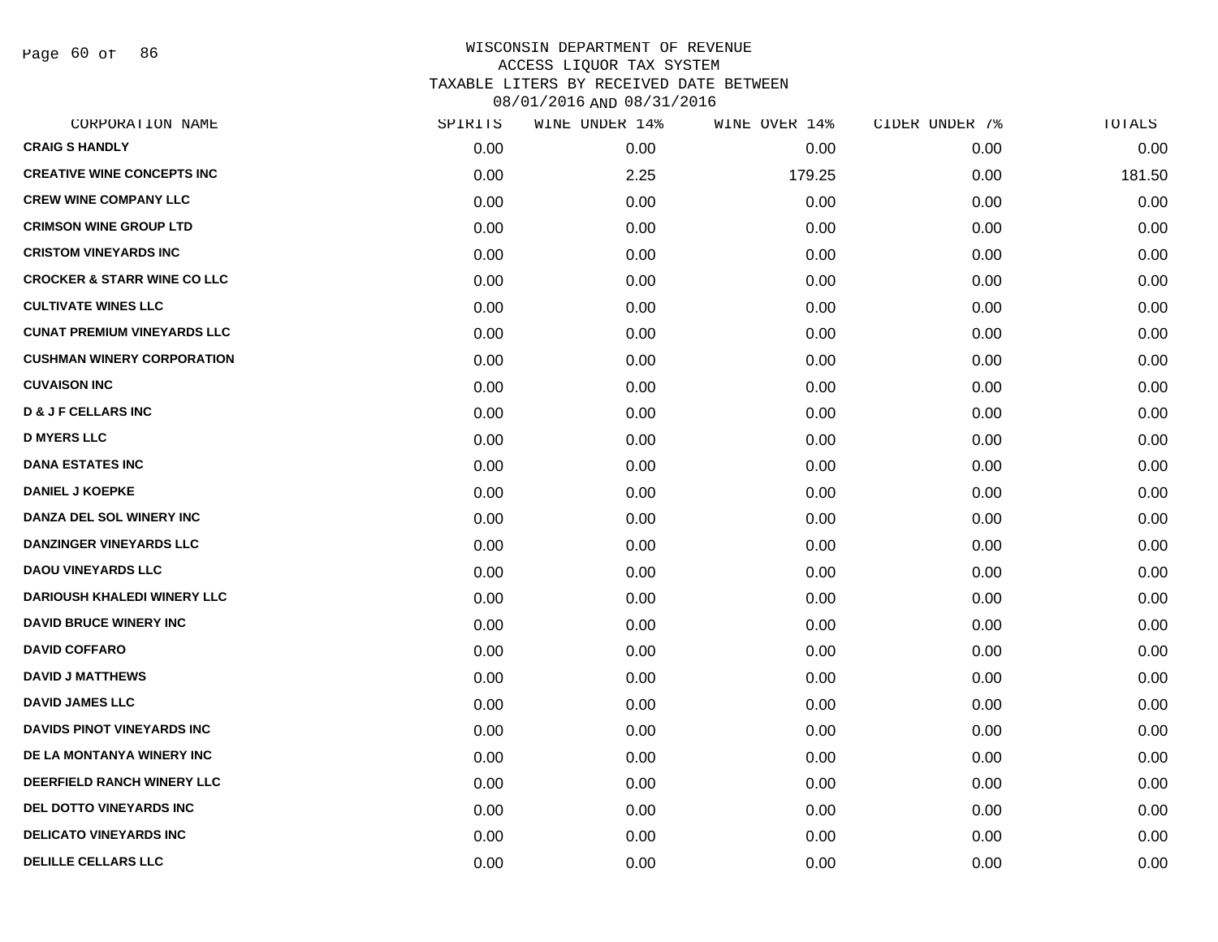WISCONSIN DEPARTMENT OF REVENUE
ACCESS LIQUOR TAX SYSTEM
TAXABLE LITERS BY RECEIVED DATE BETWEEN
08/01/2016 AND 08/31/2016

| CORPORATION NAME | SPIRITS | WINE UNDER 14% | WINE OVER 14% | CIDER UNDER 7% | TOTALS |
|---|---|---|---|---|---|
| CRAIG S HANDLY | 0.00 | 0.00 | 0.00 | 0.00 | 0.00 |
| CREATIVE WINE CONCEPTS INC | 0.00 | 2.25 | 179.25 | 0.00 | 181.50 |
| CREW WINE COMPANY LLC | 0.00 | 0.00 | 0.00 | 0.00 | 0.00 |
| CRIMSON WINE GROUP LTD | 0.00 | 0.00 | 0.00 | 0.00 | 0.00 |
| CRISTOM VINEYARDS INC | 0.00 | 0.00 | 0.00 | 0.00 | 0.00 |
| CROCKER & STARR WINE CO LLC | 0.00 | 0.00 | 0.00 | 0.00 | 0.00 |
| CULTIVATE WINES LLC | 0.00 | 0.00 | 0.00 | 0.00 | 0.00 |
| CUNAT PREMIUM VINEYARDS LLC | 0.00 | 0.00 | 0.00 | 0.00 | 0.00 |
| CUSHMAN WINERY CORPORATION | 0.00 | 0.00 | 0.00 | 0.00 | 0.00 |
| CUVAISON INC | 0.00 | 0.00 | 0.00 | 0.00 | 0.00 |
| D & J F CELLARS INC | 0.00 | 0.00 | 0.00 | 0.00 | 0.00 |
| D MYERS LLC | 0.00 | 0.00 | 0.00 | 0.00 | 0.00 |
| DANA ESTATES INC | 0.00 | 0.00 | 0.00 | 0.00 | 0.00 |
| DANIEL J KOEPKE | 0.00 | 0.00 | 0.00 | 0.00 | 0.00 |
| DANZA DEL SOL WINERY INC | 0.00 | 0.00 | 0.00 | 0.00 | 0.00 |
| DANZINGER VINEYARDS LLC | 0.00 | 0.00 | 0.00 | 0.00 | 0.00 |
| DAOU VINEYARDS LLC | 0.00 | 0.00 | 0.00 | 0.00 | 0.00 |
| DARIOUSH KHALEDI WINERY LLC | 0.00 | 0.00 | 0.00 | 0.00 | 0.00 |
| DAVID BRUCE WINERY INC | 0.00 | 0.00 | 0.00 | 0.00 | 0.00 |
| DAVID COFFARO | 0.00 | 0.00 | 0.00 | 0.00 | 0.00 |
| DAVID J MATTHEWS | 0.00 | 0.00 | 0.00 | 0.00 | 0.00 |
| DAVID JAMES LLC | 0.00 | 0.00 | 0.00 | 0.00 | 0.00 |
| DAVIDS PINOT VINEYARDS INC | 0.00 | 0.00 | 0.00 | 0.00 | 0.00 |
| DE LA MONTANYA WINERY INC | 0.00 | 0.00 | 0.00 | 0.00 | 0.00 |
| DEERFIELD RANCH WINERY LLC | 0.00 | 0.00 | 0.00 | 0.00 | 0.00 |
| DEL DOTTO VINEYARDS INC | 0.00 | 0.00 | 0.00 | 0.00 | 0.00 |
| DELICATO VINEYARDS INC | 0.00 | 0.00 | 0.00 | 0.00 | 0.00 |
| DELILLE CELLARS LLC | 0.00 | 0.00 | 0.00 | 0.00 | 0.00 |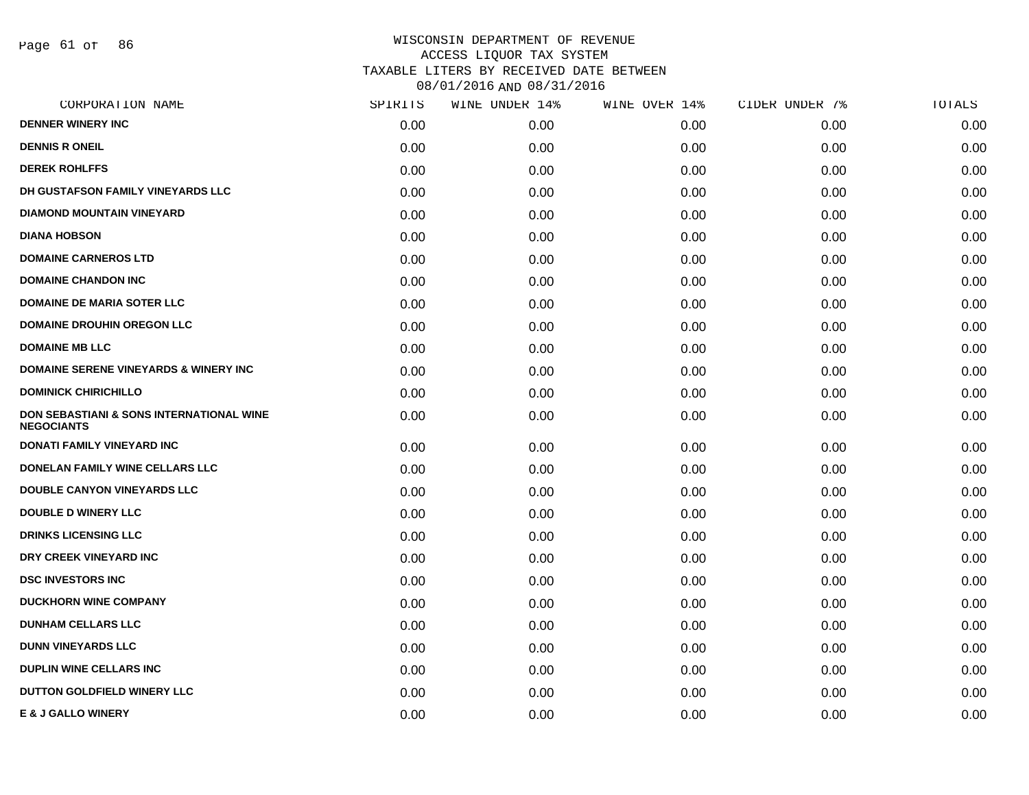# WISCONSIN DEPARTMENT OF REVENUE
## ACCESS LIQUOR TAX SYSTEM
## TAXABLE LITERS BY RECEIVED DATE BETWEEN 08/01/2016 AND 08/31/2016

| CORPORATION NAME | SPIRITS | WINE UNDER 14% | WINE OVER 14% | CIDER UNDER 7% | TOTALS |
|---|---|---|---|---|---|
| DENNER WINERY INC | 0.00 | 0.00 | 0.00 | 0.00 | 0.00 |
| DENNIS R ONEIL | 0.00 | 0.00 | 0.00 | 0.00 | 0.00 |
| DEREK ROHLFFS | 0.00 | 0.00 | 0.00 | 0.00 | 0.00 |
| DH GUSTAFSON FAMILY VINEYARDS LLC | 0.00 | 0.00 | 0.00 | 0.00 | 0.00 |
| DIAMOND MOUNTAIN VINEYARD | 0.00 | 0.00 | 0.00 | 0.00 | 0.00 |
| DIANA HOBSON | 0.00 | 0.00 | 0.00 | 0.00 | 0.00 |
| DOMAINE CARNEROS LTD | 0.00 | 0.00 | 0.00 | 0.00 | 0.00 |
| DOMAINE CHANDON INC | 0.00 | 0.00 | 0.00 | 0.00 | 0.00 |
| DOMAINE DE MARIA SOTER LLC | 0.00 | 0.00 | 0.00 | 0.00 | 0.00 |
| DOMAINE DROUHIN OREGON LLC | 0.00 | 0.00 | 0.00 | 0.00 | 0.00 |
| DOMAINE MB LLC | 0.00 | 0.00 | 0.00 | 0.00 | 0.00 |
| DOMAINE SERENE VINEYARDS & WINERY INC | 0.00 | 0.00 | 0.00 | 0.00 | 0.00 |
| DOMINICK CHIRICHILLO | 0.00 | 0.00 | 0.00 | 0.00 | 0.00 |
| DON SEBASTIANI & SONS INTERNATIONAL WINE NEGOCIANTS | 0.00 | 0.00 | 0.00 | 0.00 | 0.00 |
| DONATI FAMILY VINEYARD INC | 0.00 | 0.00 | 0.00 | 0.00 | 0.00 |
| DONELAN FAMILY WINE CELLARS LLC | 0.00 | 0.00 | 0.00 | 0.00 | 0.00 |
| DOUBLE CANYON VINEYARDS LLC | 0.00 | 0.00 | 0.00 | 0.00 | 0.00 |
| DOUBLE D WINERY LLC | 0.00 | 0.00 | 0.00 | 0.00 | 0.00 |
| DRINKS LICENSING LLC | 0.00 | 0.00 | 0.00 | 0.00 | 0.00 |
| DRY CREEK VINEYARD INC | 0.00 | 0.00 | 0.00 | 0.00 | 0.00 |
| DSC INVESTORS INC | 0.00 | 0.00 | 0.00 | 0.00 | 0.00 |
| DUCKHORN WINE COMPANY | 0.00 | 0.00 | 0.00 | 0.00 | 0.00 |
| DUNHAM CELLARS LLC | 0.00 | 0.00 | 0.00 | 0.00 | 0.00 |
| DUNN VINEYARDS LLC | 0.00 | 0.00 | 0.00 | 0.00 | 0.00 |
| DUPLIN WINE CELLARS INC | 0.00 | 0.00 | 0.00 | 0.00 | 0.00 |
| DUTTON GOLDFIELD WINERY LLC | 0.00 | 0.00 | 0.00 | 0.00 | 0.00 |
| E & J GALLO WINERY | 0.00 | 0.00 | 0.00 | 0.00 | 0.00 |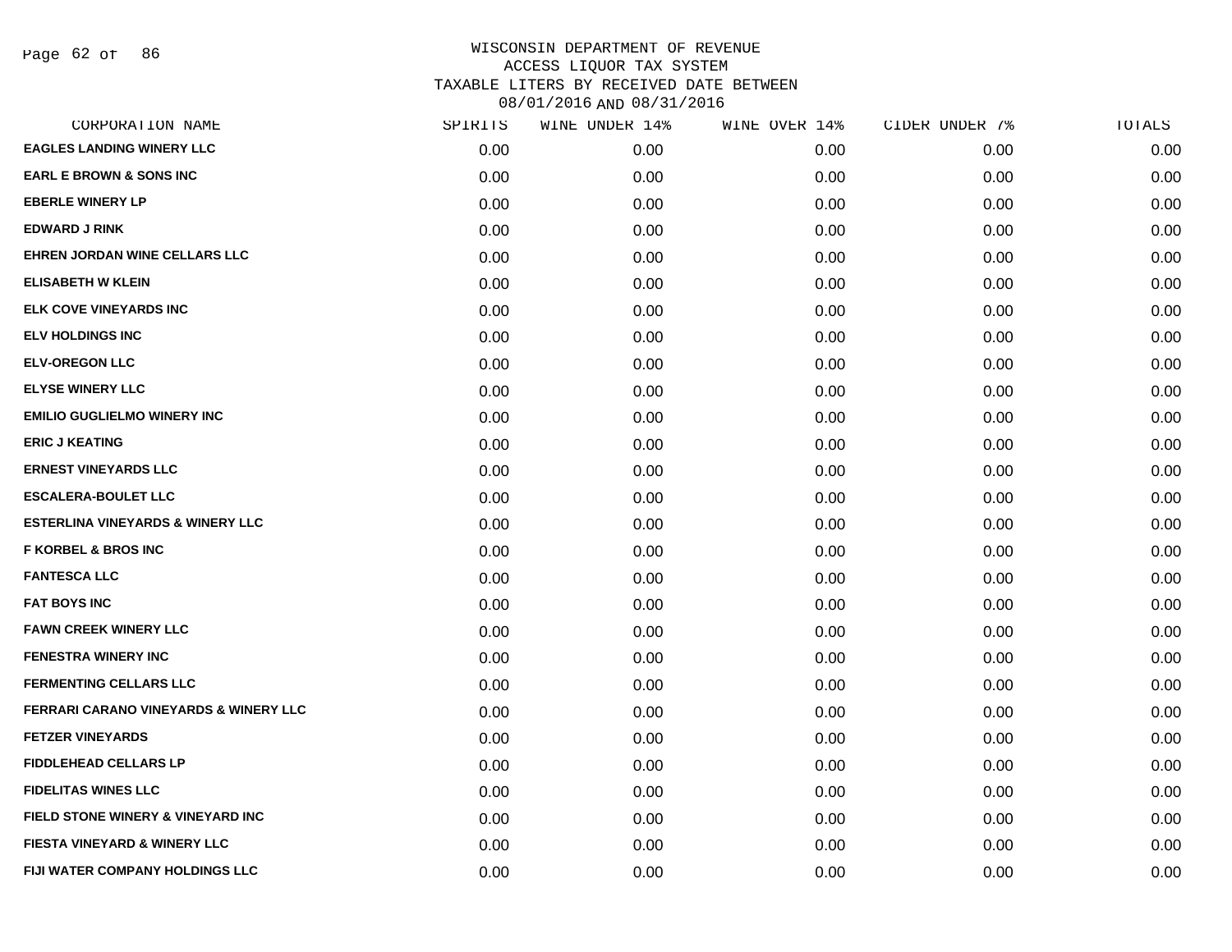# WISCONSIN DEPARTMENT OF REVENUE
## ACCESS LIQUOR TAX SYSTEM
## TAXABLE LITERS BY RECEIVED DATE BETWEEN 08/01/2016 AND 08/31/2016

| CORPORATION NAME | SPIRITS | WINE UNDER 14% | WINE OVER 14% | CIDER UNDER 7% | TOTALS |
|---|---|---|---|---|---|
| EAGLES LANDING WINERY LLC | 0.00 | 0.00 | 0.00 | 0.00 | 0.00 |
| EARL E BROWN & SONS INC | 0.00 | 0.00 | 0.00 | 0.00 | 0.00 |
| EBERLE WINERY LP | 0.00 | 0.00 | 0.00 | 0.00 | 0.00 |
| EDWARD J RINK | 0.00 | 0.00 | 0.00 | 0.00 | 0.00 |
| EHREN JORDAN WINE CELLARS LLC | 0.00 | 0.00 | 0.00 | 0.00 | 0.00 |
| ELISABETH W KLEIN | 0.00 | 0.00 | 0.00 | 0.00 | 0.00 |
| ELK COVE VINEYARDS INC | 0.00 | 0.00 | 0.00 | 0.00 | 0.00 |
| ELV HOLDINGS INC | 0.00 | 0.00 | 0.00 | 0.00 | 0.00 |
| ELV-OREGON LLC | 0.00 | 0.00 | 0.00 | 0.00 | 0.00 |
| ELYSE WINERY LLC | 0.00 | 0.00 | 0.00 | 0.00 | 0.00 |
| EMILIO GUGLIELMO WINERY INC | 0.00 | 0.00 | 0.00 | 0.00 | 0.00 |
| ERIC J KEATING | 0.00 | 0.00 | 0.00 | 0.00 | 0.00 |
| ERNEST VINEYARDS LLC | 0.00 | 0.00 | 0.00 | 0.00 | 0.00 |
| ESCALERA-BOULET LLC | 0.00 | 0.00 | 0.00 | 0.00 | 0.00 |
| ESTERLINA VINEYARDS & WINERY LLC | 0.00 | 0.00 | 0.00 | 0.00 | 0.00 |
| F KORBEL & BROS INC | 0.00 | 0.00 | 0.00 | 0.00 | 0.00 |
| FANTESCA LLC | 0.00 | 0.00 | 0.00 | 0.00 | 0.00 |
| FAT BOYS INC | 0.00 | 0.00 | 0.00 | 0.00 | 0.00 |
| FAWN CREEK WINERY LLC | 0.00 | 0.00 | 0.00 | 0.00 | 0.00 |
| FENESTRA WINERY INC | 0.00 | 0.00 | 0.00 | 0.00 | 0.00 |
| FERMENTING CELLARS LLC | 0.00 | 0.00 | 0.00 | 0.00 | 0.00 |
| FERRARI CARANO VINEYARDS & WINERY LLC | 0.00 | 0.00 | 0.00 | 0.00 | 0.00 |
| FETZER VINEYARDS | 0.00 | 0.00 | 0.00 | 0.00 | 0.00 |
| FIDDLEHEAD CELLARS LP | 0.00 | 0.00 | 0.00 | 0.00 | 0.00 |
| FIDELITAS WINES LLC | 0.00 | 0.00 | 0.00 | 0.00 | 0.00 |
| FIELD STONE WINERY & VINEYARD INC | 0.00 | 0.00 | 0.00 | 0.00 | 0.00 |
| FIESTA VINEYARD & WINERY LLC | 0.00 | 0.00 | 0.00 | 0.00 | 0.00 |
| FIJI WATER COMPANY HOLDINGS LLC | 0.00 | 0.00 | 0.00 | 0.00 | 0.00 |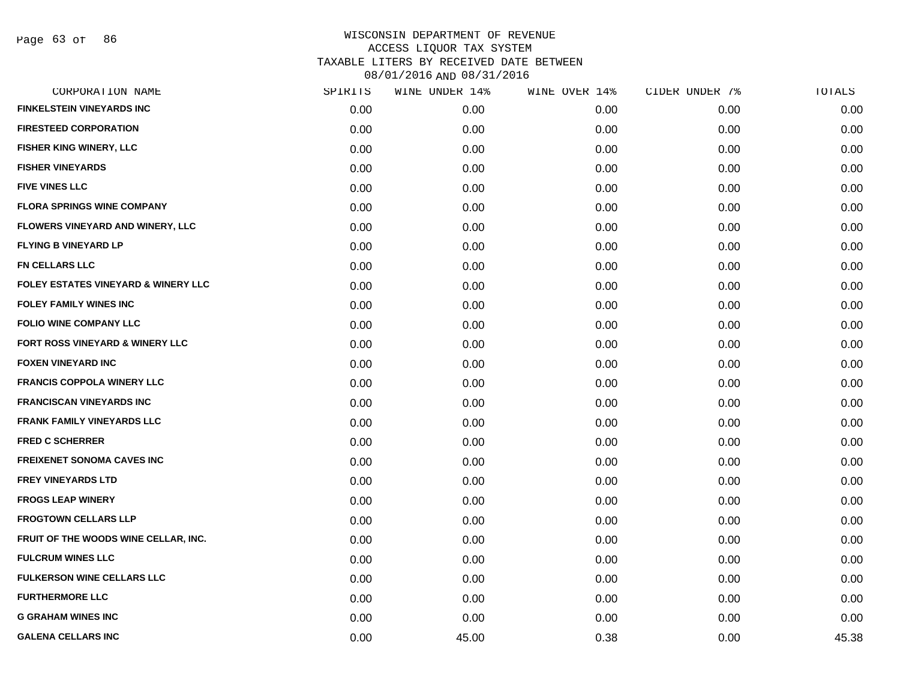WISCONSIN DEPARTMENT OF REVENUE
ACCESS LIQUOR TAX SYSTEM
TAXABLE LITERS BY RECEIVED DATE BETWEEN
08/01/2016 AND 08/31/2016

| CORPORATION NAME | SPIRITS | WINE UNDER 14% | WINE OVER 14% | CIDER UNDER 7% | TOTALS |
|---|---|---|---|---|---|
| FINKELSTEIN VINEYARDS INC | 0.00 | 0.00 | 0.00 | 0.00 | 0.00 |
| FIRESTEED CORPORATION | 0.00 | 0.00 | 0.00 | 0.00 | 0.00 |
| FISHER KING WINERY, LLC | 0.00 | 0.00 | 0.00 | 0.00 | 0.00 |
| FISHER VINEYARDS | 0.00 | 0.00 | 0.00 | 0.00 | 0.00 |
| FIVE VINES LLC | 0.00 | 0.00 | 0.00 | 0.00 | 0.00 |
| FLORA SPRINGS WINE COMPANY | 0.00 | 0.00 | 0.00 | 0.00 | 0.00 |
| FLOWERS VINEYARD AND WINERY, LLC | 0.00 | 0.00 | 0.00 | 0.00 | 0.00 |
| FLYING B VINEYARD LP | 0.00 | 0.00 | 0.00 | 0.00 | 0.00 |
| FN CELLARS LLC | 0.00 | 0.00 | 0.00 | 0.00 | 0.00 |
| FOLEY ESTATES VINEYARD & WINERY LLC | 0.00 | 0.00 | 0.00 | 0.00 | 0.00 |
| FOLEY FAMILY WINES INC | 0.00 | 0.00 | 0.00 | 0.00 | 0.00 |
| FOLIO WINE COMPANY LLC | 0.00 | 0.00 | 0.00 | 0.00 | 0.00 |
| FORT ROSS VINEYARD & WINERY LLC | 0.00 | 0.00 | 0.00 | 0.00 | 0.00 |
| FOXEN VINEYARD INC | 0.00 | 0.00 | 0.00 | 0.00 | 0.00 |
| FRANCIS COPPOLA WINERY LLC | 0.00 | 0.00 | 0.00 | 0.00 | 0.00 |
| FRANCISCAN VINEYARDS INC | 0.00 | 0.00 | 0.00 | 0.00 | 0.00 |
| FRANK FAMILY VINEYARDS LLC | 0.00 | 0.00 | 0.00 | 0.00 | 0.00 |
| FRED C SCHERRER | 0.00 | 0.00 | 0.00 | 0.00 | 0.00 |
| FREIXENET SONOMA CAVES INC | 0.00 | 0.00 | 0.00 | 0.00 | 0.00 |
| FREY VINEYARDS LTD | 0.00 | 0.00 | 0.00 | 0.00 | 0.00 |
| FROGS LEAP WINERY | 0.00 | 0.00 | 0.00 | 0.00 | 0.00 |
| FROGTOWN CELLARS LLP | 0.00 | 0.00 | 0.00 | 0.00 | 0.00 |
| FRUIT OF THE WOODS WINE CELLAR, INC. | 0.00 | 0.00 | 0.00 | 0.00 | 0.00 |
| FULCRUM WINES LLC | 0.00 | 0.00 | 0.00 | 0.00 | 0.00 |
| FULKERSON WINE CELLARS LLC | 0.00 | 0.00 | 0.00 | 0.00 | 0.00 |
| FURTHERMORE LLC | 0.00 | 0.00 | 0.00 | 0.00 | 0.00 |
| G GRAHAM WINES INC | 0.00 | 0.00 | 0.00 | 0.00 | 0.00 |
| GALENA CELLARS INC | 0.00 | 45.00 | 0.38 | 0.00 | 45.38 |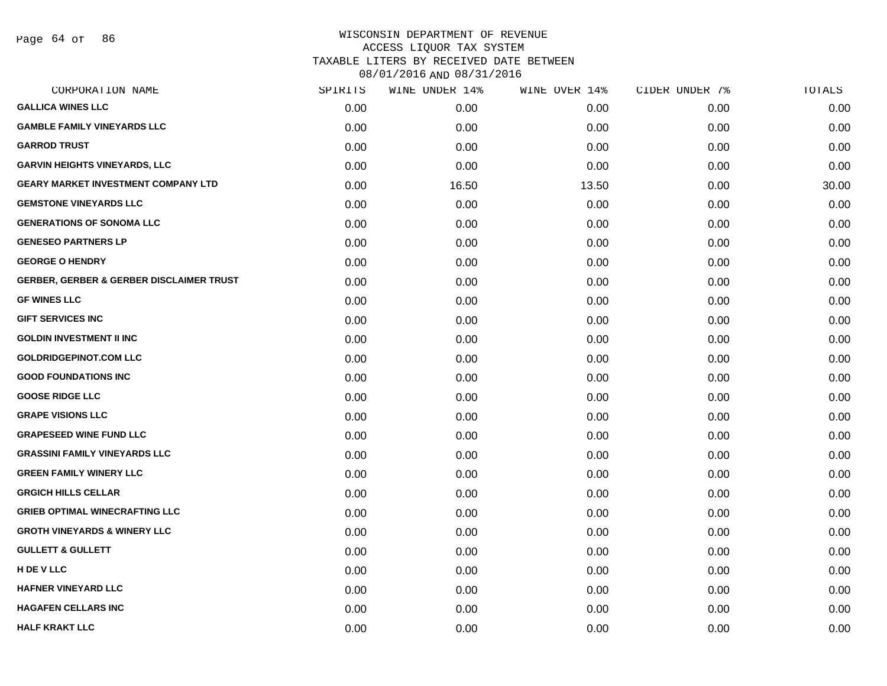WISCONSIN DEPARTMENT OF REVENUE
ACCESS LIQUOR TAX SYSTEM
TAXABLE LITERS BY RECEIVED DATE BETWEEN
08/01/2016 AND 08/31/2016

| CORPORATION NAME | SPIRITS | WINE UNDER 14% | WINE OVER 14% | CIDER UNDER 7% | TOTALS |
| --- | --- | --- | --- | --- | --- |
| GALLICA WINES LLC | 0.00 | 0.00 | 0.00 | 0.00 | 0.00 |
| GAMBLE FAMILY VINEYARDS LLC | 0.00 | 0.00 | 0.00 | 0.00 | 0.00 |
| GARROD TRUST | 0.00 | 0.00 | 0.00 | 0.00 | 0.00 |
| GARVIN HEIGHTS VINEYARDS, LLC | 0.00 | 0.00 | 0.00 | 0.00 | 0.00 |
| GEARY MARKET INVESTMENT COMPANY LTD | 0.00 | 16.50 | 13.50 | 0.00 | 30.00 |
| GEMSTONE VINEYARDS LLC | 0.00 | 0.00 | 0.00 | 0.00 | 0.00 |
| GENERATIONS OF SONOMA LLC | 0.00 | 0.00 | 0.00 | 0.00 | 0.00 |
| GENESEO PARTNERS LP | 0.00 | 0.00 | 0.00 | 0.00 | 0.00 |
| GEORGE O HENDRY | 0.00 | 0.00 | 0.00 | 0.00 | 0.00 |
| GERBER, GERBER & GERBER DISCLAIMER TRUST | 0.00 | 0.00 | 0.00 | 0.00 | 0.00 |
| GF WINES LLC | 0.00 | 0.00 | 0.00 | 0.00 | 0.00 |
| GIFT SERVICES INC | 0.00 | 0.00 | 0.00 | 0.00 | 0.00 |
| GOLDIN INVESTMENT II INC | 0.00 | 0.00 | 0.00 | 0.00 | 0.00 |
| GOLDRIDGEPINOT.COM LLC | 0.00 | 0.00 | 0.00 | 0.00 | 0.00 |
| GOOD FOUNDATIONS INC | 0.00 | 0.00 | 0.00 | 0.00 | 0.00 |
| GOOSE RIDGE LLC | 0.00 | 0.00 | 0.00 | 0.00 | 0.00 |
| GRAPE VISIONS LLC | 0.00 | 0.00 | 0.00 | 0.00 | 0.00 |
| GRAPESEED WINE FUND LLC | 0.00 | 0.00 | 0.00 | 0.00 | 0.00 |
| GRASSINI FAMILY VINEYARDS LLC | 0.00 | 0.00 | 0.00 | 0.00 | 0.00 |
| GREEN FAMILY WINERY LLC | 0.00 | 0.00 | 0.00 | 0.00 | 0.00 |
| GRGICH HILLS CELLAR | 0.00 | 0.00 | 0.00 | 0.00 | 0.00 |
| GRIEB OPTIMAL WINECRAFTING LLC | 0.00 | 0.00 | 0.00 | 0.00 | 0.00 |
| GROTH VINEYARDS & WINERY LLC | 0.00 | 0.00 | 0.00 | 0.00 | 0.00 |
| GULLETT & GULLETT | 0.00 | 0.00 | 0.00 | 0.00 | 0.00 |
| H DE V LLC | 0.00 | 0.00 | 0.00 | 0.00 | 0.00 |
| HAFNER VINEYARD LLC | 0.00 | 0.00 | 0.00 | 0.00 | 0.00 |
| HAGAFEN CELLARS INC | 0.00 | 0.00 | 0.00 | 0.00 | 0.00 |
| HALF KRAKT LLC | 0.00 | 0.00 | 0.00 | 0.00 | 0.00 |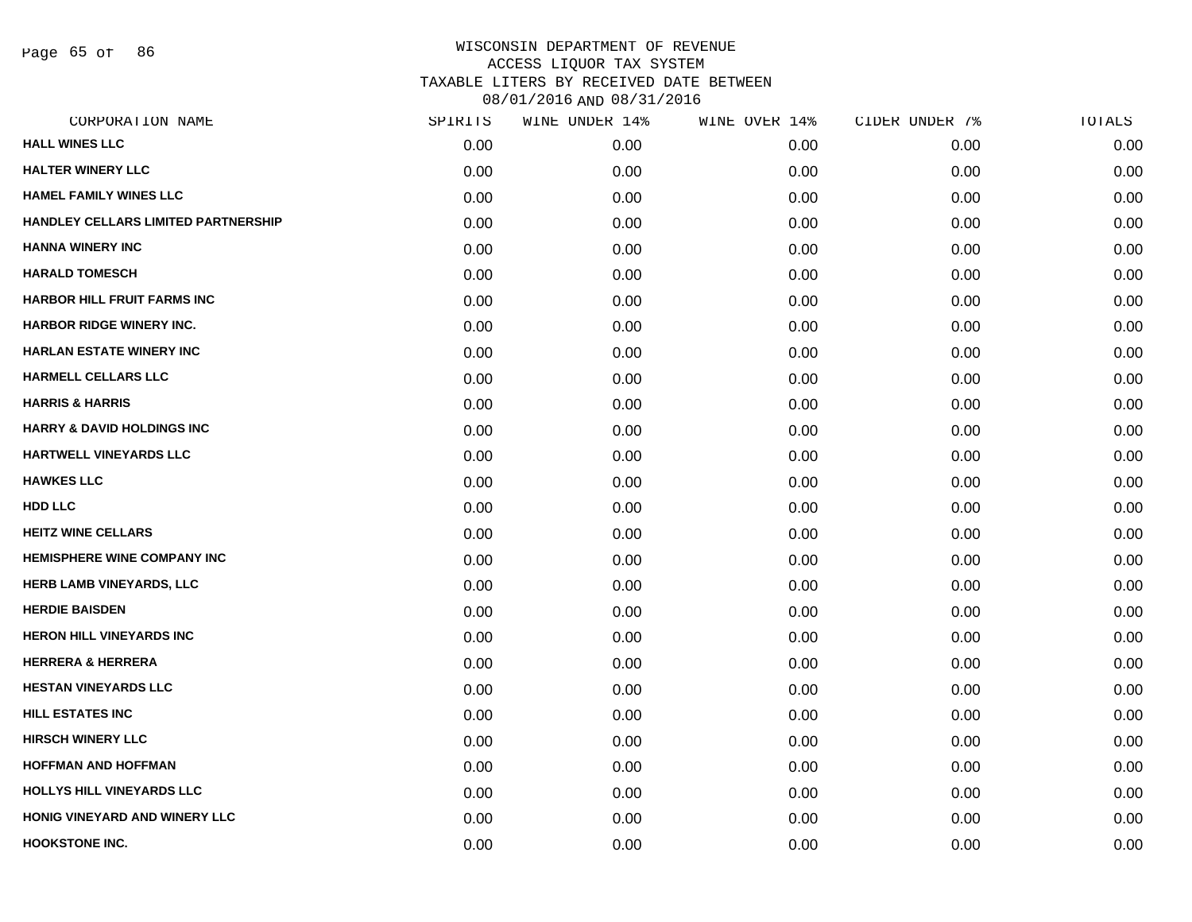# WISCONSIN DEPARTMENT OF REVENUE
## ACCESS LIQUOR TAX SYSTEM
## TAXABLE LITERS BY RECEIVED DATE BETWEEN 08/01/2016 AND 08/31/2016

| CORPORATION NAME | SPIRITS | WINE UNDER 14% | WINE OVER 14% | CIDER UNDER 7% | TOTALS |
|---|---|---|---|---|---|
| HALL WINES LLC | 0.00 | 0.00 | 0.00 | 0.00 | 0.00 |
| HALTER WINERY LLC | 0.00 | 0.00 | 0.00 | 0.00 | 0.00 |
| HAMEL FAMILY WINES LLC | 0.00 | 0.00 | 0.00 | 0.00 | 0.00 |
| HANDLEY CELLARS LIMITED PARTNERSHIP | 0.00 | 0.00 | 0.00 | 0.00 | 0.00 |
| HANNA WINERY INC | 0.00 | 0.00 | 0.00 | 0.00 | 0.00 |
| HARALD TOMESCH | 0.00 | 0.00 | 0.00 | 0.00 | 0.00 |
| HARBOR HILL FRUIT FARMS INC | 0.00 | 0.00 | 0.00 | 0.00 | 0.00 |
| HARBOR RIDGE WINERY INC. | 0.00 | 0.00 | 0.00 | 0.00 | 0.00 |
| HARLAN ESTATE WINERY INC | 0.00 | 0.00 | 0.00 | 0.00 | 0.00 |
| HARMELL CELLARS LLC | 0.00 | 0.00 | 0.00 | 0.00 | 0.00 |
| HARRIS & HARRIS | 0.00 | 0.00 | 0.00 | 0.00 | 0.00 |
| HARRY & DAVID HOLDINGS INC | 0.00 | 0.00 | 0.00 | 0.00 | 0.00 |
| HARTWELL VINEYARDS LLC | 0.00 | 0.00 | 0.00 | 0.00 | 0.00 |
| HAWKES LLC | 0.00 | 0.00 | 0.00 | 0.00 | 0.00 |
| HDD LLC | 0.00 | 0.00 | 0.00 | 0.00 | 0.00 |
| HEITZ WINE CELLARS | 0.00 | 0.00 | 0.00 | 0.00 | 0.00 |
| HEMISPHERE WINE COMPANY INC | 0.00 | 0.00 | 0.00 | 0.00 | 0.00 |
| HERB LAMB VINEYARDS, LLC | 0.00 | 0.00 | 0.00 | 0.00 | 0.00 |
| HERDIE BAISDEN | 0.00 | 0.00 | 0.00 | 0.00 | 0.00 |
| HERON HILL VINEYARDS INC | 0.00 | 0.00 | 0.00 | 0.00 | 0.00 |
| HERRERA & HERRERA | 0.00 | 0.00 | 0.00 | 0.00 | 0.00 |
| HESTAN VINEYARDS LLC | 0.00 | 0.00 | 0.00 | 0.00 | 0.00 |
| HILL ESTATES INC | 0.00 | 0.00 | 0.00 | 0.00 | 0.00 |
| HIRSCH WINERY LLC | 0.00 | 0.00 | 0.00 | 0.00 | 0.00 |
| HOFFMAN AND HOFFMAN | 0.00 | 0.00 | 0.00 | 0.00 | 0.00 |
| HOLLYS HILL VINEYARDS LLC | 0.00 | 0.00 | 0.00 | 0.00 | 0.00 |
| HONIG VINEYARD AND WINERY LLC | 0.00 | 0.00 | 0.00 | 0.00 | 0.00 |
| HOOKSTONE INC. | 0.00 | 0.00 | 0.00 | 0.00 | 0.00 |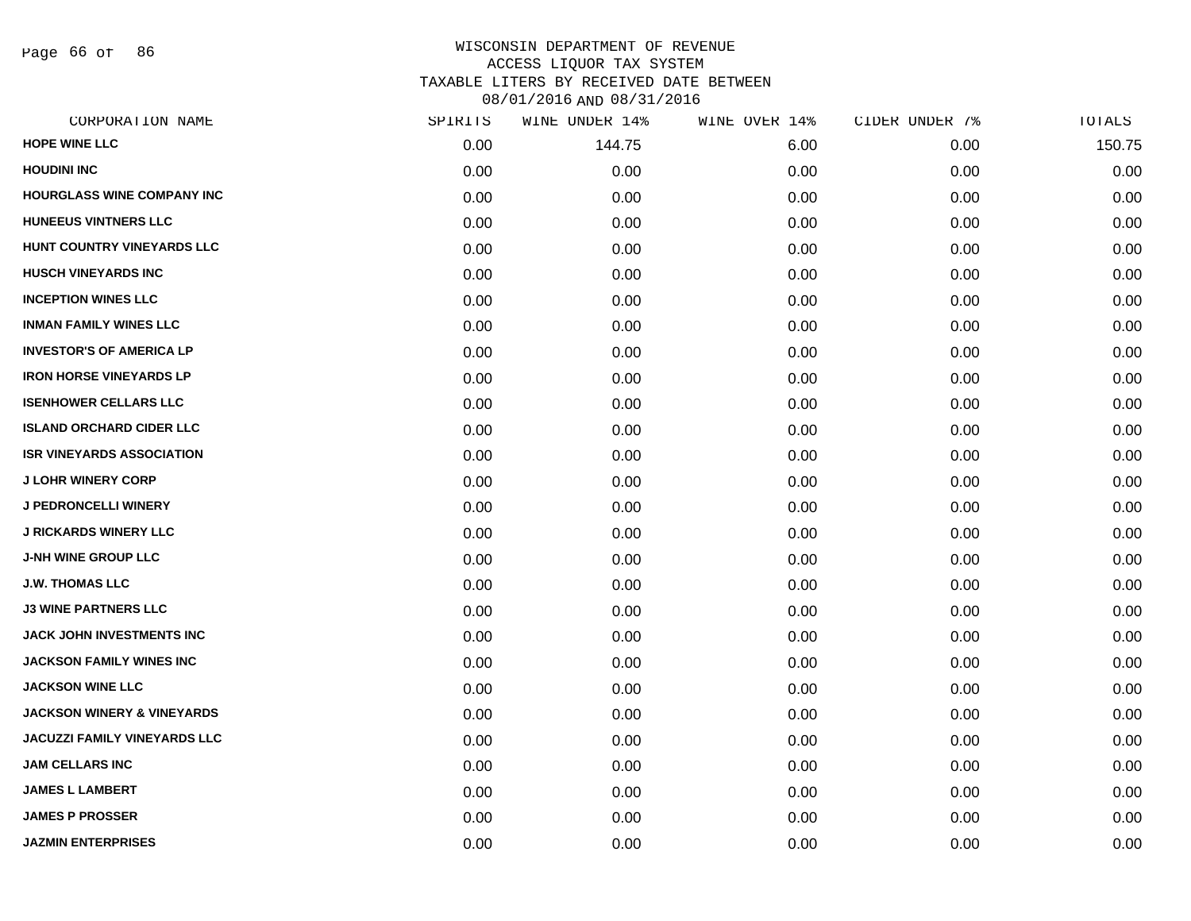WISCONSIN DEPARTMENT OF REVENUE
ACCESS LIQUOR TAX SYSTEM
TAXABLE LITERS BY RECEIVED DATE BETWEEN
08/01/2016 AND 08/31/2016

| CORPORATION NAME | SPIRITS | WINE UNDER 14% | WINE OVER 14% | CIDER UNDER 7% | TOTALS |
|---|---|---|---|---|---|
| HOPE WINE LLC | 0.00 | 144.75 | 6.00 | 0.00 | 150.75 |
| HOUDINI INC | 0.00 | 0.00 | 0.00 | 0.00 | 0.00 |
| HOURGLASS WINE COMPANY INC | 0.00 | 0.00 | 0.00 | 0.00 | 0.00 |
| HUNEEUS VINTNERS LLC | 0.00 | 0.00 | 0.00 | 0.00 | 0.00 |
| HUNT COUNTRY VINEYARDS LLC | 0.00 | 0.00 | 0.00 | 0.00 | 0.00 |
| HUSCH VINEYARDS INC | 0.00 | 0.00 | 0.00 | 0.00 | 0.00 |
| INCEPTION WINES LLC | 0.00 | 0.00 | 0.00 | 0.00 | 0.00 |
| INMAN FAMILY WINES LLC | 0.00 | 0.00 | 0.00 | 0.00 | 0.00 |
| INVESTOR'S OF AMERICA LP | 0.00 | 0.00 | 0.00 | 0.00 | 0.00 |
| IRON HORSE VINEYARDS LP | 0.00 | 0.00 | 0.00 | 0.00 | 0.00 |
| ISENHOWER CELLARS LLC | 0.00 | 0.00 | 0.00 | 0.00 | 0.00 |
| ISLAND ORCHARD CIDER LLC | 0.00 | 0.00 | 0.00 | 0.00 | 0.00 |
| ISR VINEYARDS ASSOCIATION | 0.00 | 0.00 | 0.00 | 0.00 | 0.00 |
| J LOHR WINERY CORP | 0.00 | 0.00 | 0.00 | 0.00 | 0.00 |
| J PEDRONCELLI WINERY | 0.00 | 0.00 | 0.00 | 0.00 | 0.00 |
| J RICKARDS WINERY LLC | 0.00 | 0.00 | 0.00 | 0.00 | 0.00 |
| J-NH WINE GROUP LLC | 0.00 | 0.00 | 0.00 | 0.00 | 0.00 |
| J.W. THOMAS LLC | 0.00 | 0.00 | 0.00 | 0.00 | 0.00 |
| J3 WINE PARTNERS LLC | 0.00 | 0.00 | 0.00 | 0.00 | 0.00 |
| JACK JOHN INVESTMENTS INC | 0.00 | 0.00 | 0.00 | 0.00 | 0.00 |
| JACKSON FAMILY WINES INC | 0.00 | 0.00 | 0.00 | 0.00 | 0.00 |
| JACKSON WINE LLC | 0.00 | 0.00 | 0.00 | 0.00 | 0.00 |
| JACKSON WINERY & VINEYARDS | 0.00 | 0.00 | 0.00 | 0.00 | 0.00 |
| JACUZZI FAMILY VINEYARDS LLC | 0.00 | 0.00 | 0.00 | 0.00 | 0.00 |
| JAM CELLARS INC | 0.00 | 0.00 | 0.00 | 0.00 | 0.00 |
| JAMES L LAMBERT | 0.00 | 0.00 | 0.00 | 0.00 | 0.00 |
| JAMES P PROSSER | 0.00 | 0.00 | 0.00 | 0.00 | 0.00 |
| JAZMIN ENTERPRISES | 0.00 | 0.00 | 0.00 | 0.00 | 0.00 |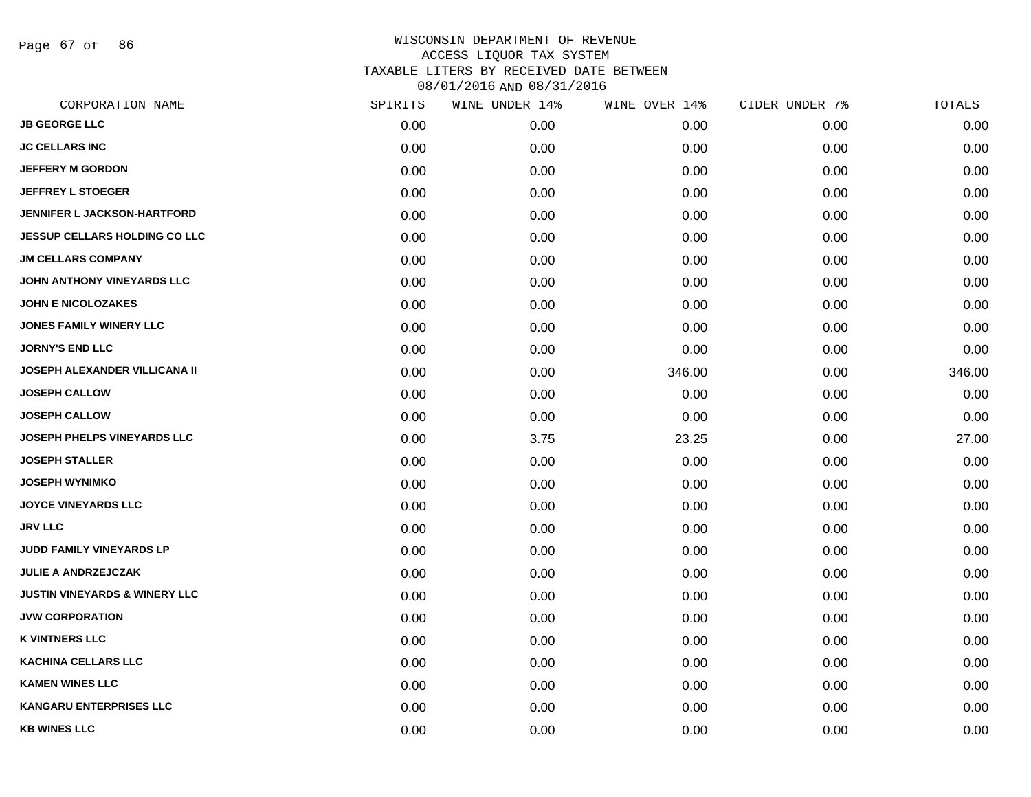# WISCONSIN DEPARTMENT OF REVENUE
## ACCESS LIQUOR TAX SYSTEM
## TAXABLE LITERS BY RECEIVED DATE BETWEEN 08/01/2016 AND 08/31/2016

| CORPORATION NAME | SPIRITS | WINE UNDER 14% | WINE OVER 14% | CIDER UNDER 7% | TOTALS |
|---|---|---|---|---|---|
| JB GEORGE LLC | 0.00 | 0.00 | 0.00 | 0.00 | 0.00 |
| JC CELLARS INC | 0.00 | 0.00 | 0.00 | 0.00 | 0.00 |
| JEFFERY M GORDON | 0.00 | 0.00 | 0.00 | 0.00 | 0.00 |
| JEFFREY L STOEGER | 0.00 | 0.00 | 0.00 | 0.00 | 0.00 |
| JENNIFER L JACKSON-HARTFORD | 0.00 | 0.00 | 0.00 | 0.00 | 0.00 |
| JESSUP CELLARS HOLDING CO LLC | 0.00 | 0.00 | 0.00 | 0.00 | 0.00 |
| JM CELLARS COMPANY | 0.00 | 0.00 | 0.00 | 0.00 | 0.00 |
| JOHN ANTHONY VINEYARDS LLC | 0.00 | 0.00 | 0.00 | 0.00 | 0.00 |
| JOHN E NICOLOZAKES | 0.00 | 0.00 | 0.00 | 0.00 | 0.00 |
| JONES FAMILY WINERY LLC | 0.00 | 0.00 | 0.00 | 0.00 | 0.00 |
| JORNY'S END LLC | 0.00 | 0.00 | 0.00 | 0.00 | 0.00 |
| JOSEPH ALEXANDER VILLICANA II | 0.00 | 0.00 | 346.00 | 0.00 | 346.00 |
| JOSEPH CALLOW | 0.00 | 0.00 | 0.00 | 0.00 | 0.00 |
| JOSEPH CALLOW | 0.00 | 0.00 | 0.00 | 0.00 | 0.00 |
| JOSEPH PHELPS VINEYARDS LLC | 0.00 | 3.75 | 23.25 | 0.00 | 27.00 |
| JOSEPH STALLER | 0.00 | 0.00 | 0.00 | 0.00 | 0.00 |
| JOSEPH WYNIMKO | 0.00 | 0.00 | 0.00 | 0.00 | 0.00 |
| JOYCE VINEYARDS LLC | 0.00 | 0.00 | 0.00 | 0.00 | 0.00 |
| JRV LLC | 0.00 | 0.00 | 0.00 | 0.00 | 0.00 |
| JUDD FAMILY VINEYARDS LP | 0.00 | 0.00 | 0.00 | 0.00 | 0.00 |
| JULIE A ANDRZEJCZAK | 0.00 | 0.00 | 0.00 | 0.00 | 0.00 |
| JUSTIN VINEYARDS & WINERY LLC | 0.00 | 0.00 | 0.00 | 0.00 | 0.00 |
| JVW CORPORATION | 0.00 | 0.00 | 0.00 | 0.00 | 0.00 |
| K VINTNERS LLC | 0.00 | 0.00 | 0.00 | 0.00 | 0.00 |
| KACHINA CELLARS LLC | 0.00 | 0.00 | 0.00 | 0.00 | 0.00 |
| KAMEN WINES LLC | 0.00 | 0.00 | 0.00 | 0.00 | 0.00 |
| KANGARU ENTERPRISES LLC | 0.00 | 0.00 | 0.00 | 0.00 | 0.00 |
| KB WINES LLC | 0.00 | 0.00 | 0.00 | 0.00 | 0.00 |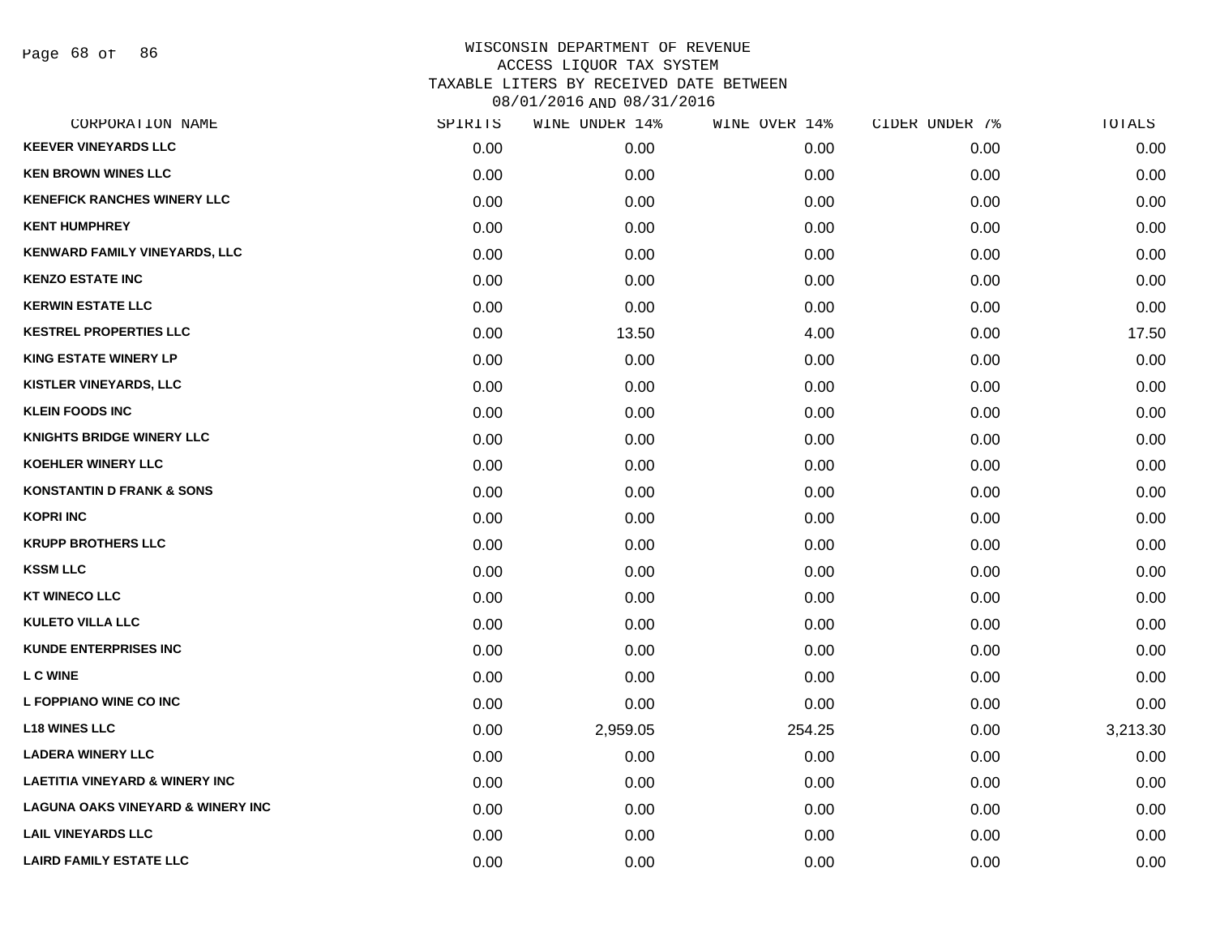# WISCONSIN DEPARTMENT OF REVENUE
## ACCESS LIQUOR TAX SYSTEM
## TAXABLE LITERS BY RECEIVED DATE BETWEEN 08/01/2016 AND 08/31/2016

| CORPORATION NAME | SPIRITS | WINE UNDER 14% | WINE OVER 14% | CIDER UNDER 7% | TOTALS |
|---|---|---|---|---|---|
| KEEVER VINEYARDS LLC | 0.00 | 0.00 | 0.00 | 0.00 | 0.00 |
| KEN BROWN WINES LLC | 0.00 | 0.00 | 0.00 | 0.00 | 0.00 |
| KENEFICK RANCHES WINERY LLC | 0.00 | 0.00 | 0.00 | 0.00 | 0.00 |
| KENT HUMPHREY | 0.00 | 0.00 | 0.00 | 0.00 | 0.00 |
| KENWARD FAMILY VINEYARDS, LLC | 0.00 | 0.00 | 0.00 | 0.00 | 0.00 |
| KENZO ESTATE INC | 0.00 | 0.00 | 0.00 | 0.00 | 0.00 |
| KERWIN ESTATE LLC | 0.00 | 0.00 | 0.00 | 0.00 | 0.00 |
| KESTREL PROPERTIES LLC | 0.00 | 13.50 | 4.00 | 0.00 | 17.50 |
| KING ESTATE WINERY LP | 0.00 | 0.00 | 0.00 | 0.00 | 0.00 |
| KISTLER VINEYARDS, LLC | 0.00 | 0.00 | 0.00 | 0.00 | 0.00 |
| KLEIN FOODS INC | 0.00 | 0.00 | 0.00 | 0.00 | 0.00 |
| KNIGHTS BRIDGE WINERY LLC | 0.00 | 0.00 | 0.00 | 0.00 | 0.00 |
| KOEHLER WINERY LLC | 0.00 | 0.00 | 0.00 | 0.00 | 0.00 |
| KONSTANTIN D FRANK & SONS | 0.00 | 0.00 | 0.00 | 0.00 | 0.00 |
| KOPRI INC | 0.00 | 0.00 | 0.00 | 0.00 | 0.00 |
| KRUPP BROTHERS LLC | 0.00 | 0.00 | 0.00 | 0.00 | 0.00 |
| KSSM LLC | 0.00 | 0.00 | 0.00 | 0.00 | 0.00 |
| KT WINECO LLC | 0.00 | 0.00 | 0.00 | 0.00 | 0.00 |
| KULETO VILLA LLC | 0.00 | 0.00 | 0.00 | 0.00 | 0.00 |
| KUNDE ENTERPRISES INC | 0.00 | 0.00 | 0.00 | 0.00 | 0.00 |
| L C WINE | 0.00 | 0.00 | 0.00 | 0.00 | 0.00 |
| L FOPPIANO WINE CO INC | 0.00 | 0.00 | 0.00 | 0.00 | 0.00 |
| L18 WINES LLC | 0.00 | 2,959.05 | 254.25 | 0.00 | 3,213.30 |
| LADERA WINERY LLC | 0.00 | 0.00 | 0.00 | 0.00 | 0.00 |
| LAETITIA VINEYARD & WINERY INC | 0.00 | 0.00 | 0.00 | 0.00 | 0.00 |
| LAGUNA OAKS VINEYARD & WINERY INC | 0.00 | 0.00 | 0.00 | 0.00 | 0.00 |
| LAIL VINEYARDS LLC | 0.00 | 0.00 | 0.00 | 0.00 | 0.00 |
| LAIRD FAMILY ESTATE LLC | 0.00 | 0.00 | 0.00 | 0.00 | 0.00 |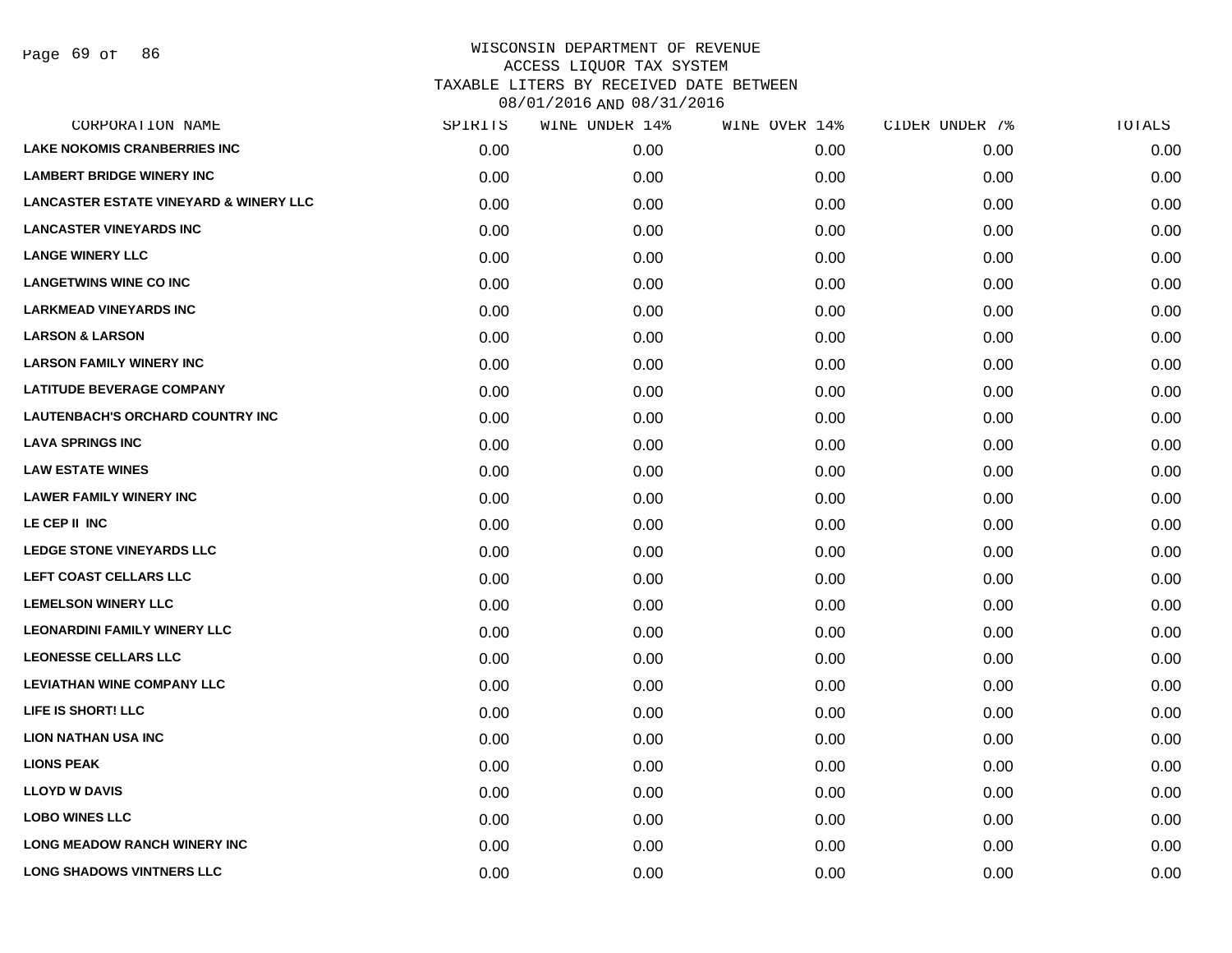# WISCONSIN DEPARTMENT OF REVENUE
## ACCESS LIQUOR TAX SYSTEM
## TAXABLE LITERS BY RECEIVED DATE BETWEEN 08/01/2016 AND 08/31/2016

| CORPORATION NAME | SPIRITS | WINE UNDER 14% | WINE OVER 14% | CIDER UNDER 7% | TOTALS |
|---|---|---|---|---|---|
| LAKE NOKOMIS CRANBERRIES INC | 0.00 | 0.00 | 0.00 | 0.00 | 0.00 |
| LAMBERT BRIDGE WINERY INC | 0.00 | 0.00 | 0.00 | 0.00 | 0.00 |
| LANCASTER ESTATE VINEYARD & WINERY LLC | 0.00 | 0.00 | 0.00 | 0.00 | 0.00 |
| LANCASTER VINEYARDS INC | 0.00 | 0.00 | 0.00 | 0.00 | 0.00 |
| LANGE WINERY LLC | 0.00 | 0.00 | 0.00 | 0.00 | 0.00 |
| LANGETWINS WINE CO INC | 0.00 | 0.00 | 0.00 | 0.00 | 0.00 |
| LARKMEAD VINEYARDS INC | 0.00 | 0.00 | 0.00 | 0.00 | 0.00 |
| LARSON & LARSON | 0.00 | 0.00 | 0.00 | 0.00 | 0.00 |
| LARSON FAMILY WINERY INC | 0.00 | 0.00 | 0.00 | 0.00 | 0.00 |
| LATITUDE BEVERAGE COMPANY | 0.00 | 0.00 | 0.00 | 0.00 | 0.00 |
| LAUTENBACH'S ORCHARD COUNTRY INC | 0.00 | 0.00 | 0.00 | 0.00 | 0.00 |
| LAVA SPRINGS INC | 0.00 | 0.00 | 0.00 | 0.00 | 0.00 |
| LAW ESTATE WINES | 0.00 | 0.00 | 0.00 | 0.00 | 0.00 |
| LAWER FAMILY WINERY INC | 0.00 | 0.00 | 0.00 | 0.00 | 0.00 |
| LE CEP II INC | 0.00 | 0.00 | 0.00 | 0.00 | 0.00 |
| LEDGE STONE VINEYARDS LLC | 0.00 | 0.00 | 0.00 | 0.00 | 0.00 |
| LEFT COAST CELLARS LLC | 0.00 | 0.00 | 0.00 | 0.00 | 0.00 |
| LEMELSON WINERY LLC | 0.00 | 0.00 | 0.00 | 0.00 | 0.00 |
| LEONARDINI FAMILY WINERY LLC | 0.00 | 0.00 | 0.00 | 0.00 | 0.00 |
| LEONESSE CELLARS LLC | 0.00 | 0.00 | 0.00 | 0.00 | 0.00 |
| LEVIATHAN WINE COMPANY LLC | 0.00 | 0.00 | 0.00 | 0.00 | 0.00 |
| LIFE IS SHORT! LLC | 0.00 | 0.00 | 0.00 | 0.00 | 0.00 |
| LION NATHAN USA INC | 0.00 | 0.00 | 0.00 | 0.00 | 0.00 |
| LIONS PEAK | 0.00 | 0.00 | 0.00 | 0.00 | 0.00 |
| LLOYD W DAVIS | 0.00 | 0.00 | 0.00 | 0.00 | 0.00 |
| LOBO WINES LLC | 0.00 | 0.00 | 0.00 | 0.00 | 0.00 |
| LONG MEADOW RANCH WINERY INC | 0.00 | 0.00 | 0.00 | 0.00 | 0.00 |
| LONG SHADOWS VINTNERS LLC | 0.00 | 0.00 | 0.00 | 0.00 | 0.00 |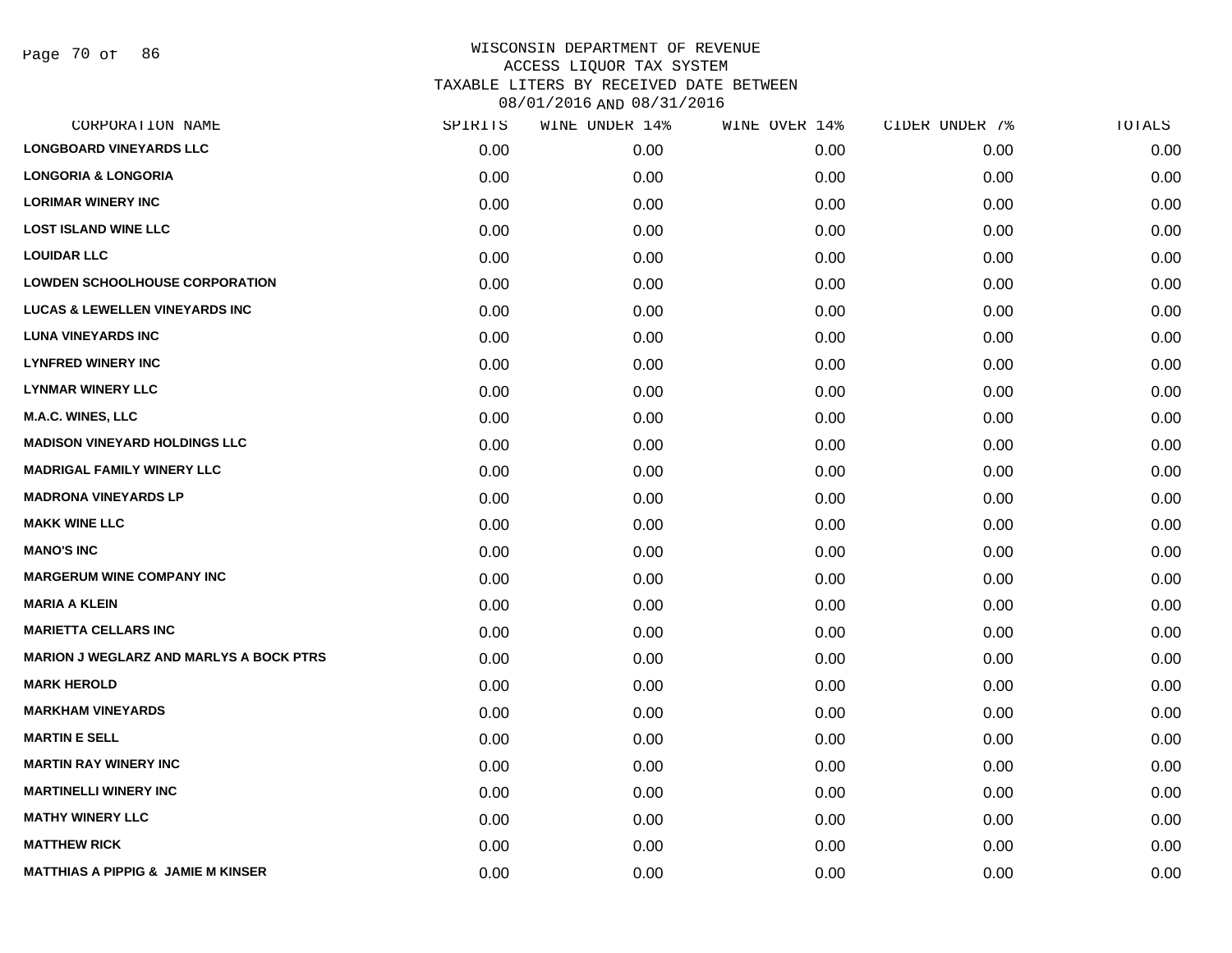WISCONSIN DEPARTMENT OF REVENUE
ACCESS LIQUOR TAX SYSTEM
TAXABLE LITERS BY RECEIVED DATE BETWEEN
08/01/2016 AND 08/31/2016

| CORPORATION NAME | SPIRITS | WINE UNDER 14% | WINE OVER 14% | CIDER UNDER 7% | TOTALS |
|---|---|---|---|---|---|
| LONGBOARD VINEYARDS LLC | 0.00 | 0.00 | 0.00 | 0.00 | 0.00 |
| LONGORIA & LONGORIA | 0.00 | 0.00 | 0.00 | 0.00 | 0.00 |
| LORIMAR WINERY INC | 0.00 | 0.00 | 0.00 | 0.00 | 0.00 |
| LOST ISLAND WINE LLC | 0.00 | 0.00 | 0.00 | 0.00 | 0.00 |
| LOUIDAR LLC | 0.00 | 0.00 | 0.00 | 0.00 | 0.00 |
| LOWDEN SCHOOLHOUSE CORPORATION | 0.00 | 0.00 | 0.00 | 0.00 | 0.00 |
| LUCAS & LEWELLEN VINEYARDS INC | 0.00 | 0.00 | 0.00 | 0.00 | 0.00 |
| LUNA VINEYARDS INC | 0.00 | 0.00 | 0.00 | 0.00 | 0.00 |
| LYNFRED WINERY INC | 0.00 | 0.00 | 0.00 | 0.00 | 0.00 |
| LYNMAR WINERY LLC | 0.00 | 0.00 | 0.00 | 0.00 | 0.00 |
| M.A.C. WINES, LLC | 0.00 | 0.00 | 0.00 | 0.00 | 0.00 |
| MADISON VINEYARD HOLDINGS LLC | 0.00 | 0.00 | 0.00 | 0.00 | 0.00 |
| MADRIGAL FAMILY WINERY LLC | 0.00 | 0.00 | 0.00 | 0.00 | 0.00 |
| MADRONA VINEYARDS LP | 0.00 | 0.00 | 0.00 | 0.00 | 0.00 |
| MAKK WINE LLC | 0.00 | 0.00 | 0.00 | 0.00 | 0.00 |
| MANO'S INC | 0.00 | 0.00 | 0.00 | 0.00 | 0.00 |
| MARGERUM WINE COMPANY INC | 0.00 | 0.00 | 0.00 | 0.00 | 0.00 |
| MARIA A KLEIN | 0.00 | 0.00 | 0.00 | 0.00 | 0.00 |
| MARIETTA CELLARS INC | 0.00 | 0.00 | 0.00 | 0.00 | 0.00 |
| MARION J WEGLARZ AND MARLYS A BOCK PTRS | 0.00 | 0.00 | 0.00 | 0.00 | 0.00 |
| MARK HEROLD | 0.00 | 0.00 | 0.00 | 0.00 | 0.00 |
| MARKHAM VINEYARDS | 0.00 | 0.00 | 0.00 | 0.00 | 0.00 |
| MARTIN E SELL | 0.00 | 0.00 | 0.00 | 0.00 | 0.00 |
| MARTIN RAY WINERY INC | 0.00 | 0.00 | 0.00 | 0.00 | 0.00 |
| MARTINELLI WINERY INC | 0.00 | 0.00 | 0.00 | 0.00 | 0.00 |
| MATHY WINERY LLC | 0.00 | 0.00 | 0.00 | 0.00 | 0.00 |
| MATTHEW RICK | 0.00 | 0.00 | 0.00 | 0.00 | 0.00 |
| MATTHIAS A PIPPIG & JAMIE M KINSER | 0.00 | 0.00 | 0.00 | 0.00 | 0.00 |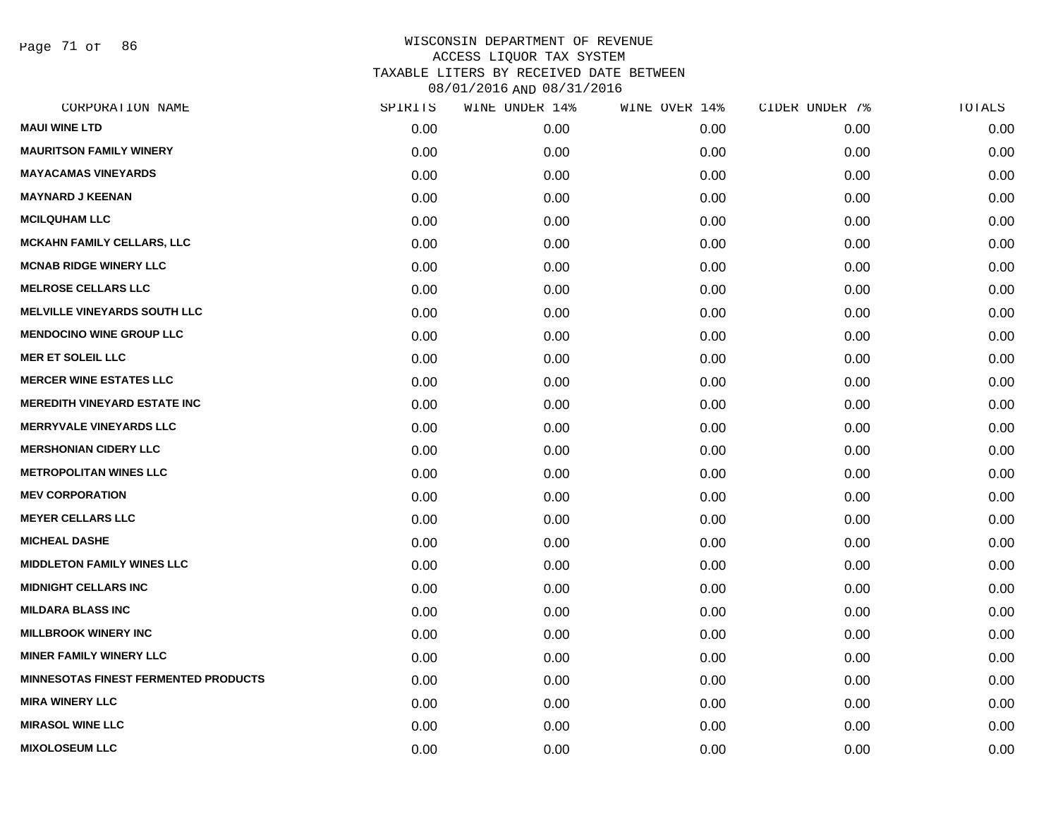# WISCONSIN DEPARTMENT OF REVENUE
## ACCESS LIQUOR TAX SYSTEM
### TAXABLE LITERS BY RECEIVED DATE BETWEEN 08/01/2016 AND 08/31/2016

| CORPORATION NAME | SPIRITS | WINE UNDER 14% | WINE OVER 14% | CIDER UNDER 7% | TOTALS |
|---|---|---|---|---|---|
| MAUI WINE LTD | 0.00 | 0.00 | 0.00 | 0.00 | 0.00 |
| MAURITSON FAMILY WINERY | 0.00 | 0.00 | 0.00 | 0.00 | 0.00 |
| MAYACAMAS VINEYARDS | 0.00 | 0.00 | 0.00 | 0.00 | 0.00 |
| MAYNARD J KEENAN | 0.00 | 0.00 | 0.00 | 0.00 | 0.00 |
| MCILQUHAM LLC | 0.00 | 0.00 | 0.00 | 0.00 | 0.00 |
| MCKAHN FAMILY CELLARS, LLC | 0.00 | 0.00 | 0.00 | 0.00 | 0.00 |
| MCNAB RIDGE WINERY LLC | 0.00 | 0.00 | 0.00 | 0.00 | 0.00 |
| MELROSE CELLARS LLC | 0.00 | 0.00 | 0.00 | 0.00 | 0.00 |
| MELVILLE VINEYARDS SOUTH LLC | 0.00 | 0.00 | 0.00 | 0.00 | 0.00 |
| MENDOCINO WINE GROUP LLC | 0.00 | 0.00 | 0.00 | 0.00 | 0.00 |
| MER ET SOLEIL LLC | 0.00 | 0.00 | 0.00 | 0.00 | 0.00 |
| MERCER WINE ESTATES LLC | 0.00 | 0.00 | 0.00 | 0.00 | 0.00 |
| MEREDITH VINEYARD ESTATE INC | 0.00 | 0.00 | 0.00 | 0.00 | 0.00 |
| MERRYVALE VINEYARDS LLC | 0.00 | 0.00 | 0.00 | 0.00 | 0.00 |
| MERSHONIAN CIDERY LLC | 0.00 | 0.00 | 0.00 | 0.00 | 0.00 |
| METROPOLITAN WINES LLC | 0.00 | 0.00 | 0.00 | 0.00 | 0.00 |
| MEV CORPORATION | 0.00 | 0.00 | 0.00 | 0.00 | 0.00 |
| MEYER CELLARS LLC | 0.00 | 0.00 | 0.00 | 0.00 | 0.00 |
| MICHEAL DASHE | 0.00 | 0.00 | 0.00 | 0.00 | 0.00 |
| MIDDLETON FAMILY WINES LLC | 0.00 | 0.00 | 0.00 | 0.00 | 0.00 |
| MIDNIGHT CELLARS INC | 0.00 | 0.00 | 0.00 | 0.00 | 0.00 |
| MILDARA BLASS INC | 0.00 | 0.00 | 0.00 | 0.00 | 0.00 |
| MILLBROOK WINERY INC | 0.00 | 0.00 | 0.00 | 0.00 | 0.00 |
| MINER FAMILY WINERY LLC | 0.00 | 0.00 | 0.00 | 0.00 | 0.00 |
| MINNESOTAS FINEST FERMENTED PRODUCTS | 0.00 | 0.00 | 0.00 | 0.00 | 0.00 |
| MIRA WINERY LLC | 0.00 | 0.00 | 0.00 | 0.00 | 0.00 |
| MIRASOL WINE LLC | 0.00 | 0.00 | 0.00 | 0.00 | 0.00 |
| MIXOLOSEUM LLC | 0.00 | 0.00 | 0.00 | 0.00 | 0.00 |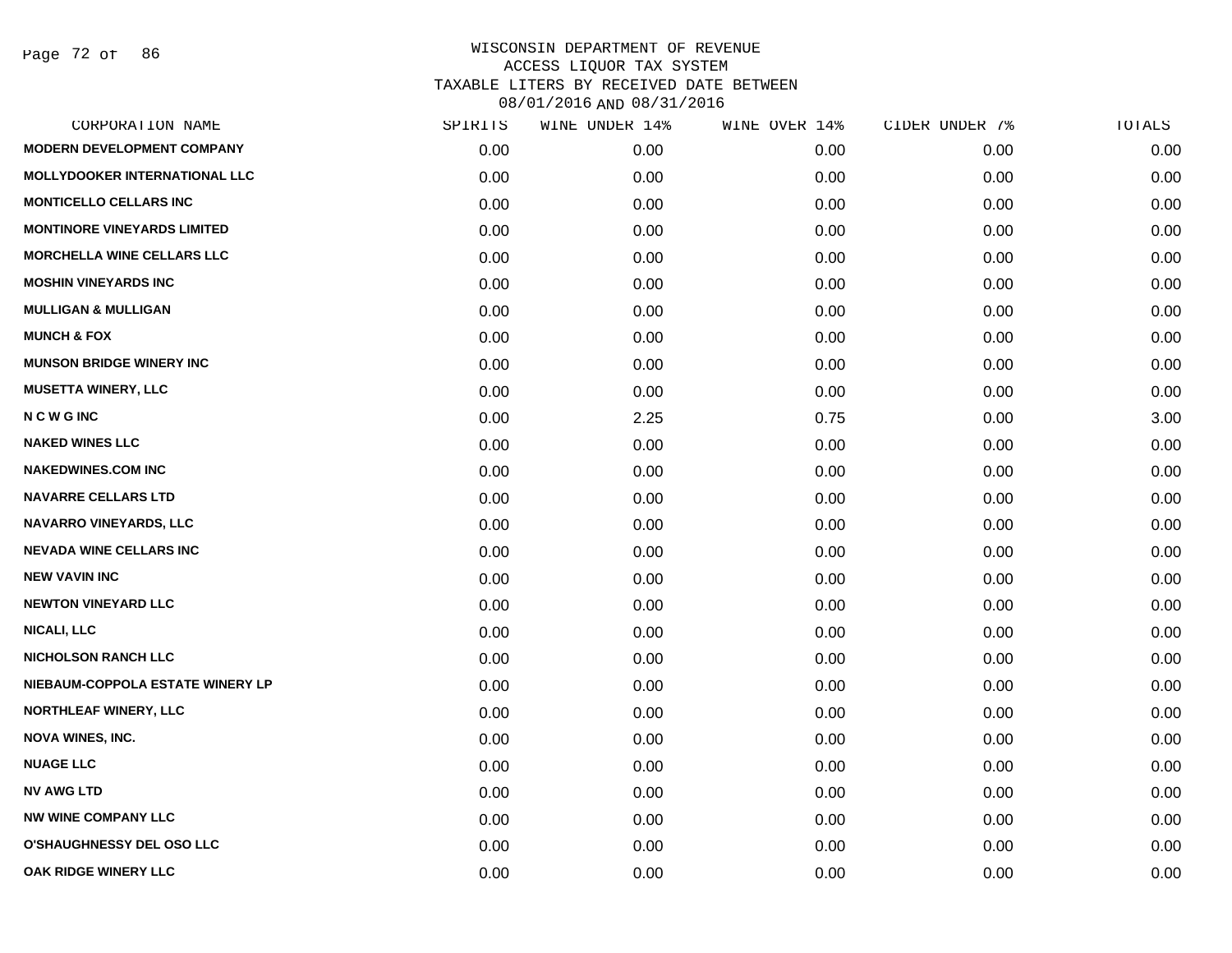WISCONSIN DEPARTMENT OF REVENUE
ACCESS LIQUOR TAX SYSTEM
TAXABLE LITERS BY RECEIVED DATE BETWEEN
08/01/2016 AND 08/31/2016

| CORPORATION NAME | SPIRITS | WINE UNDER 14% | WINE OVER 14% | CIDER UNDER 7% | TOTALS |
|---|---|---|---|---|---|
| MODERN DEVELOPMENT COMPANY | 0.00 | 0.00 | 0.00 | 0.00 | 0.00 |
| MOLLYDOOKER INTERNATIONAL LLC | 0.00 | 0.00 | 0.00 | 0.00 | 0.00 |
| MONTICELLO CELLARS INC | 0.00 | 0.00 | 0.00 | 0.00 | 0.00 |
| MONTINORE VINEYARDS LIMITED | 0.00 | 0.00 | 0.00 | 0.00 | 0.00 |
| MORCHELLA WINE CELLARS LLC | 0.00 | 0.00 | 0.00 | 0.00 | 0.00 |
| MOSHIN VINEYARDS INC | 0.00 | 0.00 | 0.00 | 0.00 | 0.00 |
| MULLIGAN & MULLIGAN | 0.00 | 0.00 | 0.00 | 0.00 | 0.00 |
| MUNCH & FOX | 0.00 | 0.00 | 0.00 | 0.00 | 0.00 |
| MUNSON BRIDGE WINERY INC | 0.00 | 0.00 | 0.00 | 0.00 | 0.00 |
| MUSETTA WINERY, LLC | 0.00 | 0.00 | 0.00 | 0.00 | 0.00 |
| N C W G INC | 0.00 | 2.25 | 0.75 | 0.00 | 3.00 |
| NAKED WINES LLC | 0.00 | 0.00 | 0.00 | 0.00 | 0.00 |
| NAKEDWINES.COM INC | 0.00 | 0.00 | 0.00 | 0.00 | 0.00 |
| NAVARRE CELLARS LTD | 0.00 | 0.00 | 0.00 | 0.00 | 0.00 |
| NAVARRO VINEYARDS, LLC | 0.00 | 0.00 | 0.00 | 0.00 | 0.00 |
| NEVADA WINE CELLARS INC | 0.00 | 0.00 | 0.00 | 0.00 | 0.00 |
| NEW VAVIN INC | 0.00 | 0.00 | 0.00 | 0.00 | 0.00 |
| NEWTON VINEYARD LLC | 0.00 | 0.00 | 0.00 | 0.00 | 0.00 |
| NICALI, LLC | 0.00 | 0.00 | 0.00 | 0.00 | 0.00 |
| NICHOLSON RANCH LLC | 0.00 | 0.00 | 0.00 | 0.00 | 0.00 |
| NIEBAUM-COPPOLA ESTATE WINERY LP | 0.00 | 0.00 | 0.00 | 0.00 | 0.00 |
| NORTHLEAF WINERY, LLC | 0.00 | 0.00 | 0.00 | 0.00 | 0.00 |
| NOVA WINES, INC. | 0.00 | 0.00 | 0.00 | 0.00 | 0.00 |
| NUAGE LLC | 0.00 | 0.00 | 0.00 | 0.00 | 0.00 |
| NV AWG LTD | 0.00 | 0.00 | 0.00 | 0.00 | 0.00 |
| NW WINE COMPANY LLC | 0.00 | 0.00 | 0.00 | 0.00 | 0.00 |
| O'SHAUGHNESSY DEL OSO LLC | 0.00 | 0.00 | 0.00 | 0.00 | 0.00 |
| OAK RIDGE WINERY LLC | 0.00 | 0.00 | 0.00 | 0.00 | 0.00 |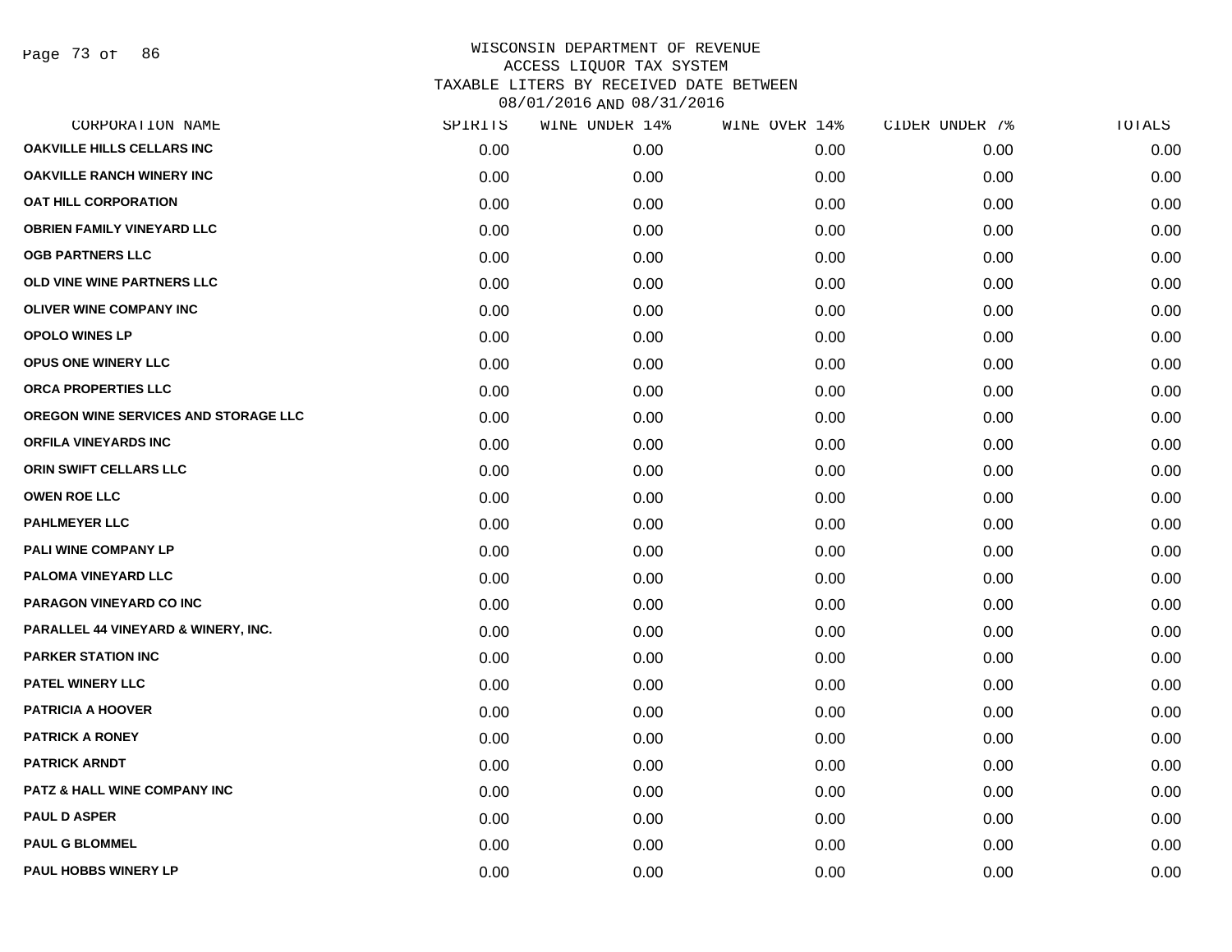WISCONSIN DEPARTMENT OF REVENUE
ACCESS LIQUOR TAX SYSTEM
TAXABLE LITERS BY RECEIVED DATE BETWEEN
08/01/2016 AND 08/31/2016

| CORPORATION NAME | SPIRITS | WINE UNDER 14% | WINE OVER 14% | CIDER UNDER 7% | TOTALS |
|---|---|---|---|---|---|
| OAKVILLE HILLS CELLARS INC | 0.00 | 0.00 | 0.00 | 0.00 | 0.00 |
| OAKVILLE RANCH WINERY INC | 0.00 | 0.00 | 0.00 | 0.00 | 0.00 |
| OAT HILL CORPORATION | 0.00 | 0.00 | 0.00 | 0.00 | 0.00 |
| OBRIEN FAMILY VINEYARD LLC | 0.00 | 0.00 | 0.00 | 0.00 | 0.00 |
| OGB PARTNERS LLC | 0.00 | 0.00 | 0.00 | 0.00 | 0.00 |
| OLD VINE WINE PARTNERS LLC | 0.00 | 0.00 | 0.00 | 0.00 | 0.00 |
| OLIVER WINE COMPANY INC | 0.00 | 0.00 | 0.00 | 0.00 | 0.00 |
| OPOLO WINES LP | 0.00 | 0.00 | 0.00 | 0.00 | 0.00 |
| OPUS ONE WINERY LLC | 0.00 | 0.00 | 0.00 | 0.00 | 0.00 |
| ORCA PROPERTIES LLC | 0.00 | 0.00 | 0.00 | 0.00 | 0.00 |
| OREGON WINE SERVICES AND STORAGE LLC | 0.00 | 0.00 | 0.00 | 0.00 | 0.00 |
| ORFILA VINEYARDS INC | 0.00 | 0.00 | 0.00 | 0.00 | 0.00 |
| ORIN SWIFT CELLARS LLC | 0.00 | 0.00 | 0.00 | 0.00 | 0.00 |
| OWEN ROE LLC | 0.00 | 0.00 | 0.00 | 0.00 | 0.00 |
| PAHLMEYER LLC | 0.00 | 0.00 | 0.00 | 0.00 | 0.00 |
| PALI WINE COMPANY LP | 0.00 | 0.00 | 0.00 | 0.00 | 0.00 |
| PALOMA VINEYARD LLC | 0.00 | 0.00 | 0.00 | 0.00 | 0.00 |
| PARAGON VINEYARD CO INC | 0.00 | 0.00 | 0.00 | 0.00 | 0.00 |
| PARALLEL 44 VINEYARD & WINERY, INC. | 0.00 | 0.00 | 0.00 | 0.00 | 0.00 |
| PARKER STATION INC | 0.00 | 0.00 | 0.00 | 0.00 | 0.00 |
| PATEL WINERY LLC | 0.00 | 0.00 | 0.00 | 0.00 | 0.00 |
| PATRICIA A HOOVER | 0.00 | 0.00 | 0.00 | 0.00 | 0.00 |
| PATRICK A RONEY | 0.00 | 0.00 | 0.00 | 0.00 | 0.00 |
| PATRICK ARNDT | 0.00 | 0.00 | 0.00 | 0.00 | 0.00 |
| PATZ & HALL WINE COMPANY INC | 0.00 | 0.00 | 0.00 | 0.00 | 0.00 |
| PAUL D ASPER | 0.00 | 0.00 | 0.00 | 0.00 | 0.00 |
| PAUL G BLOMMEL | 0.00 | 0.00 | 0.00 | 0.00 | 0.00 |
| PAUL HOBBS WINERY LP | 0.00 | 0.00 | 0.00 | 0.00 | 0.00 |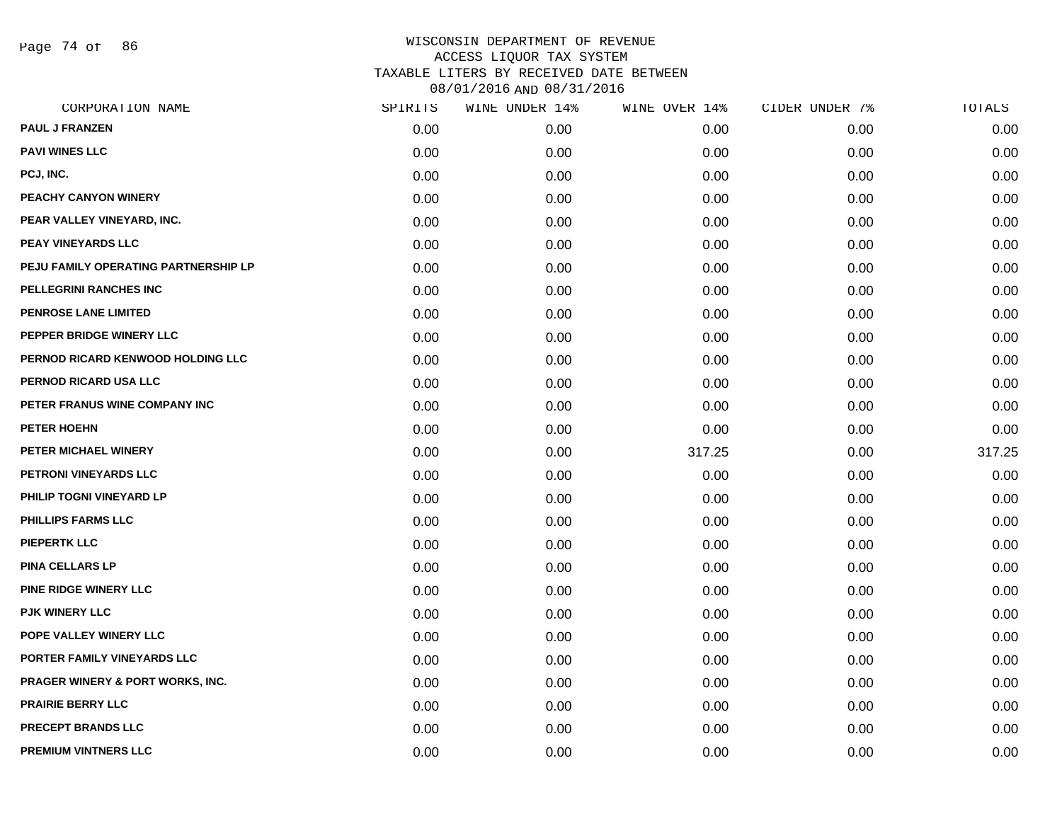WISCONSIN DEPARTMENT OF REVENUE
ACCESS LIQUOR TAX SYSTEM
TAXABLE LITERS BY RECEIVED DATE BETWEEN
08/01/2016 AND 08/31/2016

| CORPORATION NAME | SPIRITS | WINE UNDER 14% | WINE OVER 14% | CIDER UNDER 7% | TOTALS |
|---|---|---|---|---|---|
| PAUL J FRANZEN | 0.00 | 0.00 | 0.00 | 0.00 | 0.00 |
| PAVI WINES LLC | 0.00 | 0.00 | 0.00 | 0.00 | 0.00 |
| PCJ, INC. | 0.00 | 0.00 | 0.00 | 0.00 | 0.00 |
| PEACHY CANYON WINERY | 0.00 | 0.00 | 0.00 | 0.00 | 0.00 |
| PEAR VALLEY VINEYARD, INC. | 0.00 | 0.00 | 0.00 | 0.00 | 0.00 |
| PEAY VINEYARDS LLC | 0.00 | 0.00 | 0.00 | 0.00 | 0.00 |
| PEJU FAMILY OPERATING PARTNERSHIP LP | 0.00 | 0.00 | 0.00 | 0.00 | 0.00 |
| PELLEGRINI RANCHES INC | 0.00 | 0.00 | 0.00 | 0.00 | 0.00 |
| PENROSE LANE LIMITED | 0.00 | 0.00 | 0.00 | 0.00 | 0.00 |
| PEPPER BRIDGE WINERY LLC | 0.00 | 0.00 | 0.00 | 0.00 | 0.00 |
| PERNOD RICARD KENWOOD HOLDING LLC | 0.00 | 0.00 | 0.00 | 0.00 | 0.00 |
| PERNOD RICARD USA LLC | 0.00 | 0.00 | 0.00 | 0.00 | 0.00 |
| PETER FRANUS WINE COMPANY INC | 0.00 | 0.00 | 0.00 | 0.00 | 0.00 |
| PETER HOEHN | 0.00 | 0.00 | 0.00 | 0.00 | 0.00 |
| PETER MICHAEL WINERY | 0.00 | 0.00 | 317.25 | 0.00 | 317.25 |
| PETRONI VINEYARDS LLC | 0.00 | 0.00 | 0.00 | 0.00 | 0.00 |
| PHILIP TOGNI VINEYARD LP | 0.00 | 0.00 | 0.00 | 0.00 | 0.00 |
| PHILLIPS FARMS LLC | 0.00 | 0.00 | 0.00 | 0.00 | 0.00 |
| PIEPERTK LLC | 0.00 | 0.00 | 0.00 | 0.00 | 0.00 |
| PINA CELLARS LP | 0.00 | 0.00 | 0.00 | 0.00 | 0.00 |
| PINE RIDGE WINERY LLC | 0.00 | 0.00 | 0.00 | 0.00 | 0.00 |
| PJK WINERY LLC | 0.00 | 0.00 | 0.00 | 0.00 | 0.00 |
| POPE VALLEY WINERY LLC | 0.00 | 0.00 | 0.00 | 0.00 | 0.00 |
| PORTER FAMILY VINEYARDS LLC | 0.00 | 0.00 | 0.00 | 0.00 | 0.00 |
| PRAGER WINERY & PORT WORKS, INC. | 0.00 | 0.00 | 0.00 | 0.00 | 0.00 |
| PRAIRIE BERRY LLC | 0.00 | 0.00 | 0.00 | 0.00 | 0.00 |
| PRECEPT BRANDS LLC | 0.00 | 0.00 | 0.00 | 0.00 | 0.00 |
| PREMIUM VINTNERS LLC | 0.00 | 0.00 | 0.00 | 0.00 | 0.00 |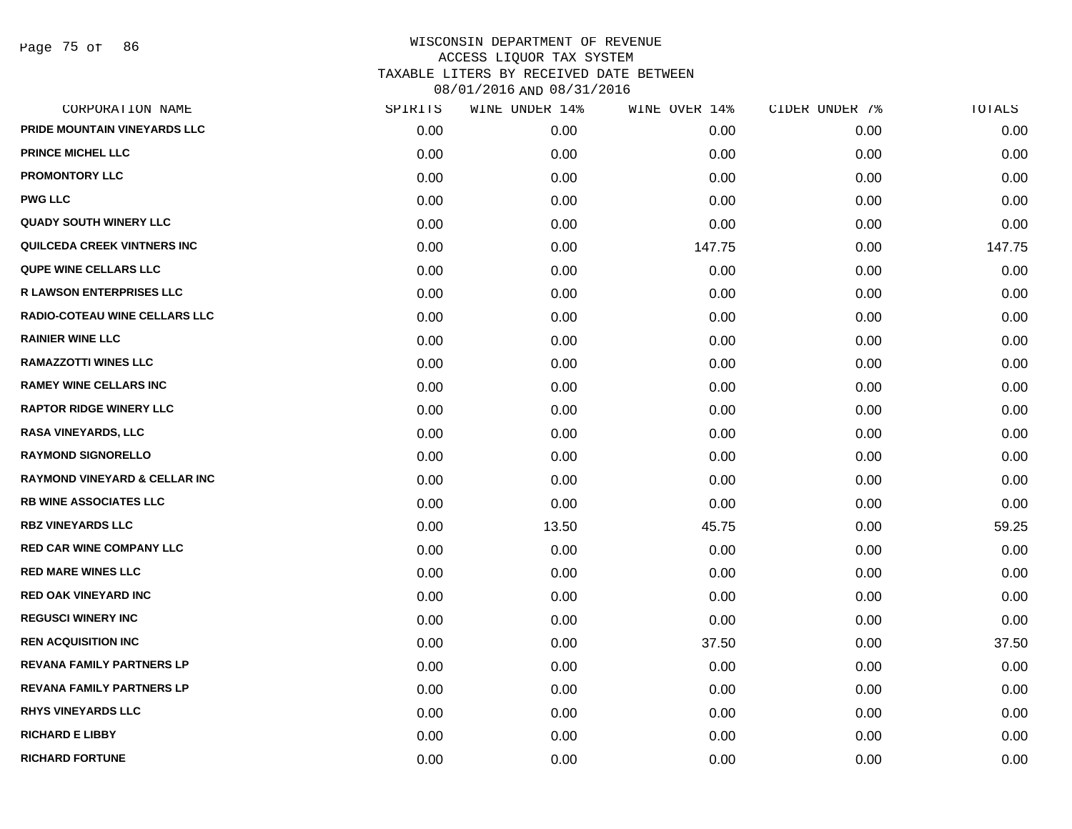WISCONSIN DEPARTMENT OF REVENUE
ACCESS LIQUOR TAX SYSTEM
TAXABLE LITERS BY RECEIVED DATE BETWEEN
08/01/2016 AND 08/31/2016

| CORPORATION NAME | SPIRITS | WINE UNDER 14% | WINE OVER 14% | CIDER UNDER 7% | TOTALS |
|---|---|---|---|---|---|
| PRIDE MOUNTAIN VINEYARDS LLC | 0.00 | 0.00 | 0.00 | 0.00 | 0.00 |
| PRINCE MICHEL LLC | 0.00 | 0.00 | 0.00 | 0.00 | 0.00 |
| PROMONTORY LLC | 0.00 | 0.00 | 0.00 | 0.00 | 0.00 |
| PWG LLC | 0.00 | 0.00 | 0.00 | 0.00 | 0.00 |
| QUADY SOUTH WINERY LLC | 0.00 | 0.00 | 0.00 | 0.00 | 0.00 |
| QUILCEDA CREEK VINTNERS INC | 0.00 | 0.00 | 147.75 | 0.00 | 147.75 |
| QUPE WINE CELLARS LLC | 0.00 | 0.00 | 0.00 | 0.00 | 0.00 |
| R LAWSON ENTERPRISES LLC | 0.00 | 0.00 | 0.00 | 0.00 | 0.00 |
| RADIO-COTEAU WINE CELLARS LLC | 0.00 | 0.00 | 0.00 | 0.00 | 0.00 |
| RAINIER WINE LLC | 0.00 | 0.00 | 0.00 | 0.00 | 0.00 |
| RAMAZZOTTI WINES LLC | 0.00 | 0.00 | 0.00 | 0.00 | 0.00 |
| RAMEY WINE CELLARS INC | 0.00 | 0.00 | 0.00 | 0.00 | 0.00 |
| RAPTOR RIDGE WINERY LLC | 0.00 | 0.00 | 0.00 | 0.00 | 0.00 |
| RASA VINEYARDS, LLC | 0.00 | 0.00 | 0.00 | 0.00 | 0.00 |
| RAYMOND SIGNORELLO | 0.00 | 0.00 | 0.00 | 0.00 | 0.00 |
| RAYMOND VINEYARD & CELLAR INC | 0.00 | 0.00 | 0.00 | 0.00 | 0.00 |
| RB WINE ASSOCIATES LLC | 0.00 | 0.00 | 0.00 | 0.00 | 0.00 |
| RBZ VINEYARDS LLC | 0.00 | 13.50 | 45.75 | 0.00 | 59.25 |
| RED CAR WINE COMPANY LLC | 0.00 | 0.00 | 0.00 | 0.00 | 0.00 |
| RED MARE WINES LLC | 0.00 | 0.00 | 0.00 | 0.00 | 0.00 |
| RED OAK VINEYARD INC | 0.00 | 0.00 | 0.00 | 0.00 | 0.00 |
| REGUSCI WINERY INC | 0.00 | 0.00 | 0.00 | 0.00 | 0.00 |
| REN ACQUISITION INC | 0.00 | 0.00 | 37.50 | 0.00 | 37.50 |
| REVANA FAMILY PARTNERS LP | 0.00 | 0.00 | 0.00 | 0.00 | 0.00 |
| REVANA FAMILY PARTNERS LP | 0.00 | 0.00 | 0.00 | 0.00 | 0.00 |
| RHYS VINEYARDS LLC | 0.00 | 0.00 | 0.00 | 0.00 | 0.00 |
| RICHARD E LIBBY | 0.00 | 0.00 | 0.00 | 0.00 | 0.00 |
| RICHARD FORTUNE | 0.00 | 0.00 | 0.00 | 0.00 | 0.00 |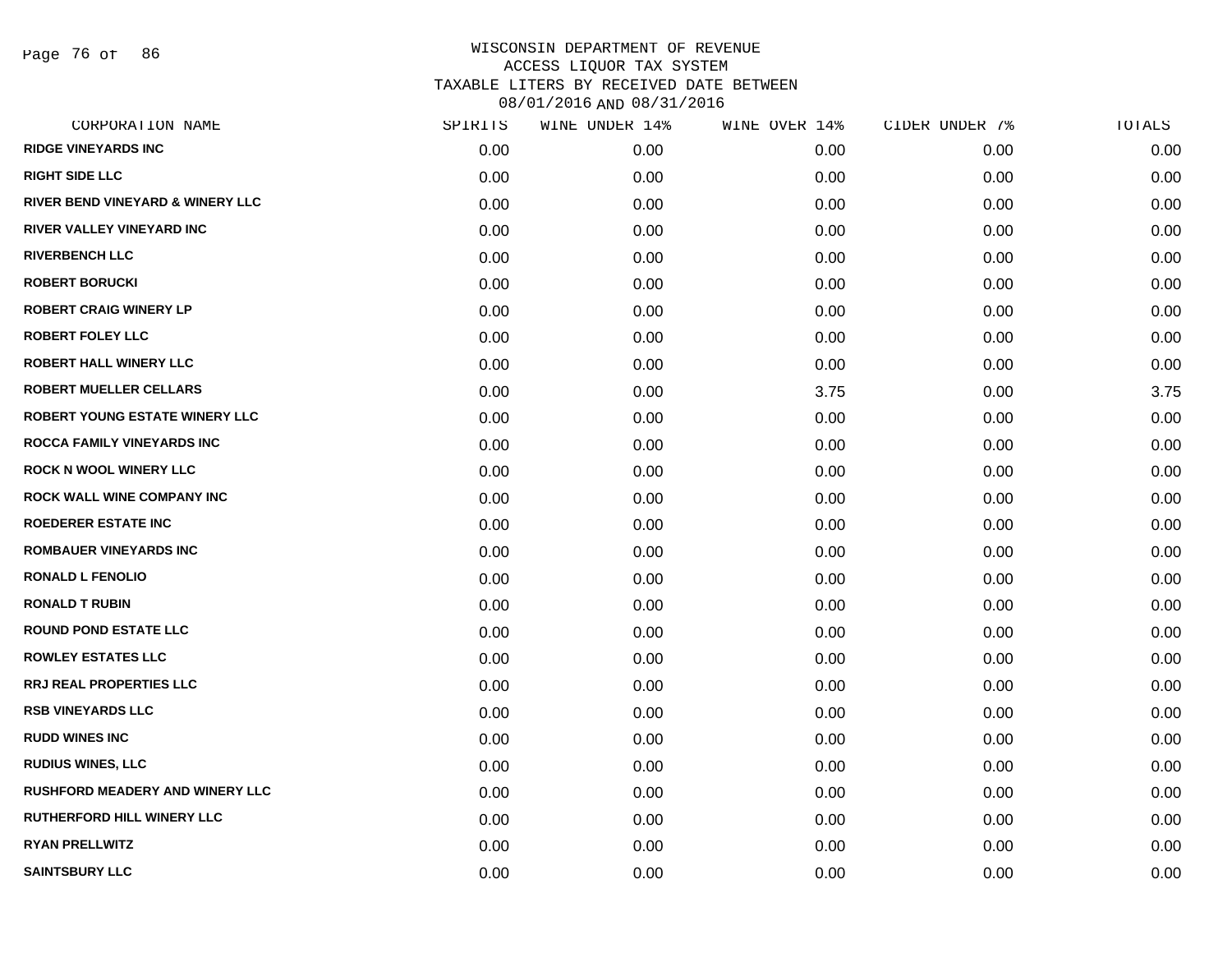# WISCONSIN DEPARTMENT OF REVENUE
## ACCESS LIQUOR TAX SYSTEM
## TAXABLE LITERS BY RECEIVED DATE BETWEEN 08/01/2016 AND 08/31/2016

| CORPORATION NAME | SPIRITS | WINE UNDER 14% | WINE OVER 14% | CIDER UNDER 7% | TOTALS |
|---|---|---|---|---|---|
| RIDGE VINEYARDS INC | 0.00 | 0.00 | 0.00 | 0.00 | 0.00 |
| RIGHT SIDE LLC | 0.00 | 0.00 | 0.00 | 0.00 | 0.00 |
| RIVER BEND VINEYARD & WINERY LLC | 0.00 | 0.00 | 0.00 | 0.00 | 0.00 |
| RIVER VALLEY VINEYARD INC | 0.00 | 0.00 | 0.00 | 0.00 | 0.00 |
| RIVERBENCH LLC | 0.00 | 0.00 | 0.00 | 0.00 | 0.00 |
| ROBERT BORUCKI | 0.00 | 0.00 | 0.00 | 0.00 | 0.00 |
| ROBERT CRAIG WINERY LP | 0.00 | 0.00 | 0.00 | 0.00 | 0.00 |
| ROBERT FOLEY LLC | 0.00 | 0.00 | 0.00 | 0.00 | 0.00 |
| ROBERT HALL WINERY LLC | 0.00 | 0.00 | 0.00 | 0.00 | 0.00 |
| ROBERT MUELLER CELLARS | 0.00 | 0.00 | 3.75 | 0.00 | 3.75 |
| ROBERT YOUNG ESTATE WINERY LLC | 0.00 | 0.00 | 0.00 | 0.00 | 0.00 |
| ROCCA FAMILY VINEYARDS INC | 0.00 | 0.00 | 0.00 | 0.00 | 0.00 |
| ROCK N WOOL WINERY LLC | 0.00 | 0.00 | 0.00 | 0.00 | 0.00 |
| ROCK WALL WINE COMPANY INC | 0.00 | 0.00 | 0.00 | 0.00 | 0.00 |
| ROEDERER ESTATE INC | 0.00 | 0.00 | 0.00 | 0.00 | 0.00 |
| ROMBAUER VINEYARDS INC | 0.00 | 0.00 | 0.00 | 0.00 | 0.00 |
| RONALD L FENOLIO | 0.00 | 0.00 | 0.00 | 0.00 | 0.00 |
| RONALD T RUBIN | 0.00 | 0.00 | 0.00 | 0.00 | 0.00 |
| ROUND POND ESTATE LLC | 0.00 | 0.00 | 0.00 | 0.00 | 0.00 |
| ROWLEY ESTATES LLC | 0.00 | 0.00 | 0.00 | 0.00 | 0.00 |
| RRJ REAL PROPERTIES LLC | 0.00 | 0.00 | 0.00 | 0.00 | 0.00 |
| RSB VINEYARDS LLC | 0.00 | 0.00 | 0.00 | 0.00 | 0.00 |
| RUDD WINES INC | 0.00 | 0.00 | 0.00 | 0.00 | 0.00 |
| RUDIUS WINES, LLC | 0.00 | 0.00 | 0.00 | 0.00 | 0.00 |
| RUSHFORD MEADERY AND WINERY LLC | 0.00 | 0.00 | 0.00 | 0.00 | 0.00 |
| RUTHERFORD HILL WINERY LLC | 0.00 | 0.00 | 0.00 | 0.00 | 0.00 |
| RYAN PRELLWITZ | 0.00 | 0.00 | 0.00 | 0.00 | 0.00 |
| SAINTSBURY LLC | 0.00 | 0.00 | 0.00 | 0.00 | 0.00 |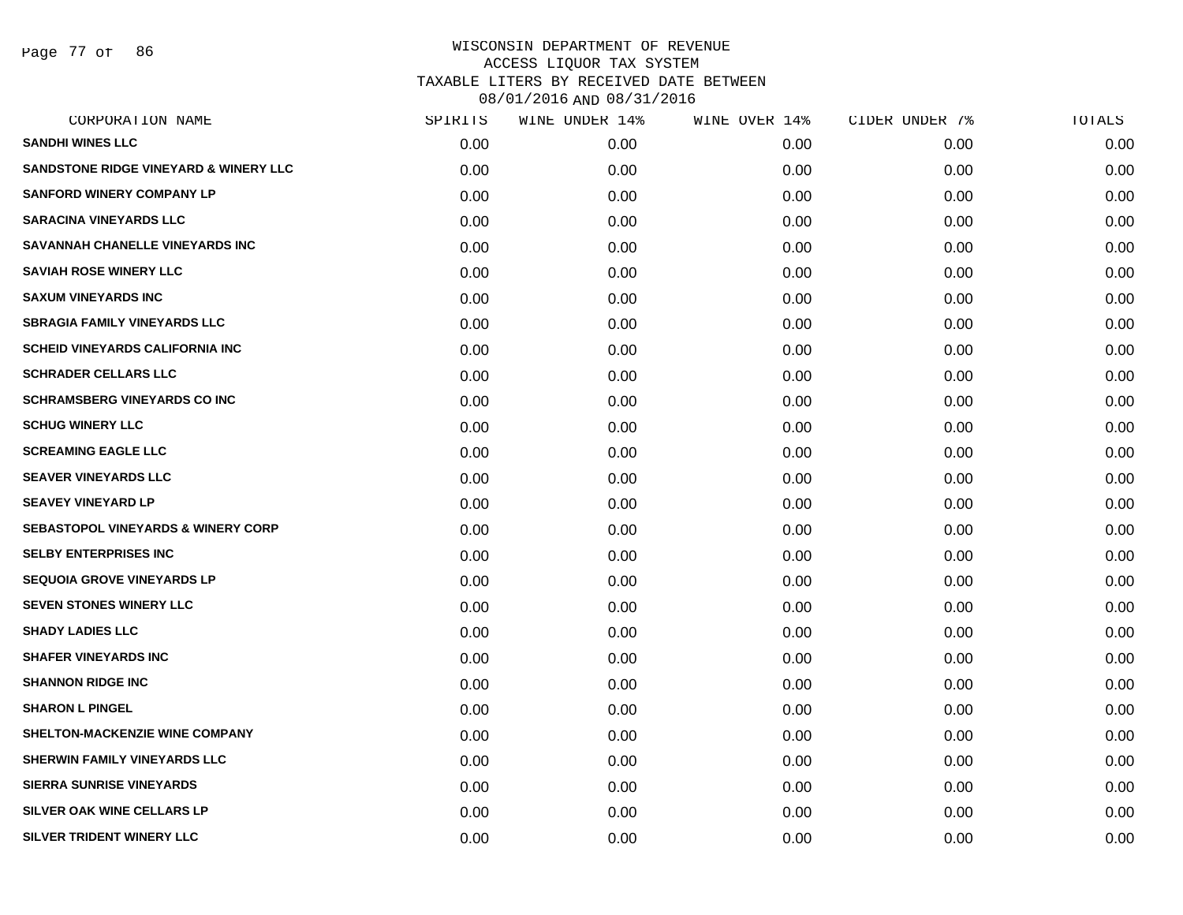# WISCONSIN DEPARTMENT OF REVENUE
## ACCESS LIQUOR TAX SYSTEM
## TAXABLE LITERS BY RECEIVED DATE BETWEEN 08/01/2016 AND 08/31/2016

| CORPORATION NAME | SPIRITS | WINE UNDER 14% | WINE OVER 14% | CIDER UNDER 7% | TOTALS |
|---|---|---|---|---|---|
| SANDHI WINES LLC | 0.00 | 0.00 | 0.00 | 0.00 | 0.00 |
| SANDSTONE RIDGE VINEYARD & WINERY LLC | 0.00 | 0.00 | 0.00 | 0.00 | 0.00 |
| SANFORD WINERY COMPANY LP | 0.00 | 0.00 | 0.00 | 0.00 | 0.00 |
| SARACINA VINEYARDS LLC | 0.00 | 0.00 | 0.00 | 0.00 | 0.00 |
| SAVANNAH CHANELLE VINEYARDS INC | 0.00 | 0.00 | 0.00 | 0.00 | 0.00 |
| SAVIAH ROSE WINERY LLC | 0.00 | 0.00 | 0.00 | 0.00 | 0.00 |
| SAXUM VINEYARDS INC | 0.00 | 0.00 | 0.00 | 0.00 | 0.00 |
| SBRAGIA FAMILY VINEYARDS LLC | 0.00 | 0.00 | 0.00 | 0.00 | 0.00 |
| SCHEID VINEYARDS CALIFORNIA INC | 0.00 | 0.00 | 0.00 | 0.00 | 0.00 |
| SCHRADER CELLARS LLC | 0.00 | 0.00 | 0.00 | 0.00 | 0.00 |
| SCHRAMSBERG VINEYARDS CO INC | 0.00 | 0.00 | 0.00 | 0.00 | 0.00 |
| SCHUG WINERY LLC | 0.00 | 0.00 | 0.00 | 0.00 | 0.00 |
| SCREAMING EAGLE LLC | 0.00 | 0.00 | 0.00 | 0.00 | 0.00 |
| SEAVER VINEYARDS LLC | 0.00 | 0.00 | 0.00 | 0.00 | 0.00 |
| SEAVEY VINEYARD LP | 0.00 | 0.00 | 0.00 | 0.00 | 0.00 |
| SEBASTOPOL VINEYARDS & WINERY CORP | 0.00 | 0.00 | 0.00 | 0.00 | 0.00 |
| SELBY ENTERPRISES INC | 0.00 | 0.00 | 0.00 | 0.00 | 0.00 |
| SEQUOIA GROVE VINEYARDS LP | 0.00 | 0.00 | 0.00 | 0.00 | 0.00 |
| SEVEN STONES WINERY LLC | 0.00 | 0.00 | 0.00 | 0.00 | 0.00 |
| SHADY LADIES LLC | 0.00 | 0.00 | 0.00 | 0.00 | 0.00 |
| SHAFER VINEYARDS INC | 0.00 | 0.00 | 0.00 | 0.00 | 0.00 |
| SHANNON RIDGE INC | 0.00 | 0.00 | 0.00 | 0.00 | 0.00 |
| SHARON L PINGEL | 0.00 | 0.00 | 0.00 | 0.00 | 0.00 |
| SHELTON-MACKENZIE WINE COMPANY | 0.00 | 0.00 | 0.00 | 0.00 | 0.00 |
| SHERWIN FAMILY VINEYARDS LLC | 0.00 | 0.00 | 0.00 | 0.00 | 0.00 |
| SIERRA SUNRISE VINEYARDS | 0.00 | 0.00 | 0.00 | 0.00 | 0.00 |
| SILVER OAK WINE CELLARS LP | 0.00 | 0.00 | 0.00 | 0.00 | 0.00 |
| SILVER TRIDENT WINERY LLC | 0.00 | 0.00 | 0.00 | 0.00 | 0.00 |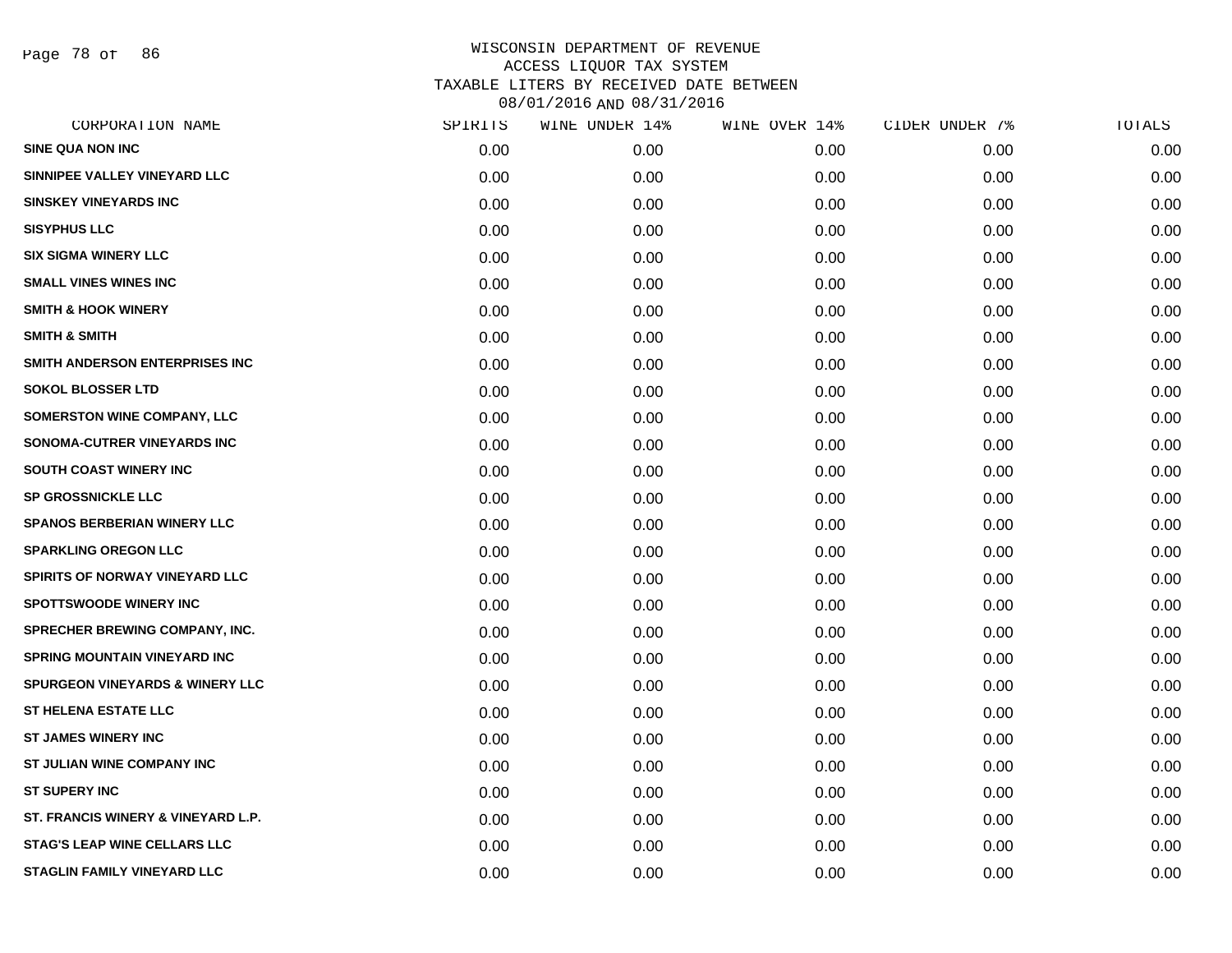# WISCONSIN DEPARTMENT OF REVENUE
## ACCESS LIQUOR TAX SYSTEM
## TAXABLE LITERS BY RECEIVED DATE BETWEEN 08/01/2016 AND 08/31/2016

| CORPORATION NAME | SPIRITS | WINE UNDER 14% | WINE OVER 14% | CIDER UNDER 7% | TOTALS |
|---|---|---|---|---|---|
| SINE QUA NON INC | 0.00 | 0.00 | 0.00 | 0.00 | 0.00 |
| SINNIPEE VALLEY VINEYARD LLC | 0.00 | 0.00 | 0.00 | 0.00 | 0.00 |
| SINSKEY VINEYARDS INC | 0.00 | 0.00 | 0.00 | 0.00 | 0.00 |
| SISYPHUS LLC | 0.00 | 0.00 | 0.00 | 0.00 | 0.00 |
| SIX SIGMA WINERY LLC | 0.00 | 0.00 | 0.00 | 0.00 | 0.00 |
| SMALL VINES WINES INC | 0.00 | 0.00 | 0.00 | 0.00 | 0.00 |
| SMITH & HOOK WINERY | 0.00 | 0.00 | 0.00 | 0.00 | 0.00 |
| SMITH & SMITH | 0.00 | 0.00 | 0.00 | 0.00 | 0.00 |
| SMITH ANDERSON ENTERPRISES INC | 0.00 | 0.00 | 0.00 | 0.00 | 0.00 |
| SOKOL BLOSSER LTD | 0.00 | 0.00 | 0.00 | 0.00 | 0.00 |
| SOMERSTON WINE COMPANY, LLC | 0.00 | 0.00 | 0.00 | 0.00 | 0.00 |
| SONOMA-CUTRER VINEYARDS INC | 0.00 | 0.00 | 0.00 | 0.00 | 0.00 |
| SOUTH COAST WINERY INC | 0.00 | 0.00 | 0.00 | 0.00 | 0.00 |
| SP GROSSNICKLE LLC | 0.00 | 0.00 | 0.00 | 0.00 | 0.00 |
| SPANOS BERBERIAN WINERY LLC | 0.00 | 0.00 | 0.00 | 0.00 | 0.00 |
| SPARKLING OREGON LLC | 0.00 | 0.00 | 0.00 | 0.00 | 0.00 |
| SPIRITS OF NORWAY VINEYARD LLC | 0.00 | 0.00 | 0.00 | 0.00 | 0.00 |
| SPOTTSWOODE WINERY INC | 0.00 | 0.00 | 0.00 | 0.00 | 0.00 |
| SPRECHER BREWING COMPANY, INC. | 0.00 | 0.00 | 0.00 | 0.00 | 0.00 |
| SPRING MOUNTAIN VINEYARD INC | 0.00 | 0.00 | 0.00 | 0.00 | 0.00 |
| SPURGEON VINEYARDS & WINERY LLC | 0.00 | 0.00 | 0.00 | 0.00 | 0.00 |
| ST HELENA ESTATE LLC | 0.00 | 0.00 | 0.00 | 0.00 | 0.00 |
| ST JAMES WINERY INC | 0.00 | 0.00 | 0.00 | 0.00 | 0.00 |
| ST JULIAN WINE COMPANY INC | 0.00 | 0.00 | 0.00 | 0.00 | 0.00 |
| ST SUPERY INC | 0.00 | 0.00 | 0.00 | 0.00 | 0.00 |
| ST. FRANCIS WINERY & VINEYARD L.P. | 0.00 | 0.00 | 0.00 | 0.00 | 0.00 |
| STAG'S LEAP WINE CELLARS LLC | 0.00 | 0.00 | 0.00 | 0.00 | 0.00 |
| STAGLIN FAMILY VINEYARD LLC | 0.00 | 0.00 | 0.00 | 0.00 | 0.00 |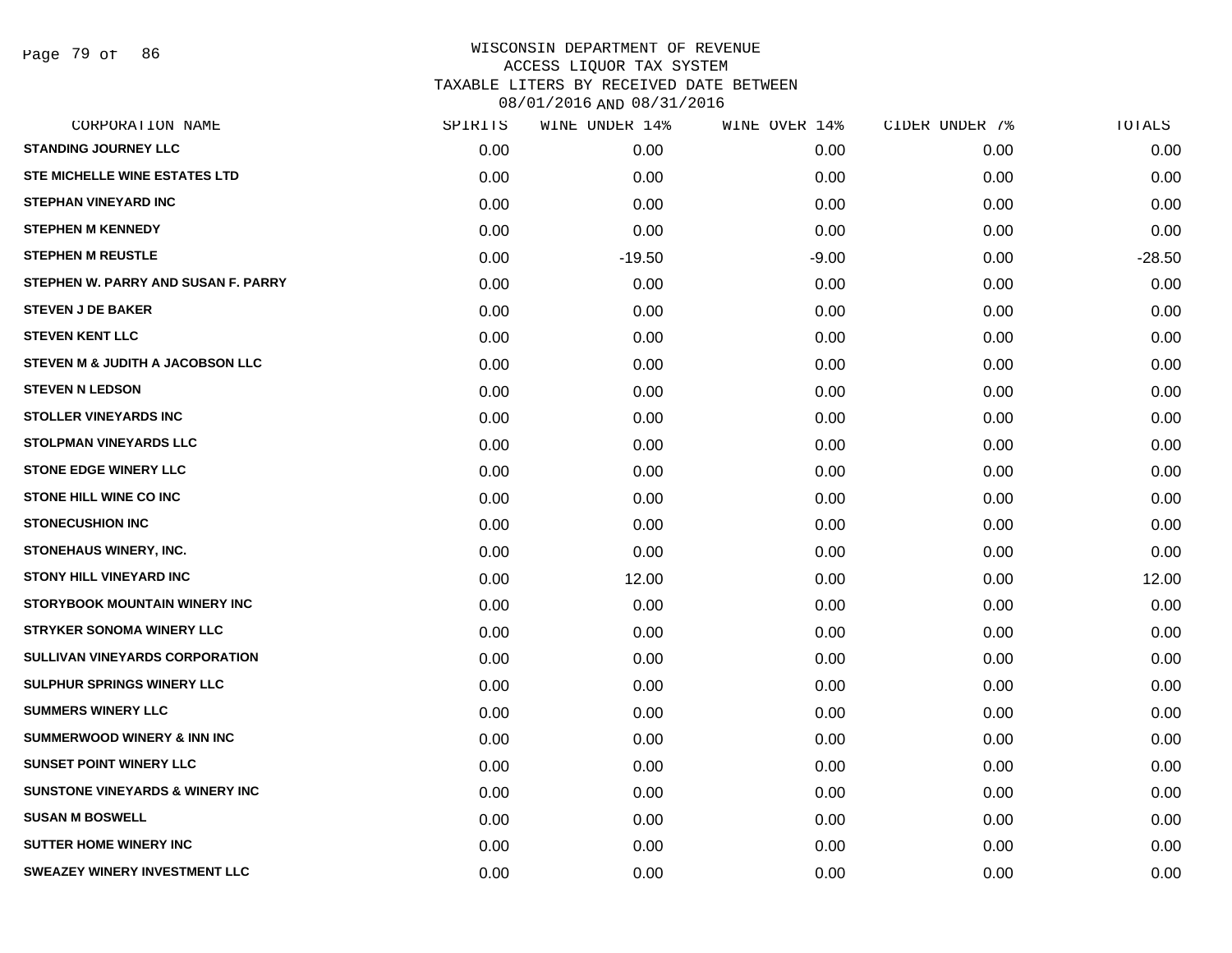# WISCONSIN DEPARTMENT OF REVENUE
## ACCESS LIQUOR TAX SYSTEM
## TAXABLE LITERS BY RECEIVED DATE BETWEEN 08/01/2016 AND 08/31/2016

| CORPORATION NAME | SPIRITS | WINE UNDER 14% | WINE OVER 14% | CIDER UNDER 7% | TOTALS |
|---|---|---|---|---|---|
| STANDING JOURNEY LLC | 0.00 | 0.00 | 0.00 | 0.00 | 0.00 |
| STE MICHELLE WINE ESTATES LTD | 0.00 | 0.00 | 0.00 | 0.00 | 0.00 |
| STEPHAN VINEYARD INC | 0.00 | 0.00 | 0.00 | 0.00 | 0.00 |
| STEPHEN M KENNEDY | 0.00 | 0.00 | 0.00 | 0.00 | 0.00 |
| STEPHEN M REUSTLE | 0.00 | -19.50 | -9.00 | 0.00 | -28.50 |
| STEPHEN W. PARRY AND SUSAN F. PARRY | 0.00 | 0.00 | 0.00 | 0.00 | 0.00 |
| STEVEN J DE BAKER | 0.00 | 0.00 | 0.00 | 0.00 | 0.00 |
| STEVEN KENT LLC | 0.00 | 0.00 | 0.00 | 0.00 | 0.00 |
| STEVEN M & JUDITH A JACOBSON LLC | 0.00 | 0.00 | 0.00 | 0.00 | 0.00 |
| STEVEN N LEDSON | 0.00 | 0.00 | 0.00 | 0.00 | 0.00 |
| STOLLER VINEYARDS INC | 0.00 | 0.00 | 0.00 | 0.00 | 0.00 |
| STOLPMAN VINEYARDS LLC | 0.00 | 0.00 | 0.00 | 0.00 | 0.00 |
| STONE EDGE WINERY LLC | 0.00 | 0.00 | 0.00 | 0.00 | 0.00 |
| STONE HILL WINE CO INC | 0.00 | 0.00 | 0.00 | 0.00 | 0.00 |
| STONECUSHION INC | 0.00 | 0.00 | 0.00 | 0.00 | 0.00 |
| STONEHAUS WINERY, INC. | 0.00 | 0.00 | 0.00 | 0.00 | 0.00 |
| STONY HILL VINEYARD INC | 0.00 | 12.00 | 0.00 | 0.00 | 12.00 |
| STORYBOOK MOUNTAIN WINERY INC | 0.00 | 0.00 | 0.00 | 0.00 | 0.00 |
| STRYKER SONOMA WINERY LLC | 0.00 | 0.00 | 0.00 | 0.00 | 0.00 |
| SULLIVAN VINEYARDS CORPORATION | 0.00 | 0.00 | 0.00 | 0.00 | 0.00 |
| SULPHUR SPRINGS WINERY LLC | 0.00 | 0.00 | 0.00 | 0.00 | 0.00 |
| SUMMERS WINERY LLC | 0.00 | 0.00 | 0.00 | 0.00 | 0.00 |
| SUMMERWOOD WINERY & INN INC | 0.00 | 0.00 | 0.00 | 0.00 | 0.00 |
| SUNSET POINT WINERY LLC | 0.00 | 0.00 | 0.00 | 0.00 | 0.00 |
| SUNSTONE VINEYARDS & WINERY INC | 0.00 | 0.00 | 0.00 | 0.00 | 0.00 |
| SUSAN M BOSWELL | 0.00 | 0.00 | 0.00 | 0.00 | 0.00 |
| SUTTER HOME WINERY INC | 0.00 | 0.00 | 0.00 | 0.00 | 0.00 |
| SWEAZEY WINERY INVESTMENT LLC | 0.00 | 0.00 | 0.00 | 0.00 | 0.00 |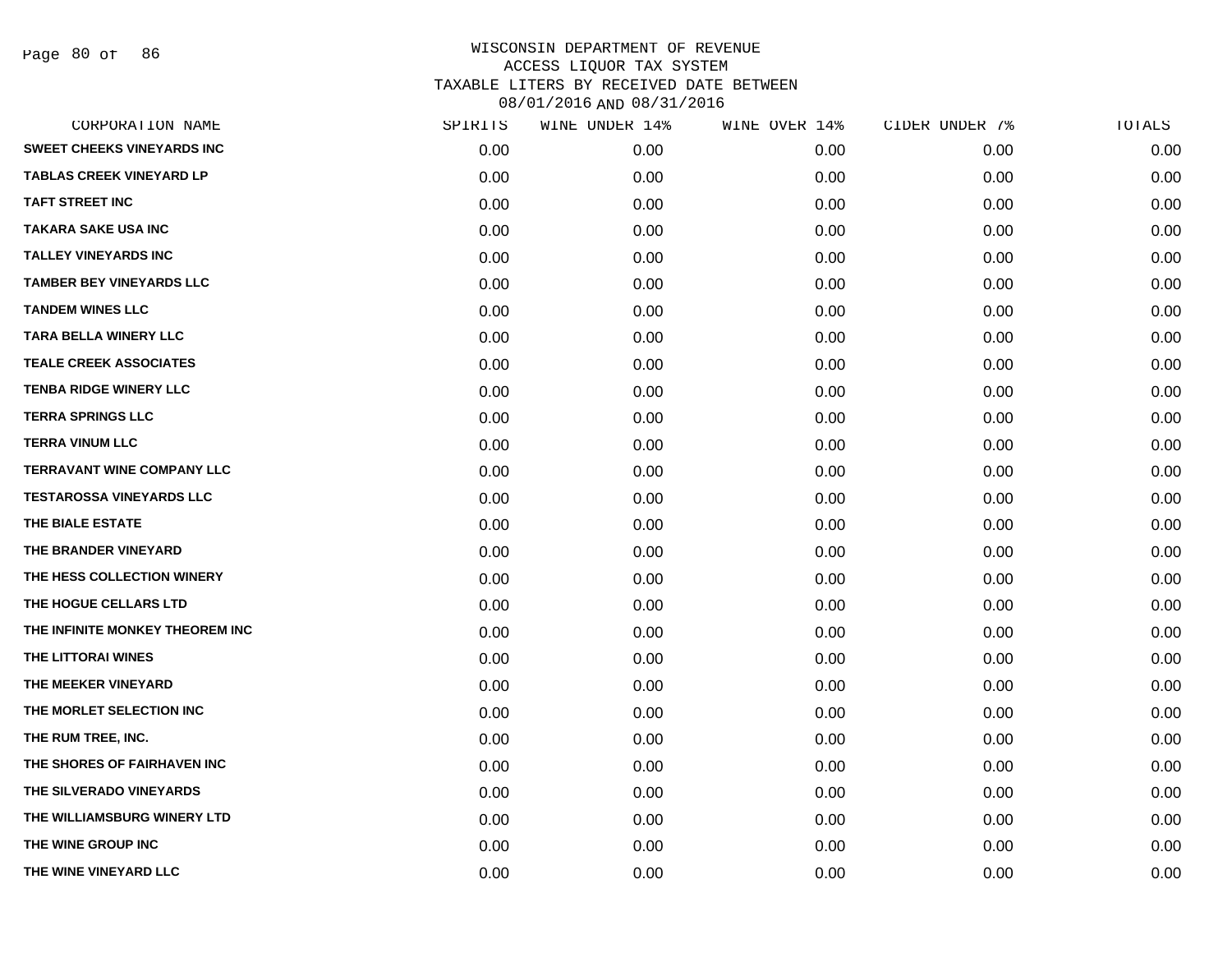# WISCONSIN DEPARTMENT OF REVENUE
## ACCESS LIQUOR TAX SYSTEM
## TAXABLE LITERS BY RECEIVED DATE BETWEEN 08/01/2016 AND 08/31/2016

| CORPORATION NAME | SPIRITS | WINE UNDER 14% | WINE OVER 14% | CIDER UNDER 7% | TOTALS |
|---|---|---|---|---|---|
| SWEET CHEEKS VINEYARDS INC | 0.00 | 0.00 | 0.00 | 0.00 | 0.00 |
| TABLAS CREEK VINEYARD LP | 0.00 | 0.00 | 0.00 | 0.00 | 0.00 |
| TAFT STREET INC | 0.00 | 0.00 | 0.00 | 0.00 | 0.00 |
| TAKARA SAKE USA INC | 0.00 | 0.00 | 0.00 | 0.00 | 0.00 |
| TALLEY VINEYARDS INC | 0.00 | 0.00 | 0.00 | 0.00 | 0.00 |
| TAMBER BEY VINEYARDS LLC | 0.00 | 0.00 | 0.00 | 0.00 | 0.00 |
| TANDEM WINES LLC | 0.00 | 0.00 | 0.00 | 0.00 | 0.00 |
| TARA BELLA WINERY LLC | 0.00 | 0.00 | 0.00 | 0.00 | 0.00 |
| TEALE CREEK ASSOCIATES | 0.00 | 0.00 | 0.00 | 0.00 | 0.00 |
| TENBA RIDGE WINERY LLC | 0.00 | 0.00 | 0.00 | 0.00 | 0.00 |
| TERRA SPRINGS LLC | 0.00 | 0.00 | 0.00 | 0.00 | 0.00 |
| TERRA VINUM LLC | 0.00 | 0.00 | 0.00 | 0.00 | 0.00 |
| TERRAVANT WINE COMPANY LLC | 0.00 | 0.00 | 0.00 | 0.00 | 0.00 |
| TESTAROSSA VINEYARDS LLC | 0.00 | 0.00 | 0.00 | 0.00 | 0.00 |
| THE BIALE ESTATE | 0.00 | 0.00 | 0.00 | 0.00 | 0.00 |
| THE BRANDER VINEYARD | 0.00 | 0.00 | 0.00 | 0.00 | 0.00 |
| THE HESS COLLECTION WINERY | 0.00 | 0.00 | 0.00 | 0.00 | 0.00 |
| THE HOGUE CELLARS LTD | 0.00 | 0.00 | 0.00 | 0.00 | 0.00 |
| THE INFINITE MONKEY THEOREM INC | 0.00 | 0.00 | 0.00 | 0.00 | 0.00 |
| THE LITTORAI WINES | 0.00 | 0.00 | 0.00 | 0.00 | 0.00 |
| THE MEEKER VINEYARD | 0.00 | 0.00 | 0.00 | 0.00 | 0.00 |
| THE MORLET SELECTION INC | 0.00 | 0.00 | 0.00 | 0.00 | 0.00 |
| THE RUM TREE, INC. | 0.00 | 0.00 | 0.00 | 0.00 | 0.00 |
| THE SHORES OF FAIRHAVEN INC | 0.00 | 0.00 | 0.00 | 0.00 | 0.00 |
| THE SILVERADO VINEYARDS | 0.00 | 0.00 | 0.00 | 0.00 | 0.00 |
| THE WILLIAMSBURG WINERY LTD | 0.00 | 0.00 | 0.00 | 0.00 | 0.00 |
| THE WINE GROUP INC | 0.00 | 0.00 | 0.00 | 0.00 | 0.00 |
| THE WINE VINEYARD LLC | 0.00 | 0.00 | 0.00 | 0.00 | 0.00 |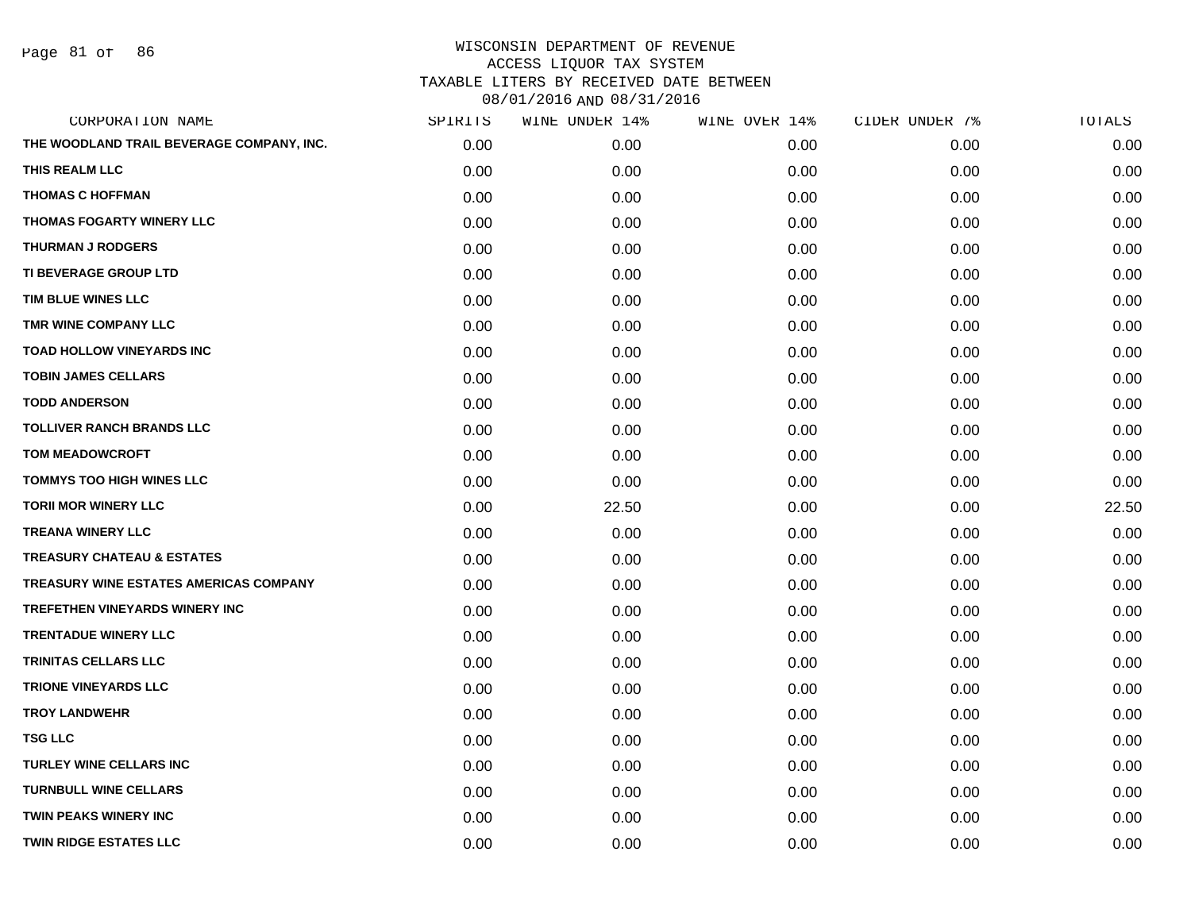# WISCONSIN DEPARTMENT OF REVENUE
## ACCESS LIQUOR TAX SYSTEM
## TAXABLE LITERS BY RECEIVED DATE BETWEEN 08/01/2016 AND 08/31/2016

| CORPORATION NAME | SPIRITS | WINE UNDER 14% | WINE OVER 14% | CIDER UNDER 7% | TOTALS |
|---|---|---|---|---|---|
| THE WOODLAND TRAIL BEVERAGE COMPANY, INC. | 0.00 | 0.00 | 0.00 | 0.00 | 0.00 |
| THIS REALM LLC | 0.00 | 0.00 | 0.00 | 0.00 | 0.00 |
| THOMAS C HOFFMAN | 0.00 | 0.00 | 0.00 | 0.00 | 0.00 |
| THOMAS FOGARTY WINERY LLC | 0.00 | 0.00 | 0.00 | 0.00 | 0.00 |
| THURMAN J RODGERS | 0.00 | 0.00 | 0.00 | 0.00 | 0.00 |
| TI BEVERAGE GROUP LTD | 0.00 | 0.00 | 0.00 | 0.00 | 0.00 |
| TIM BLUE WINES LLC | 0.00 | 0.00 | 0.00 | 0.00 | 0.00 |
| TMR WINE COMPANY LLC | 0.00 | 0.00 | 0.00 | 0.00 | 0.00 |
| TOAD HOLLOW VINEYARDS INC | 0.00 | 0.00 | 0.00 | 0.00 | 0.00 |
| TOBIN JAMES CELLARS | 0.00 | 0.00 | 0.00 | 0.00 | 0.00 |
| TODD ANDERSON | 0.00 | 0.00 | 0.00 | 0.00 | 0.00 |
| TOLLIVER RANCH BRANDS LLC | 0.00 | 0.00 | 0.00 | 0.00 | 0.00 |
| TOM MEADOWCROFT | 0.00 | 0.00 | 0.00 | 0.00 | 0.00 |
| TOMMYS TOO HIGH WINES LLC | 0.00 | 0.00 | 0.00 | 0.00 | 0.00 |
| TORII MOR WINERY LLC | 0.00 | 22.50 | 0.00 | 0.00 | 22.50 |
| TREANA WINERY LLC | 0.00 | 0.00 | 0.00 | 0.00 | 0.00 |
| TREASURY CHATEAU & ESTATES | 0.00 | 0.00 | 0.00 | 0.00 | 0.00 |
| TREASURY WINE ESTATES AMERICAS COMPANY | 0.00 | 0.00 | 0.00 | 0.00 | 0.00 |
| TREFETHEN VINEYARDS WINERY INC | 0.00 | 0.00 | 0.00 | 0.00 | 0.00 |
| TRENTADUE WINERY LLC | 0.00 | 0.00 | 0.00 | 0.00 | 0.00 |
| TRINITAS CELLARS LLC | 0.00 | 0.00 | 0.00 | 0.00 | 0.00 |
| TRIONE VINEYARDS LLC | 0.00 | 0.00 | 0.00 | 0.00 | 0.00 |
| TROY LANDWEHR | 0.00 | 0.00 | 0.00 | 0.00 | 0.00 |
| TSG LLC | 0.00 | 0.00 | 0.00 | 0.00 | 0.00 |
| TURLEY WINE CELLARS INC | 0.00 | 0.00 | 0.00 | 0.00 | 0.00 |
| TURNBULL WINE CELLARS | 0.00 | 0.00 | 0.00 | 0.00 | 0.00 |
| TWIN PEAKS WINERY INC | 0.00 | 0.00 | 0.00 | 0.00 | 0.00 |
| TWIN RIDGE ESTATES LLC | 0.00 | 0.00 | 0.00 | 0.00 | 0.00 |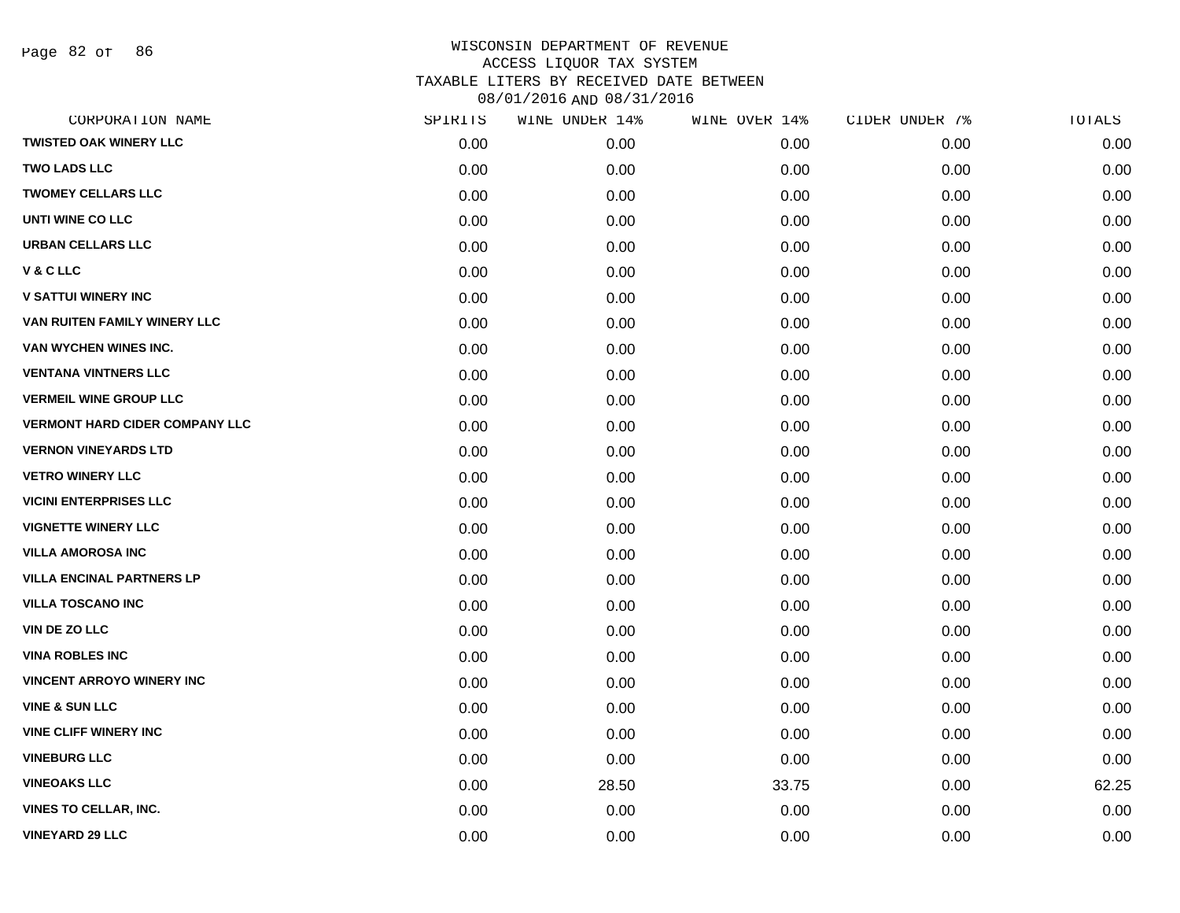WISCONSIN DEPARTMENT OF REVENUE
ACCESS LIQUOR TAX SYSTEM
TAXABLE LITERS BY RECEIVED DATE BETWEEN
08/01/2016 AND 08/31/2016

| CORPORATION NAME | SPIRITS | WINE UNDER 14% | WINE OVER 14% | CIDER UNDER 7% | TOTALS |
|---|---|---|---|---|---|
| TWISTED OAK WINERY LLC | 0.00 | 0.00 | 0.00 | 0.00 | 0.00 |
| TWO LADS LLC | 0.00 | 0.00 | 0.00 | 0.00 | 0.00 |
| TWOMEY CELLARS LLC | 0.00 | 0.00 | 0.00 | 0.00 | 0.00 |
| UNTI WINE CO LLC | 0.00 | 0.00 | 0.00 | 0.00 | 0.00 |
| URBAN CELLARS LLC | 0.00 | 0.00 | 0.00 | 0.00 | 0.00 |
| V & C LLC | 0.00 | 0.00 | 0.00 | 0.00 | 0.00 |
| V SATTUI WINERY INC | 0.00 | 0.00 | 0.00 | 0.00 | 0.00 |
| VAN RUITEN FAMILY WINERY LLC | 0.00 | 0.00 | 0.00 | 0.00 | 0.00 |
| VAN WYCHEN WINES INC. | 0.00 | 0.00 | 0.00 | 0.00 | 0.00 |
| VENTANA VINTNERS LLC | 0.00 | 0.00 | 0.00 | 0.00 | 0.00 |
| VERMEIL WINE GROUP LLC | 0.00 | 0.00 | 0.00 | 0.00 | 0.00 |
| VERMONT HARD CIDER COMPANY LLC | 0.00 | 0.00 | 0.00 | 0.00 | 0.00 |
| VERNON VINEYARDS LTD | 0.00 | 0.00 | 0.00 | 0.00 | 0.00 |
| VETRO WINERY LLC | 0.00 | 0.00 | 0.00 | 0.00 | 0.00 |
| VICINI ENTERPRISES LLC | 0.00 | 0.00 | 0.00 | 0.00 | 0.00 |
| VIGNETTE WINERY LLC | 0.00 | 0.00 | 0.00 | 0.00 | 0.00 |
| VILLA AMOROSA INC | 0.00 | 0.00 | 0.00 | 0.00 | 0.00 |
| VILLA ENCINAL PARTNERS LP | 0.00 | 0.00 | 0.00 | 0.00 | 0.00 |
| VILLA TOSCANO INC | 0.00 | 0.00 | 0.00 | 0.00 | 0.00 |
| VIN DE ZO LLC | 0.00 | 0.00 | 0.00 | 0.00 | 0.00 |
| VINA ROBLES INC | 0.00 | 0.00 | 0.00 | 0.00 | 0.00 |
| VINCENT ARROYO WINERY INC | 0.00 | 0.00 | 0.00 | 0.00 | 0.00 |
| VINE & SUN LLC | 0.00 | 0.00 | 0.00 | 0.00 | 0.00 |
| VINE CLIFF WINERY INC | 0.00 | 0.00 | 0.00 | 0.00 | 0.00 |
| VINEBURG LLC | 0.00 | 0.00 | 0.00 | 0.00 | 0.00 |
| VINEOAKS LLC | 0.00 | 28.50 | 33.75 | 0.00 | 62.25 |
| VINES TO CELLAR, INC. | 0.00 | 0.00 | 0.00 | 0.00 | 0.00 |
| VINEYARD 29 LLC | 0.00 | 0.00 | 0.00 | 0.00 | 0.00 |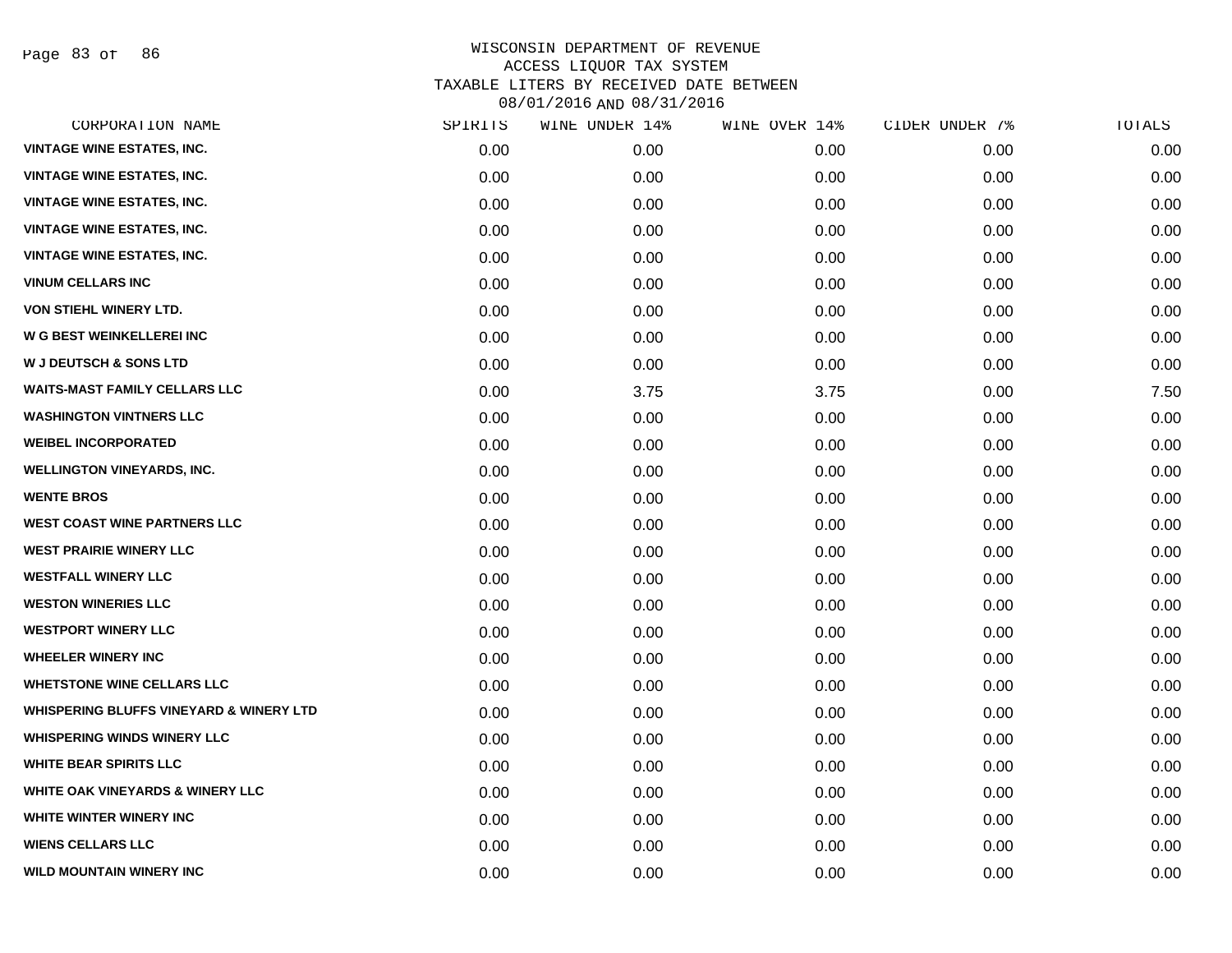# WISCONSIN DEPARTMENT OF REVENUE
## ACCESS LIQUOR TAX SYSTEM
## TAXABLE LITERS BY RECEIVED DATE BETWEEN 08/01/2016 AND 08/31/2016

| CORPORATION NAME | SPIRITS | WINE UNDER 14% | WINE OVER 14% | CIDER UNDER 7% | TOTALS |
|---|---|---|---|---|---|
| VINTAGE WINE ESTATES, INC. | 0.00 | 0.00 | 0.00 | 0.00 | 0.00 |
| VINTAGE WINE ESTATES, INC. | 0.00 | 0.00 | 0.00 | 0.00 | 0.00 |
| VINTAGE WINE ESTATES, INC. | 0.00 | 0.00 | 0.00 | 0.00 | 0.00 |
| VINTAGE WINE ESTATES, INC. | 0.00 | 0.00 | 0.00 | 0.00 | 0.00 |
| VINTAGE WINE ESTATES, INC. | 0.00 | 0.00 | 0.00 | 0.00 | 0.00 |
| VINUM CELLARS INC | 0.00 | 0.00 | 0.00 | 0.00 | 0.00 |
| VON STIEHL WINERY LTD. | 0.00 | 0.00 | 0.00 | 0.00 | 0.00 |
| W G BEST WEINKELLEREI INC | 0.00 | 0.00 | 0.00 | 0.00 | 0.00 |
| W J DEUTSCH & SONS LTD | 0.00 | 0.00 | 0.00 | 0.00 | 0.00 |
| WAITS-MAST FAMILY CELLARS LLC | 0.00 | 3.75 | 3.75 | 0.00 | 7.50 |
| WASHINGTON VINTNERS LLC | 0.00 | 0.00 | 0.00 | 0.00 | 0.00 |
| WEIBEL INCORPORATED | 0.00 | 0.00 | 0.00 | 0.00 | 0.00 |
| WELLINGTON VINEYARDS, INC. | 0.00 | 0.00 | 0.00 | 0.00 | 0.00 |
| WENTE BROS | 0.00 | 0.00 | 0.00 | 0.00 | 0.00 |
| WEST COAST WINE PARTNERS LLC | 0.00 | 0.00 | 0.00 | 0.00 | 0.00 |
| WEST PRAIRIE WINERY LLC | 0.00 | 0.00 | 0.00 | 0.00 | 0.00 |
| WESTFALL WINERY LLC | 0.00 | 0.00 | 0.00 | 0.00 | 0.00 |
| WESTON WINERIES LLC | 0.00 | 0.00 | 0.00 | 0.00 | 0.00 |
| WESTPORT WINERY LLC | 0.00 | 0.00 | 0.00 | 0.00 | 0.00 |
| WHEELER WINERY INC | 0.00 | 0.00 | 0.00 | 0.00 | 0.00 |
| WHETSTONE WINE CELLARS LLC | 0.00 | 0.00 | 0.00 | 0.00 | 0.00 |
| WHISPERING BLUFFS VINEYARD & WINERY LTD | 0.00 | 0.00 | 0.00 | 0.00 | 0.00 |
| WHISPERING WINDS WINERY LLC | 0.00 | 0.00 | 0.00 | 0.00 | 0.00 |
| WHITE BEAR SPIRITS LLC | 0.00 | 0.00 | 0.00 | 0.00 | 0.00 |
| WHITE OAK VINEYARDS & WINERY LLC | 0.00 | 0.00 | 0.00 | 0.00 | 0.00 |
| WHITE WINTER WINERY INC | 0.00 | 0.00 | 0.00 | 0.00 | 0.00 |
| WIENS CELLARS LLC | 0.00 | 0.00 | 0.00 | 0.00 | 0.00 |
| WILD MOUNTAIN WINERY INC | 0.00 | 0.00 | 0.00 | 0.00 | 0.00 |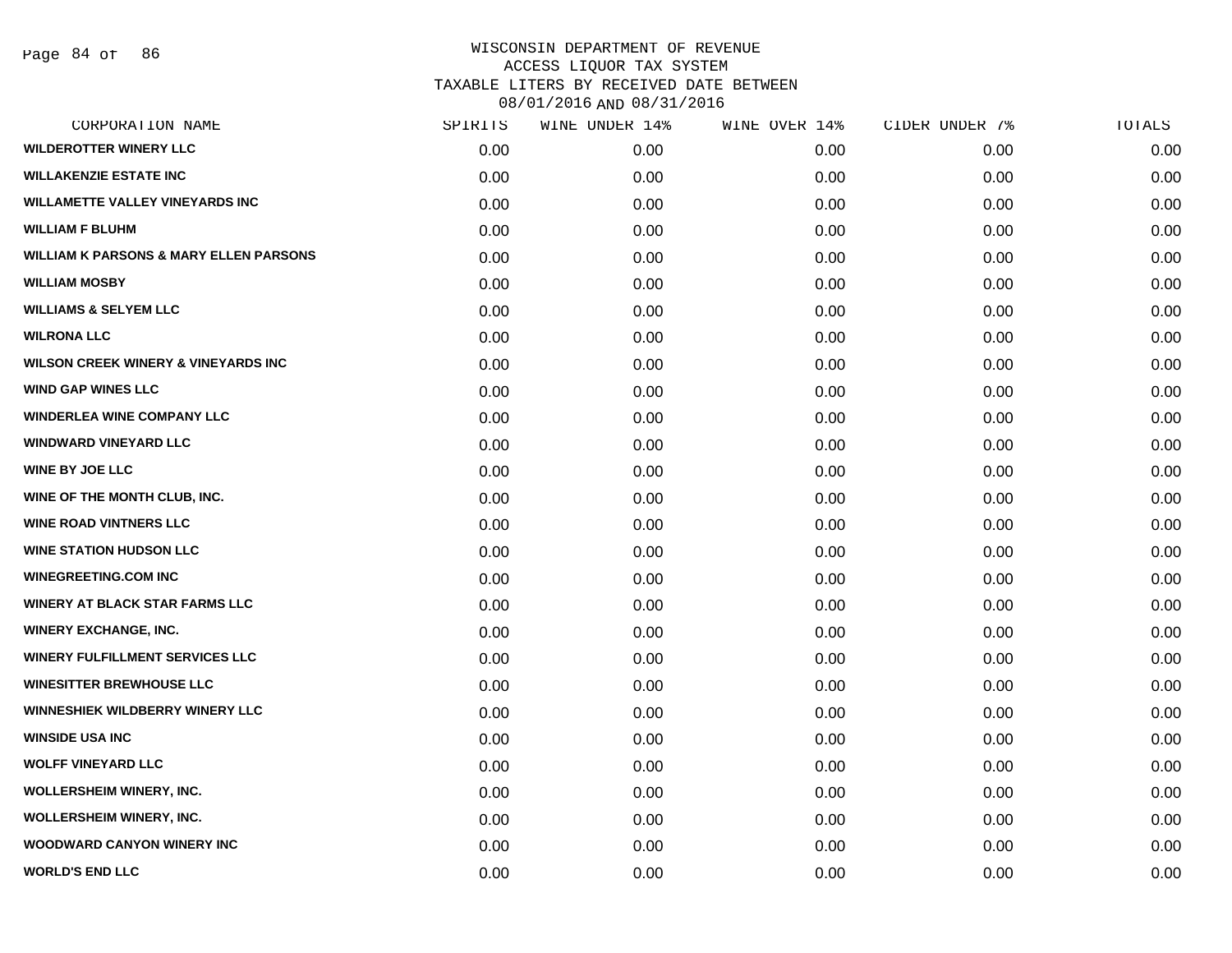WISCONSIN DEPARTMENT OF REVENUE
ACCESS LIQUOR TAX SYSTEM
TAXABLE LITERS BY RECEIVED DATE BETWEEN
08/01/2016 AND 08/31/2016

| CORPORATION NAME | SPIRITS | WINE UNDER 14% | WINE OVER 14% | CIDER UNDER 7% | TOTALS |
|---|---|---|---|---|---|
| WILDEROTTER WINERY LLC | 0.00 | 0.00 | 0.00 | 0.00 | 0.00 |
| WILLAKENZIE ESTATE INC | 0.00 | 0.00 | 0.00 | 0.00 | 0.00 |
| WILLAMETTE VALLEY VINEYARDS INC | 0.00 | 0.00 | 0.00 | 0.00 | 0.00 |
| WILLIAM F BLUHM | 0.00 | 0.00 | 0.00 | 0.00 | 0.00 |
| WILLIAM K PARSONS & MARY ELLEN PARSONS | 0.00 | 0.00 | 0.00 | 0.00 | 0.00 |
| WILLIAM MOSBY | 0.00 | 0.00 | 0.00 | 0.00 | 0.00 |
| WILLIAMS & SELYEM LLC | 0.00 | 0.00 | 0.00 | 0.00 | 0.00 |
| WILRONA LLC | 0.00 | 0.00 | 0.00 | 0.00 | 0.00 |
| WILSON CREEK WINERY & VINEYARDS INC | 0.00 | 0.00 | 0.00 | 0.00 | 0.00 |
| WIND GAP WINES LLC | 0.00 | 0.00 | 0.00 | 0.00 | 0.00 |
| WINDERLEA WINE COMPANY LLC | 0.00 | 0.00 | 0.00 | 0.00 | 0.00 |
| WINDWARD VINEYARD LLC | 0.00 | 0.00 | 0.00 | 0.00 | 0.00 |
| WINE BY JOE LLC | 0.00 | 0.00 | 0.00 | 0.00 | 0.00 |
| WINE OF THE MONTH CLUB, INC. | 0.00 | 0.00 | 0.00 | 0.00 | 0.00 |
| WINE ROAD VINTNERS LLC | 0.00 | 0.00 | 0.00 | 0.00 | 0.00 |
| WINE STATION HUDSON LLC | 0.00 | 0.00 | 0.00 | 0.00 | 0.00 |
| WINEGREETING.COM INC | 0.00 | 0.00 | 0.00 | 0.00 | 0.00 |
| WINERY AT BLACK STAR FARMS LLC | 0.00 | 0.00 | 0.00 | 0.00 | 0.00 |
| WINERY EXCHANGE, INC. | 0.00 | 0.00 | 0.00 | 0.00 | 0.00 |
| WINERY FULFILLMENT SERVICES LLC | 0.00 | 0.00 | 0.00 | 0.00 | 0.00 |
| WINESITTER BREWHOUSE LLC | 0.00 | 0.00 | 0.00 | 0.00 | 0.00 |
| WINNESHIEK WILDBERRY WINERY LLC | 0.00 | 0.00 | 0.00 | 0.00 | 0.00 |
| WINSIDE USA INC | 0.00 | 0.00 | 0.00 | 0.00 | 0.00 |
| WOLFF VINEYARD LLC | 0.00 | 0.00 | 0.00 | 0.00 | 0.00 |
| WOLLERSHEIM WINERY, INC. | 0.00 | 0.00 | 0.00 | 0.00 | 0.00 |
| WOLLERSHEIM WINERY, INC. | 0.00 | 0.00 | 0.00 | 0.00 | 0.00 |
| WOODWARD CANYON WINERY INC | 0.00 | 0.00 | 0.00 | 0.00 | 0.00 |
| WORLD'S END LLC | 0.00 | 0.00 | 0.00 | 0.00 | 0.00 |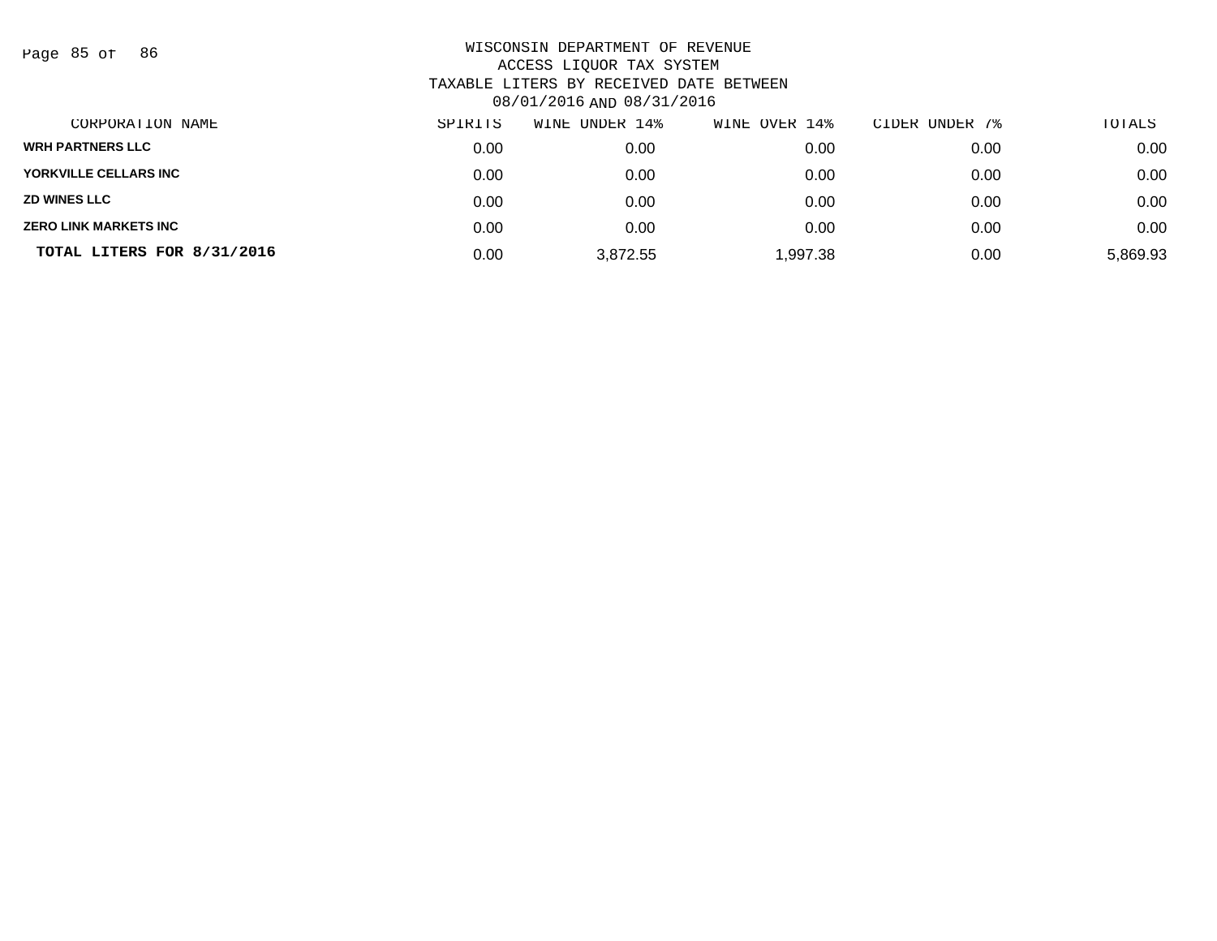WISCONSIN DEPARTMENT OF REVENUE
ACCESS LIQUOR TAX SYSTEM
TAXABLE LITERS BY RECEIVED DATE BETWEEN
08/01/2016 AND 08/31/2016

| CORPORATION NAME | SPIRITS | WINE UNDER 14% | WINE OVER 14% | CIDER UNDER 7% | TOTALS |
|---|---|---|---|---|---|
| WRH PARTNERS LLC | 0.00 | 0.00 | 0.00 | 0.00 | 0.00 |
| YORKVILLE CELLARS INC | 0.00 | 0.00 | 0.00 | 0.00 | 0.00 |
| ZD WINES LLC | 0.00 | 0.00 | 0.00 | 0.00 | 0.00 |
| ZERO LINK MARKETS INC | 0.00 | 0.00 | 0.00 | 0.00 | 0.00 |
| **TOTAL LITERS FOR 8/31/2016** | 0.00 | 3,872.55 | 1,997.38 | 0.00 | 5,869.93 |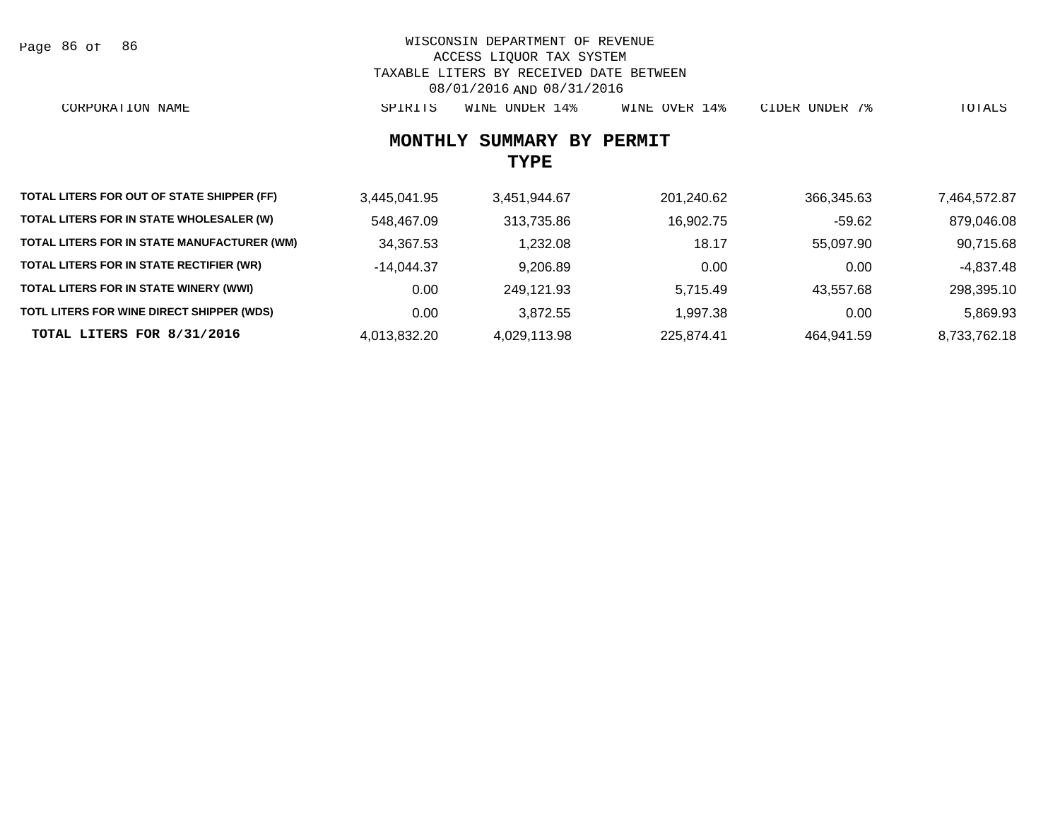WISCONSIN DEPARTMENT OF REVENUE
ACCESS LIQUOR TAX SYSTEM
TAXABLE LITERS BY RECEIVED DATE BETWEEN
08/01/2016 AND 08/31/2016

## MONTHLY SUMMARY BY PERMIT TYPE

| CORPORATION NAME | SPIRITS | WINE UNDER 14% | WINE OVER 14% | CIDER UNDER 7% | TOTALS |
|---|---|---|---|---|---|
| TOTAL LITERS FOR OUT OF STATE SHIPPER (FF) | 3,445,041.95 | 3,451,944.67 | 201,240.62 | 366,345.63 | 7,464,572.87 |
| TOTAL LITERS FOR IN STATE WHOLESALER (W) | 548,467.09 | 313,735.86 | 16,902.75 | -59.62 | 879,046.08 |
| TOTAL LITERS FOR IN STATE MANUFACTURER (WM) | 34,367.53 | 1,232.08 | 18.17 | 55,097.90 | 90,715.68 |
| TOTAL LITERS FOR IN STATE RECTIFIER (WR) | -14,044.37 | 9,206.89 | 0.00 | 0.00 | -4,837.48 |
| TOTAL LITERS FOR IN STATE WINERY (WWI) | 0.00 | 249,121.93 | 5,715.49 | 43,557.68 | 298,395.10 |
| TOTL LITERS FOR WINE DIRECT SHIPPER (WDS) | 0.00 | 3,872.55 | 1,997.38 | 0.00 | 5,869.93 |
| **TOTAL LITERS FOR 8/31/2016** | 4,013,832.20 | 4,029,113.98 | 225,874.41 | 464,941.59 | 8,733,762.18 |